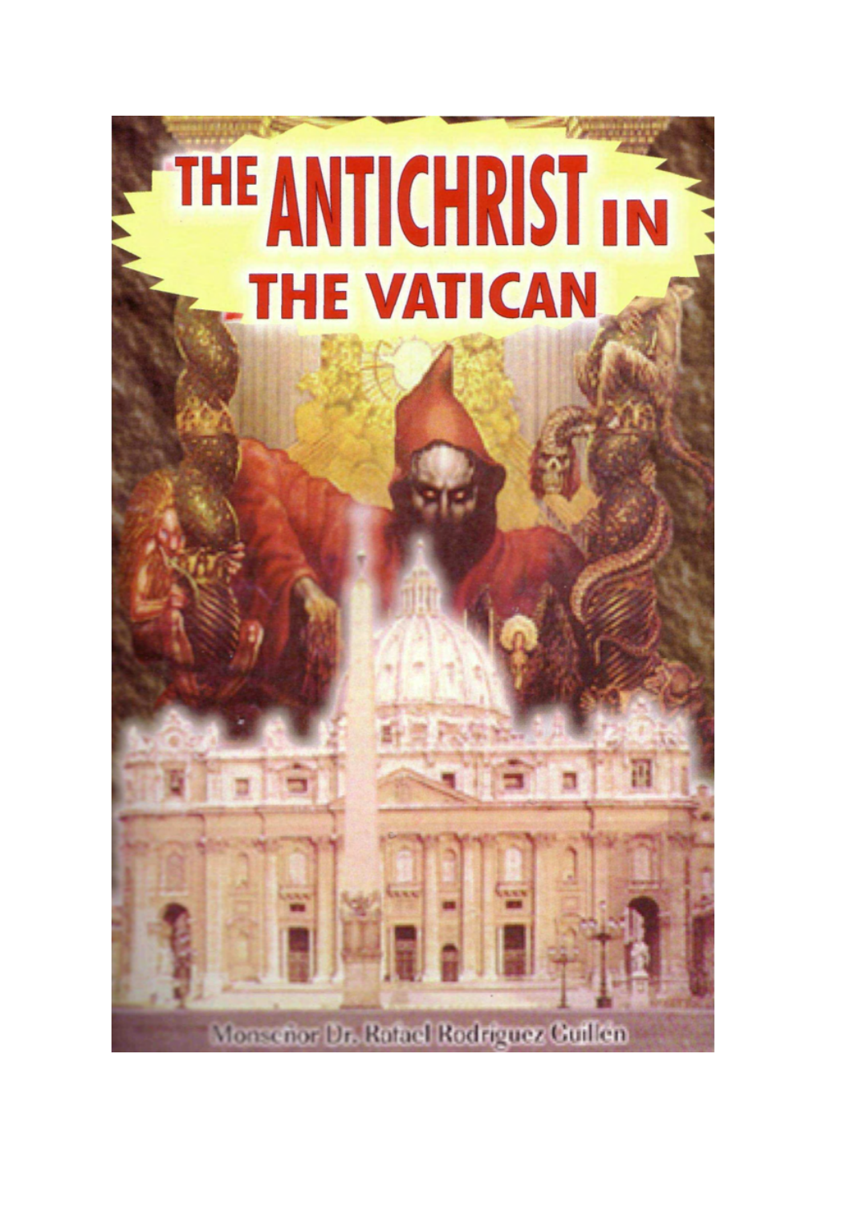# THE ANTICHRIST IN THE VATICAN

Monseñor Dr. Rafael Rodriguez Guillén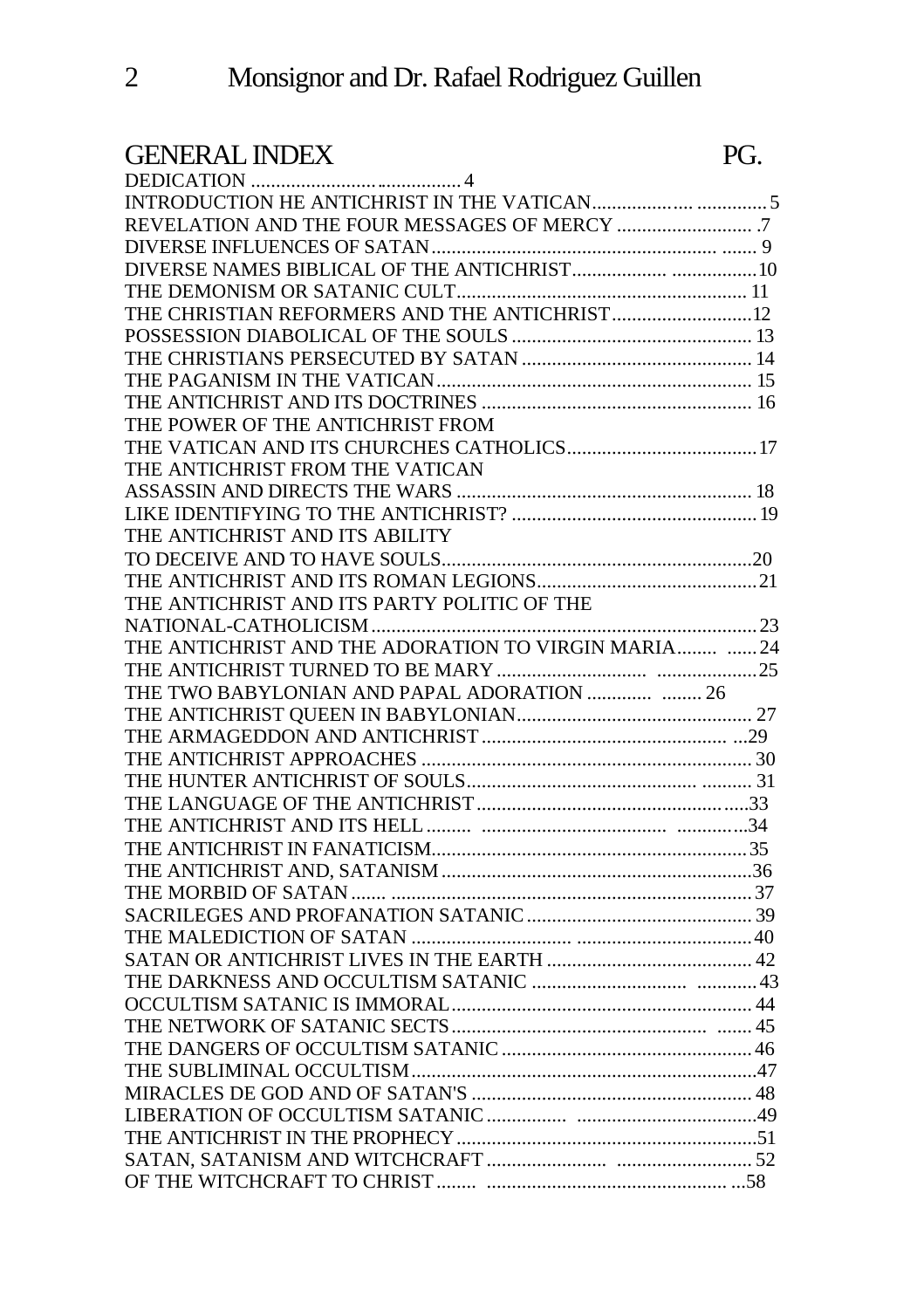## GENERAL INDEX

| | PG. |
|---|---|
| DEDICATION | 4 |
| INTRODUCTION HE ANTICHRIST IN THE VATICAN | 5 |
| REVELATION AND THE FOUR MESSAGES OF MERCY | 7 |
| DIVERSE INFLUENCES OF SATAN | 9 |
| DIVERSE NAMES BIBLICAL OF THE ANTICHRIST | 10 |
| THE DEMONISM OR SATANIC CULT | 11 |
| THE CHRISTIAN REFORMERS AND THE ANTICHRIST | 12 |
| POSSESSION DIABOLICAL OF THE SOULS | 13 |
| THE CHRISTIANS PERSECUTED BY SATAN | 14 |
| THE PAGANISM IN THE VATICAN | 15 |
| THE ANTICHRIST AND ITS DOCTRINES | 16 |
| THE POWER OF THE ANTICHRIST FROM THE VATICAN AND ITS CHURCHES CATHOLICS | 17 |
| THE ANTICHRIST FROM THE VATICAN ASSASSIN AND DIRECTS THE WARS | 18 |
| LIKE IDENTIFYING TO THE ANTICHRIST? | 19 |
| THE ANTICHRIST AND ITS ABILITY TO DECEIVE AND TO HAVE SOULS | 20 |
| THE ANTICHRIST AND ITS ROMAN LEGIONS | 21 |
| THE ANTICHRIST AND ITS PARTY POLITIC OF THE NATIONAL-CATHOLICISM | 23 |
| THE ANTICHRIST AND THE ADORATION TO VIRGIN MARIA | 24 |
| THE ANTICHRIST TURNED TO BE MARY | 25 |
| THE TWO BABYLONIAN AND PAPAL ADORATION | 26 |
| THE ANTICHRIST QUEEN IN BABYLONIAN | 27 |
| THE ARMAGEDDON AND ANTICHRIST | 29 |
| THE ANTICHRIST APPROACHES | 30 |
| THE HUNTER ANTICHRIST OF SOULS | 31 |
| THE LANGUAGE OF THE ANTICHRIST | 33 |
| THE ANTICHRIST AND ITS HELL | 34 |
| THE ANTICHRIST IN FANATICISM | 35 |
| THE ANTICHRIST AND, SATANISM | 36 |
| THE MORBID OF SATAN | 37 |
| SACRILEGES AND PROFANATION SATANIC | 39 |
| THE MALEDICTION OF SATAN | 40 |
| SATAN OR ANTICHRIST LIVES IN THE EARTH | 42 |
| THE DARKNESS AND OCCULTISM SATANIC | 43 |
| OCCULTISM SATANIC IS IMMORAL | 44 |
| THE NETWORK OF SATANIC SECTS | 45 |
| THE DANGERS OF OCCULTISM SATANIC | 46 |
| THE SUBLIMINAL OCCULTISM | 47 |
| MIRACLES DE GOD AND OF SATAN'S | 48 |
| LIBERATION OF OCCULTISM SATANIC | 49 |
| THE ANTICHRIST IN THE PROPHECY | 51 |
| SATAN, SATANISM AND WITCHCRAFT | 52 |
| OF THE WITCHCRAFT TO CHRIST | 58 |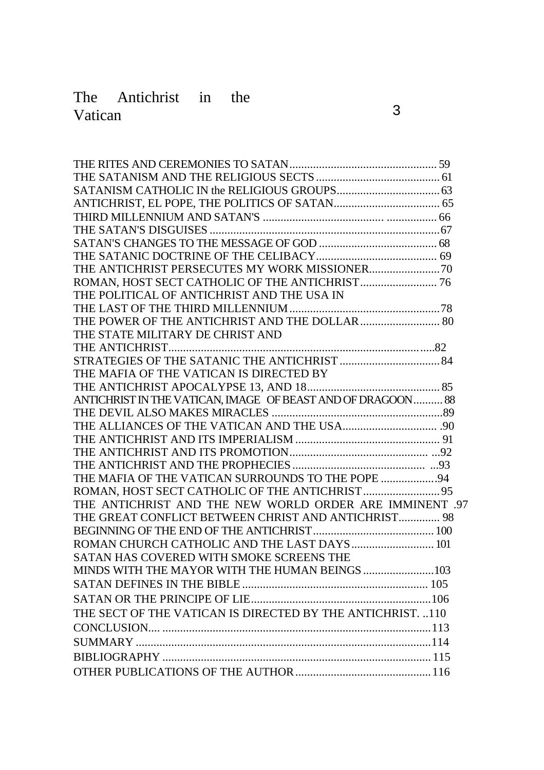THE RITES AND CEREMONIES TO SATAN .......... 59
THE SATANISM AND THE RELIGIOUS SECTS .......... 61
SATANISM CATHOLIC IN the RELIGIOUS GROUPS .......... 63
ANTICHRIST, EL POPE, THE POLITICS OF SATAN .......... 65
THIRD MILLENNIUM AND SATAN'S .......... 66
THE SATAN'S DISGUISES .......... 67
SATAN'S CHANGES TO THE MESSAGE OF GOD .......... 68
THE SATANIC DOCTRINE OF THE CELIBACY .......... 69
THE ANTICHRIST PERSECUTES MY WORK MISSIONER .......... 70
ROMAN, HOST SECT CATHOLIC OF THE ANTICHRIST .......... 76
THE POLITICAL OF ANTICHRIST AND THE USA IN THE LAST OF THE THIRD MILLENNIUM .......... 78
THE POWER OF THE ANTICHRIST AND THE DOLLAR .......... 80
THE STATE MILITARY DE CHRIST AND THE ANTICHRIST .......... 82
STRATEGIES OF THE SATANIC THE ANTICHRIST .......... 84
THE MAFIA OF THE VATICAN IS DIRECTED BY THE ANTICHRIST APOCALYPSE 13, AND 18 .......... 85
ANTICHRIST IN THE VATICAN, IMAGE OF BEAST AND OF DRAGOON .......... 88
THE DEVIL ALSO MAKES MIRACLES .......... 89
THE ALLIANCES OF THE VATICAN AND THE USA .......... 90
THE ANTICHRIST AND ITS IMPERIALISM .......... 91
THE ANTICHRIST AND ITS PROMOTION .......... 92
THE ANTICHRIST AND THE PROPHECIES .......... 93
THE MAFIA OF THE VATICAN SURROUNDS TO THE POPE .......... 94
ROMAN, HOST SECT CATHOLIC OF THE ANTICHRIST .......... 95
THE ANTICHRIST AND THE NEW WORLD ORDER ARE IMMINENT .......... 97
THE GREAT CONFLICT BETWEEN CHRIST AND ANTICHRIST .......... 98
BEGINNING OF THE END OF THE ANTICHRIST .......... 100
ROMAN CHURCH CATHOLIC AND THE LAST DAYS .......... 101
SATAN HAS COVERED WITH SMOKE SCREENS THE MINDS WITH THE MAYOR WITH THE HUMAN BEINGS .......... 103
SATAN DEFINES IN THE BIBLE .......... 105
SATAN OR THE PRINCIPE OF LIE .......... 106
THE SECT OF THE VATICAN IS DIRECTED BY THE ANTICHRIST. .......... 110
CONCLUSION .......... 113
SUMMARY .......... 114
BIBLIOGRAPHY .......... 115
OTHER PUBLICATIONS OF THE AUTHOR .......... 116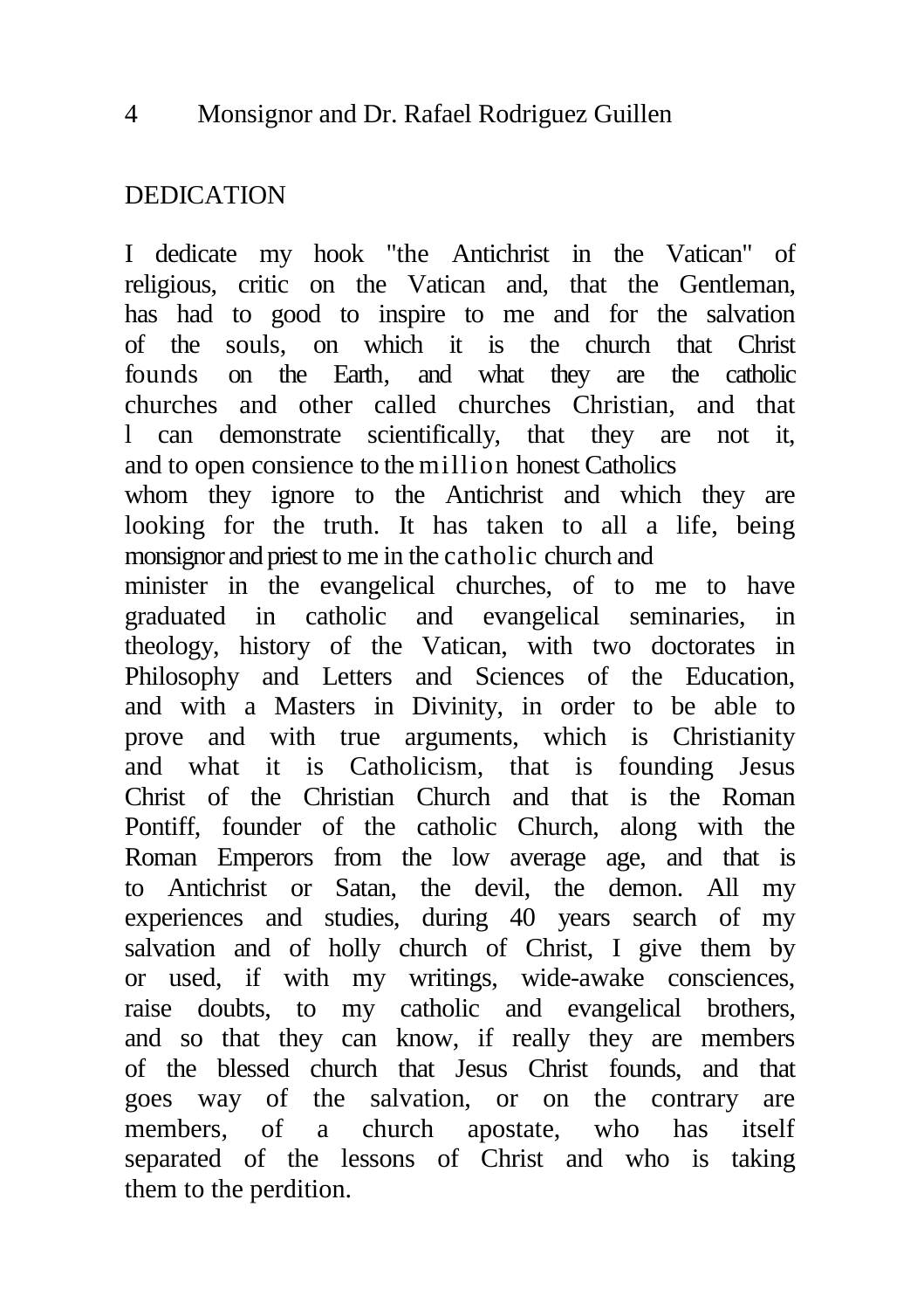## DEDICATION

I dedicate my hook "the Antichrist in the Vatican" of religious, critic on the Vatican and, that the Gentleman, has had to good to inspire to me and for the salvation of the souls, on which it is the church that Christ founds on the Earth, and what they are the catholic churches and other called churches Christian, and that l can demonstrate scientifically, that they are not it, and to open consience to the million honest Catholics whom they ignore to the Antichrist and which they are looking for the truth. It has taken to all a life, being monsignor and priest to me in the catholic church and minister in the evangelical churches, of to me to have graduated in catholic and evangelical seminaries, in theology, history of the Vatican, with two doctorates in Philosophy and Letters and Sciences of the Education, and with a Masters in Divinity, in order to be able to prove and with true arguments, which is Christianity and what it is Catholicism, that is founding Jesus Christ of the Christian Church and that is the Roman Pontiff, founder of the catholic Church, along with the Roman Emperors from the low average age, and that is to Antichrist or Satan, the devil, the demon. All my experiences and studies, during 40 years search of my salvation and of holly church of Christ, I give them by or used, if with my writings, wide-awake consciences, raise doubts, to my catholic and evangelical brothers, and so that they can know, if really they are members of the blessed church that Jesus Christ founds, and that goes way of the salvation, or on the contrary are members, of a church apostate, who has itself separated of the lessons of Christ and who is taking them to the perdition.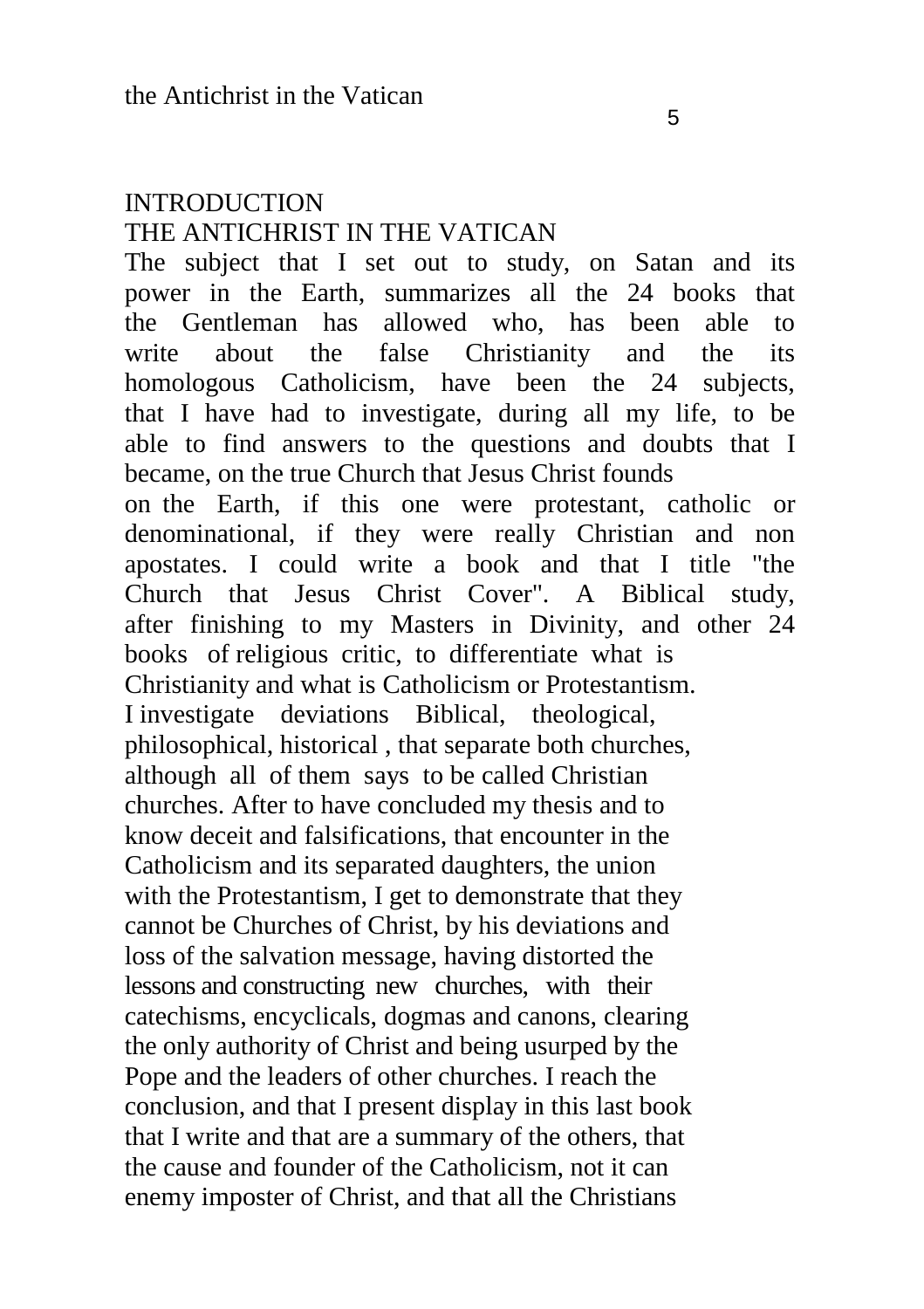## INTRODUCTION

## THE ANTICHRIST IN THE VATICAN

The subject that I set out to study, on Satan and its power in the Earth, summarizes all the 24 books that the Gentleman has allowed who, has been able to write about the false Christianity and the its homologous Catholicism, have been the 24 subjects, that I have had to investigate, during all my life, to be able to find answers to the questions and doubts that I became, on the true Church that Jesus Christ founds on the Earth, if this one were protestant, catholic or denominational, if they were really Christian and non apostates. I could write a book and that I title "the Church that Jesus Christ Cover". A Biblical study, after finishing to my Masters in Divinity, and other 24 books of religious critic, to differentiate what is Christianity and what is Catholicism or Protestantism. I investigate deviations Biblical, theological, philosophical, historical , that separate both churches, although all of them says to be called Christian churches. After to have concluded my thesis and to know deceit and falsifications, that encounter in the Catholicism and its separated daughters, the union with the Protestantism, I get to demonstrate that they cannot be Churches of Christ, by his deviations and loss of the salvation message, having distorted the lessons and constructing new churches, with their catechisms, encyclicals, dogmas and canons, clearing the only authority of Christ and being usurped by the Pope and the leaders of other churches. I reach the conclusion, and that I present display in this last book that I write and that are a summary of the others, that the cause and founder of the Catholicism, not it can enemy imposter of Christ, and that all the Christians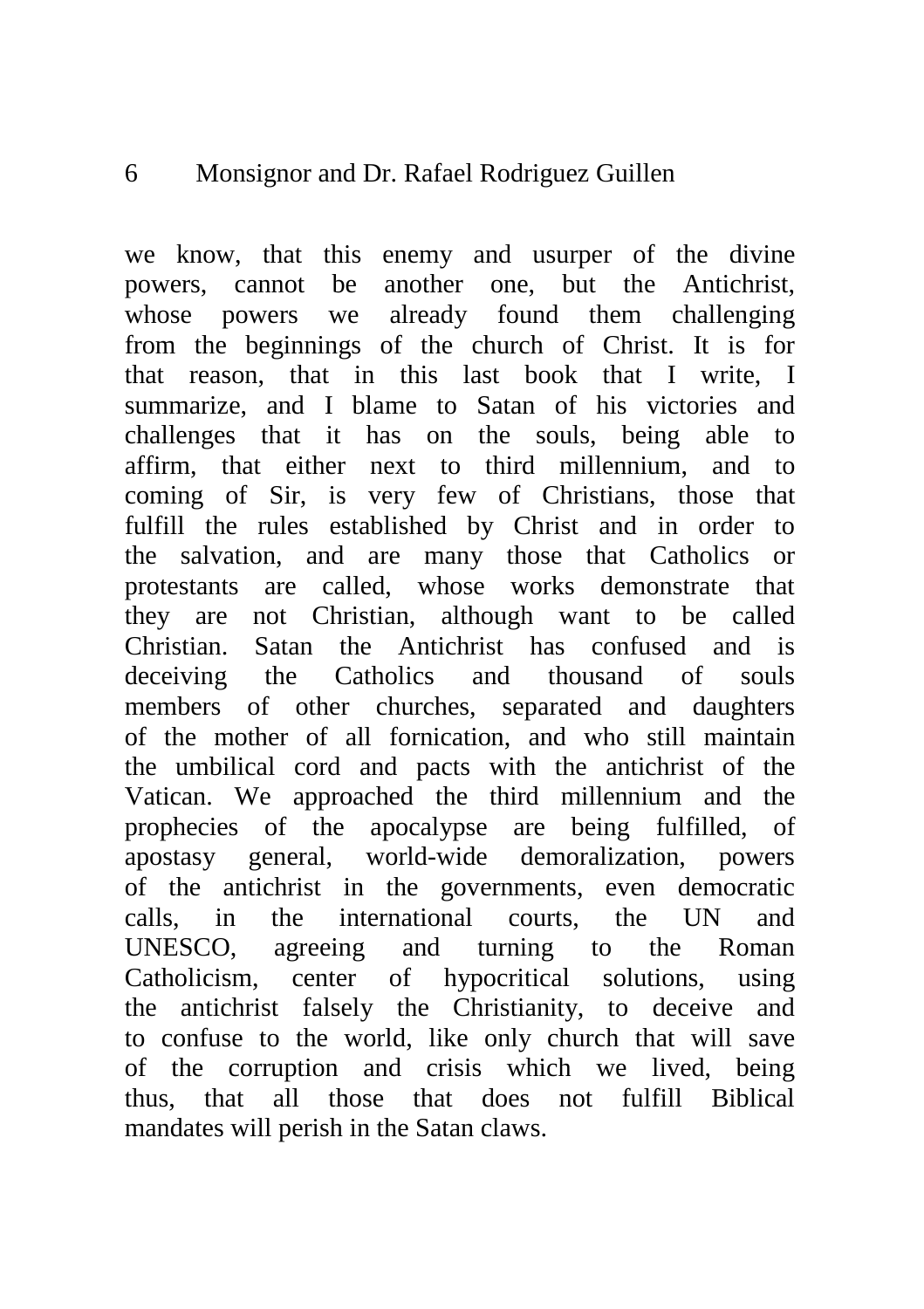we know, that this enemy and usurper of the divine powers, cannot be another one, but the Antichrist, whose powers we already found them challenging from the beginnings of the church of Christ. It is for that reason, that in this last book that I write, I summarize, and I blame to Satan of his victories and challenges that it has on the souls, being able to affirm, that either next to third millennium, and to coming of Sir, is very few of Christians, those that fulfill the rules established by Christ and in order to the salvation, and are many those that Catholics or protestants are called, whose works demonstrate that they are not Christian, although want to be called Christian. Satan the Antichrist has confused and is deceiving the Catholics and thousand of souls members of other churches, separated and daughters of the mother of all fornication, and who still maintain the umbilical cord and pacts with the antichrist of the Vatican. We approached the third millennium and the prophecies of the apocalypse are being fulfilled, of apostasy general, world-wide demoralization, powers of the antichrist in the governments, even democratic calls, in the international courts, the UN and UNESCO, agreeing and turning to the Roman Catholicism, center of hypocritical solutions, using the antichrist falsely the Christianity, to deceive and to confuse to the world, like only church that will save of the corruption and crisis which we lived, being thus, that all those that does not fulfill Biblical mandates will perish in the Satan claws.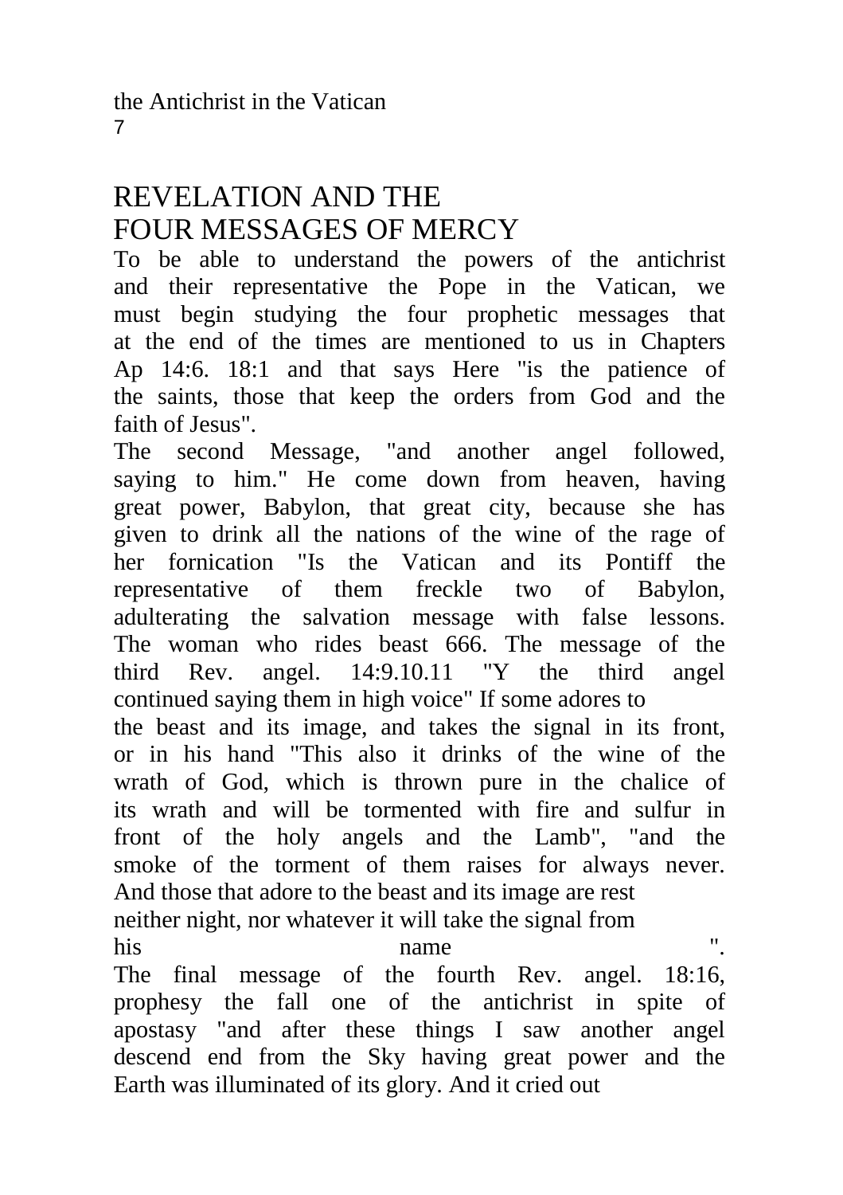# REVELATION AND THE FOUR MESSAGES OF MERCY

To be able to understand the powers of the antichrist and their representative the Pope in the Vatican, we must begin studying the four prophetic messages that at the end of the times are mentioned to us in Chapters Ap 14:6. 18:1 and that says Here "is the patience of the saints, those that keep the orders from God and the faith of Jesus".

The second Message, "and another angel followed, saying to him." He come down from heaven, having great power, Babylon, that great city, because she has given to drink all the nations of the wine of the rage of her fornication "Is the Vatican and its Pontiff the representative of them freckle two of Babylon, adulterating the salvation message with false lessons. The woman who rides beast 666. The message of the third Rev. angel. 14:9.10.11 "Y the third angel continued saying them in high voice" If some adores to the beast and its image, and takes the signal in its front, or in his hand "This also it drinks of the wine of the wrath of God, which is thrown pure in the chalice of its wrath and will be tormented with fire and sulfur in front of the holy angels and the Lamb", "and the smoke of the torment of them raises for always never. And those that adore to the beast and its image are rest neither night, nor whatever it will take the signal from his name ".

The final message of the fourth Rev. angel. 18:16, prophesy the fall one of the antichrist in spite of apostasy "and after these things I saw another angel descend end from the Sky having great power and the Earth was illuminated of its glory. And it cried out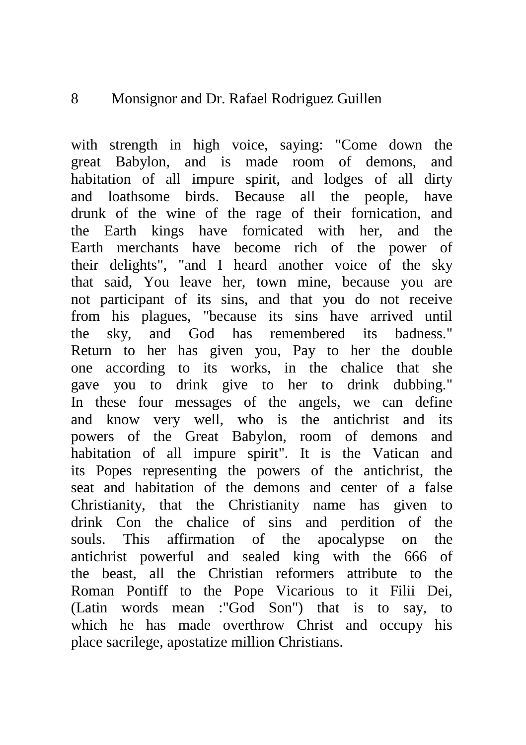with strength in high voice, saying: "Come down the great Babylon, and is made room of demons, and habitation of all impure spirit, and lodges of all dirty and loathsome birds. Because all the people, have drunk of the wine of the rage of their fornication, and the Earth kings have fornicated with her, and the Earth merchants have become rich of the power of their delights", "and I heard another voice of the sky that said, You leave her, town mine, because you are not participant of its sins, and that you do not receive from his plagues, "because its sins have arrived until the sky, and God has remembered its badness." Return to her has given you, Pay to her the double one according to its works, in the chalice that she gave you to drink give to her to drink dubbing." In these four messages of the angels, we can define and know very well, who is the antichrist and its powers of the Great Babylon, room of demons and habitation of all impure spirit". It is the Vatican and its Popes representing the powers of the antichrist, the seat and habitation of the demons and center of a false Christianity, that the Christianity name has given to drink Con the chalice of sins and perdition of the souls. This affirmation of the apocalypse on the antichrist powerful and sealed king with the 666 of the beast, all the Christian reformers attribute to the Roman Pontiff to the Pope Vicarious to it Filii Dei, (Latin words mean :"God Son") that is to say, to which he has made overthrow Christ and occupy his place sacrilege, apostatize million Christians.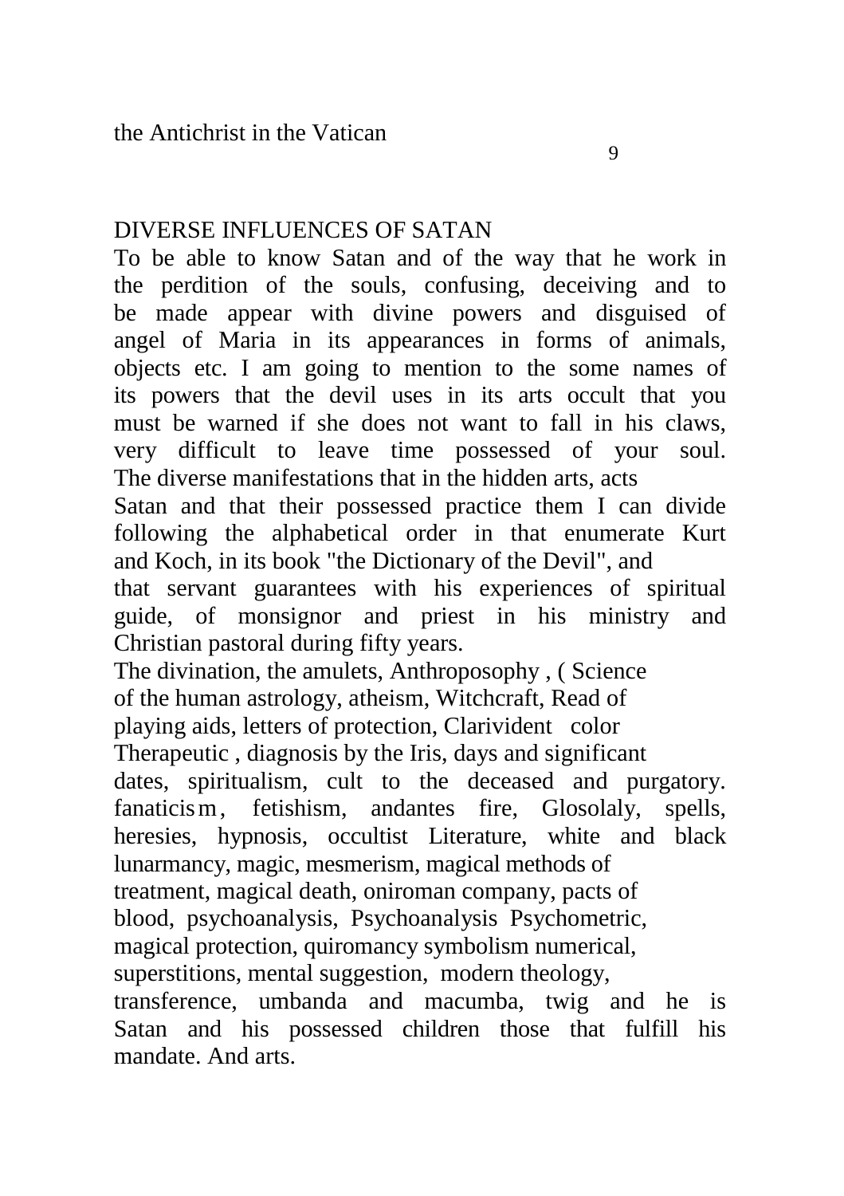## DIVERSE INFLUENCES OF SATAN

To be able to know Satan and of the way that he work in the perdition of the souls, confusing, deceiving and to be made appear with divine powers and disguised of angel of Maria in its appearances in forms of animals, objects etc. I am going to mention to the some names of its powers that the devil uses in its arts occult that you must be warned if she does not want to fall in his claws, very difficult to leave time possessed of your soul. The diverse manifestations that in the hidden arts, acts Satan and that their possessed practice them I can divide following the alphabetical order in that enumerate Kurt and Koch, in its book "the Dictionary of the Devil", and that servant guarantees with his experiences of spiritual guide, of monsignor and priest in his ministry and Christian pastoral during fifty years.

The divination, the amulets, Anthroposophy , ( Science of the human astrology, atheism, Witchcraft, Read of playing aids, letters of protection, Clarivident color Therapeutic , diagnosis by the Iris, days and significant dates, spiritualism, cult to the deceased and purgatory. fanaticism, fetishism, andantes fire, Glosolaly, spells, heresies, hypnosis, occultist Literature, white and black lunarmancy, magic, mesmerism, magical methods of treatment, magical death, oniroman company, pacts of blood, psychoanalysis, Psychoanalysis Psychometric, magical protection, quiromancy symbolism numerical, superstitions, mental suggestion, modern theology, transference, umbanda and macumba, twig and he is Satan and his possessed children those that fulfill his mandate. And arts.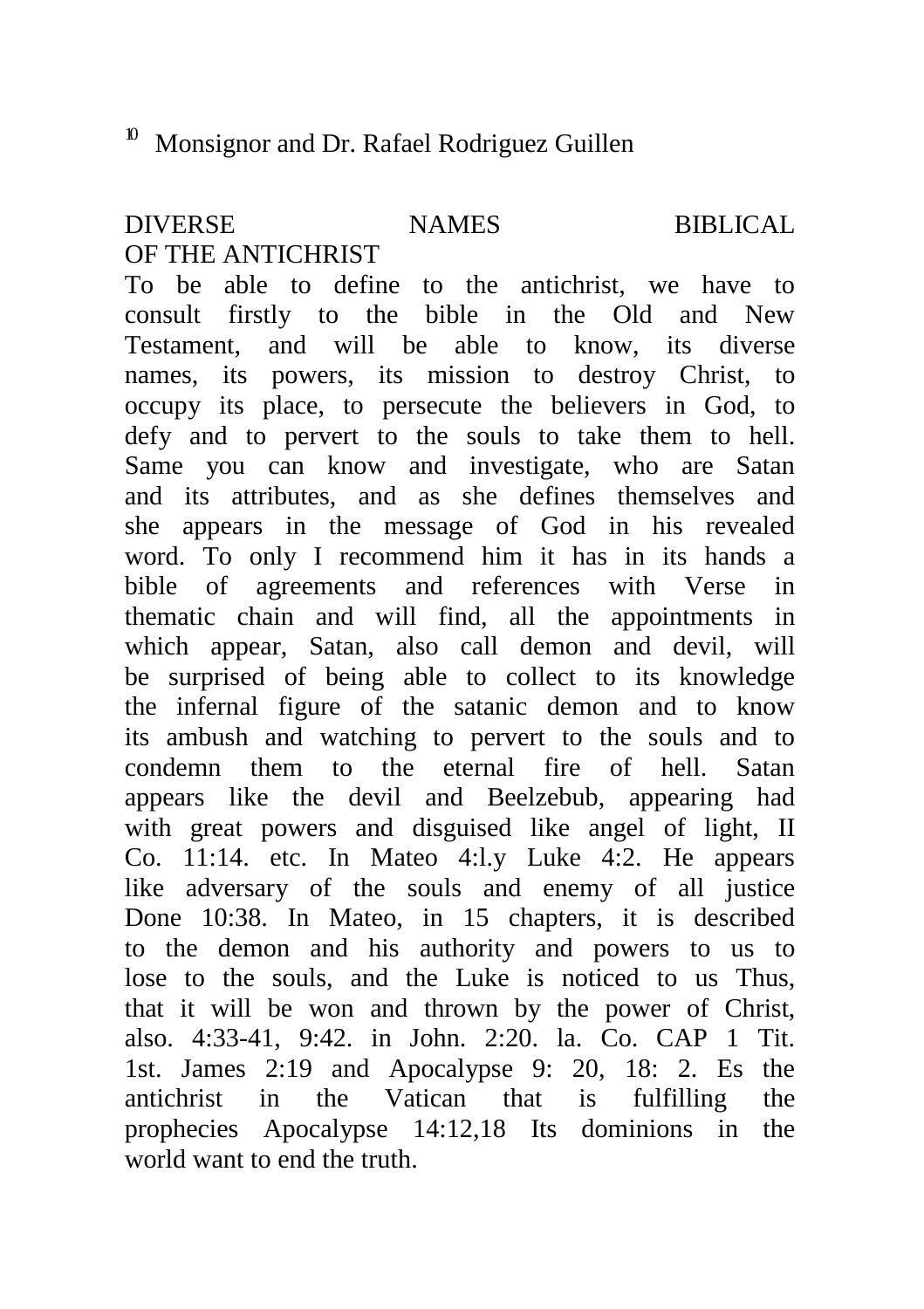## DIVERSE NAMES BIBLICAL OF THE ANTICHRIST

To be able to define to the antichrist, we have to consult firstly to the bible in the Old and New Testament, and will be able to know, its diverse names, its powers, its mission to destroy Christ, to occupy its place, to persecute the believers in God, to defy and to pervert to the souls to take them to hell. Same you can know and investigate, who are Satan and its attributes, and as she defines themselves and she appears in the message of God in his revealed word. To only I recommend him it has in its hands a bible of agreements and references with Verse in thematic chain and will find, all the appointments in which appear, Satan, also call demon and devil, will be surprised of being able to collect to its knowledge the infernal figure of the satanic demon and to know its ambush and watching to pervert to the souls and to condemn them to the eternal fire of hell. Satan appears like the devil and Beelzebub, appearing had with great powers and disguised like angel of light, II Co. 11:14. etc. In Mateo 4:l.y Luke 4:2. He appears like adversary of the souls and enemy of all justice Done 10:38. In Mateo, in 15 chapters, it is described to the demon and his authority and powers to us to lose to the souls, and the Luke is noticed to us Thus, that it will be won and thrown by the power of Christ, also. 4:33-41, 9:42. in John. 2:20. la. Co. CAP 1 Tit. 1st. James 2:19 and Apocalypse 9: 20, 18: 2. Es the antichrist in the Vatican that is fulfilling the prophecies Apocalypse 14:12,18 Its dominions in the world want to end the truth.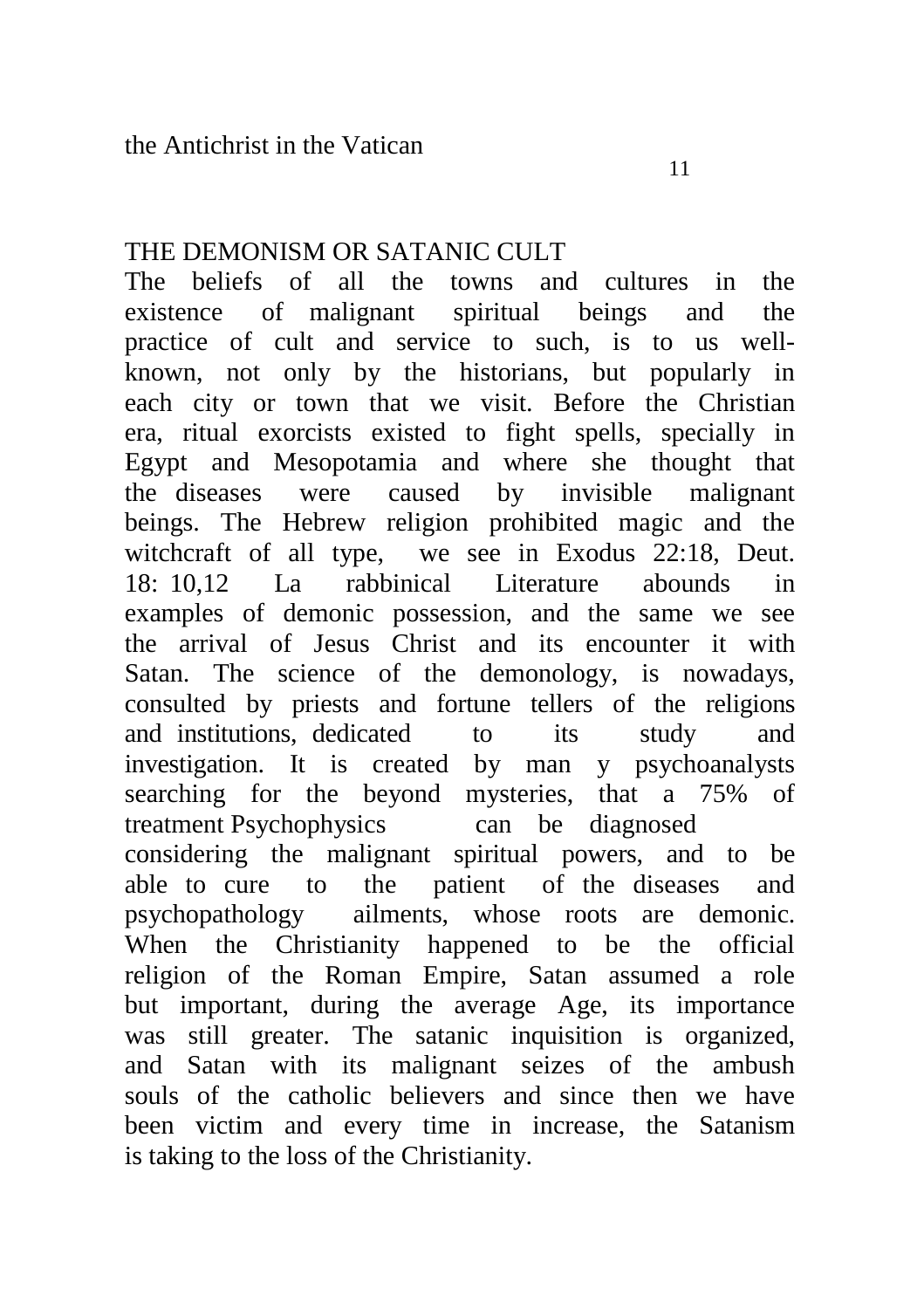## THE DEMONISM OR SATANIC CULT

The beliefs of all the towns and cultures in the existence of malignant spiritual beings and the practice of cult and service to such, is to us well-known, not only by the historians, but popularly in each city or town that we visit. Before the Christian era, ritual exorcists existed to fight spells, specially in Egypt and Mesopotamia and where she thought that the diseases were caused by invisible malignant beings. The Hebrew religion prohibited magic and the witchcraft of all type, we see in Exodus 22:18, Deut. 18: 10,12 La rabbinical Literature abounds in examples of demonic possession, and the same we see the arrival of Jesus Christ and its encounter it with Satan. The science of the demonology, is nowadays, consulted by priests and fortune tellers of the religions and institutions, dedicated to its study and investigation. It is created by man y psychoanalysts searching for the beyond mysteries, that a 75% of treatment Psychophysics can be diagnosed considering the malignant spiritual powers, and to be able to cure to the patient of the diseases and psychopathology ailments, whose roots are demonic. When the Christianity happened to be the official religion of the Roman Empire, Satan assumed a role but important, during the average Age, its importance was still greater. The satanic inquisition is organized, and Satan with its malignant seizes of the ambush souls of the catholic believers and since then we have been victim and every time in increase, the Satanism is taking to the loss of the Christianity.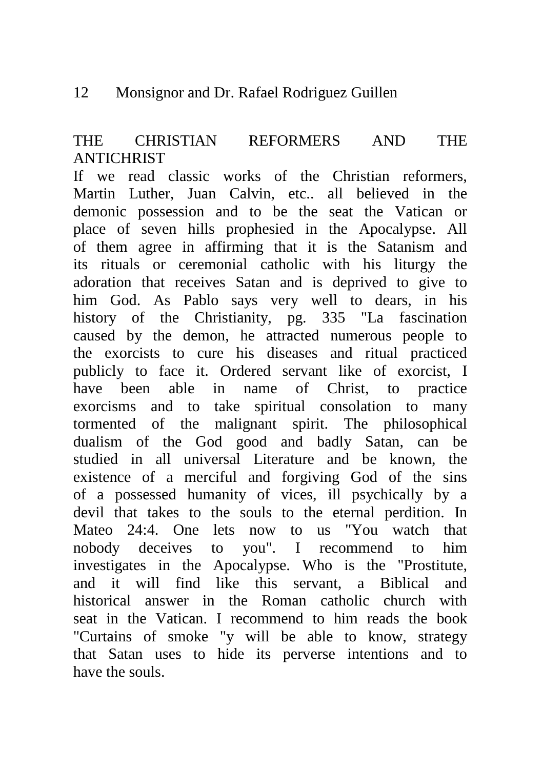## THE CHRISTIAN REFORMERS AND THE ANTICHRIST

If we read classic works of the Christian reformers, Martin Luther, Juan Calvin, etc.. all believed in the demonic possession and to be the seat the Vatican or place of seven hills prophesied in the Apocalypse. All of them agree in affirming that it is the Satanism and its rituals or ceremonial catholic with his liturgy the adoration that receives Satan and is deprived to give to him God. As Pablo says very well to dears, in his history of the Christianity, pg. 335 "La fascination caused by the demon, he attracted numerous people to the exorcists to cure his diseases and ritual practiced publicly to face it. Ordered servant like of exorcist, I have been able in name of Christ, to practice exorcisms and to take spiritual consolation to many tormented of the malignant spirit. The philosophical dualism of the God good and badly Satan, can be studied in all universal Literature and be known, the existence of a merciful and forgiving God of the sins of a possessed humanity of vices, ill psychically by a devil that takes to the souls to the eternal perdition. In Mateo 24:4. One lets now to us "You watch that nobody deceives to you". I recommend to him investigates in the Apocalypse. Who is the "Prostitute, and it will find like this servant, a Biblical and historical answer in the Roman catholic church with seat in the Vatican. I recommend to him reads the book "Curtains of smoke "y will be able to know, strategy that Satan uses to hide its perverse intentions and to have the souls.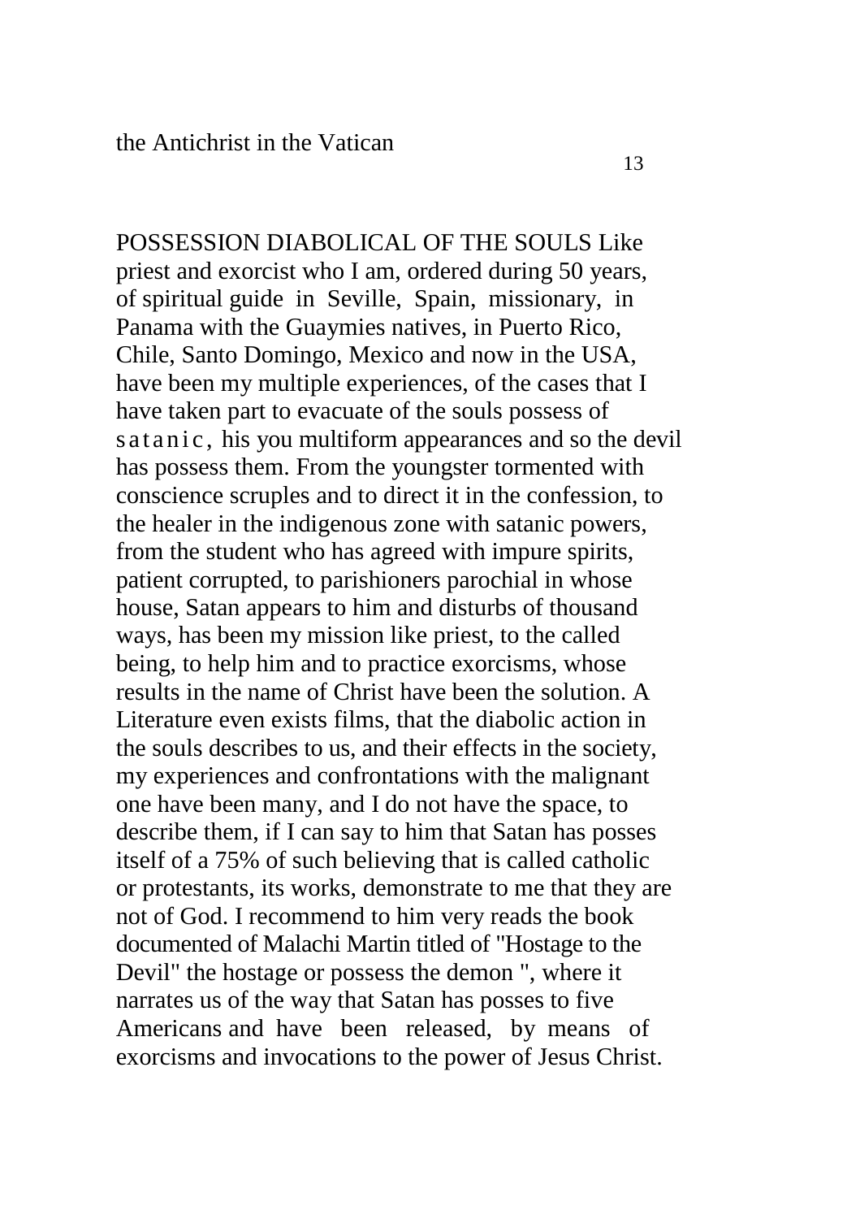POSSESSION DIABOLICAL OF THE SOULS Like priest and exorcist who I am, ordered during 50 years, of spiritual guide in Seville, Spain, missionary, in Panama with the Guaymies natives, in Puerto Rico, Chile, Santo Domingo, Mexico and now in the USA, have been my multiple experiences, of the cases that I have taken part to evacuate of the souls possess of satanic, his you multiform appearances and so the devil has possess them. From the youngster tormented with conscience scruples and to direct it in the confession, to the healer in the indigenous zone with satanic powers, from the student who has agreed with impure spirits, patient corrupted, to parishioners parochial in whose house, Satan appears to him and disturbs of thousand ways, has been my mission like priest, to the called being, to help him and to practice exorcisms, whose results in the name of Christ have been the solution. A Literature even exists films, that the diabolic action in the souls describes to us, and their effects in the society, my experiences and confrontations with the malignant one have been many, and I do not have the space, to describe them, if I can say to him that Satan has posses itself of a 75% of such believing that is called catholic or protestants, its works, demonstrate to me that they are not of God. I recommend to him very reads the book documented of Malachi Martin titled of "Hostage to the Devil" the hostage or possess the demon ", where it narrates us of the way that Satan has posses to five Americans and have been released, by means of exorcisms and invocations to the power of Jesus Christ.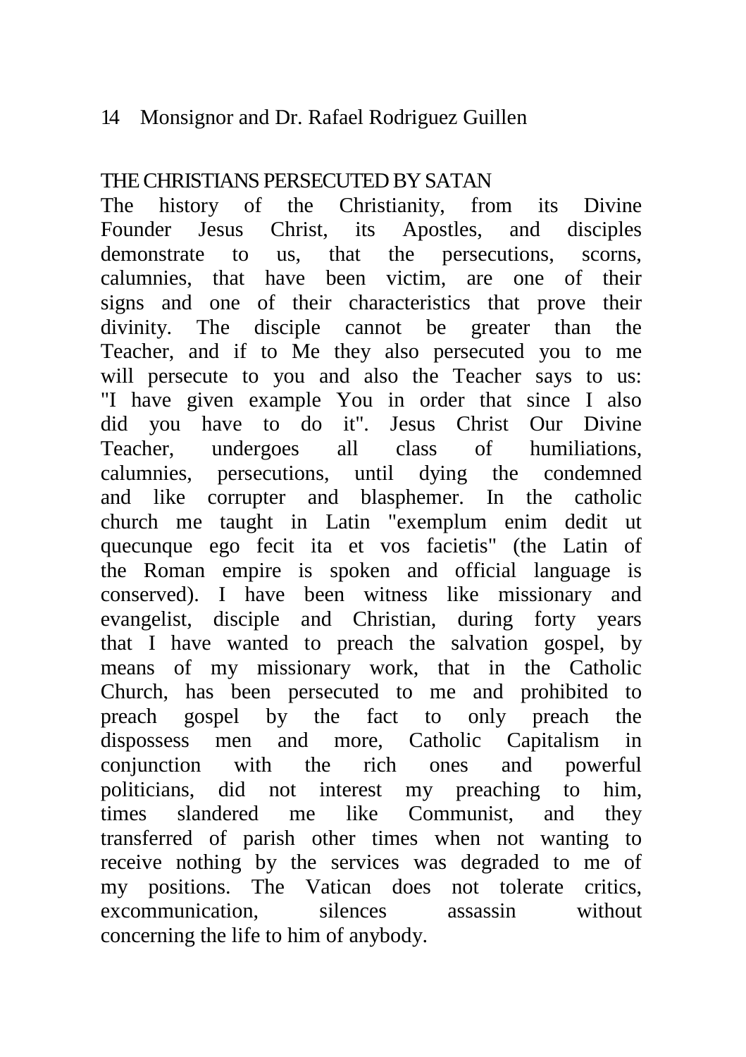## THE CHRISTIANS PERSECUTED BY SATAN

The history of the Christianity, from its Divine Founder Jesus Christ, its Apostles, and disciples demonstrate to us, that the persecutions, scorns, calumnies, that have been victim, are one of their signs and one of their characteristics that prove their divinity. The disciple cannot be greater than the Teacher, and if to Me they also persecuted you to me will persecute to you and also the Teacher says to us: "I have given example You in order that since I also did you have to do it". Jesus Christ Our Divine Teacher, undergoes all class of humiliations, calumnies, persecutions, until dying the condemned and like corrupter and blasphemer. In the catholic church me taught in Latin "exemplum enim dedit ut quecunque ego fecit ita et vos facietis" (the Latin of the Roman empire is spoken and official language is conserved). I have been witness like missionary and evangelist, disciple and Christian, during forty years that I have wanted to preach the salvation gospel, by means of my missionary work, that in the Catholic Church, has been persecuted to me and prohibited to preach gospel by the fact to only preach the dispossess men and more, Catholic Capitalism in conjunction with the rich ones and powerful politicians, did not interest my preaching to him, times slandered me like Communist, and they transferred of parish other times when not wanting to receive nothing by the services was degraded to me of my positions. The Vatican does not tolerate critics, excommunication, silences assassin without concerning the life to him of anybody.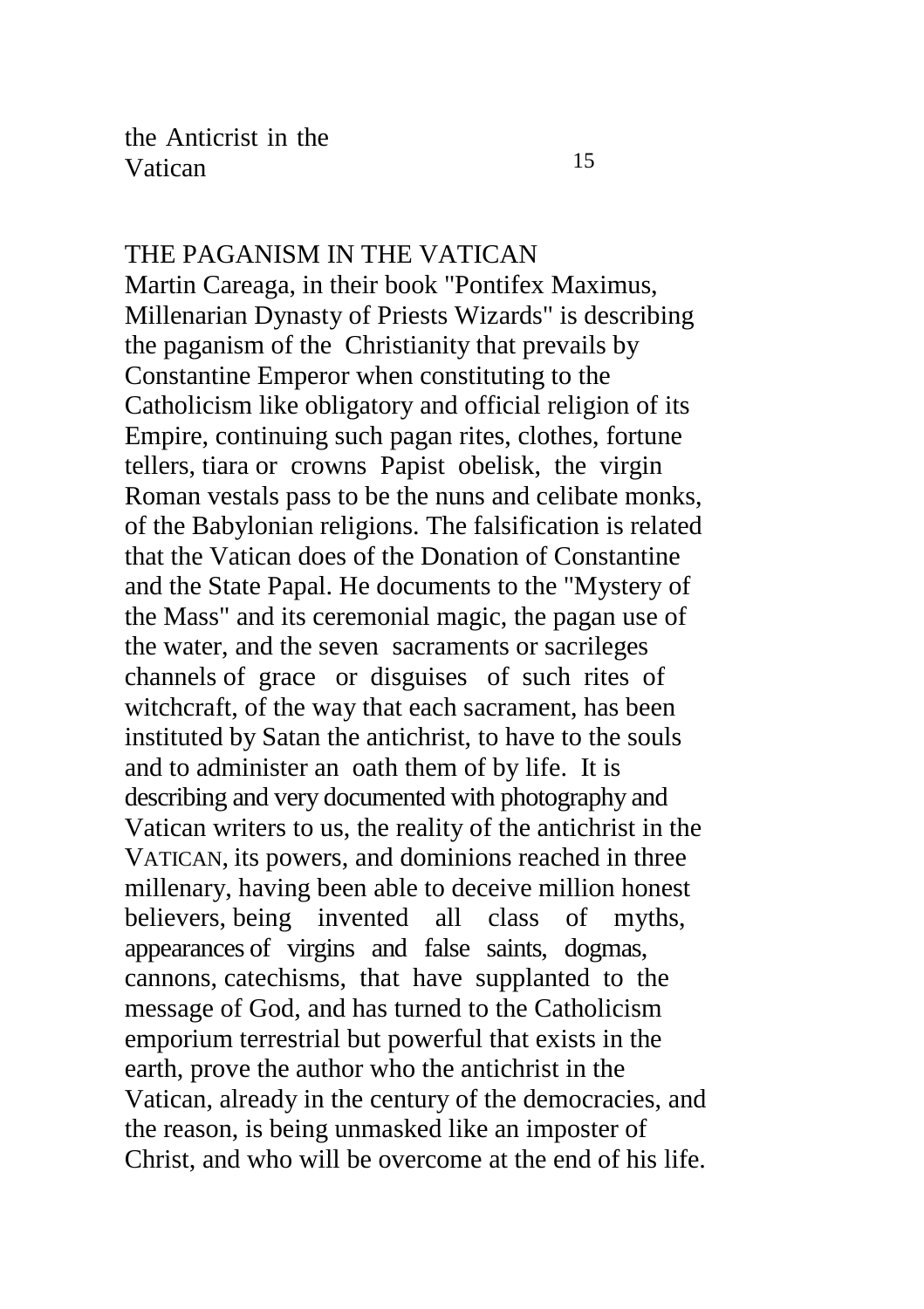## THE PAGANISM IN THE VATICAN

Martin Careaga, in their book "Pontifex Maximus, Millenarian Dynasty of Priests Wizards" is describing the paganism of the Christianity that prevails by Constantine Emperor when constituting to the Catholicism like obligatory and official religion of its Empire, continuing such pagan rites, clothes, fortune tellers, tiara or crowns Papist obelisk, the virgin Roman vestals pass to be the nuns and celibate monks, of the Babylonian religions. The falsification is related that the Vatican does of the Donation of Constantine and the State Papal. He documents to the "Mystery of the Mass" and its ceremonial magic, the pagan use of the water, and the seven sacraments or sacrileges channels of grace or disguises of such rites of witchcraft, of the way that each sacrament, has been instituted by Satan the antichrist, to have to the souls and to administer an oath them of by life. It is describing and very documented with photography and Vatican writers to us, the reality of the antichrist in the VATICAN, its powers, and dominions reached in three millenary, having been able to deceive million honest believers, being invented all class of myths, appearances of virgins and false saints, dogmas, cannons, catechisms, that have supplanted to the message of God, and has turned to the Catholicism emporium terrestrial but powerful that exists in the earth, prove the author who the antichrist in the Vatican, already in the century of the democracies, and the reason, is being unmasked like an imposter of Christ, and who will be overcome at the end of his life.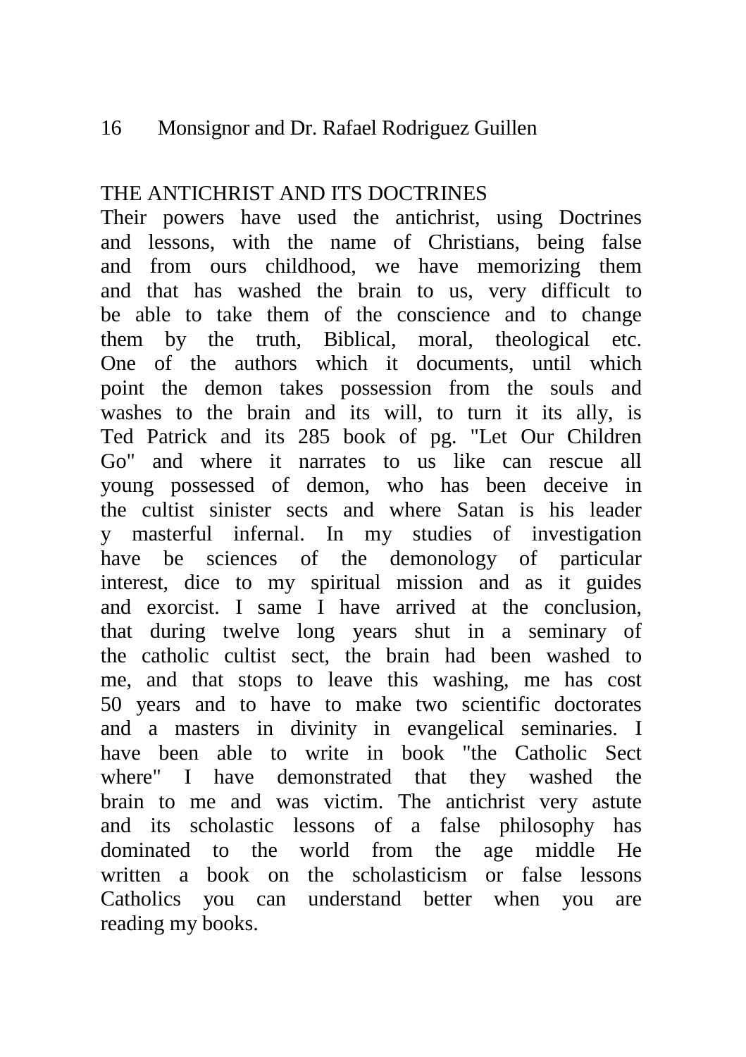## THE ANTICHRIST AND ITS DOCTRINES

Their powers have used the antichrist, using Doctrines and lessons, with the name of Christians, being false and from ours childhood, we have memorizing them and that has washed the brain to us, very difficult to be able to take them of the conscience and to change them by the truth, Biblical, moral, theological etc. One of the authors which it documents, until which point the demon takes possession from the souls and washes to the brain and its will, to turn it its ally, is Ted Patrick and its 285 book of pg. "Let Our Children Go" and where it narrates to us like can rescue all young possessed of demon, who has been deceive in the cultist sinister sects and where Satan is his leader y masterful infernal. In my studies of investigation have be sciences of the demonology of particular interest, dice to my spiritual mission and as it guides and exorcist. I same I have arrived at the conclusion, that during twelve long years shut in a seminary of the catholic cultist sect, the brain had been washed to me, and that stops to leave this washing, me has cost 50 years and to have to make two scientific doctorates and a masters in divinity in evangelical seminaries. I have been able to write in book "the Catholic Sect where" I have demonstrated that they washed the brain to me and was victim. The antichrist very astute and its scholastic lessons of a false philosophy has dominated to the world from the age middle He written a book on the scholasticism or false lessons Catholics you can understand better when you are reading my books.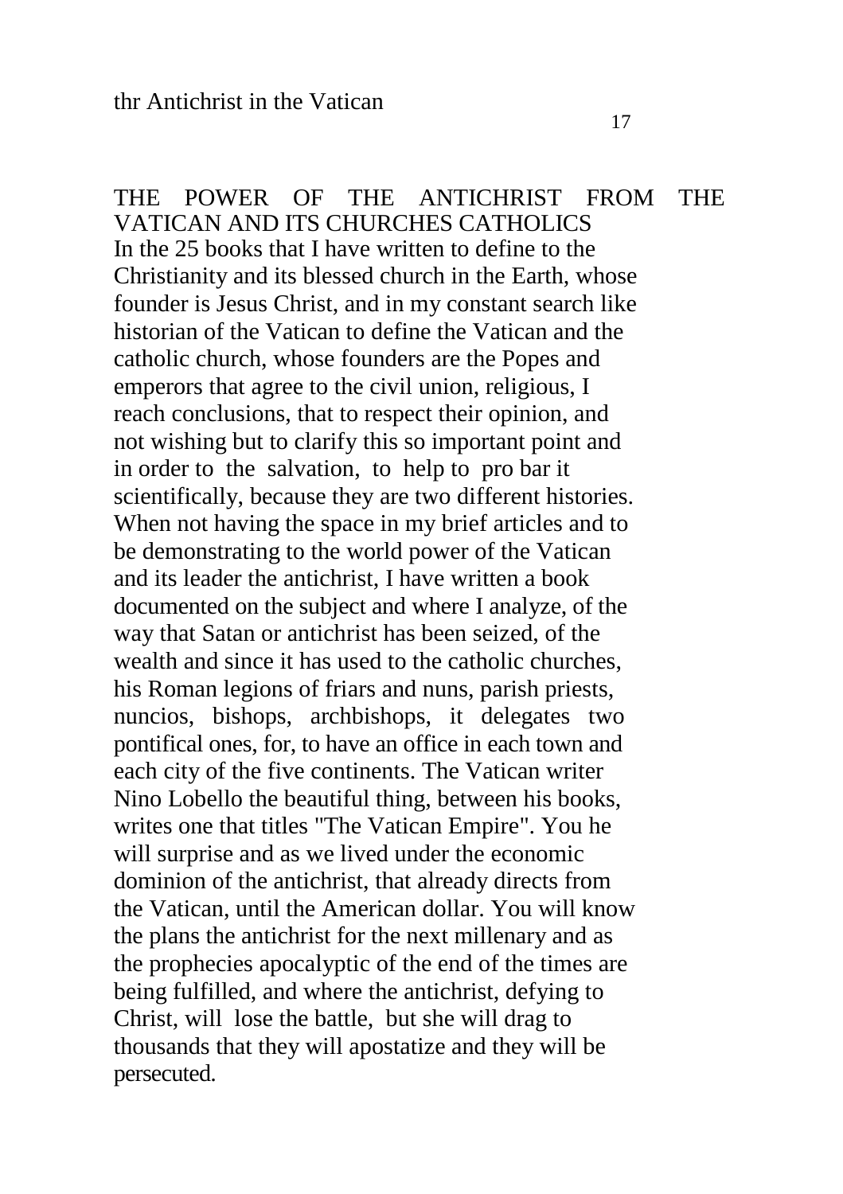## THE POWER OF THE ANTICHRIST FROM THE VATICAN AND ITS CHURCHES CATHOLICS

In the 25 books that I have written to define to the Christianity and its blessed church in the Earth, whose founder is Jesus Christ, and in my constant search like historian of the Vatican to define the Vatican and the catholic church, whose founders are the Popes and emperors that agree to the civil union, religious, I reach conclusions, that to respect their opinion, and not wishing but to clarify this so important point and in order to the salvation, to help to pro bar it scientifically, because they are two different histories. When not having the space in my brief articles and to be demonstrating to the world power of the Vatican and its leader the antichrist, I have written a book documented on the subject and where I analyze, of the way that Satan or antichrist has been seized, of the wealth and since it has used to the catholic churches, his Roman legions of friars and nuns, parish priests, nuncios, bishops, archbishops, it delegates two pontifical ones, for, to have an office in each town and each city of the five continents. The Vatican writer Nino Lobello the beautiful thing, between his books, writes one that titles "The Vatican Empire". You he will surprise and as we lived under the economic dominion of the antichrist, that already directs from the Vatican, until the American dollar. You will know the plans the antichrist for the next millenary and as the prophecies apocalyptic of the end of the times are being fulfilled, and where the antichrist, defying to Christ, will lose the battle, but she will drag to thousands that they will apostatize and they will be persecuted.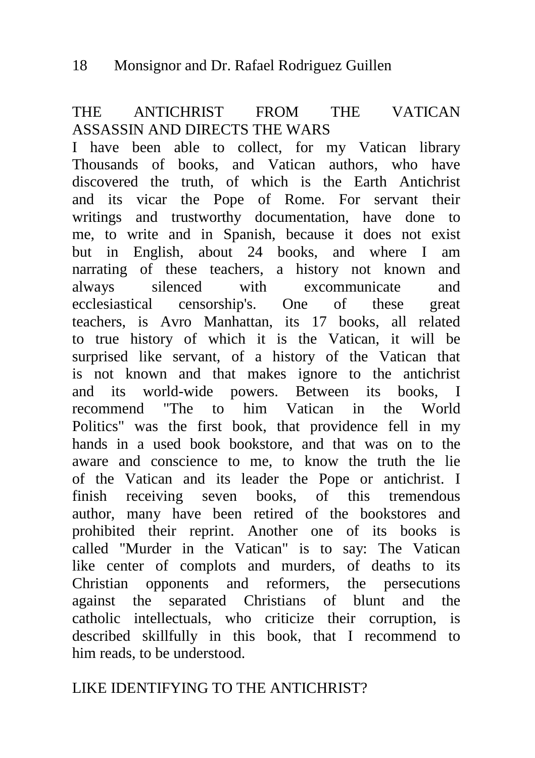## THE ANTICHRIST FROM THE VATICAN ASSASSIN AND DIRECTS THE WARS

I have been able to collect, for my Vatican library Thousands of books, and Vatican authors, who have discovered the truth, of which is the Earth Antichrist and its vicar the Pope of Rome. For servant their writings and trustworthy documentation, have done to me, to write and in Spanish, because it does not exist but in English, about 24 books, and where I am narrating of these teachers, a history not known and always silenced with excommunicate and ecclesiastical censorship's. One of these great teachers, is Avro Manhattan, its 17 books, all related to true history of which it is the Vatican, it will be surprised like servant, of a history of the Vatican that is not known and that makes ignore to the antichrist and its world-wide powers. Between its books, I recommend "The to him Vatican in the World Politics" was the first book, that providence fell in my hands in a used book bookstore, and that was on to the aware and conscience to me, to know the truth the lie of the Vatican and its leader the Pope or antichrist. I finish receiving seven books, of this tremendous author, many have been retired of the bookstores and prohibited their reprint. Another one of its books is called "Murder in the Vatican" is to say: The Vatican like center of complots and murders, of deaths to its Christian opponents and reformers, the persecutions against the separated Christians of blunt and the catholic intellectuals, who criticize their corruption, is described skillfully in this book, that I recommend to him reads, to be understood.

## LIKE IDENTIFYING TO THE ANTICHRIST?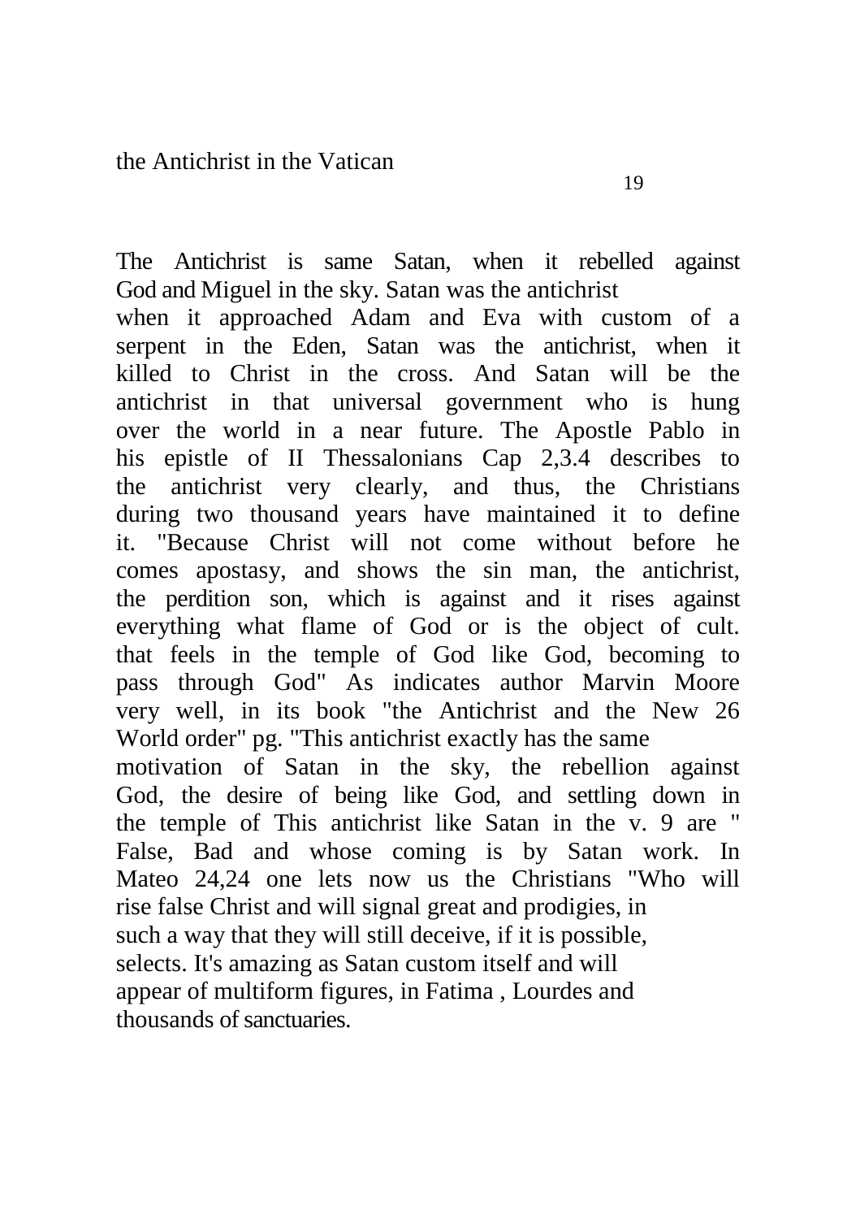The Antichrist is same Satan, when it rebelled against God and Miguel in the sky. Satan was the antichrist when it approached Adam and Eva with custom of a serpent in the Eden, Satan was the antichrist, when it killed to Christ in the cross. And Satan will be the antichrist in that universal government who is hung over the world in a near future. The Apostle Pablo in his epistle of II Thessalonians Cap 2,3.4 describes to the antichrist very clearly, and thus, the Christians during two thousand years have maintained it to define it. "Because Christ will not come without before he comes apostasy, and shows the sin man, the antichrist, the perdition son, which is against and it rises against everything what flame of God or is the object of cult. that feels in the temple of God like God, becoming to pass through God" As indicates author Marvin Moore very well, in its book "the Antichrist and the New 26 World order" pg. "This antichrist exactly has the same motivation of Satan in the sky, the rebellion against God, the desire of being like God, and settling down in the temple of This antichrist like Satan in the v. 9 are " False, Bad and whose coming is by Satan work. In Mateo 24,24 one lets now us the Christians "Who will rise false Christ and will signal great and prodigies, in such a way that they will still deceive, if it is possible, selects. It's amazing as Satan custom itself and will appear of multiform figures, in Fatima , Lourdes and thousands of sanctuaries.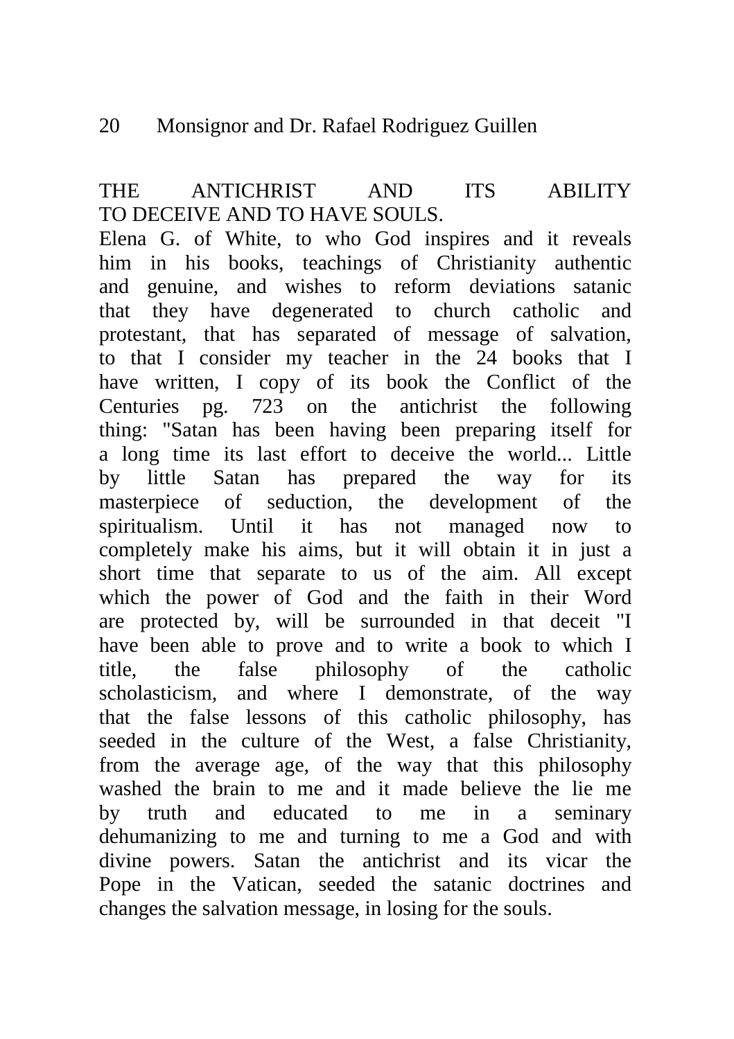## THE ANTICHRIST AND ITS ABILITY TO DECEIVE AND TO HAVE SOULS.

Elena G. of White, to who God inspires and it reveals him in his books, teachings of Christianity authentic and genuine, and wishes to reform deviations satanic that they have degenerated to church catholic and protestant, that has separated of message of salvation, to that I consider my teacher in the 24 books that I have written, I copy of its book the Conflict of the Centuries pg. 723 on the antichrist the following thing: "Satan has been having been preparing itself for a long time its last effort to deceive the world... Little by little Satan has prepared the way for its masterpiece of seduction, the development of the spiritualism. Until it has not managed now to completely make his aims, but it will obtain it in just a short time that separate to us of the aim. All except which the power of God and the faith in their Word are protected by, will be surrounded in that deceit "I have been able to prove and to write a book to which I title, the false philosophy of the catholic scholasticism, and where I demonstrate, of the way that the false lessons of this catholic philosophy, has seeded in the culture of the West, a false Christianity, from the average age, of the way that this philosophy washed the brain to me and it made believe the lie me by truth and educated to me in a seminary dehumanizing to me and turning to me a God and with divine powers. Satan the antichrist and its vicar the Pope in the Vatican, seeded the satanic doctrines and changes the salvation message, in losing for the souls.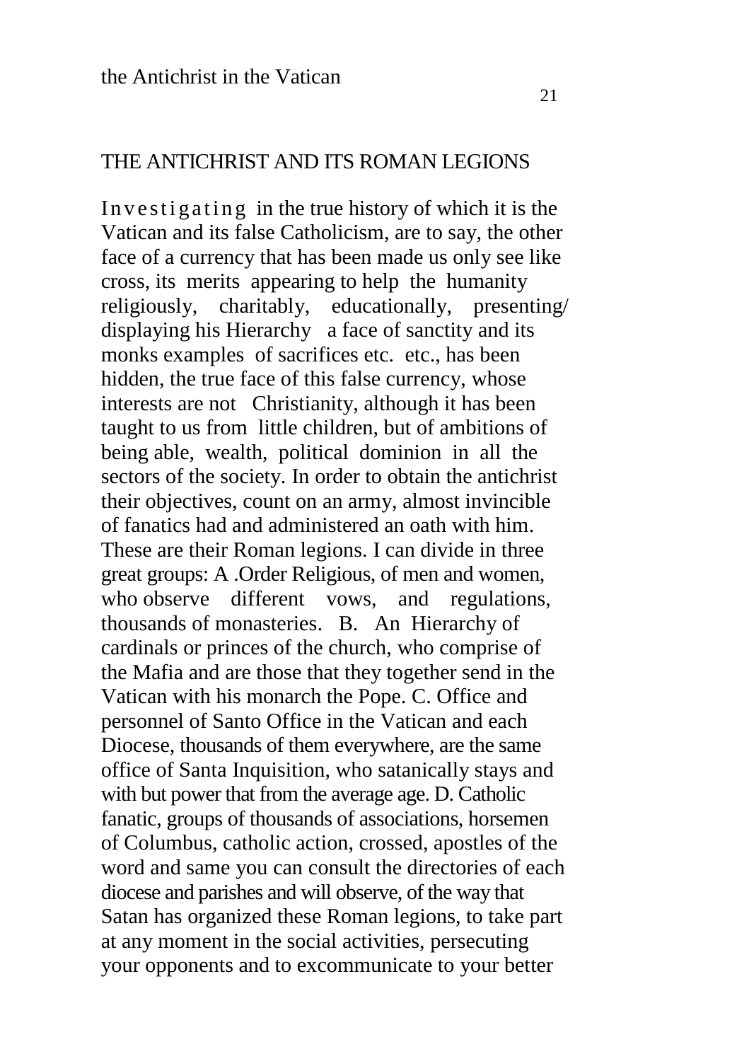## THE ANTICHRIST AND ITS ROMAN LEGIONS

Investigating in the true history of which it is the Vatican and its false Catholicism, are to say, the other face of a currency that has been made us only see like cross, its merits appearing to help the humanity religiously, charitably, educationally, presenting/ displaying his Hierarchy a face of sanctity and its monks examples of sacrifices etc. etc., has been hidden, the true face of this false currency, whose interests are not Christianity, although it has been taught to us from little children, but of ambitions of being able, wealth, political dominion in all the sectors of the society. In order to obtain the antichrist their objectives, count on an army, almost invincible of fanatics had and administered an oath with him. These are their Roman legions. I can divide in three great groups: A .Order Religious, of men and women, who observe different vows, and regulations, thousands of monasteries. B. An Hierarchy of cardinals or princes of the church, who comprise of the Mafia and are those that they together send in the Vatican with his monarch the Pope. C. Office and personnel of Santo Office in the Vatican and each Diocese, thousands of them everywhere, are the same office of Santa Inquisition, who satanically stays and with but power that from the average age. D. Catholic fanatic, groups of thousands of associations, horsemen of Columbus, catholic action, crossed, apostles of the word and same you can consult the directories of each diocese and parishes and will observe, of the way that Satan has organized these Roman legions, to take part at any moment in the social activities, persecuting your opponents and to excommunicate to your better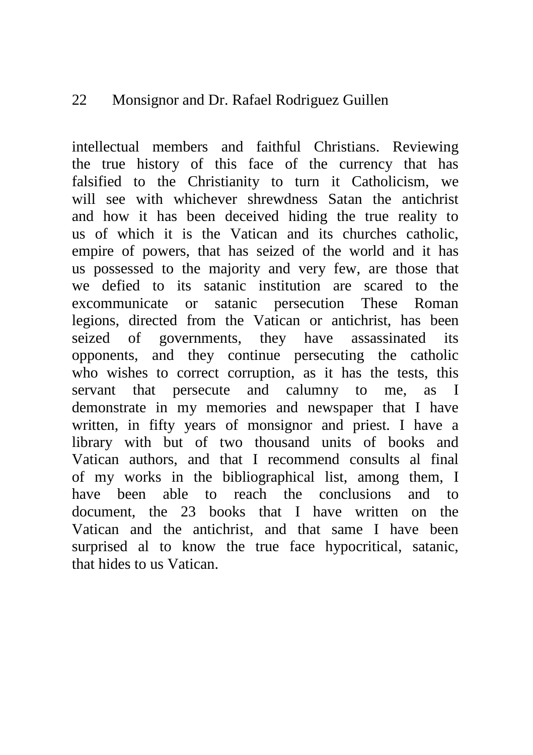intellectual members and faithful Christians. Reviewing the true history of this face of the currency that has falsified to the Christianity to turn it Catholicism, we will see with whichever shrewdness Satan the antichrist and how it has been deceived hiding the true reality to us of which it is the Vatican and its churches catholic, empire of powers, that has seized of the world and it has us possessed to the majority and very few, are those that we defied to its satanic institution are scared to the excommunicate or satanic persecution These Roman legions, directed from the Vatican or antichrist, has been seized of governments, they have assassinated its opponents, and they continue persecuting the catholic who wishes to correct corruption, as it has the tests, this servant that persecute and calumny to me, as I demonstrate in my memories and newspaper that I have written, in fifty years of monsignor and priest. I have a library with but of two thousand units of books and Vatican authors, and that I recommend consults al final of my works in the bibliographical list, among them, I have been able to reach the conclusions and to document, the 23 books that I have written on the Vatican and the antichrist, and that same I have been surprised al to know the true face hypocritical, satanic, that hides to us Vatican.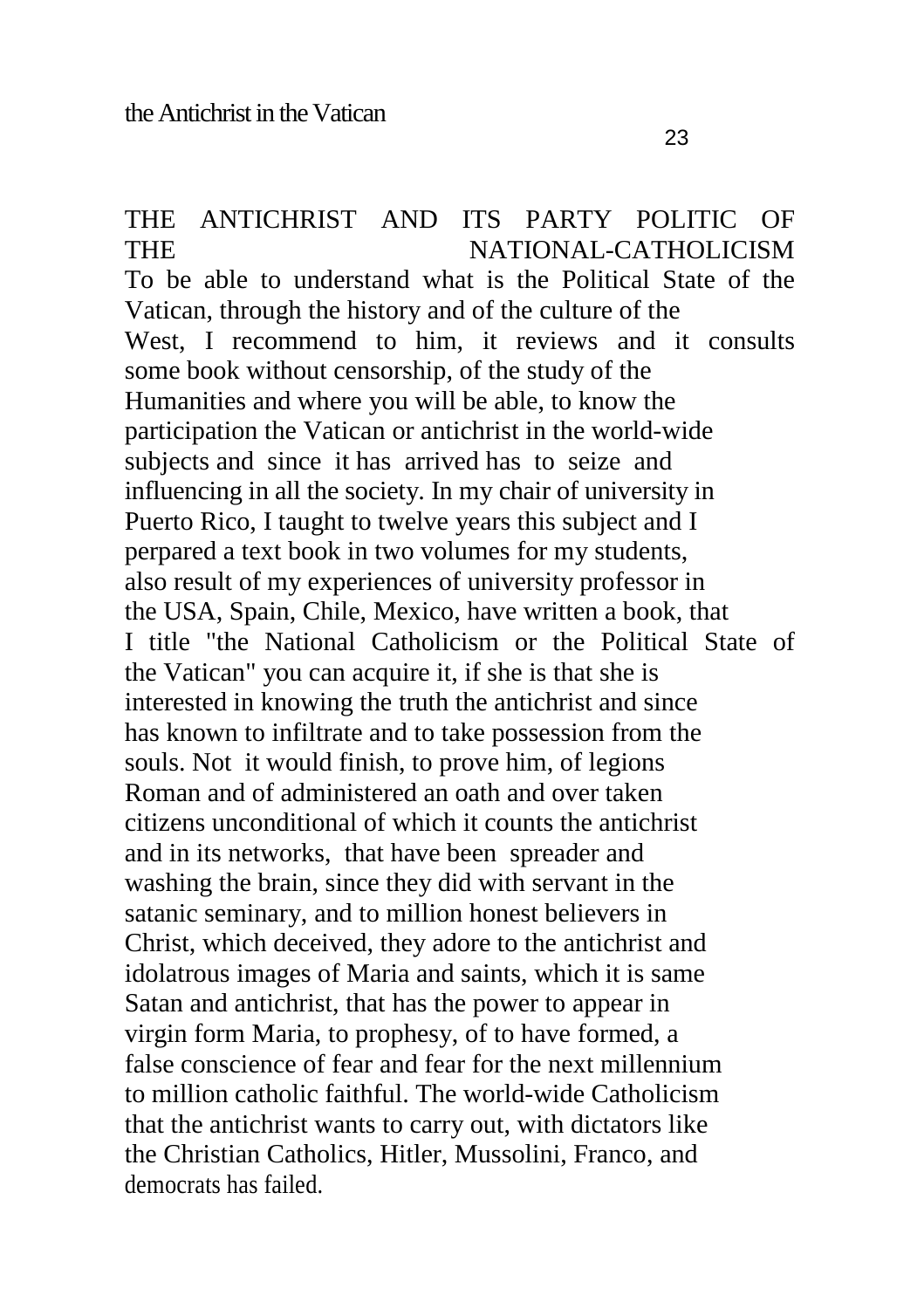# THE ANTICHRIST AND ITS PARTY POLITIC OF THE NATIONAL-CATHOLICISM

To be able to understand what is the Political State of the Vatican, through the history and of the culture of the West, I recommend to him, it reviews and it consults some book without censorship, of the study of the Humanities and where you will be able, to know the participation the Vatican or antichrist in the world-wide subjects and since it has arrived has to seize and influencing in all the society. In my chair of university in Puerto Rico, I taught to twelve years this subject and I perpared a text book in two volumes for my students, also result of my experiences of university professor in the USA, Spain, Chile, Mexico, have written a book, that I title "the National Catholicism or the Political State of the Vatican" you can acquire it, if she is that she is interested in knowing the truth the antichrist and since has known to infiltrate and to take possession from the souls. Not it would finish, to prove him, of legions Roman and of administered an oath and over taken citizens unconditional of which it counts the antichrist and in its networks, that have been spreader and washing the brain, since they did with servant in the satanic seminary, and to million honest believers in Christ, which deceived, they adore to the antichrist and idolatrous images of Maria and saints, which it is same Satan and antichrist, that has the power to appear in virgin form Maria, to prophesy, of to have formed, a false conscience of fear and fear for the next millennium to million catholic faithful. The world-wide Catholicism that the antichrist wants to carry out, with dictators like the Christian Catholics, Hitler, Mussolini, Franco, and democrats has failed.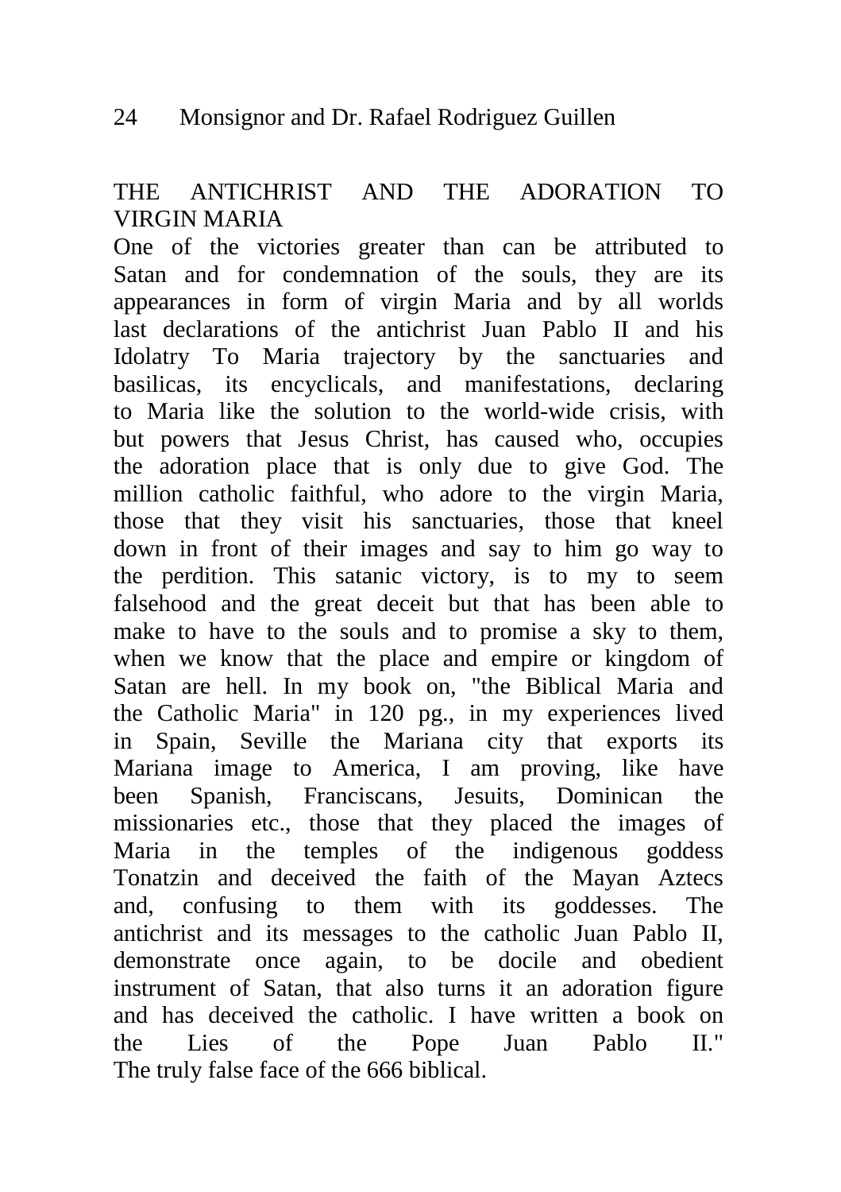## THE ANTICHRIST AND THE ADORATION TO VIRGIN MARIA

One of the victories greater than can be attributed to Satan and for condemnation of the souls, they are its appearances in form of virgin Maria and by all worlds last declarations of the antichrist Juan Pablo II and his Idolatry To Maria trajectory by the sanctuaries and basilicas, its encyclicals, and manifestations, declaring to Maria like the solution to the world-wide crisis, with but powers that Jesus Christ, has caused who, occupies the adoration place that is only due to give God. The million catholic faithful, who adore to the virgin Maria, those that they visit his sanctuaries, those that kneel down in front of their images and say to him go way to the perdition. This satanic victory, is to my to seem falsehood and the great deceit but that has been able to make to have to the souls and to promise a sky to them, when we know that the place and empire or kingdom of Satan are hell. In my book on, "the Biblical Maria and the Catholic Maria" in 120 pg., in my experiences lived in Spain, Seville the Mariana city that exports its Mariana image to America, I am proving, like have been Spanish, Franciscans, Jesuits, Dominican the missionaries etc., those that they placed the images of Maria in the temples of the indigenous goddess Tonatzin and deceived the faith of the Mayan Aztecs and, confusing to them with its goddesses. The antichrist and its messages to the catholic Juan Pablo II, demonstrate once again, to be docile and obedient instrument of Satan, that also turns it an adoration figure and has deceived the catholic. I have written a book on the Lies of the Pope Juan Pablo II." The truly false face of the 666 biblical.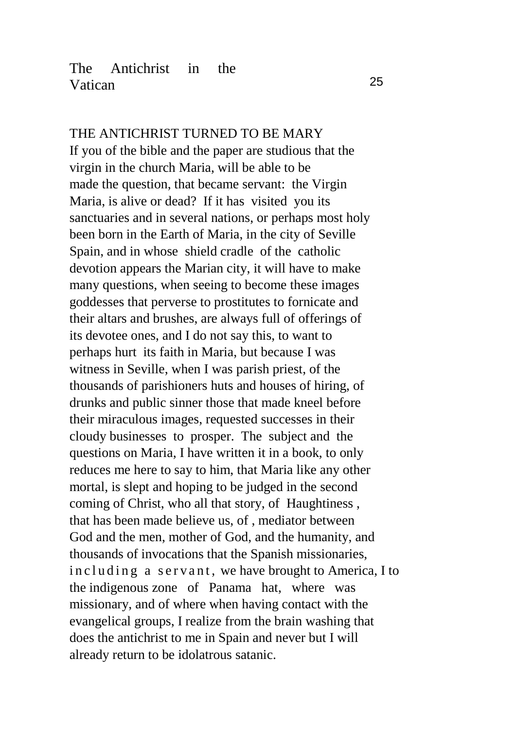## THE ANTICHRIST TURNED TO BE MARY

If you of the bible and the paper are studious that the virgin in the church Maria, will be able to be made the question, that became servant: the Virgin Maria, is alive or dead? If it has visited you its sanctuaries and in several nations, or perhaps most holy been born in the Earth of Maria, in the city of Seville Spain, and in whose shield cradle of the catholic devotion appears the Marian city, it will have to make many questions, when seeing to become these images goddesses that perverse to prostitutes to fornicate and their altars and brushes, are always full of offerings of its devotee ones, and I do not say this, to want to perhaps hurt its faith in Maria, but because I was witness in Seville, when I was parish priest, of the thousands of parishioners huts and houses of hiring, of drunks and public sinner those that made kneel before their miraculous images, requested successes in their cloudy businesses to prosper. The subject and the questions on Maria, I have written it in a book, to only reduces me here to say to him, that Maria like any other mortal, is slept and hoping to be judged in the second coming of Christ, who all that story, of Haughtiness , that has been made believe us, of , mediator between God and the men, mother of God, and the humanity, and thousands of invocations that the Spanish missionaries, including a servant, we have brought to America, I to the indigenous zone of Panama hat, where was missionary, and of where when having contact with the evangelical groups, I realize from the brain washing that does the antichrist to me in Spain and never but I will already return to be idolatrous satanic.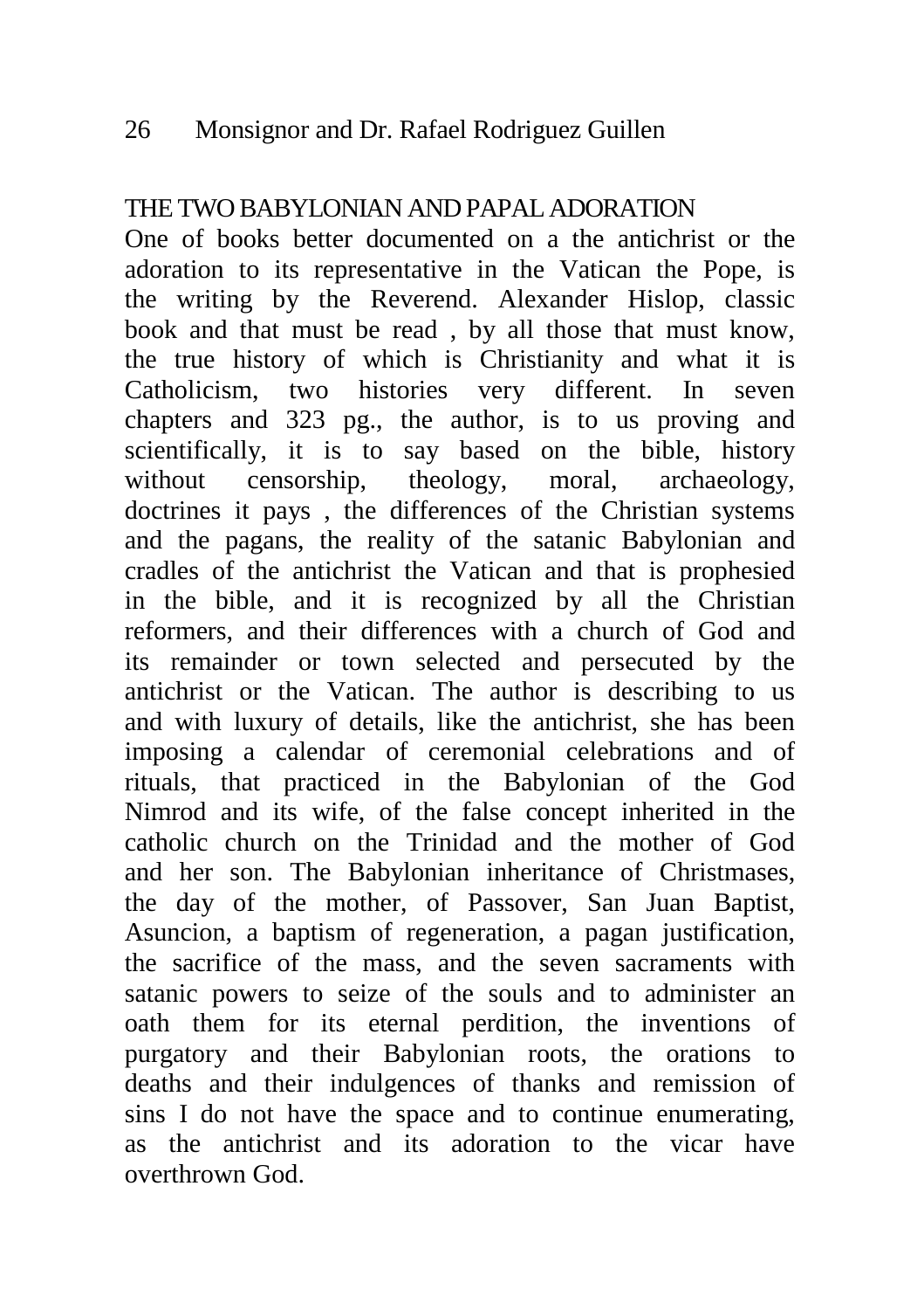## THE TWO BABYLONIAN AND PAPAL ADORATION

One of books better documented on a the antichrist or the adoration to its representative in the Vatican the Pope, is the writing by the Reverend. Alexander Hislop, classic book and that must be read , by all those that must know, the true history of which is Christianity and what it is Catholicism, two histories very different. In seven chapters and 323 pg., the author, is to us proving and scientifically, it is to say based on the bible, history without censorship, theology, moral, archaeology, doctrines it pays , the differences of the Christian systems and the pagans, the reality of the satanic Babylonian and cradles of the antichrist the Vatican and that is prophesied in the bible, and it is recognized by all the Christian reformers, and their differences with a church of God and its remainder or town selected and persecuted by the antichrist or the Vatican. The author is describing to us and with luxury of details, like the antichrist, she has been imposing a calendar of ceremonial celebrations and of rituals, that practiced in the Babylonian of the God Nimrod and its wife, of the false concept inherited in the catholic church on the Trinidad and the mother of God and her son. The Babylonian inheritance of Christmases, the day of the mother, of Passover, San Juan Baptist, Asuncion, a baptism of regeneration, a pagan justification, the sacrifice of the mass, and the seven sacraments with satanic powers to seize of the souls and to administer an oath them for its eternal perdition, the inventions of purgatory and their Babylonian roots, the orations to deaths and their indulgences of thanks and remission of sins I do not have the space and to continue enumerating, as the antichrist and its adoration to the vicar have overthrown God.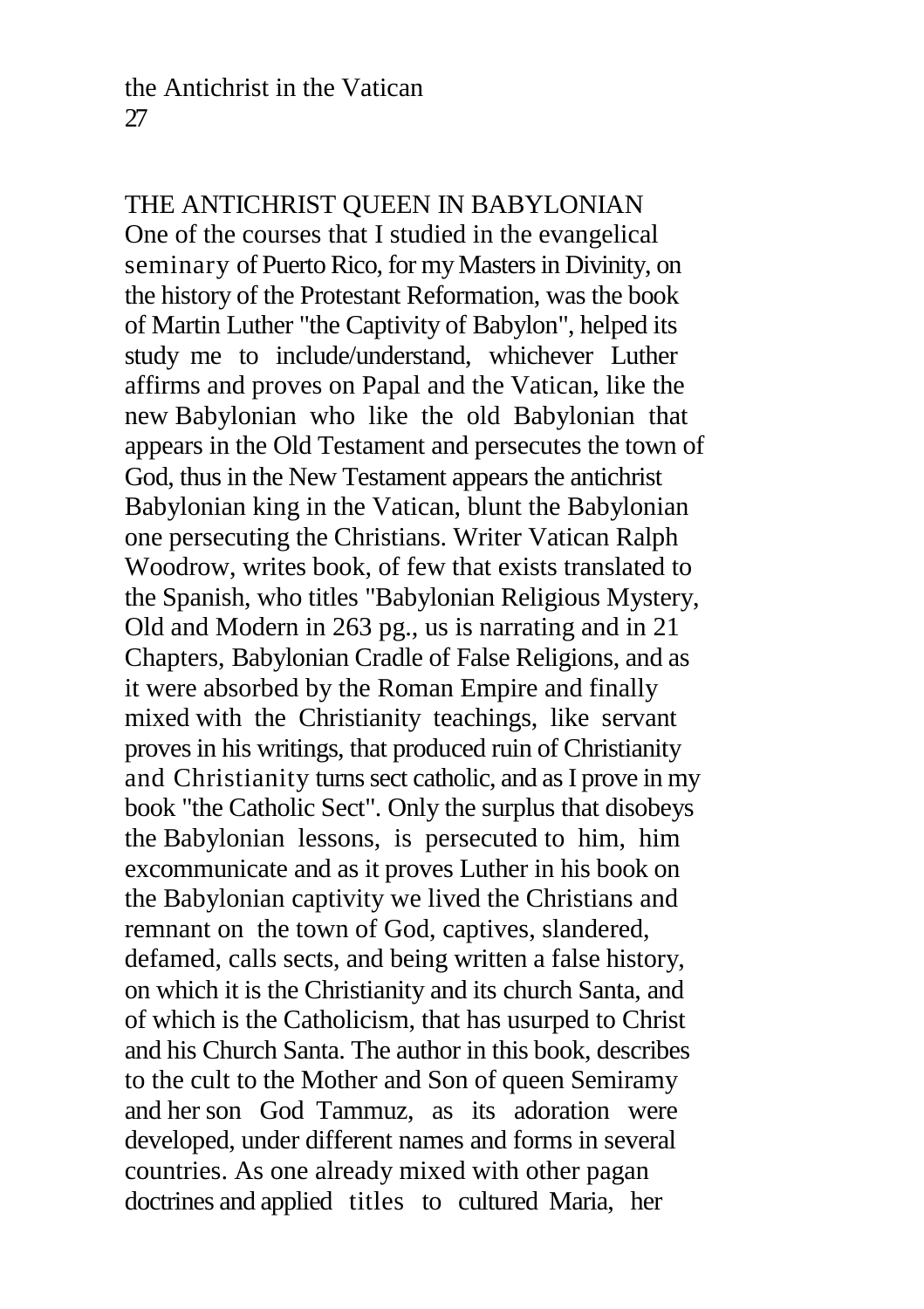## THE ANTICHRIST QUEEN IN BABYLONIAN

One of the courses that I studied in the evangelical seminary of Puerto Rico, for my Masters in Divinity, on the history of the Protestant Reformation, was the book of Martin Luther "the Captivity of Babylon", helped its study me to include/understand, whichever Luther affirms and proves on Papal and the Vatican, like the new Babylonian who like the old Babylonian that appears in the Old Testament and persecutes the town of God, thus in the New Testament appears the antichrist Babylonian king in the Vatican, blunt the Babylonian one persecuting the Christians. Writer Vatican Ralph Woodrow, writes book, of few that exists translated to the Spanish, who titles "Babylonian Religious Mystery, Old and Modern in 263 pg., us is narrating and in 21 Chapters, Babylonian Cradle of False Religions, and as it were absorbed by the Roman Empire and finally mixed with the Christianity teachings, like servant proves in his writings, that produced ruin of Christianity and Christianity turns sect catholic, and as I prove in my book "the Catholic Sect". Only the surplus that disobeys the Babylonian lessons, is persecuted to him, him excommunicate and as it proves Luther in his book on the Babylonian captivity we lived the Christians and remnant on the town of God, captives, slandered, defamed, calls sects, and being written a false history, on which it is the Christianity and its church Santa, and of which is the Catholicism, that has usurped to Christ and his Church Santa. The author in this book, describes to the cult to the Mother and Son of queen Semiramy and her son God Tammuz, as its adoration were developed, under different names and forms in several countries. As one already mixed with other pagan doctrines and applied titles to cultured Maria, her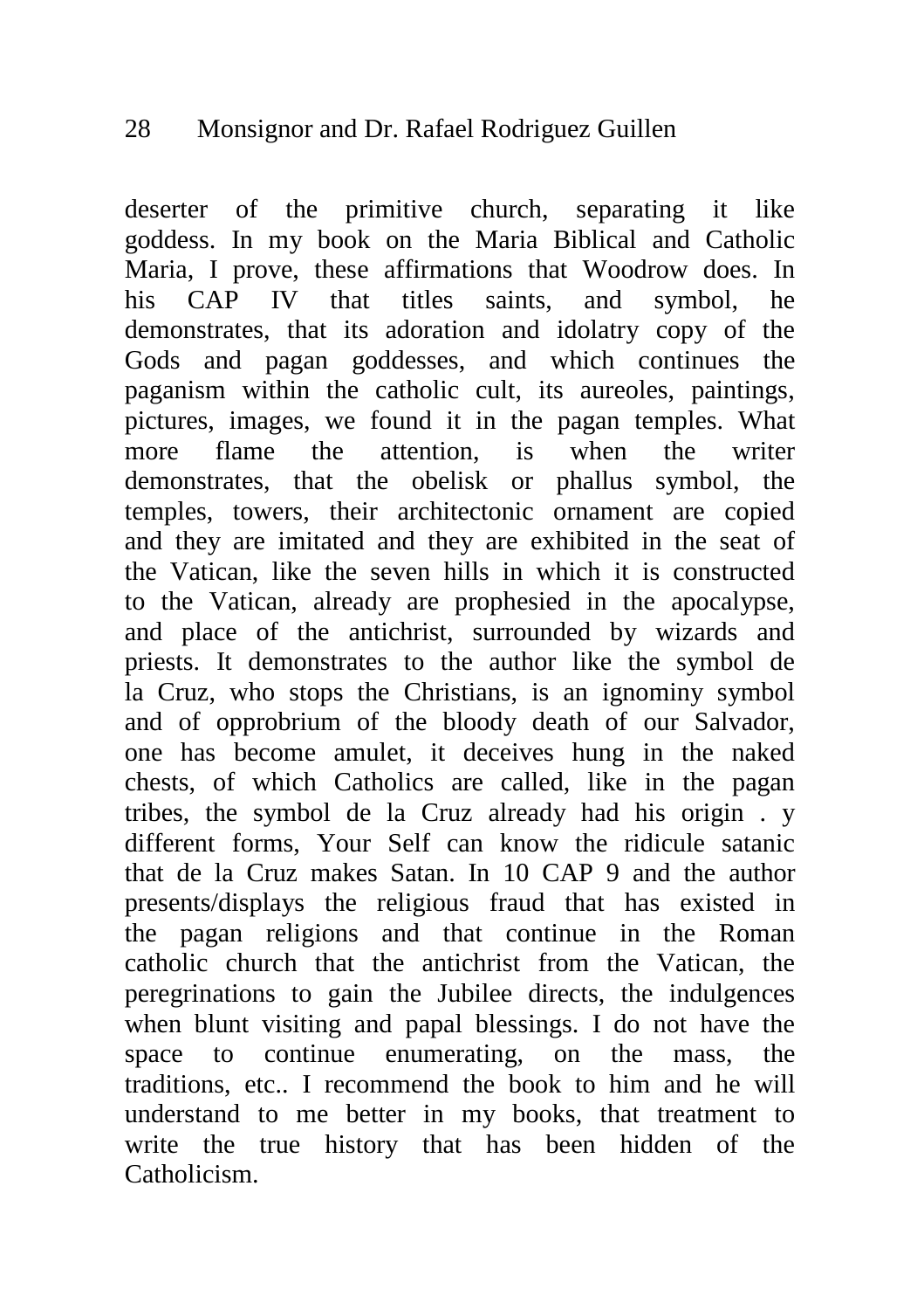deserter of the primitive church, separating it like goddess. In my book on the Maria Biblical and Catholic Maria, I prove, these affirmations that Woodrow does. In his CAP IV that titles saints, and symbol, he demonstrates, that its adoration and idolatry copy of the Gods and pagan goddesses, and which continues the paganism within the catholic cult, its aureoles, paintings, pictures, images, we found it in the pagan temples. What more flame the attention, is when the writer demonstrates, that the obelisk or phallus symbol, the temples, towers, their architectonic ornament are copied and they are imitated and they are exhibited in the seat of the Vatican, like the seven hills in which it is constructed to the Vatican, already are prophesied in the apocalypse, and place of the antichrist, surrounded by wizards and priests. It demonstrates to the author like the symbol de la Cruz, who stops the Christians, is an ignominy symbol and of opprobrium of the bloody death of our Salvador, one has become amulet, it deceives hung in the naked chests, of which Catholics are called, like in the pagan tribes, the symbol de la Cruz already had his origin . y different forms, Your Self can know the ridicule satanic that de la Cruz makes Satan. In 10 CAP 9 and the author presents/displays the religious fraud that has existed in the pagan religions and that continue in the Roman catholic church that the antichrist from the Vatican, the peregrinations to gain the Jubilee directs, the indulgences when blunt visiting and papal blessings. I do not have the space to continue enumerating, on the mass, the traditions, etc.. I recommend the book to him and he will understand to me better in my books, that treatment to write the true history that has been hidden of the Catholicism.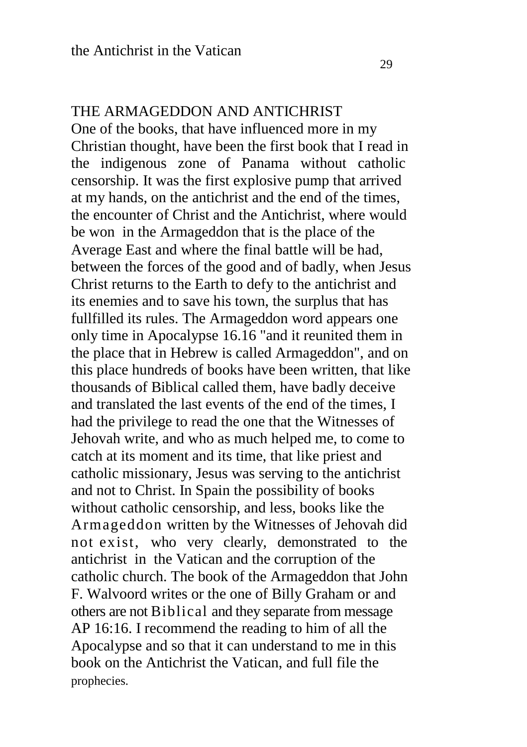## THE ARMAGEDDON AND ANTICHRIST

One of the books, that have influenced more in my Christian thought, have been the first book that I read in the indigenous zone of Panama without catholic censorship. It was the first explosive pump that arrived at my hands, on the antichrist and the end of the times, the encounter of Christ and the Antichrist, where would be won in the Armageddon that is the place of the Average East and where the final battle will be had, between the forces of the good and of badly, when Jesus Christ returns to the Earth to defy to the antichrist and its enemies and to save his town, the surplus that has fullfilled its rules. The Armageddon word appears one only time in Apocalypse 16.16 "and it reunited them in the place that in Hebrew is called Armageddon", and on this place hundreds of books have been written, that like thousands of Biblical called them, have badly deceive and translated the last events of the end of the times, I had the privilege to read the one that the Witnesses of Jehovah write, and who as much helped me, to come to catch at its moment and its time, that like priest and catholic missionary, Jesus was serving to the antichrist and not to Christ. In Spain the possibility of books without catholic censorship, and less, books like the Armageddon written by the Witnesses of Jehovah did not exist, who very clearly, demonstrated to the antichrist in the Vatican and the corruption of the catholic church. The book of the Armageddon that John F. Walvoord writes or the one of Billy Graham or and others are not Biblical and they separate from message AP 16:16. I recommend the reading to him of all the Apocalypse and so that it can understand to me in this book on the Antichrist the Vatican, and full file the prophecies.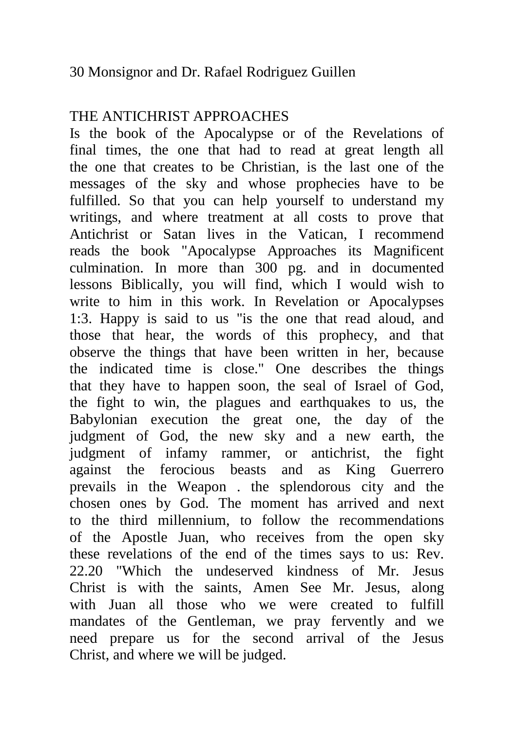## THE ANTICHRIST APPROACHES

Is the book of the Apocalypse or of the Revelations of final times, the one that had to read at great length all the one that creates to be Christian, is the last one of the messages of the sky and whose prophecies have to be fulfilled. So that you can help yourself to understand my writings, and where treatment at all costs to prove that Antichrist or Satan lives in the Vatican, I recommend reads the book "Apocalypse Approaches its Magnificent culmination. In more than 300 pg. and in documented lessons Biblically, you will find, which I would wish to write to him in this work. In Revelation or Apocalypses 1:3. Happy is said to us "is the one that read aloud, and those that hear, the words of this prophecy, and that observe the things that have been written in her, because the indicated time is close." One describes the things that they have to happen soon, the seal of Israel of God, the fight to win, the plagues and earthquakes to us, the Babylonian execution the great one, the day of the judgment of God, the new sky and a new earth, the judgment of infamy rammer, or antichrist, the fight against the ferocious beasts and as King Guerrero prevails in the Weapon . the splendorous city and the chosen ones by God. The moment has arrived and next to the third millennium, to follow the recommendations of the Apostle Juan, who receives from the open sky these revelations of the end of the times says to us: Rev. 22.20 "Which the undeserved kindness of Mr. Jesus Christ is with the saints, Amen See Mr. Jesus, along with Juan all those who we were created to fulfill mandates of the Gentleman, we pray fervently and we need prepare us for the second arrival of the Jesus Christ, and where we will be judged.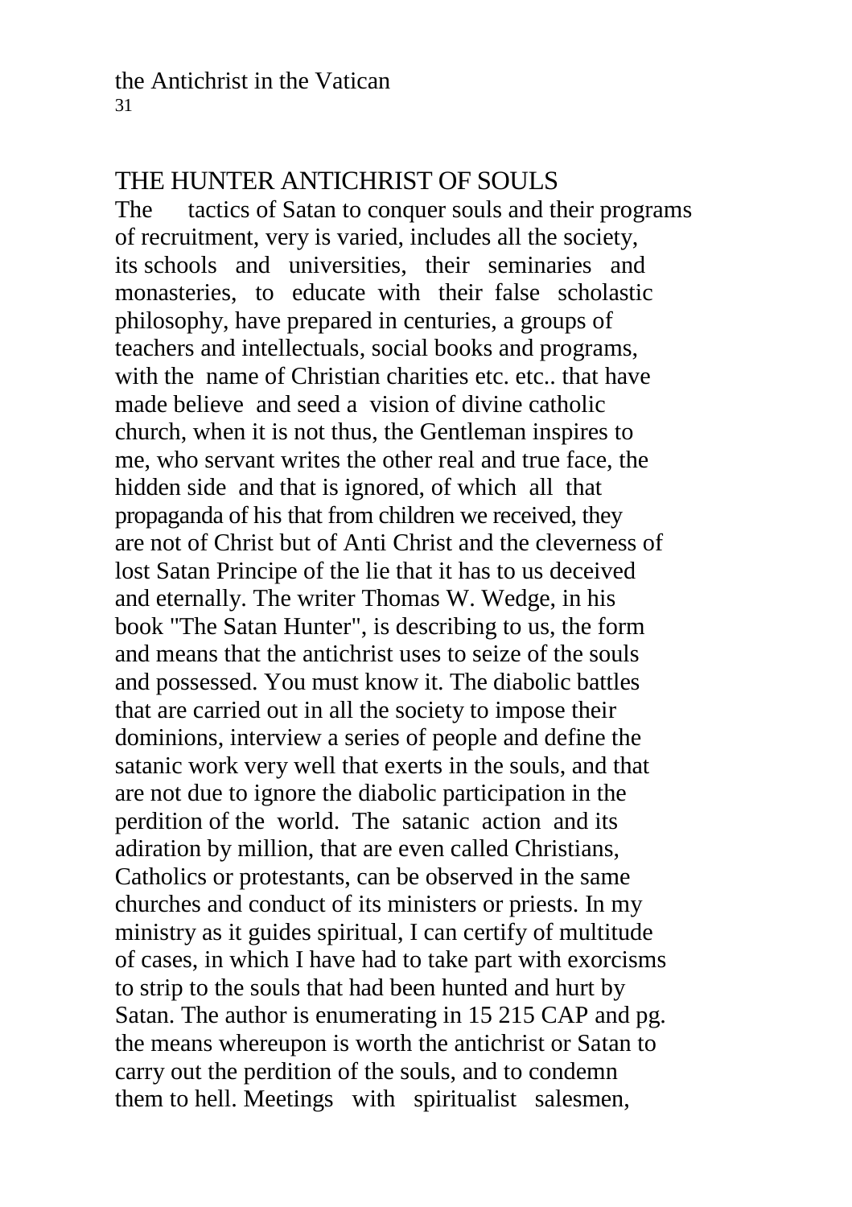## THE HUNTER ANTICHRIST OF SOULS

The tactics of Satan to conquer souls and their programs of recruitment, very is varied, includes all the society, its schools and universities, their seminaries and monasteries, to educate with their false scholastic philosophy, have prepared in centuries, a groups of teachers and intellectuals, social books and programs, with the name of Christian charities etc. etc.. that have made believe and seed a vision of divine catholic church, when it is not thus, the Gentleman inspires to me, who servant writes the other real and true face, the hidden side and that is ignored, of which all that propaganda of his that from children we received, they are not of Christ but of Anti Christ and the cleverness of lost Satan Principe of the lie that it has to us deceived and eternally. The writer Thomas W. Wedge, in his book "The Satan Hunter", is describing to us, the form and means that the antichrist uses to seize of the souls and possessed. You must know it. The diabolic battles that are carried out in all the society to impose their dominions, interview a series of people and define the satanic work very well that exerts in the souls, and that are not due to ignore the diabolic participation in the perdition of the world. The satanic action and its adiration by million, that are even called Christians, Catholics or protestants, can be observed in the same churches and conduct of its ministers or priests. In my ministry as it guides spiritual, I can certify of multitude of cases, in which I have had to take part with exorcisms to strip to the souls that had been hunted and hurt by Satan. The author is enumerating in 15 215 CAP and pg. the means whereupon is worth the antichrist or Satan to carry out the perdition of the souls, and to condemn them to hell. Meetings with spiritualist salesmen,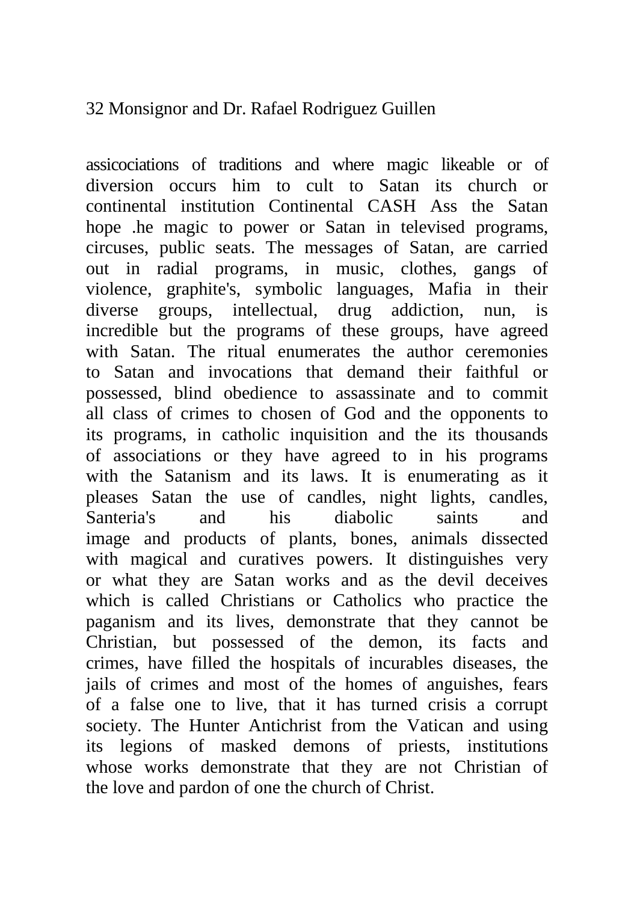assicociations of traditions and where magic likeable or of diversion occurs him to cult to Satan its church or continental institution Continental CASH Ass the Satan hope .he magic to power or Satan in televised programs, circuses, public seats. The messages of Satan, are carried out in radial programs, in music, clothes, gangs of violence, graphite's, symbolic languages, Mafia in their diverse groups, intellectual, drug addiction, nun, is incredible but the programs of these groups, have agreed with Satan. The ritual enumerates the author ceremonies to Satan and invocations that demand their faithful or possessed, blind obedience to assassinate and to commit all class of crimes to chosen of God and the opponents to its programs, in catholic inquisition and the its thousands of associations or they have agreed to in his programs with the Satanism and its laws. It is enumerating as it pleases Satan the use of candles, night lights, candles, Santeria's and his diabolic saints and image and products of plants, bones, animals dissected with magical and curatives powers. It distinguishes very or what they are Satan works and as the devil deceives which is called Christians or Catholics who practice the paganism and its lives, demonstrate that they cannot be Christian, but possessed of the demon, its facts and crimes, have filled the hospitals of incurables diseases, the jails of crimes and most of the homes of anguishes, fears of a false one to live, that it has turned crisis a corrupt society. The Hunter Antichrist from the Vatican and using its legions of masked demons of priests, institutions whose works demonstrate that they are not Christian of the love and pardon of one the church of Christ.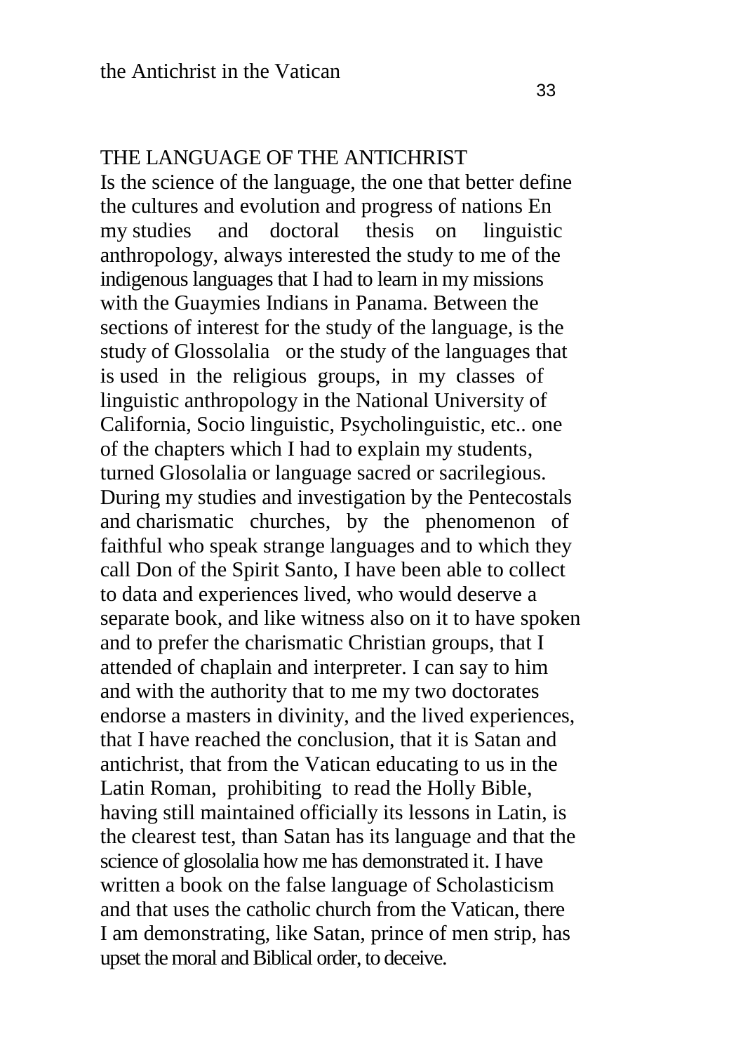## THE LANGUAGE OF THE ANTICHRIST

Is the science of the language, the one that better define the cultures and evolution and progress of nations En my studies and doctoral thesis on linguistic anthropology, always interested the study to me of the indigenous languages that I had to learn in my missions with the Guaymies Indians in Panama. Between the sections of interest for the study of the language, is the study of Glossolalia or the study of the languages that is used in the religious groups, in my classes of linguistic anthropology in the National University of California, Socio linguistic, Psycholinguistic, etc.. one of the chapters which I had to explain my students, turned Glosolalia or language sacred or sacrilegious. During my studies and investigation by the Pentecostals and charismatic churches, by the phenomenon of faithful who speak strange languages and to which they call Don of the Spirit Santo, I have been able to collect to data and experiences lived, who would deserve a separate book, and like witness also on it to have spoken and to prefer the charismatic Christian groups, that I attended of chaplain and interpreter. I can say to him and with the authority that to me my two doctorates endorse a masters in divinity, and the lived experiences, that I have reached the conclusion, that it is Satan and antichrist, that from the Vatican educating to us in the Latin Roman, prohibiting to read the Holly Bible, having still maintained officially its lessons in Latin, is the clearest test, than Satan has its language and that the science of glosolalia how me has demonstrated it. I have written a book on the false language of Scholasticism and that uses the catholic church from the Vatican, there I am demonstrating, like Satan, prince of men strip, has upset the moral and Biblical order, to deceive.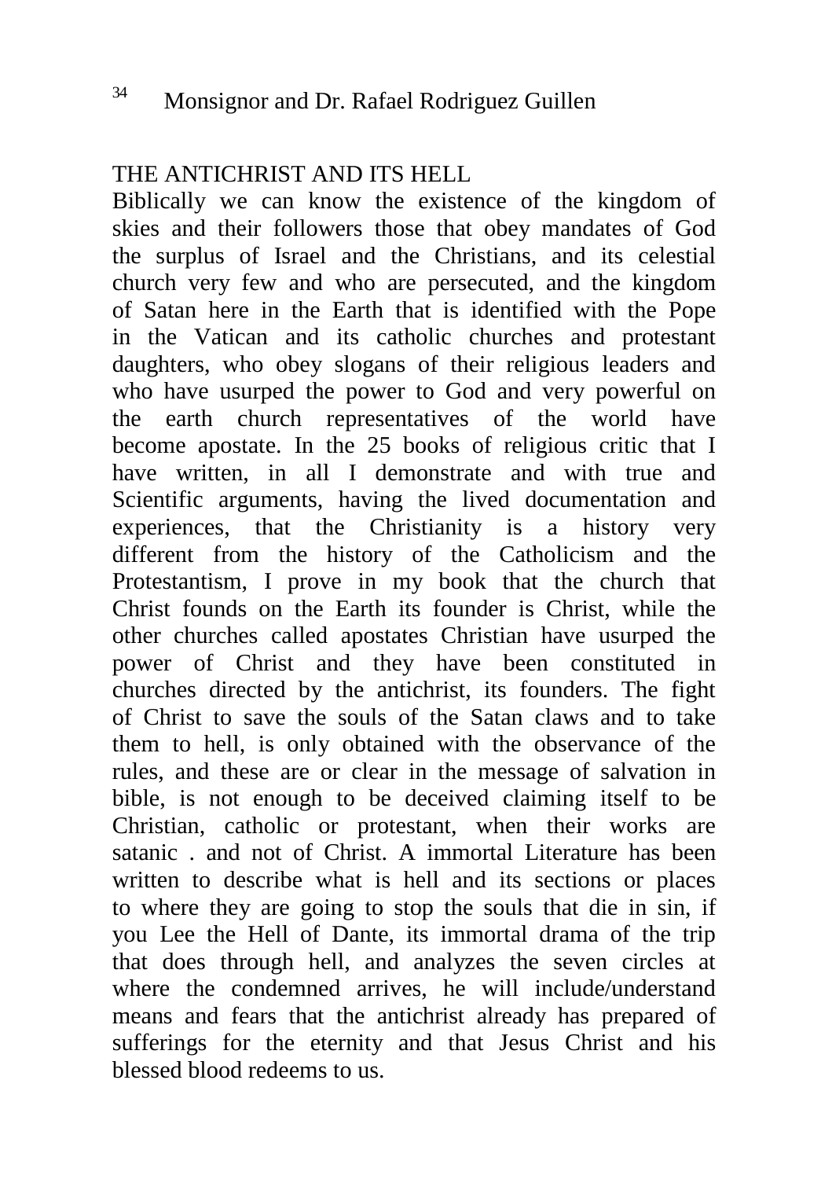## THE ANTICHRIST AND ITS HELL

Biblically we can know the existence of the kingdom of skies and their followers those that obey mandates of God the surplus of Israel and the Christians, and its celestial church very few and who are persecuted, and the kingdom of Satan here in the Earth that is identified with the Pope in the Vatican and its catholic churches and protestant daughters, who obey slogans of their religious leaders and who have usurped the power to God and very powerful on the earth church representatives of the world have become apostate. In the 25 books of religious critic that I have written, in all I demonstrate and with true and Scientific arguments, having the lived documentation and experiences, that the Christianity is a history very different from the history of the Catholicism and the Protestantism, I prove in my book that the church that Christ founds on the Earth its founder is Christ, while the other churches called apostates Christian have usurped the power of Christ and they have been constituted in churches directed by the antichrist, its founders. The fight of Christ to save the souls of the Satan claws and to take them to hell, is only obtained with the observance of the rules, and these are or clear in the message of salvation in bible, is not enough to be deceived claiming itself to be Christian, catholic or protestant, when their works are satanic . and not of Christ. A immortal Literature has been written to describe what is hell and its sections or places to where they are going to stop the souls that die in sin, if you Lee the Hell of Dante, its immortal drama of the trip that does through hell, and analyzes the seven circles at where the condemned arrives, he will include/understand means and fears that the antichrist already has prepared of sufferings for the eternity and that Jesus Christ and his blessed blood redeems to us.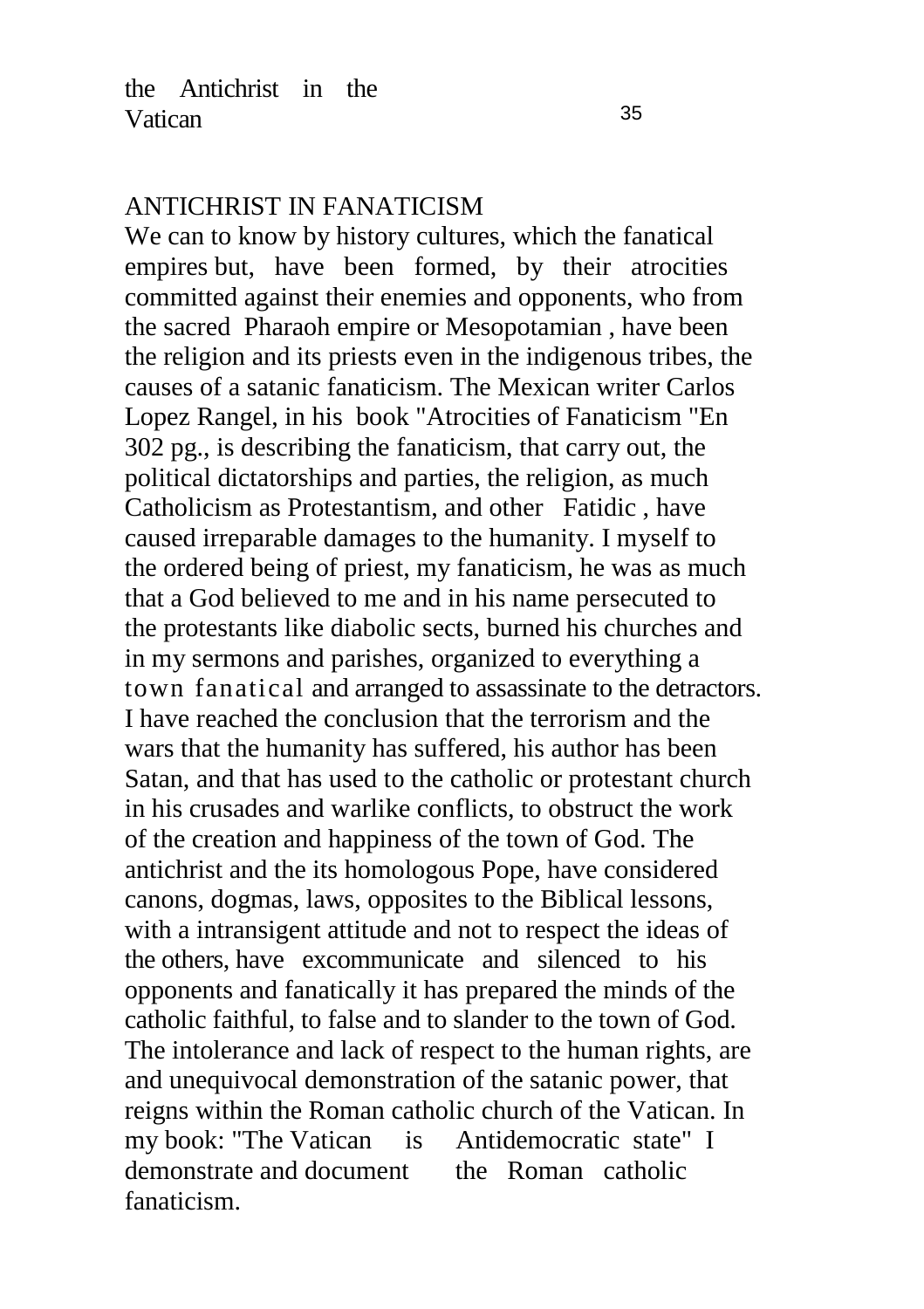## ANTICHRIST IN FANATICISM

We can to know by history cultures, which the fanatical empires but, have been formed, by their atrocities committed against their enemies and opponents, who from the sacred Pharaoh empire or Mesopotamian , have been the religion and its priests even in the indigenous tribes, the causes of a satanic fanaticism. The Mexican writer Carlos Lopez Rangel, in his book "Atrocities of Fanaticism "En 302 pg., is describing the fanaticism, that carry out, the political dictatorships and parties, the religion, as much Catholicism as Protestantism, and other Fatidic , have caused irreparable damages to the humanity. I myself to the ordered being of priest, my fanaticism, he was as much that a God believed to me and in his name persecuted to the protestants like diabolic sects, burned his churches and in my sermons and parishes, organized to everything a town fanatical and arranged to assassinate to the detractors. I have reached the conclusion that the terrorism and the wars that the humanity has suffered, his author has been Satan, and that has used to the catholic or protestant church in his crusades and warlike conflicts, to obstruct the work of the creation and happiness of the town of God. The antichrist and the its homologous Pope, have considered canons, dogmas, laws, opposites to the Biblical lessons, with a intransigent attitude and not to respect the ideas of the others, have excommunicate and silenced to his opponents and fanatically it has prepared the minds of the catholic faithful, to false and to slander to the town of God. The intolerance and lack of respect to the human rights, are and unequivocal demonstration of the satanic power, that reigns within the Roman catholic church of the Vatican. In my book: "The Vatican is Antidemocratic state" I demonstrate and document the Roman catholic fanaticism.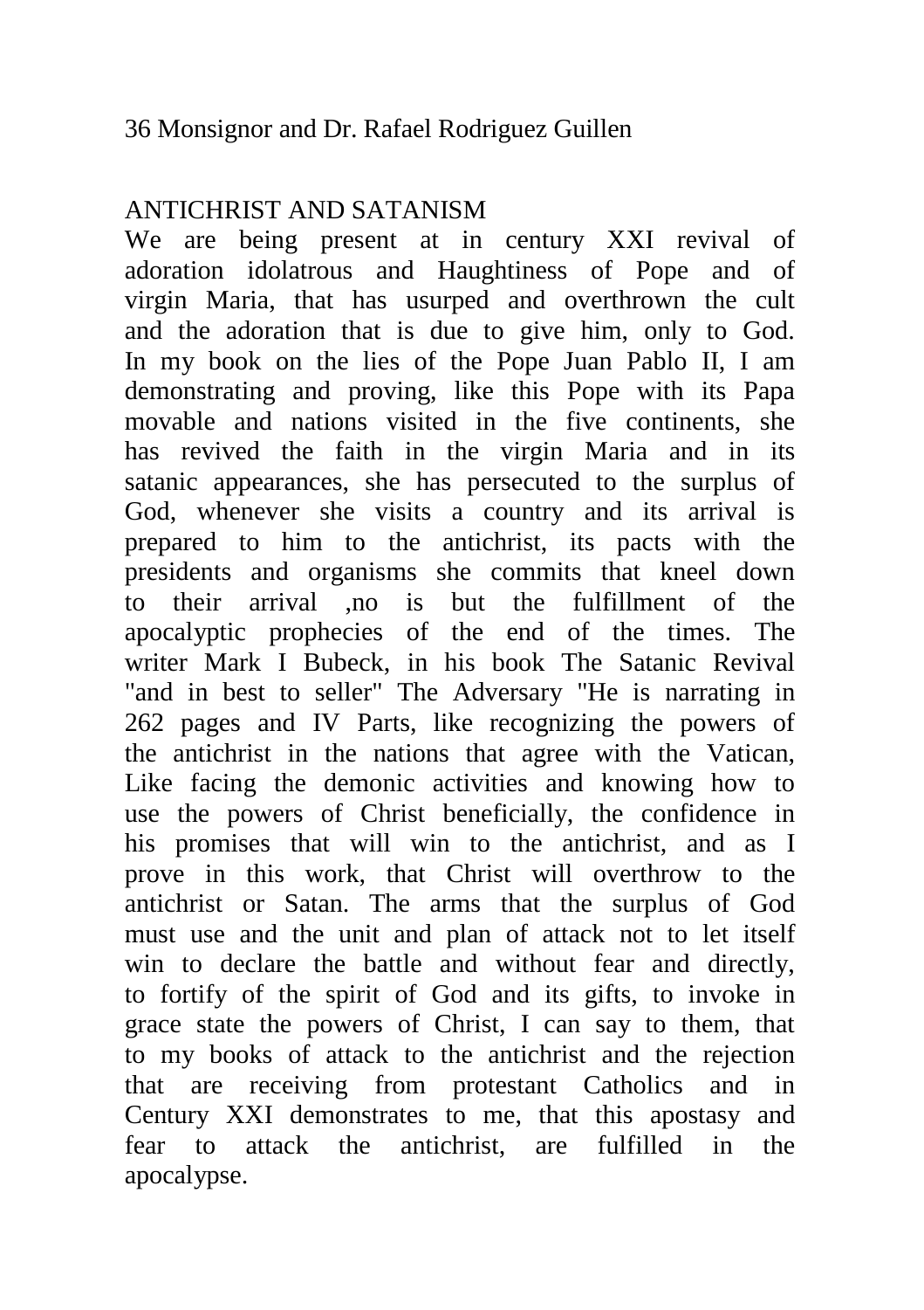## ANTICHRIST AND SATANISM

We are being present at in century XXI revival of adoration idolatrous and Haughtiness of Pope and of virgin Maria, that has usurped and overthrown the cult and the adoration that is due to give him, only to God. In my book on the lies of the Pope Juan Pablo II, I am demonstrating and proving, like this Pope with its Papa movable and nations visited in the five continents, she has revived the faith in the virgin Maria and in its satanic appearances, she has persecuted to the surplus of God, whenever she visits a country and its arrival is prepared to him to the antichrist, its pacts with the presidents and organisms she commits that kneel down to their arrival ,no is but the fulfillment of the apocalyptic prophecies of the end of the times. The writer Mark I Bubeck, in his book The Satanic Revival "and in best to seller" The Adversary "He is narrating in 262 pages and IV Parts, like recognizing the powers of the antichrist in the nations that agree with the Vatican, Like facing the demonic activities and knowing how to use the powers of Christ beneficially, the confidence in his promises that will win to the antichrist, and as I prove in this work, that Christ will overthrow to the antichrist or Satan. The arms that the surplus of God must use and the unit and plan of attack not to let itself win to declare the battle and without fear and directly, to fortify of the spirit of God and its gifts, to invoke in grace state the powers of Christ, I can say to them, that to my books of attack to the antichrist and the rejection that are receiving from protestant Catholics and in Century XXI demonstrates to me, that this apostasy and fear to attack the antichrist, are fulfilled in the apocalypse.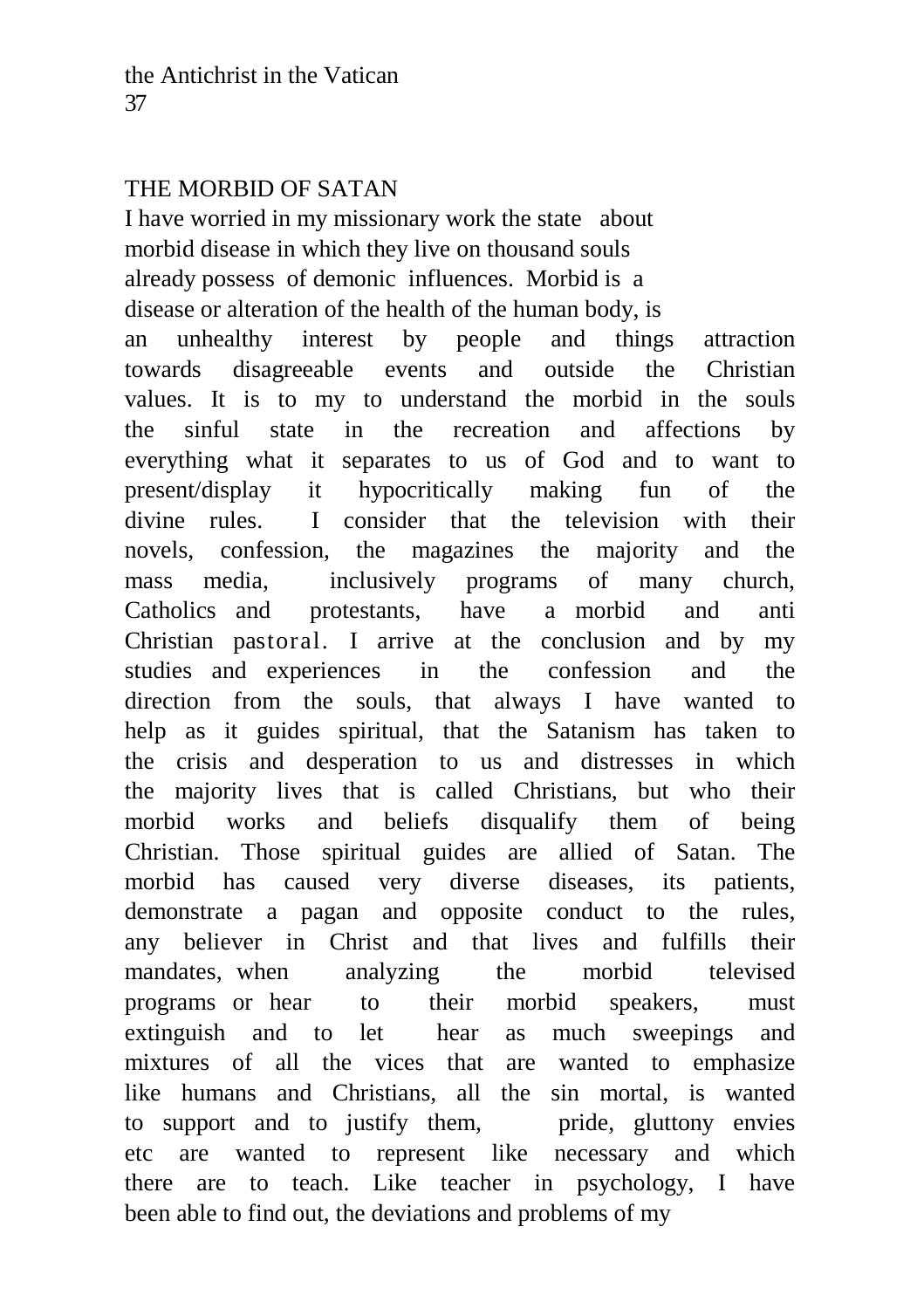## THE MORBID OF SATAN

I have worried in my missionary work the state about morbid disease in which they live on thousand souls already possess of demonic influences. Morbid is a disease or alteration of the health of the human body, is an unhealthy interest by people and things attraction towards disagreeable events and outside the Christian values. It is to my to understand the morbid in the souls the sinful state in the recreation and affections by everything what it separates to us of God and to want to present/display it hypocritically making fun of the divine rules. I consider that the television with their novels, confession, the magazines the majority and the mass media, inclusively programs of many church, Catholics and protestants, have a morbid and anti Christian pastoral. I arrive at the conclusion and by my studies and experiences in the confession and the direction from the souls, that always I have wanted to help as it guides spiritual, that the Satanism has taken to the crisis and desperation to us and distresses in which the majority lives that is called Christians, but who their morbid works and beliefs disqualify them of being Christian. Those spiritual guides are allied of Satan. The morbid has caused very diverse diseases, its patients, demonstrate a pagan and opposite conduct to the rules, any believer in Christ and that lives and fulfills their mandates, when analyzing the morbid televised programs or hear to their morbid speakers, must extinguish and to let hear as much sweepings and mixtures of all the vices that are wanted to emphasize like humans and Christians, all the sin mortal, is wanted to support and to justify them, pride, gluttony envies etc are wanted to represent like necessary and which there are to teach. Like teacher in psychology, I have been able to find out, the deviations and problems of my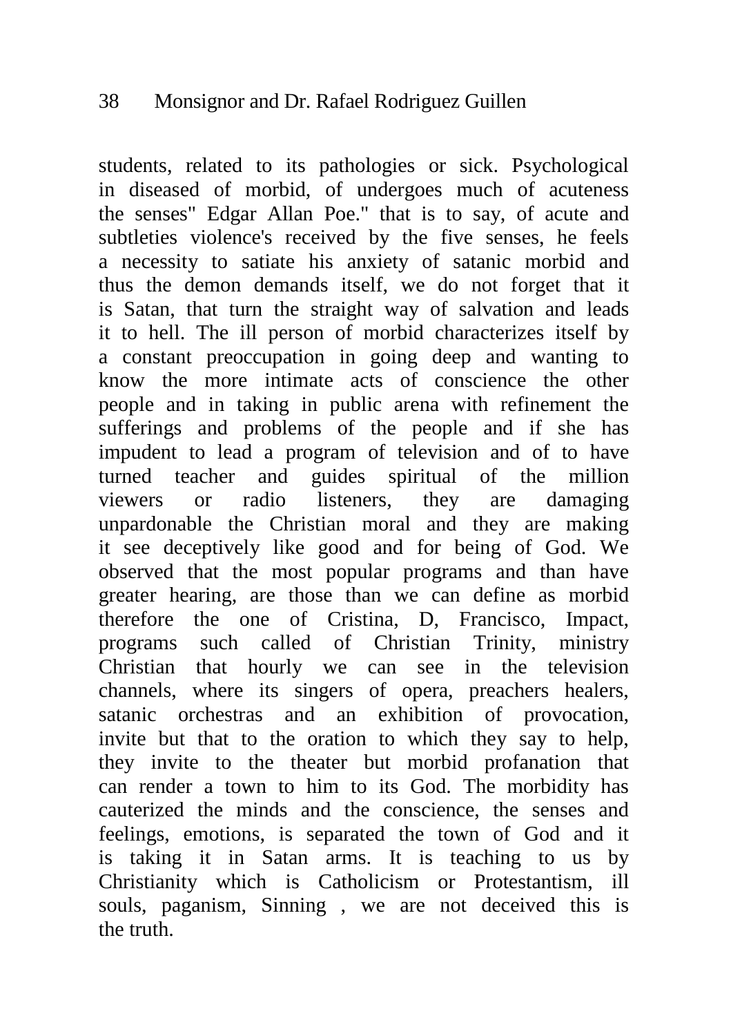students, related to its pathologies or sick. Psychological in diseased of morbid, of undergoes much of acuteness the senses" Edgar Allan Poe." that is to say, of acute and subtleties violence's received by the five senses, he feels a necessity to satiate his anxiety of satanic morbid and thus the demon demands itself, we do not forget that it is Satan, that turn the straight way of salvation and leads it to hell. The ill person of morbid characterizes itself by a constant preoccupation in going deep and wanting to know the more intimate acts of conscience the other people and in taking in public arena with refinement the sufferings and problems of the people and if she has impudent to lead a program of television and of to have turned teacher and guides spiritual of the million viewers or radio listeners, they are damaging unpardonable the Christian moral and they are making it see deceptively like good and for being of God. We observed that the most popular programs and than have greater hearing, are those than we can define as morbid therefore the one of Cristina, D, Francisco, Impact, programs such called of Christian Trinity, ministry Christian that hourly we can see in the television channels, where its singers of opera, preachers healers, satanic orchestras and an exhibition of provocation, invite but that to the oration to which they say to help, they invite to the theater but morbid profanation that can render a town to him to its God. The morbidity has cauterized the minds and the conscience, the senses and feelings, emotions, is separated the town of God and it is taking it in Satan arms. It is teaching to us by Christianity which is Catholicism or Protestantism, ill souls, paganism, Sinning , we are not deceived this is the truth.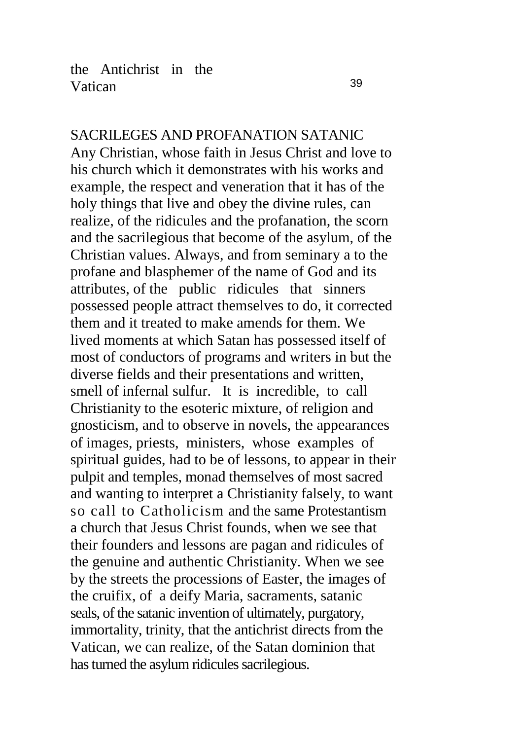## SACRILEGES AND PROFANATION SATANIC

Any Christian, whose faith in Jesus Christ and love to his church which it demonstrates with his works and example, the respect and veneration that it has of the holy things that live and obey the divine rules, can realize, of the ridicules and the profanation, the scorn and the sacrilegious that become of the asylum, of the Christian values. Always, and from seminary a to the profane and blasphemer of the name of God and its attributes, of the public ridicules that sinners possessed people attract themselves to do, it corrected them and it treated to make amends for them. We lived moments at which Satan has possessed itself of most of conductors of programs and writers in but the diverse fields and their presentations and written, smell of infernal sulfur. It is incredible, to call Christianity to the esoteric mixture, of religion and gnosticism, and to observe in novels, the appearances of images, priests, ministers, whose examples of spiritual guides, had to be of lessons, to appear in their pulpit and temples, monad themselves of most sacred and wanting to interpret a Christianity falsely, to want so call to Catholicism and the same Protestantism a church that Jesus Christ founds, when we see that their founders and lessons are pagan and ridicules of the genuine and authentic Christianity. When we see by the streets the processions of Easter, the images of the cruifix, of a deify Maria, sacraments, satanic seals, of the satanic invention of ultimately, purgatory, immortality, trinity, that the antichrist directs from the Vatican, we can realize, of the Satan dominion that has turned the asylum ridicules sacrilegious.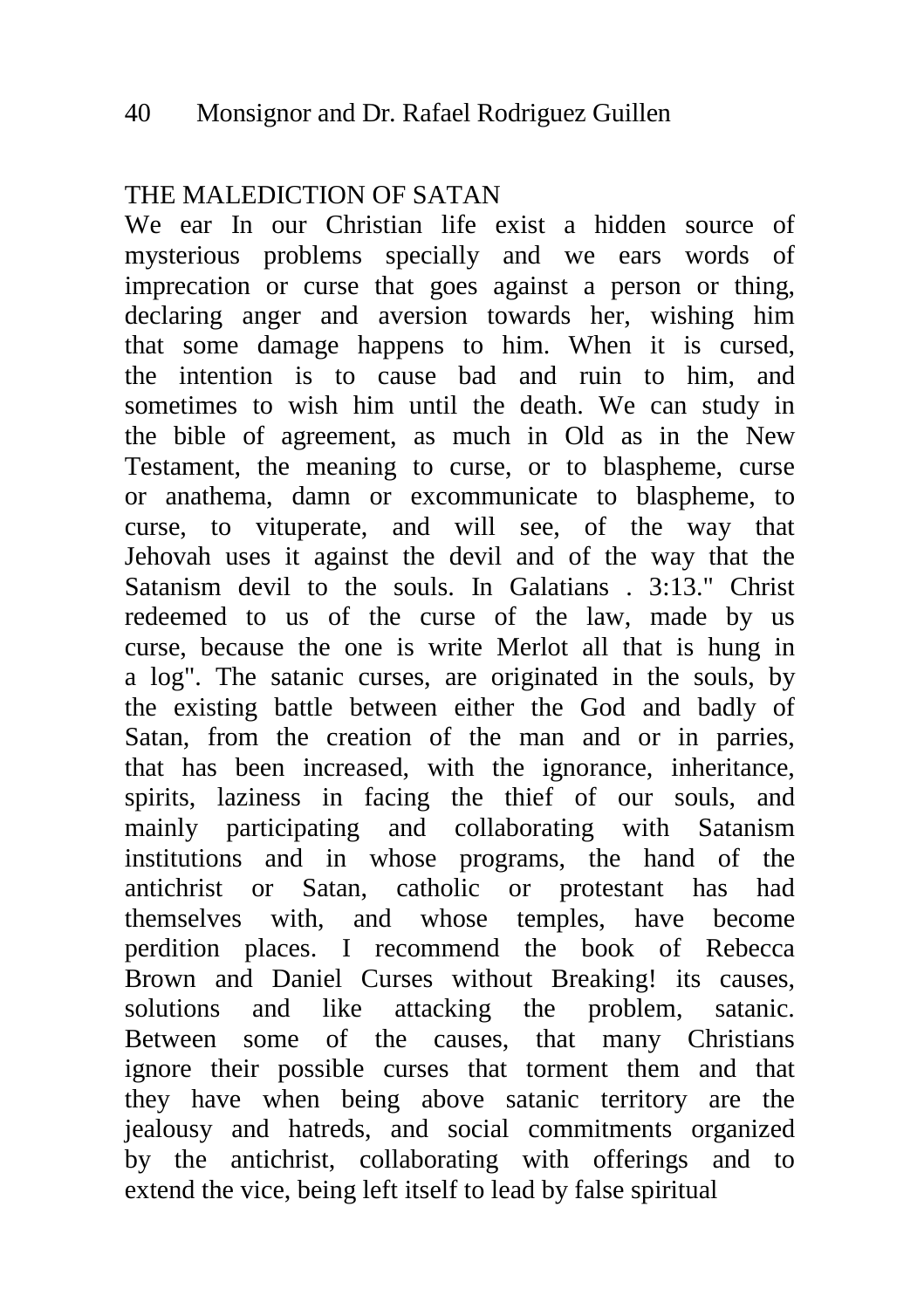## THE MALEDICTION OF SATAN

We ear In our Christian life exist a hidden source of mysterious problems specially and we ears words of imprecation or curse that goes against a person or thing, declaring anger and aversion towards her, wishing him that some damage happens to him. When it is cursed, the intention is to cause bad and ruin to him, and sometimes to wish him until the death. We can study in the bible of agreement, as much in Old as in the New Testament, the meaning to curse, or to blaspheme, curse or anathema, damn or excommunicate to blaspheme, to curse, to vituperate, and will see, of the way that Jehovah uses it against the devil and of the way that the Satanism devil to the souls. In Galatians . 3:13." Christ redeemed to us of the curse of the law, made by us curse, because the one is write Merlot all that is hung in a log". The satanic curses, are originated in the souls, by the existing battle between either the God and badly of Satan, from the creation of the man and or in parries, that has been increased, with the ignorance, inheritance, spirits, laziness in facing the thief of our souls, and mainly participating and collaborating with Satanism institutions and in whose programs, the hand of the antichrist or Satan, catholic or protestant has had themselves with, and whose temples, have become perdition places. I recommend the book of Rebecca Brown and Daniel Curses without Breaking! its causes, solutions and like attacking the problem, satanic. Between some of the causes, that many Christians ignore their possible curses that torment them and that they have when being above satanic territory are the jealousy and hatreds, and social commitments organized by the antichrist, collaborating with offerings and to extend the vice, being left itself to lead by false spiritual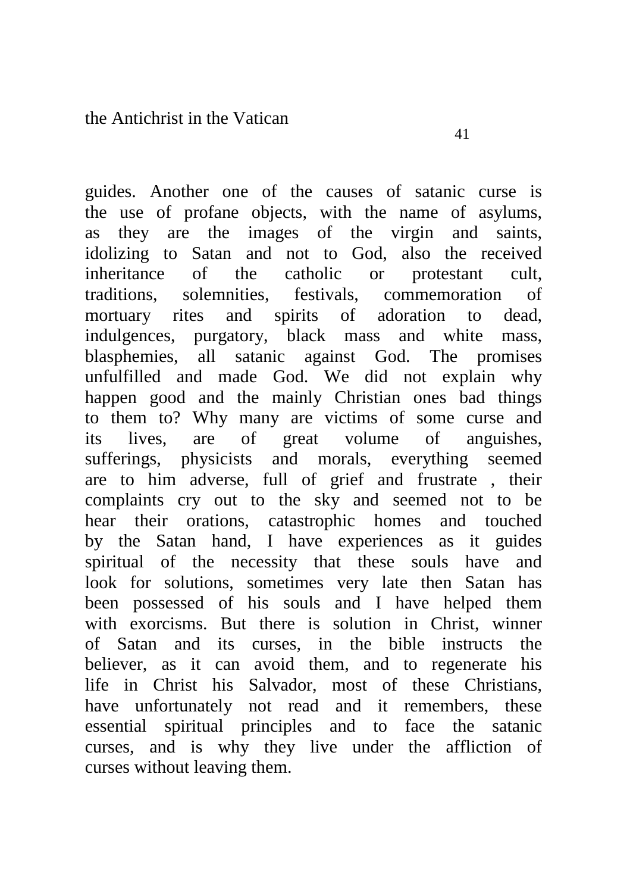guides. Another one of the causes of satanic curse is the use of profane objects, with the name of asylums, as they are the images of the virgin and saints, idolizing to Satan and not to God, also the received inheritance of the catholic or protestant cult, traditions, solemnities, festivals, commemoration of mortuary rites and spirits of adoration to dead, indulgences, purgatory, black mass and white mass, blasphemies, all satanic against God. The promises unfulfilled and made God. We did not explain why happen good and the mainly Christian ones bad things to them to? Why many are victims of some curse and its lives, are of great volume of anguishes, sufferings, physicists and morals, everything seemed are to him adverse, full of grief and frustrate , their complaints cry out to the sky and seemed not to be hear their orations, catastrophic homes and touched by the Satan hand, I have experiences as it guides spiritual of the necessity that these souls have and look for solutions, sometimes very late then Satan has been possessed of his souls and I have helped them with exorcisms. But there is solution in Christ, winner of Satan and its curses, in the bible instructs the believer, as it can avoid them, and to regenerate his life in Christ his Salvador, most of these Christians, have unfortunately not read and it remembers, these essential spiritual principles and to face the satanic curses, and is why they live under the affliction of curses without leaving them.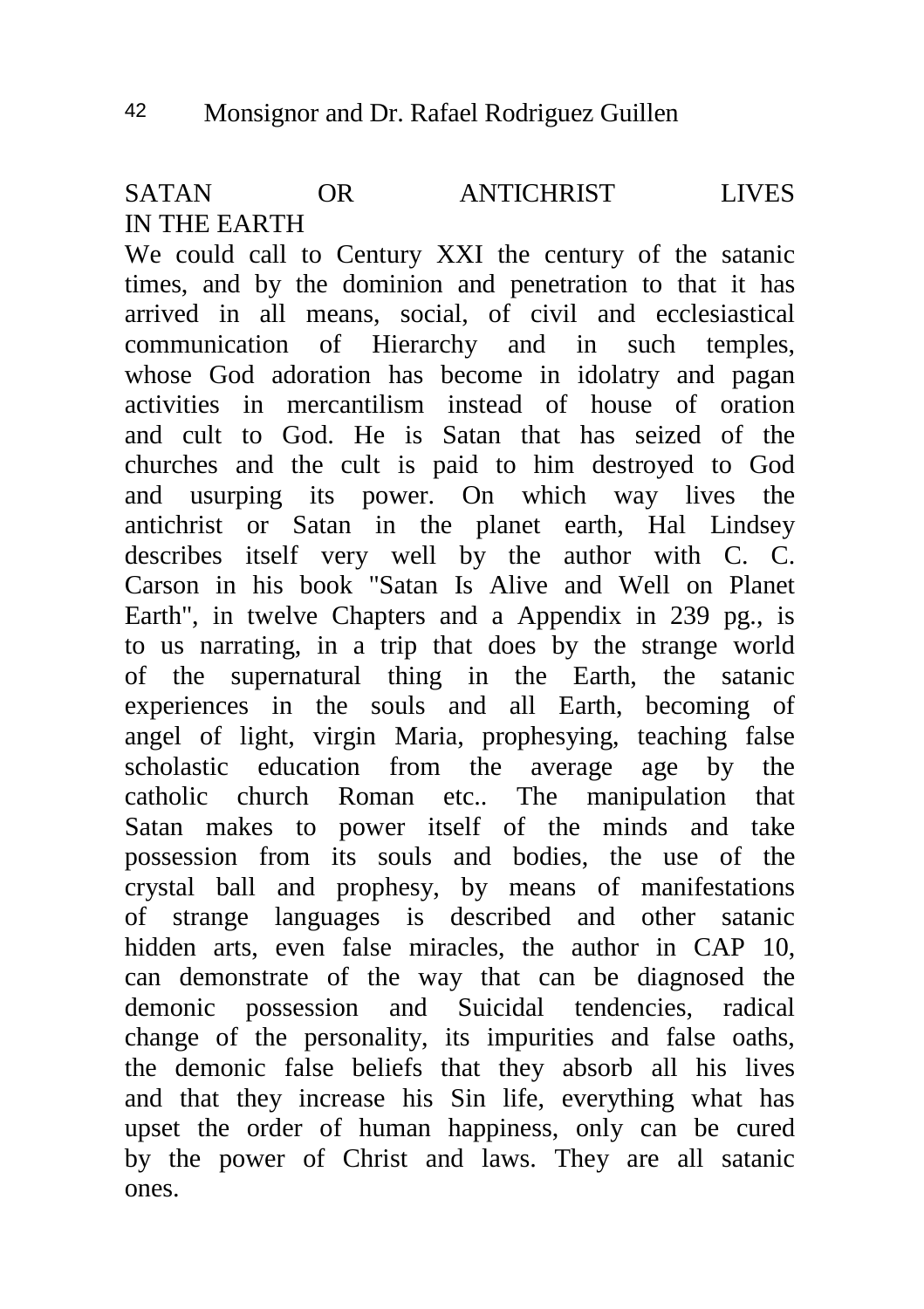## SATAN OR ANTICHRIST LIVES IN THE EARTH

We could call to Century XXI the century of the satanic times, and by the dominion and penetration to that it has arrived in all means, social, of civil and ecclesiastical communication of Hierarchy and in such temples, whose God adoration has become in idolatry and pagan activities in mercantilism instead of house of oration and cult to God. He is Satan that has seized of the churches and the cult is paid to him destroyed to God and usurping its power. On which way lives the antichrist or Satan in the planet earth, Hal Lindsey describes itself very well by the author with C. C. Carson in his book "Satan Is Alive and Well on Planet Earth", in twelve Chapters and a Appendix in 239 pg., is to us narrating, in a trip that does by the strange world of the supernatural thing in the Earth, the satanic experiences in the souls and all Earth, becoming of angel of light, virgin Maria, prophesying, teaching false scholastic education from the average age by the catholic church Roman etc.. The manipulation that Satan makes to power itself of the minds and take possession from its souls and bodies, the use of the crystal ball and prophesy, by means of manifestations of strange languages is described and other satanic hidden arts, even false miracles, the author in CAP 10, can demonstrate of the way that can be diagnosed the demonic possession and Suicidal tendencies, radical change of the personality, its impurities and false oaths, the demonic false beliefs that they absorb all his lives and that they increase his Sin life, everything what has upset the order of human happiness, only can be cured by the power of Christ and laws. They are all satanic ones.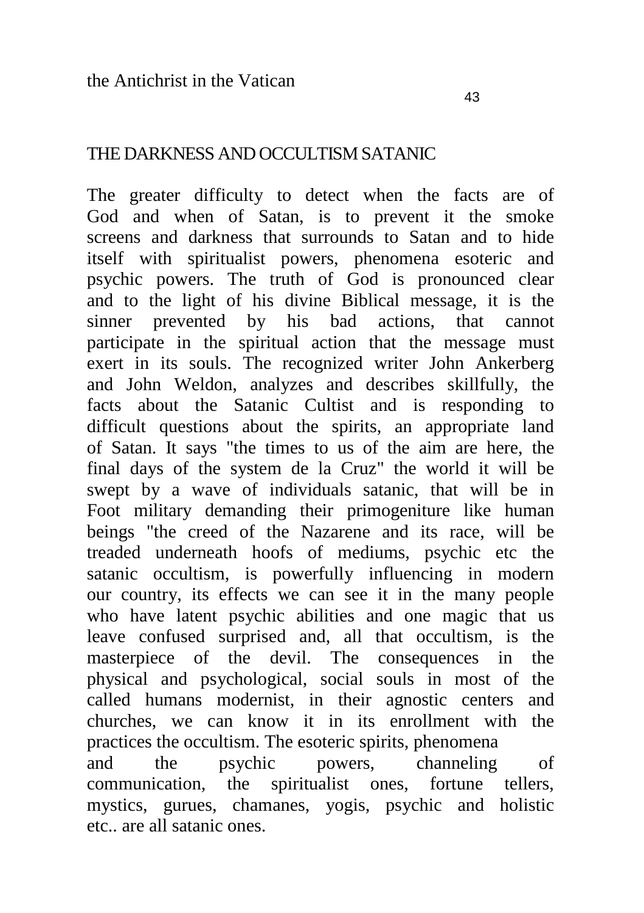## THE DARKNESS AND OCCULTISM SATANIC

The greater difficulty to detect when the facts are of God and when of Satan, is to prevent it the smoke screens and darkness that surrounds to Satan and to hide itself with spiritualist powers, phenomena esoteric and psychic powers. The truth of God is pronounced clear and to the light of his divine Biblical message, it is the sinner prevented by his bad actions, that cannot participate in the spiritual action that the message must exert in its souls. The recognized writer John Ankerberg and John Weldon, analyzes and describes skillfully, the facts about the Satanic Cultist and is responding to difficult questions about the spirits, an appropriate land of Satan. It says "the times to us of the aim are here, the final days of the system de la Cruz" the world it will be swept by a wave of individuals satanic, that will be in Foot military demanding their primogeniture like human beings "the creed of the Nazarene and its race, will be treaded underneath hoofs of mediums, psychic etc the satanic occultism, is powerfully influencing in modern our country, its effects we can see it in the many people who have latent psychic abilities and one magic that us leave confused surprised and, all that occultism, is the masterpiece of the devil. The consequences in the physical and psychological, social souls in most of the called humans modernist, in their agnostic centers and churches, we can know it in its enrollment with the practices the occultism. The esoteric spirits, phenomena and the psychic powers, channeling of communication, the spiritualist ones, fortune tellers, mystics, gurues, chamanes, yogis, psychic and holistic etc.. are all satanic ones.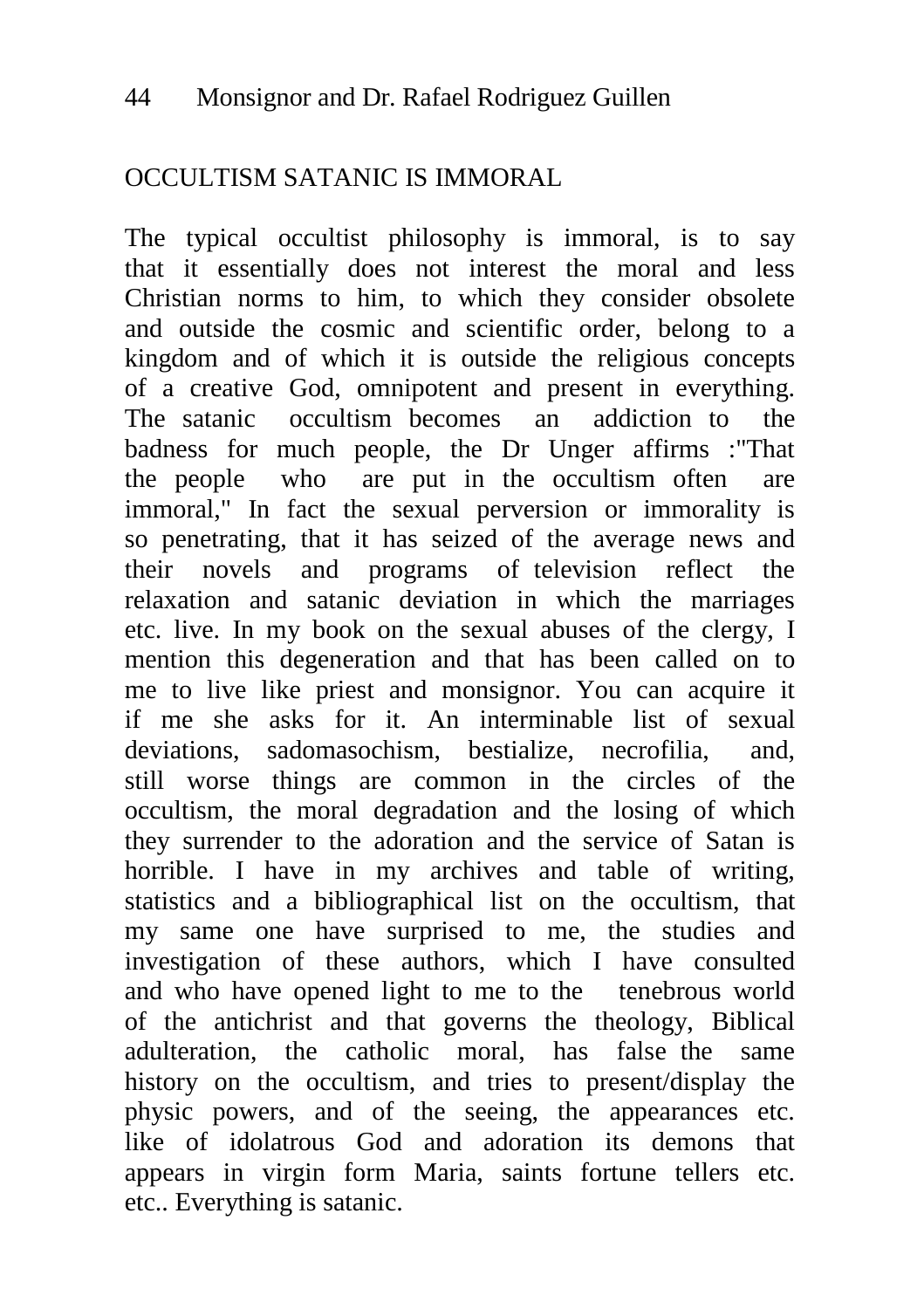## OCCULTISM SATANIC IS IMMORAL

The typical occultist philosophy is immoral, is to say that it essentially does not interest the moral and less Christian norms to him, to which they consider obsolete and outside the cosmic and scientific order, belong to a kingdom and of which it is outside the religious concepts of a creative God, omnipotent and present in everything. The satanic occultism becomes an addiction to the badness for much people, the Dr Unger affirms :"That the people who are put in the occultism often are immoral," In fact the sexual perversion or immorality is so penetrating, that it has seized of the average news and their novels and programs of television reflect the relaxation and satanic deviation in which the marriages etc. live. In my book on the sexual abuses of the clergy, I mention this degeneration and that has been called on to me to live like priest and monsignor. You can acquire it if me she asks for it. An interminable list of sexual deviations, sadomasochism, bestialize, necrofilia, and, still worse things are common in the circles of the occultism, the moral degradation and the losing of which they surrender to the adoration and the service of Satan is horrible. I have in my archives and table of writing, statistics and a bibliographical list on the occultism, that my same one have surprised to me, the studies and investigation of these authors, which I have consulted and who have opened light to me to the tenebrous world of the antichrist and that governs the theology, Biblical adulteration, the catholic moral, has false the same history on the occultism, and tries to present/display the physic powers, and of the seeing, the appearances etc. like of idolatrous God and adoration its demons that appears in virgin form Maria, saints fortune tellers etc. etc.. Everything is satanic.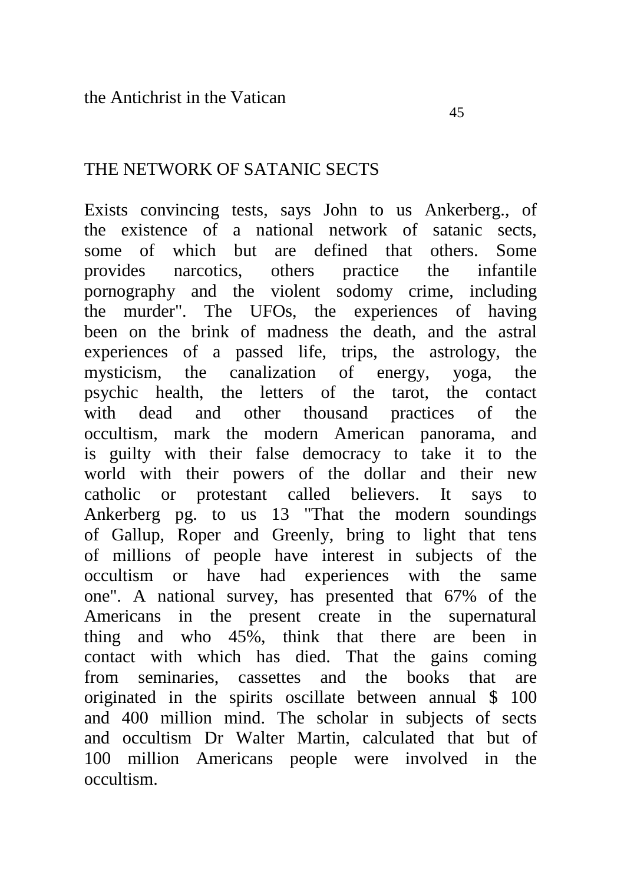## THE NETWORK OF SATANIC SECTS

Exists convincing tests, says John to us Ankerberg., of the existence of a national network of satanic sects, some of which but are defined that others. Some provides narcotics, others practice the infantile pornography and the violent sodomy crime, including the murder". The UFOs, the experiences of having been on the brink of madness the death, and the astral experiences of a passed life, trips, the astrology, the mysticism, the canalization of energy, yoga, the psychic health, the letters of the tarot, the contact with dead and other thousand practices of the occultism, mark the modern American panorama, and is guilty with their false democracy to take it to the world with their powers of the dollar and their new catholic or protestant called believers. It says to Ankerberg pg. to us 13 "That the modern soundings of Gallup, Roper and Greenly, bring to light that tens of millions of people have interest in subjects of the occultism or have had experiences with the same one". A national survey, has presented that 67% of the Americans in the present create in the supernatural thing and who 45%, think that there are been in contact with which has died. That the gains coming from seminaries, cassettes and the books that are originated in the spirits oscillate between annual $ 100 and 400 million mind. The scholar in subjects of sects and occultism Dr Walter Martin, calculated that but of 100 million Americans people were involved in the occultism.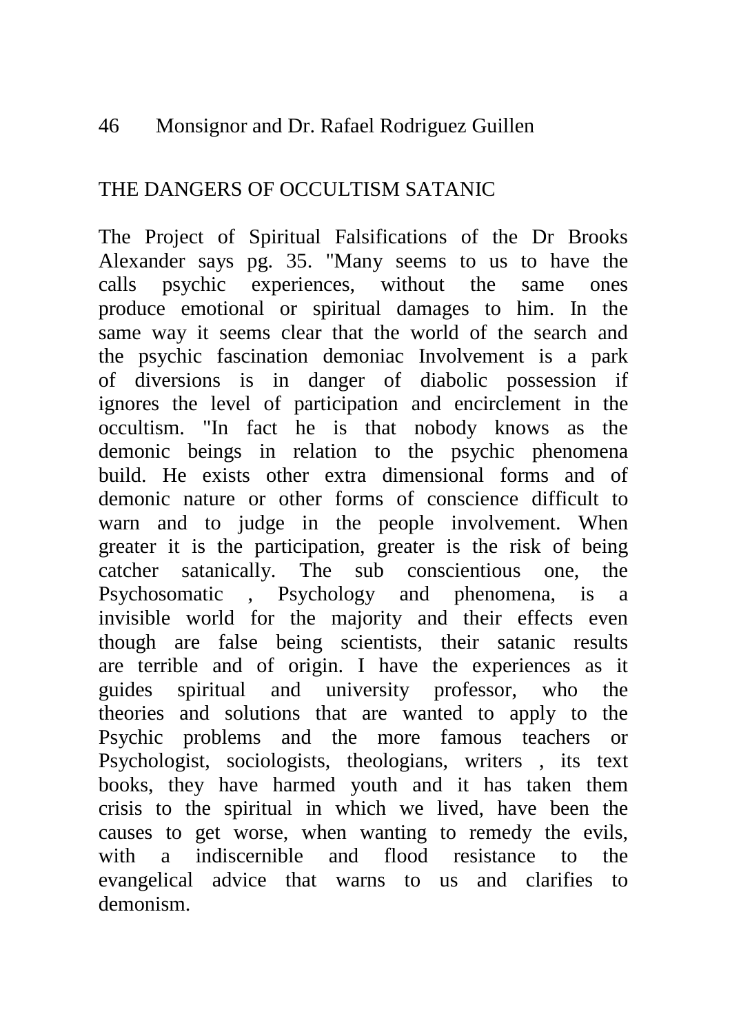## THE DANGERS OF OCCULTISM SATANIC

The Project of Spiritual Falsifications of the Dr Brooks Alexander says pg. 35. "Many seems to us to have the calls psychic experiences, without the same ones produce emotional or spiritual damages to him. In the same way it seems clear that the world of the search and the psychic fascination demoniac Involvement is a park of diversions is in danger of diabolic possession if ignores the level of participation and encirclement in the occultism. "In fact he is that nobody knows as the demonic beings in relation to the psychic phenomena build. He exists other extra dimensional forms and of demonic nature or other forms of conscience difficult to warn and to judge in the people involvement. When greater it is the participation, greater is the risk of being catcher satanically. The sub conscientious one, the Psychosomatic , Psychology and phenomena, is a invisible world for the majority and their effects even though are false being scientists, their satanic results are terrible and of origin. I have the experiences as it guides spiritual and university professor, who the theories and solutions that are wanted to apply to the Psychic problems and the more famous teachers or Psychologist, sociologists, theologians, writers , its text books, they have harmed youth and it has taken them crisis to the spiritual in which we lived, have been the causes to get worse, when wanting to remedy the evils, with a indiscernible and flood resistance to the evangelical advice that warns to us and clarifies to demonism.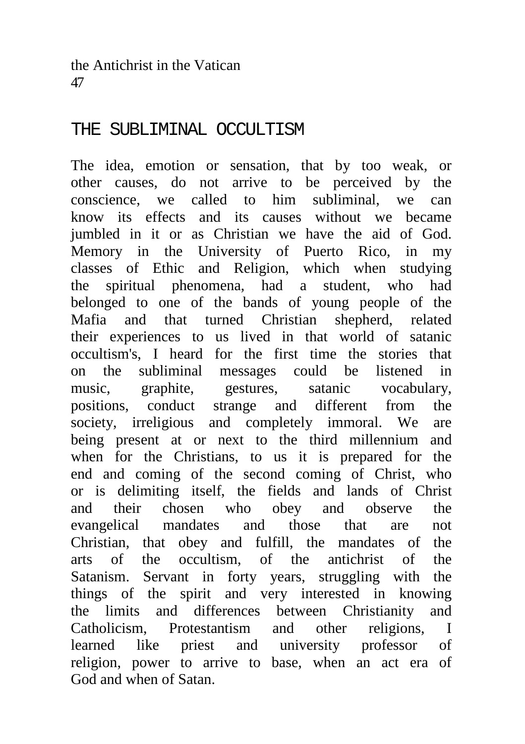## THE SUBLIMINAL OCCULTISM

The idea, emotion or sensation, that by too weak, or other causes, do not arrive to be perceived by the conscience, we called to him subliminal, we can know its effects and its causes without we became jumbled in it or as Christian we have the aid of God. Memory in the University of Puerto Rico, in my classes of Ethic and Religion, which when studying the spiritual phenomena, had a student, who had belonged to one of the bands of young people of the Mafia and that turned Christian shepherd, related their experiences to us lived in that world of satanic occultism's, I heard for the first time the stories that on the subliminal messages could be listened in music, graphite, gestures, satanic vocabulary, positions, conduct strange and different from the society, irreligious and completely immoral. We are being present at or next to the third millennium and when for the Christians, to us it is prepared for the end and coming of the second coming of Christ, who or is delimiting itself, the fields and lands of Christ and their chosen who obey and observe the evangelical mandates and those that are not Christian, that obey and fulfill, the mandates of the arts of the occultism, of the antichrist of the Satanism. Servant in forty years, struggling with the things of the spirit and very interested in knowing the limits and differences between Christianity and Catholicism, Protestantism and other religions, I learned like priest and university professor of religion, power to arrive to base, when an act era of God and when of Satan.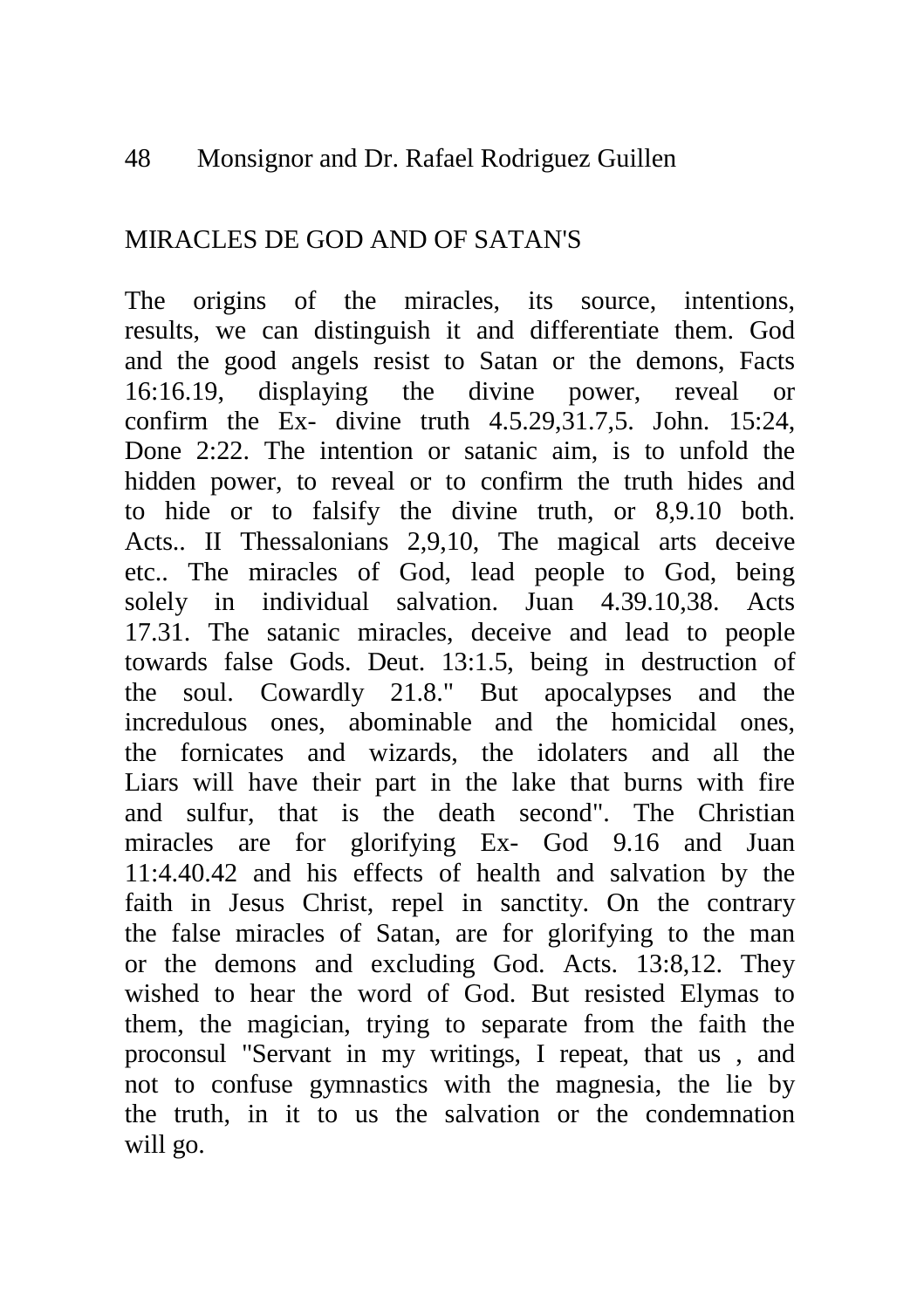## MIRACLES DE GOD AND OF SATAN'S

The origins of the miracles, its source, intentions, results, we can distinguish it and differentiate them. God and the good angels resist to Satan or the demons, Facts 16:16.19, displaying the divine power, reveal or confirm the Ex- divine truth 4.5.29,31.7,5. John. 15:24, Done 2:22. The intention or satanic aim, is to unfold the hidden power, to reveal or to confirm the truth hides and to hide or to falsify the divine truth, or 8,9.10 both. Acts.. II Thessalonians 2,9,10, The magical arts deceive etc.. The miracles of God, lead people to God, being solely in individual salvation. Juan 4.39.10,38. Acts 17.31. The satanic miracles, deceive and lead to people towards false Gods. Deut. 13:1.5, being in destruction of the soul. Cowardly 21.8." But apocalypses and the incredulous ones, abominable and the homicidal ones, the fornicates and wizards, the idolaters and all the Liars will have their part in the lake that burns with fire and sulfur, that is the death second". The Christian miracles are for glorifying Ex- God 9.16 and Juan 11:4.40.42 and his effects of health and salvation by the faith in Jesus Christ, repel in sanctity. On the contrary the false miracles of Satan, are for glorifying to the man or the demons and excluding God. Acts. 13:8,12. They wished to hear the word of God. But resisted Elymas to them, the magician, trying to separate from the faith the proconsul "Servant in my writings, I repeat, that us , and not to confuse gymnastics with the magnesia, the lie by the truth, in it to us the salvation or the condemnation will go.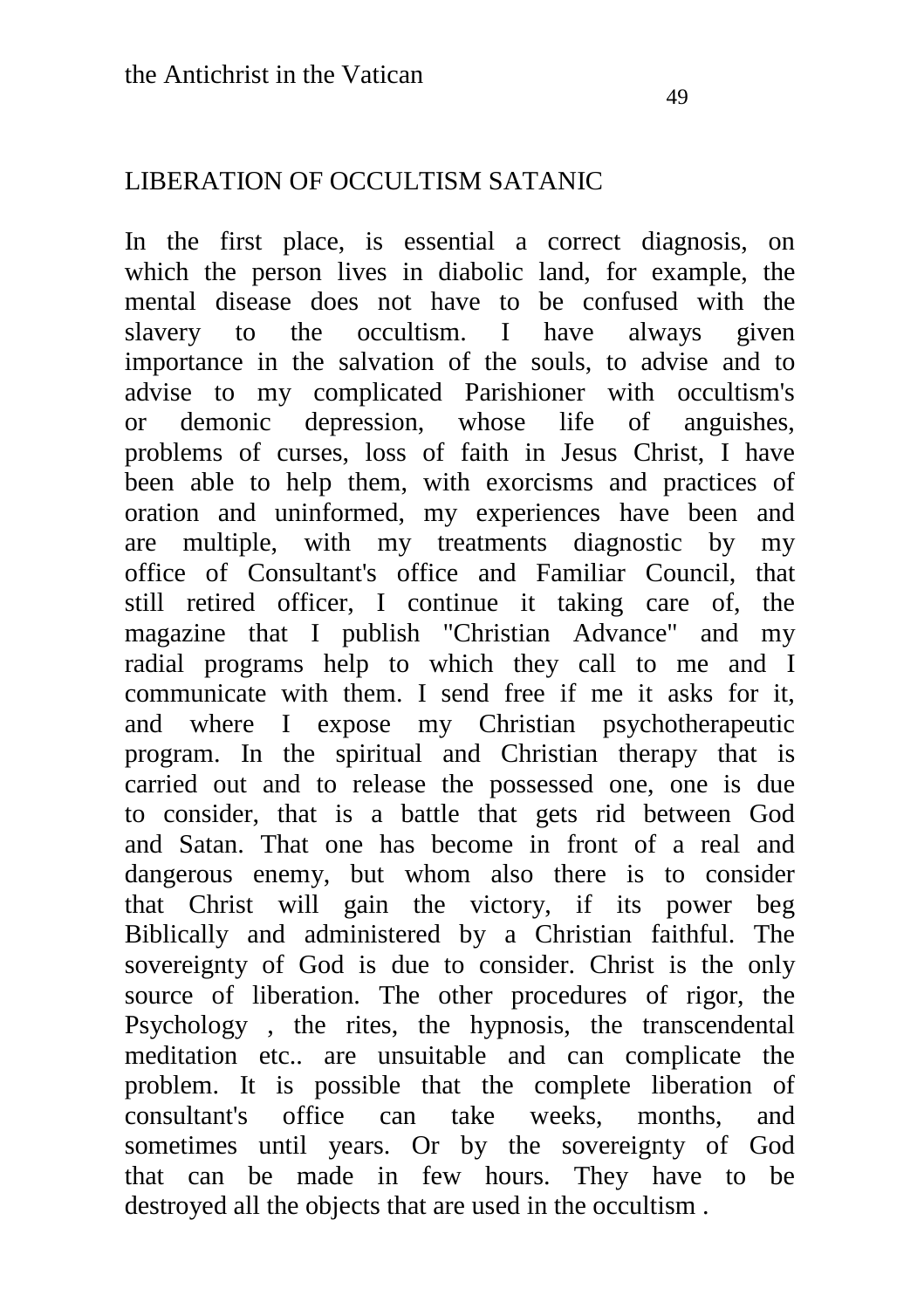## LIBERATION OF OCCULTISM SATANIC

In the first place, is essential a correct diagnosis, on which the person lives in diabolic land, for example, the mental disease does not have to be confused with the slavery to the occultism. I have always given importance in the salvation of the souls, to advise and to advise to my complicated Parishioner with occultism's or demonic depression, whose life of anguishes, problems of curses, loss of faith in Jesus Christ, I have been able to help them, with exorcisms and practices of oration and uninformed, my experiences have been and are multiple, with my treatments diagnostic by my office of Consultant's office and Familiar Council, that still retired officer, I continue it taking care of, the magazine that I publish "Christian Advance" and my radial programs help to which they call to me and I communicate with them. I send free if me it asks for it, and where I expose my Christian psychotherapeutic program. In the spiritual and Christian therapy that is carried out and to release the possessed one, one is due to consider, that is a battle that gets rid between God and Satan. That one has become in front of a real and dangerous enemy, but whom also there is to consider that Christ will gain the victory, if its power beg Biblically and administered by a Christian faithful. The sovereignty of God is due to consider. Christ is the only source of liberation. The other procedures of rigor, the Psychology , the rites, the hypnosis, the transcendental meditation etc.. are unsuitable and can complicate the problem. It is possible that the complete liberation of consultant's office can take weeks, months, and sometimes until years. Or by the sovereignty of God that can be made in few hours. They have to be destroyed all the objects that are used in the occultism .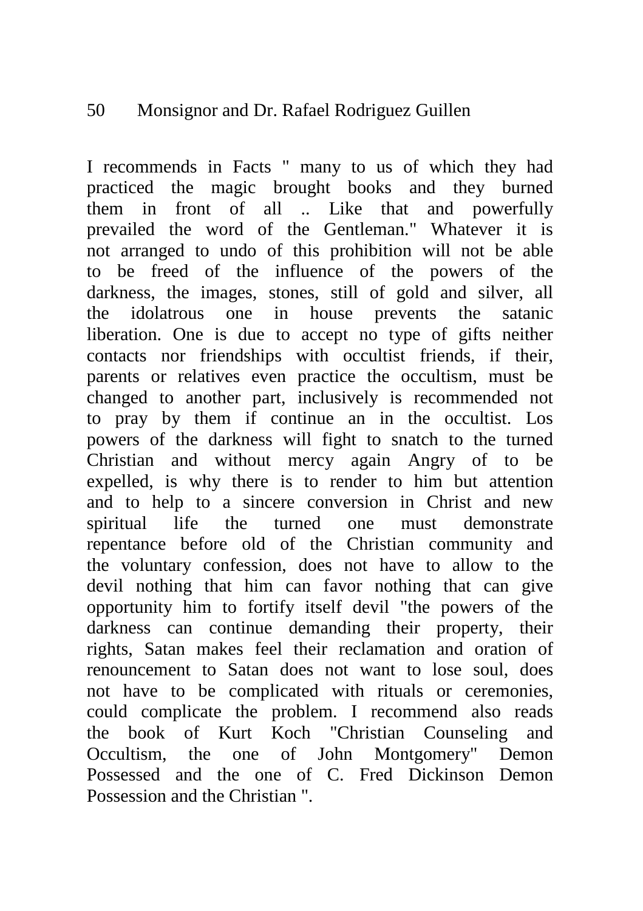I recommends in Facts " many to us of which they had practiced the magic brought books and they burned them in front of all .. Like that and powerfully prevailed the word of the Gentleman." Whatever it is not arranged to undo of this prohibition will not be able to be freed of the influence of the powers of the darkness, the images, stones, still of gold and silver, all the idolatrous one in house prevents the satanic liberation. One is due to accept no type of gifts neither contacts nor friendships with occultist friends, if their, parents or relatives even practice the occultism, must be changed to another part, inclusively is recommended not to pray by them if continue an in the occultist. Los powers of the darkness will fight to snatch to the turned Christian and without mercy again Angry of to be expelled, is why there is to render to him but attention and to help to a sincere conversion in Christ and new spiritual life the turned one must demonstrate repentance before old of the Christian community and the voluntary confession, does not have to allow to the devil nothing that him can favor nothing that can give opportunity him to fortify itself devil "the powers of the darkness can continue demanding their property, their rights, Satan makes feel their reclamation and oration of renouncement to Satan does not want to lose soul, does not have to be complicated with rituals or ceremonies, could complicate the problem. I recommend also reads the book of Kurt Koch "Christian Counseling and Occultism, the one of John Montgomery" Demon Possessed and the one of C. Fred Dickinson Demon Possession and the Christian ".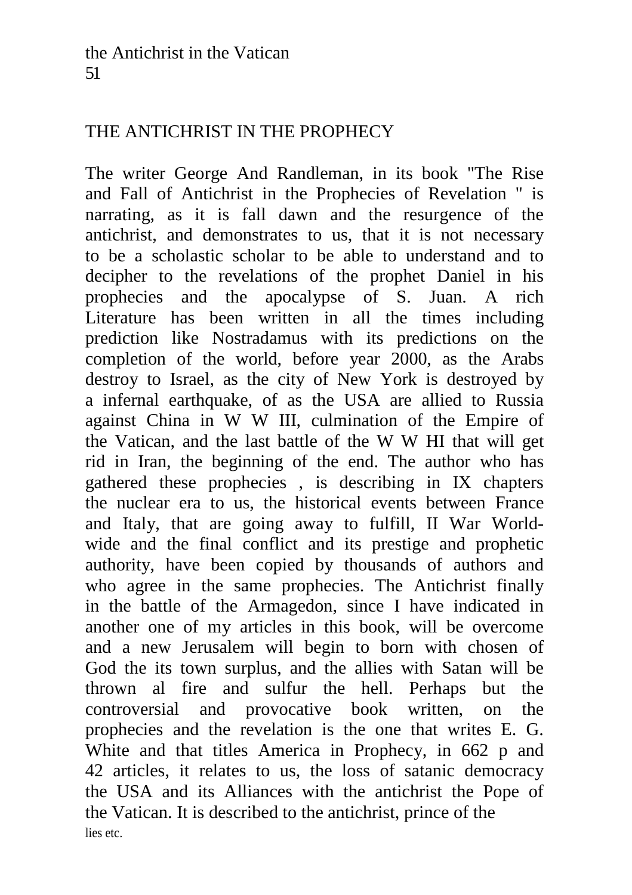## THE ANTICHRIST IN THE PROPHECY

The writer George And Randleman, in its book "The Rise and Fall of Antichrist in the Prophecies of Revelation " is narrating, as it is fall dawn and the resurgence of the antichrist, and demonstrates to us, that it is not necessary to be a scholastic scholar to be able to understand and to decipher to the revelations of the prophet Daniel in his prophecies and the apocalypse of S. Juan. A rich Literature has been written in all the times including prediction like Nostradamus with its predictions on the completion of the world, before year 2000, as the Arabs destroy to Israel, as the city of New York is destroyed by a infernal earthquake, of as the USA are allied to Russia against China in W W III, culmination of the Empire of the Vatican, and the last battle of the W W HI that will get rid in Iran, the beginning of the end. The author who has gathered these prophecies , is describing in IX chapters the nuclear era to us, the historical events between France and Italy, that are going away to fulfill, II War World-wide and the final conflict and its prestige and prophetic authority, have been copied by thousands of authors and who agree in the same prophecies. The Antichrist finally in the battle of the Armagedon, since I have indicated in another one of my articles in this book, will be overcome and a new Jerusalem will begin to born with chosen of God the its town surplus, and the allies with Satan will be thrown al fire and sulfur the hell. Perhaps but the controversial and provocative book written, on the prophecies and the revelation is the one that writes E. G. White and that titles America in Prophecy, in 662 p and 42 articles, it relates to us, the loss of satanic democracy the USA and its Alliances with the antichrist the Pope of the Vatican. It is described to the antichrist, prince of the lies etc.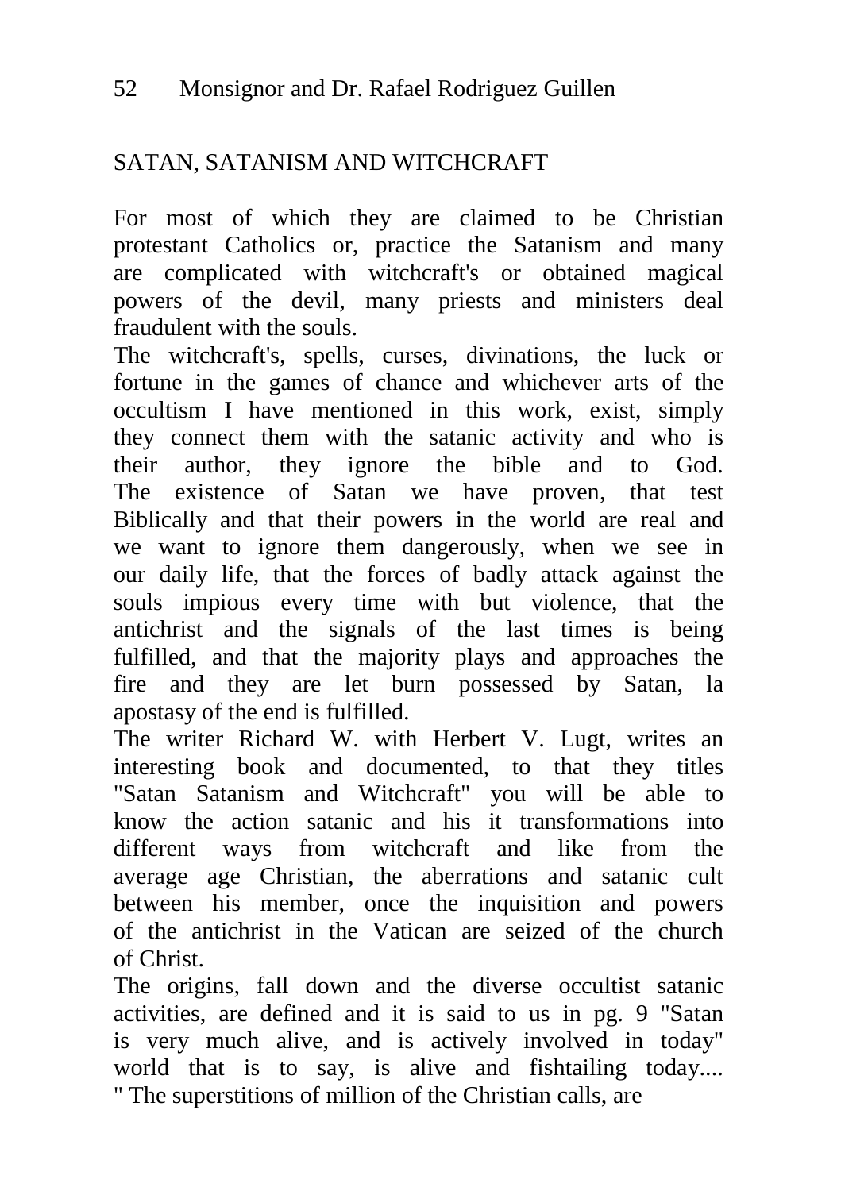## SATAN, SATANISM AND WITCHCRAFT

For most of which they are claimed to be Christian protestant Catholics or, practice the Satanism and many are complicated with witchcraft's or obtained magical powers of the devil, many priests and ministers deal fraudulent with the souls.

The witchcraft's, spells, curses, divinations, the luck or fortune in the games of chance and whichever arts of the occultism I have mentioned in this work, exist, simply they connect them with the satanic activity and who is their author, they ignore the bible and to God. The existence of Satan we have proven, that test Biblically and that their powers in the world are real and we want to ignore them dangerously, when we see in our daily life, that the forces of badly attack against the souls impious every time with but violence, that the antichrist and the signals of the last times is being fulfilled, and that the majority plays and approaches the fire and they are let burn possessed by Satan, la apostasy of the end is fulfilled.

The writer Richard W. with Herbert V. Lugt, writes an interesting book and documented, to that they titles "Satan Satanism and Witchcraft" you will be able to know the action satanic and his it transformations into different ways from witchcraft and like from the average age Christian, the aberrations and satanic cult between his member, once the inquisition and powers of the antichrist in the Vatican are seized of the church of Christ.

The origins, fall down and the diverse occultist satanic activities, are defined and it is said to us in pg. 9 "Satan is very much alive, and is actively involved in today" world that is to say, is alive and fishtailing today.... " The superstitions of million of the Christian calls, are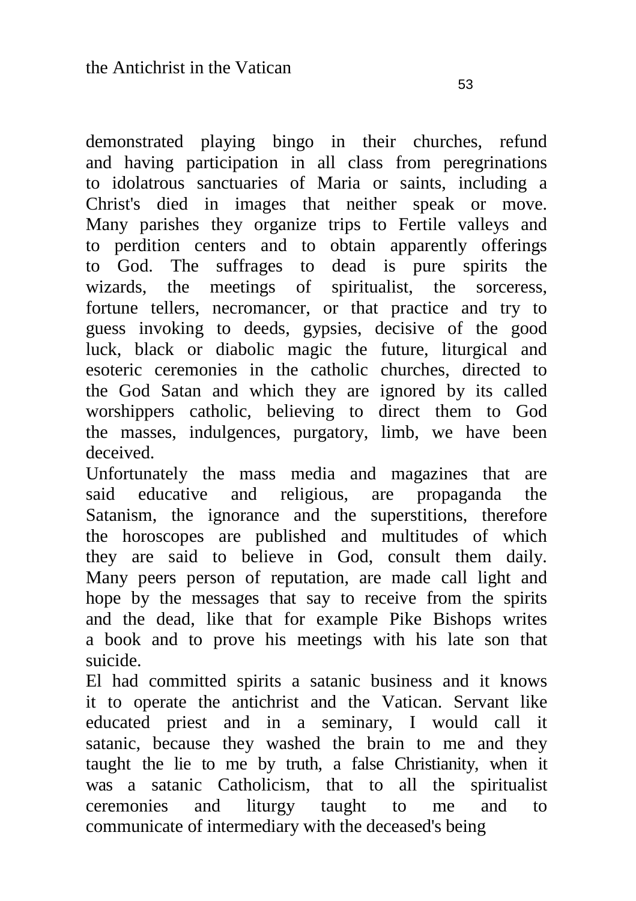demonstrated playing bingo in their churches, refund and having participation in all class from peregrinations to idolatrous sanctuaries of Maria or saints, including a Christ's died in images that neither speak or move. Many parishes they organize trips to Fertile valleys and to perdition centers and to obtain apparently offerings to God. The suffrages to dead is pure spirits the wizards, the meetings of spiritualist, the sorceress, fortune tellers, necromancer, or that practice and try to guess invoking to deeds, gypsies, decisive of the good luck, black or diabolic magic the future, liturgical and esoteric ceremonies in the catholic churches, directed to the God Satan and which they are ignored by its called worshippers catholic, believing to direct them to God the masses, indulgences, purgatory, limb, we have been deceived.

Unfortunately the mass media and magazines that are said educative and religious, are propaganda the Satanism, the ignorance and the superstitions, therefore the horoscopes are published and multitudes of which they are said to believe in God, consult them daily. Many peers person of reputation, are made call light and hope by the messages that say to receive from the spirits and the dead, like that for example Pike Bishops writes a book and to prove his meetings with his late son that suicide.

El had committed spirits a satanic business and it knows it to operate the antichrist and the Vatican. Servant like educated priest and in a seminary, I would call it satanic, because they washed the brain to me and they taught the lie to me by truth, a false Christianity, when it was a satanic Catholicism, that to all the spiritualist ceremonies and liturgy taught to me and to communicate of intermediary with the deceased's being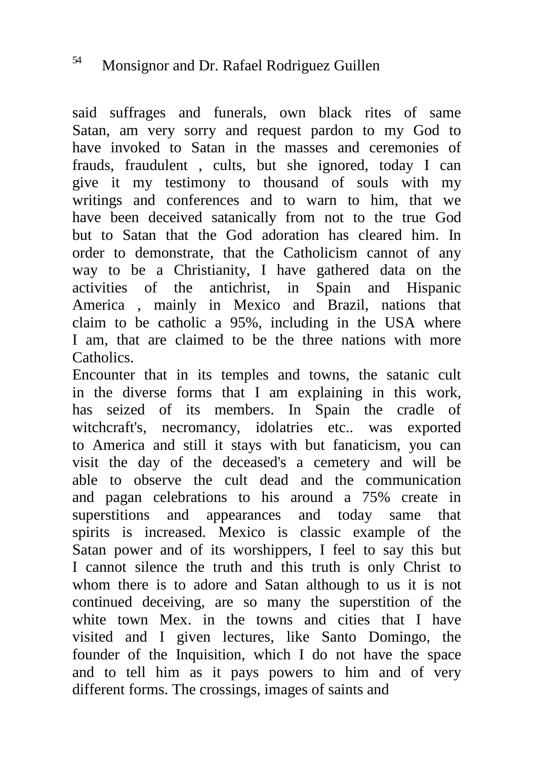said suffrages and funerals, own black rites of same Satan, am very sorry and request pardon to my God to have invoked to Satan in the masses and ceremonies of frauds, fraudulent , cults, but she ignored, today I can give it my testimony to thousand of souls with my writings and conferences and to warn to him, that we have been deceived satanically from not to the true God but to Satan that the God adoration has cleared him. In order to demonstrate, that the Catholicism cannot of any way to be a Christianity, I have gathered data on the activities of the antichrist, in Spain and Hispanic America , mainly in Mexico and Brazil, nations that claim to be catholic a 95%, including in the USA where I am, that are claimed to be the three nations with more Catholics.

Encounter that in its temples and towns, the satanic cult in the diverse forms that I am explaining in this work, has seized of its members. In Spain the cradle of witchcraft's, necromancy, idolatries etc.. was exported to America and still it stays with but fanaticism, you can visit the day of the deceased's a cemetery and will be able to observe the cult dead and the communication and pagan celebrations to his around a 75% create in superstitions and appearances and today same that spirits is increased. Mexico is classic example of the Satan power and of its worshippers, I feel to say this but I cannot silence the truth and this truth is only Christ to whom there is to adore and Satan although to us it is not continued deceiving, are so many the superstition of the white town Mex. in the towns and cities that I have visited and I given lectures, like Santo Domingo, the founder of the Inquisition, which I do not have the space and to tell him as it pays powers to him and of very different forms. The crossings, images of saints and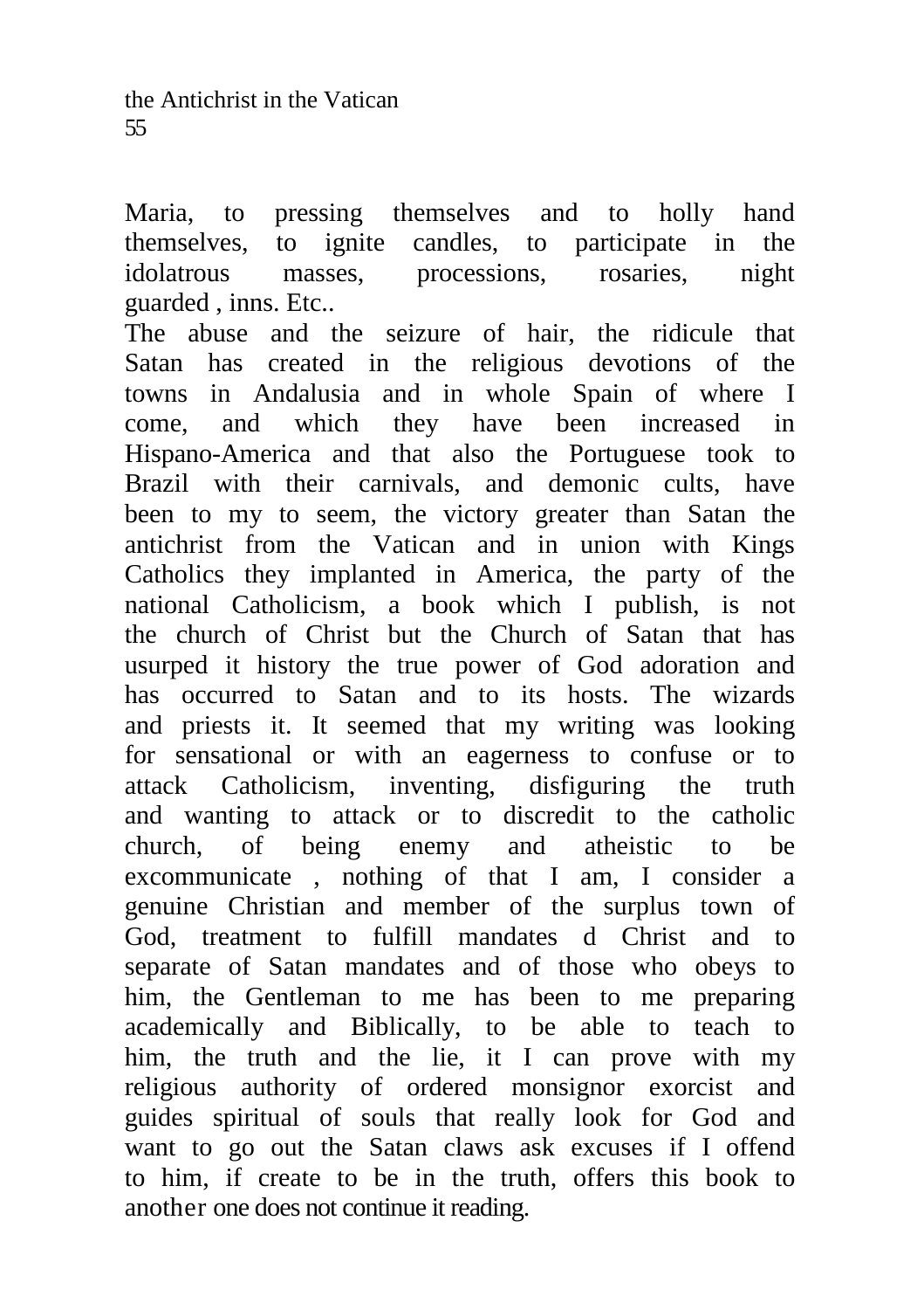Maria, to pressing themselves and to holly hand themselves, to ignite candles, to participate in the idolatrous masses, processions, rosaries, night guarded , inns. Etc..

The abuse and the seizure of hair, the ridicule that Satan has created in the religious devotions of the towns in Andalusia and in whole Spain of where I come, and which they have been increased in Hispano-America and that also the Portuguese took to Brazil with their carnivals, and demonic cults, have been to my to seem, the victory greater than Satan the antichrist from the Vatican and in union with Kings Catholics they implanted in America, the party of the national Catholicism, a book which I publish, is not the church of Christ but the Church of Satan that has usurped it history the true power of God adoration and has occurred to Satan and to its hosts. The wizards and priests it. It seemed that my writing was looking for sensational or with an eagerness to confuse or to attack Catholicism, inventing, disfiguring the truth and wanting to attack or to discredit to the catholic church, of being enemy and atheistic to be excommunicate , nothing of that I am, I consider a genuine Christian and member of the surplus town of God, treatment to fulfill mandates d Christ and to separate of Satan mandates and of those who obeys to him, the Gentleman to me has been to me preparing academically and Biblically, to be able to teach to him, the truth and the lie, it I can prove with my religious authority of ordered monsignor exorcist and guides spiritual of souls that really look for God and want to go out the Satan claws ask excuses if I offend to him, if create to be in the truth, offers this book to another one does not continue it reading.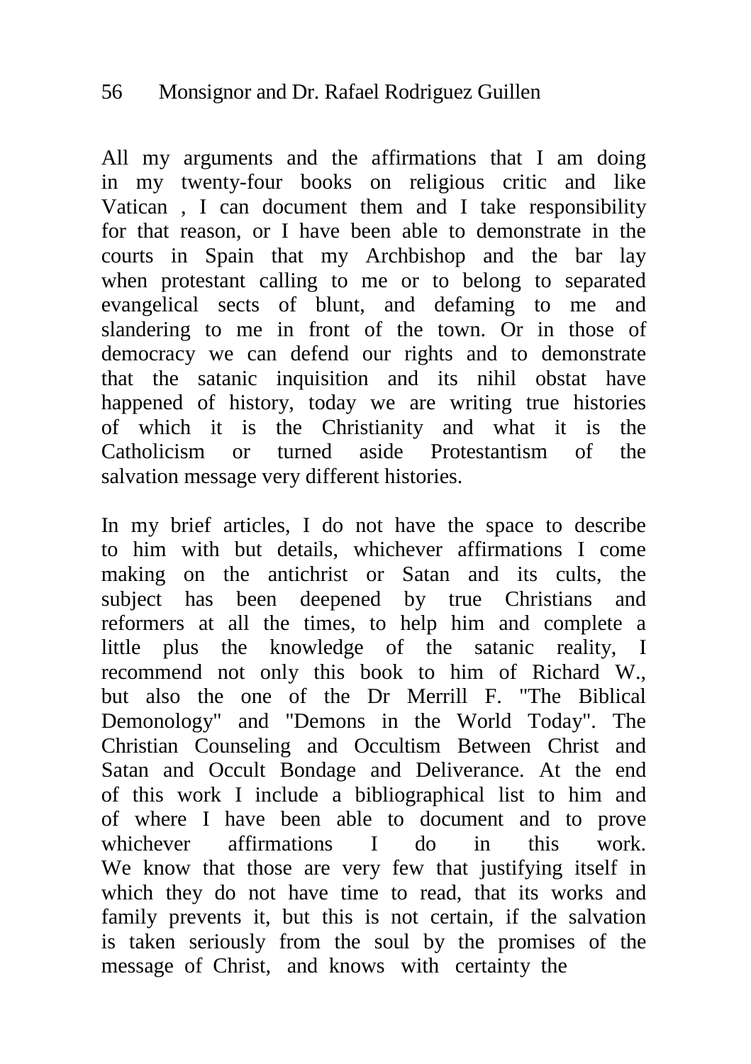All my arguments and the affirmations that I am doing in my twenty-four books on religious critic and like Vatican , I can document them and I take responsibility for that reason, or I have been able to demonstrate in the courts in Spain that my Archbishop and the bar lay when protestant calling to me or to belong to separated evangelical sects of blunt, and defaming to me and slandering to me in front of the town. Or in those of democracy we can defend our rights and to demonstrate that the satanic inquisition and its nihil obstat have happened of history, today we are writing true histories of which it is the Christianity and what it is the Catholicism or turned aside Protestantism of the salvation message very different histories.

In my brief articles, I do not have the space to describe to him with but details, whichever affirmations I come making on the antichrist or Satan and its cults, the subject has been deepened by true Christians and reformers at all the times, to help him and complete a little plus the knowledge of the satanic reality, I recommend not only this book to him of Richard W., but also the one of the Dr Merrill F. "The Biblical Demonology" and "Demons in the World Today". The Christian Counseling and Occultism Between Christ and Satan and Occult Bondage and Deliverance. At the end of this work I include a bibliographical list to him and of where I have been able to document and to prove whichever affirmations I do in this work.
We know that those are very few that justifying itself in which they do not have time to read, that its works and family prevents it, but this is not certain, if the salvation is taken seriously from the soul by the promises of the message of Christ, and knows with certainty the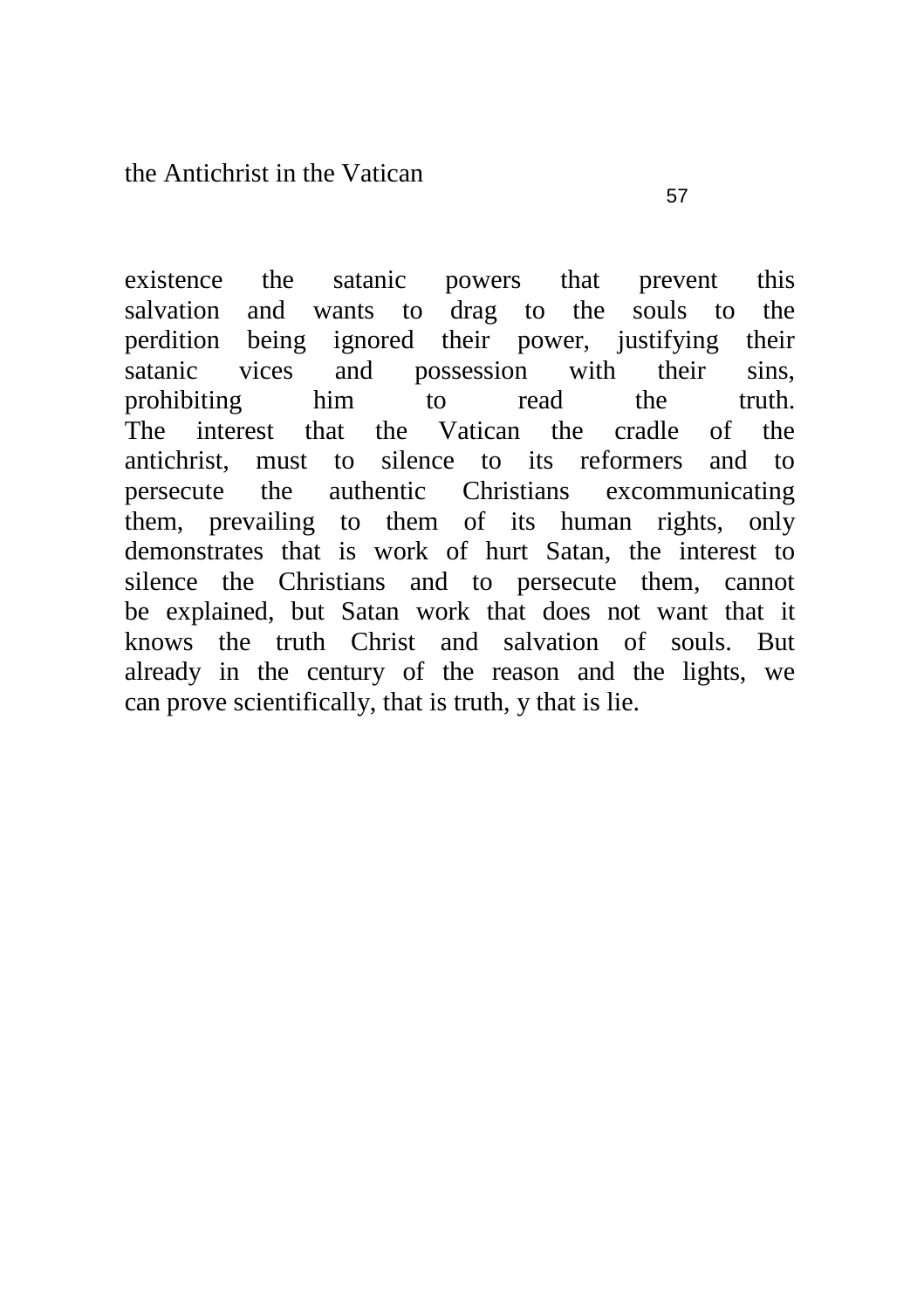existence the satanic powers that prevent this salvation and wants to drag to the souls to the perdition being ignored their power, justifying their satanic vices and possession with their sins, prohibiting him to read the truth.
The interest that the Vatican the cradle of the antichrist, must to silence to its reformers and to persecute the authentic Christians excommunicating them, prevailing to them of its human rights, only demonstrates that is work of hurt Satan, the interest to silence the Christians and to persecute them, cannot be explained, but Satan work that does not want that it knows the truth Christ and salvation of souls. But already in the century of the reason and the lights, we can prove scientifically, that is truth, y that is lie.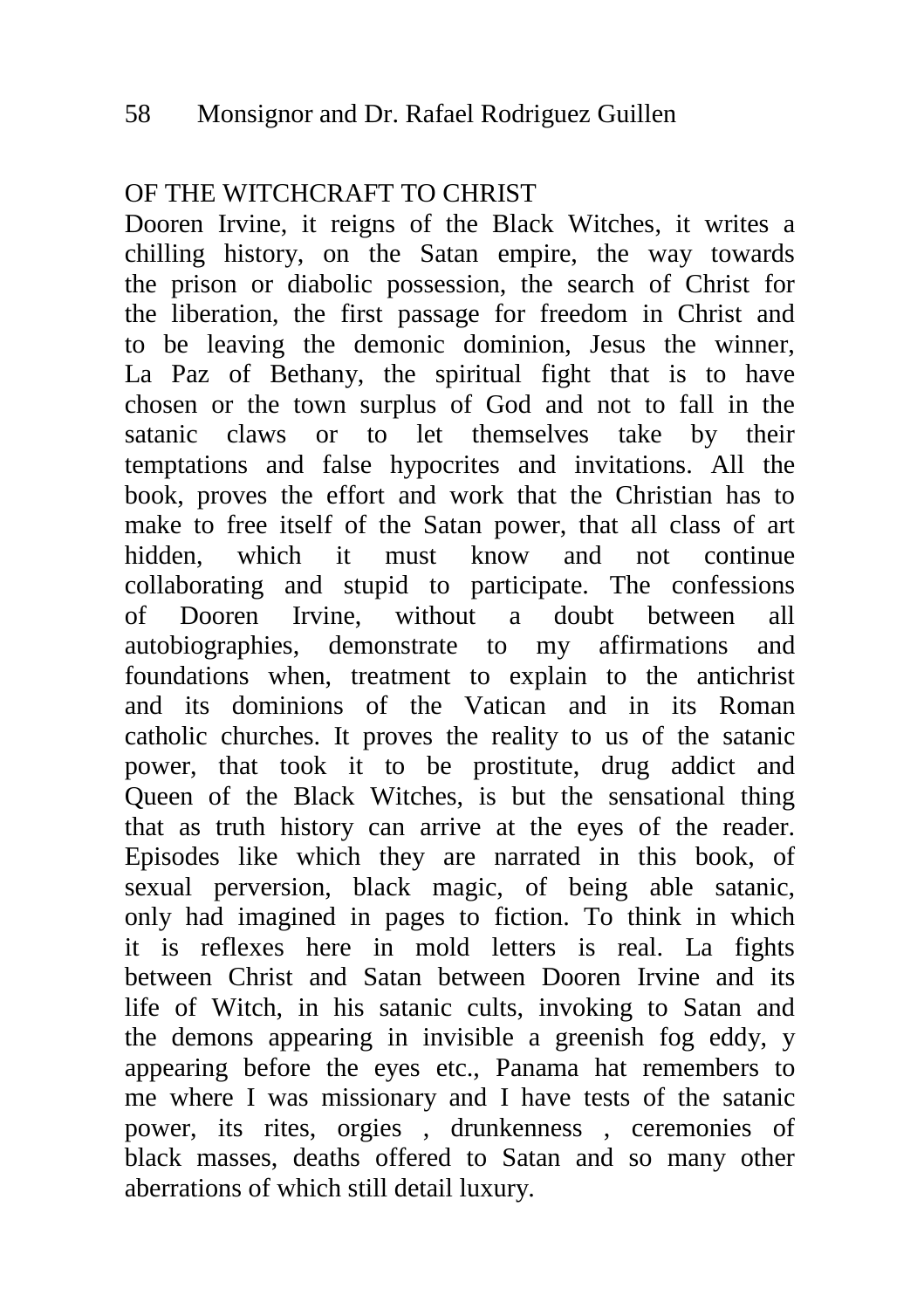## OF THE WITCHCRAFT TO CHRIST

Dooren Irvine, it reigns of the Black Witches, it writes a chilling history, on the Satan empire, the way towards the prison or diabolic possession, the search of Christ for the liberation, the first passage for freedom in Christ and to be leaving the demonic dominion, Jesus the winner, La Paz of Bethany, the spiritual fight that is to have chosen or the town surplus of God and not to fall in the satanic claws or to let themselves take by their temptations and false hypocrites and invitations. All the book, proves the effort and work that the Christian has to make to free itself of the Satan power, that all class of art hidden, which it must know and not continue collaborating and stupid to participate. The confessions of Dooren Irvine, without a doubt between all autobiographies, demonstrate to my affirmations and foundations when, treatment to explain to the antichrist and its dominions of the Vatican and in its Roman catholic churches. It proves the reality to us of the satanic power, that took it to be prostitute, drug addict and Queen of the Black Witches, is but the sensational thing that as truth history can arrive at the eyes of the reader. Episodes like which they are narrated in this book, of sexual perversion, black magic, of being able satanic, only had imagined in pages to fiction. To think in which it is reflexes here in mold letters is real. La fights between Christ and Satan between Dooren Irvine and its life of Witch, in his satanic cults, invoking to Satan and the demons appearing in invisible a greenish fog eddy, y appearing before the eyes etc., Panama hat remembers to me where I was missionary and I have tests of the satanic power, its rites, orgies , drunkenness , ceremonies of black masses, deaths offered to Satan and so many other aberrations of which still detail luxury.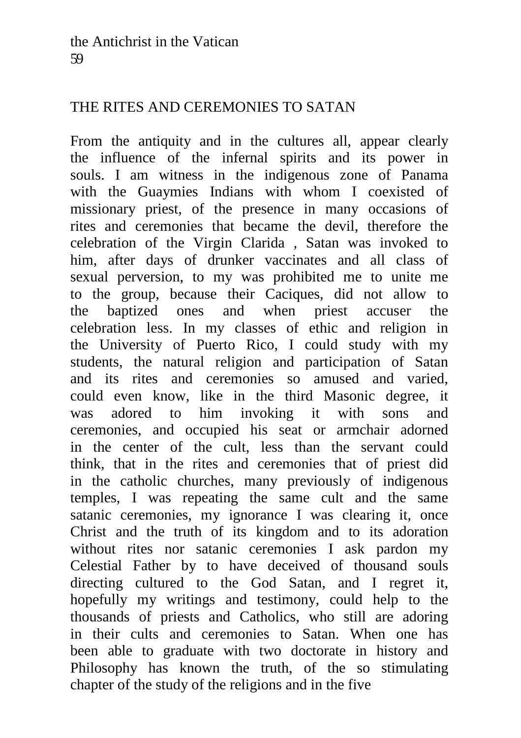## THE RITES AND CEREMONIES TO SATAN

From the antiquity and in the cultures all, appear clearly the influence of the infernal spirits and its power in souls. I am witness in the indigenous zone of Panama with the Guaymies Indians with whom I coexisted of missionary priest, of the presence in many occasions of rites and ceremonies that became the devil, therefore the celebration of the Virgin Clarida , Satan was invoked to him, after days of drunker vaccinates and all class of sexual perversion, to my was prohibited me to unite me to the group, because their Caciques, did not allow to the baptized ones and when priest accuser the celebration less. In my classes of ethic and religion in the University of Puerto Rico, I could study with my students, the natural religion and participation of Satan and its rites and ceremonies so amused and varied, could even know, like in the third Masonic degree, it was adored to him invoking it with sons and ceremonies, and occupied his seat or armchair adorned in the center of the cult, less than the servant could think, that in the rites and ceremonies that of priest did in the catholic churches, many previously of indigenous temples, I was repeating the same cult and the same satanic ceremonies, my ignorance I was clearing it, once Christ and the truth of its kingdom and to its adoration without rites nor satanic ceremonies I ask pardon my Celestial Father by to have deceived of thousand souls directing cultured to the God Satan, and I regret it, hopefully my writings and testimony, could help to the thousands of priests and Catholics, who still are adoring in their cults and ceremonies to Satan. When one has been able to graduate with two doctorate in history and Philosophy has known the truth, of the so stimulating chapter of the study of the religions and in the five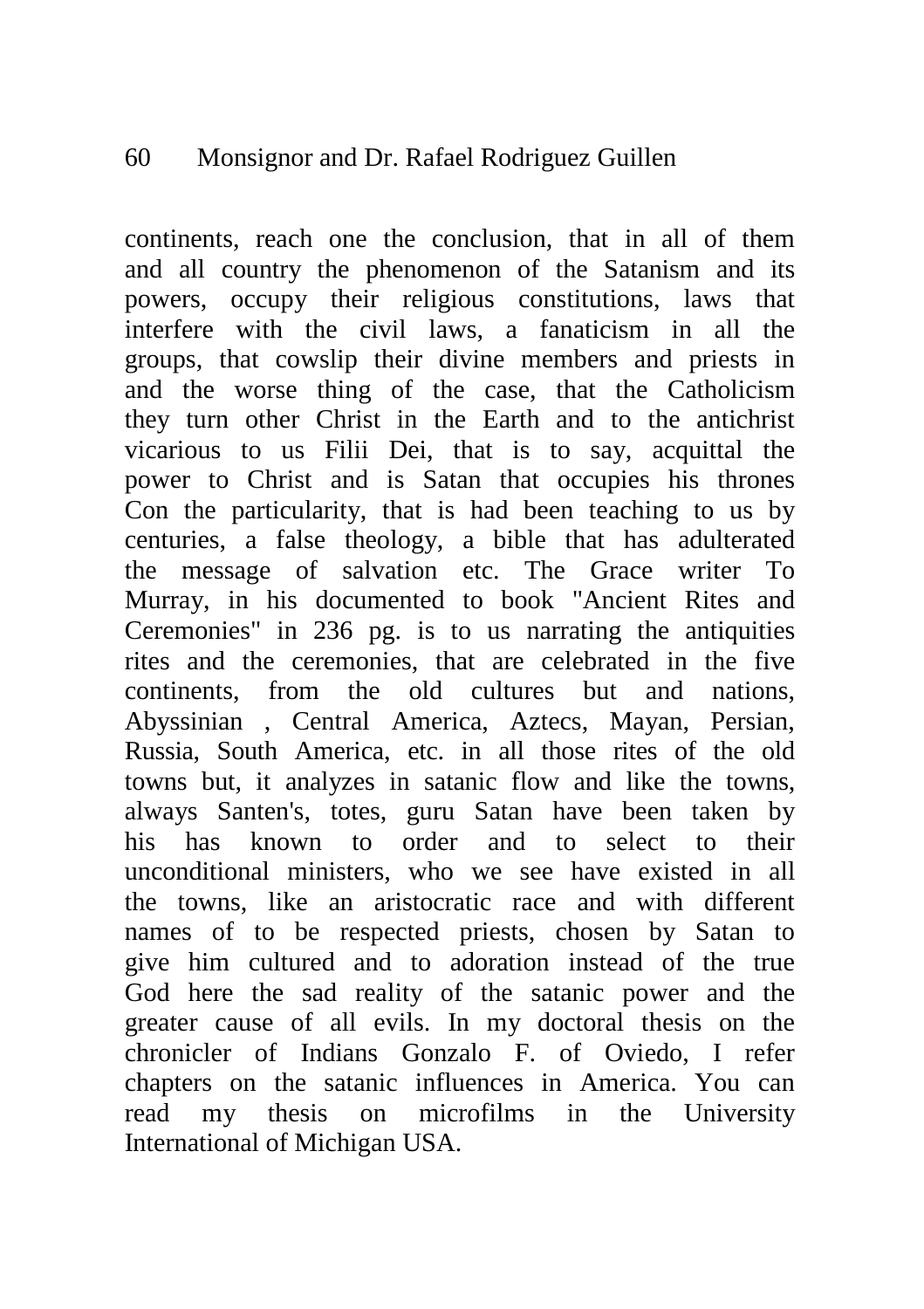continents, reach one the conclusion, that in all of them and all country the phenomenon of the Satanism and its powers, occupy their religious constitutions, laws that interfere with the civil laws, a fanaticism in all the groups, that cowslip their divine members and priests in and the worse thing of the case, that the Catholicism they turn other Christ in the Earth and to the antichrist vicarious to us Filii Dei, that is to say, acquittal the power to Christ and is Satan that occupies his thrones Con the particularity, that is had been teaching to us by centuries, a false theology, a bible that has adulterated the message of salvation etc. The Grace writer To Murray, in his documented to book "Ancient Rites and Ceremonies" in 236 pg. is to us narrating the antiquities rites and the ceremonies, that are celebrated in the five continents, from the old cultures but and nations, Abyssinian , Central America, Aztecs, Mayan, Persian, Russia, South America, etc. in all those rites of the old towns but, it analyzes in satanic flow and like the towns, always Santen's, totes, guru Satan have been taken by his has known to order and to select to their unconditional ministers, who we see have existed in all the towns, like an aristocratic race and with different names of to be respected priests, chosen by Satan to give him cultured and to adoration instead of the true God here the sad reality of the satanic power and the greater cause of all evils. In my doctoral thesis on the chronicler of Indians Gonzalo F. of Oviedo, I refer chapters on the satanic influences in America. You can read my thesis on microfilms in the University International of Michigan USA.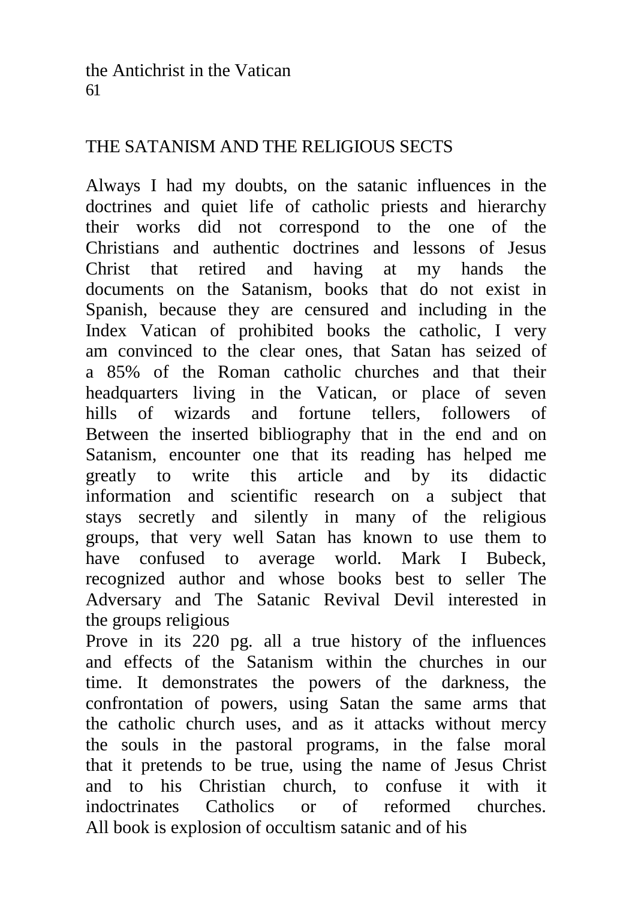## THE SATANISM AND THE RELIGIOUS SECTS

Always I had my doubts, on the satanic influences in the doctrines and quiet life of catholic priests and hierarchy their works did not correspond to the one of the Christians and authentic doctrines and lessons of Jesus Christ that retired and having at my hands the documents on the Satanism, books that do not exist in Spanish, because they are censured and including in the Index Vatican of prohibited books the catholic, I very am convinced to the clear ones, that Satan has seized of a 85% of the Roman catholic churches and that their headquarters living in the Vatican, or place of seven hills of wizards and fortune tellers, followers of Between the inserted bibliography that in the end and on Satanism, encounter one that its reading has helped me greatly to write this article and by its didactic information and scientific research on a subject that stays secretly and silently in many of the religious groups, that very well Satan has known to use them to have confused to average world. Mark I Bubeck, recognized author and whose books best to seller The Adversary and The Satanic Revival Devil interested in the groups religious

Prove in its 220 pg. all a true history of the influences and effects of the Satanism within the churches in our time. It demonstrates the powers of the darkness, the confrontation of powers, using Satan the same arms that the catholic church uses, and as it attacks without mercy the souls in the pastoral programs, in the false moral that it pretends to be true, using the name of Jesus Christ and to his Christian church, to confuse it with it indoctrinates Catholics or of reformed churches. All book is explosion of occultism satanic and of his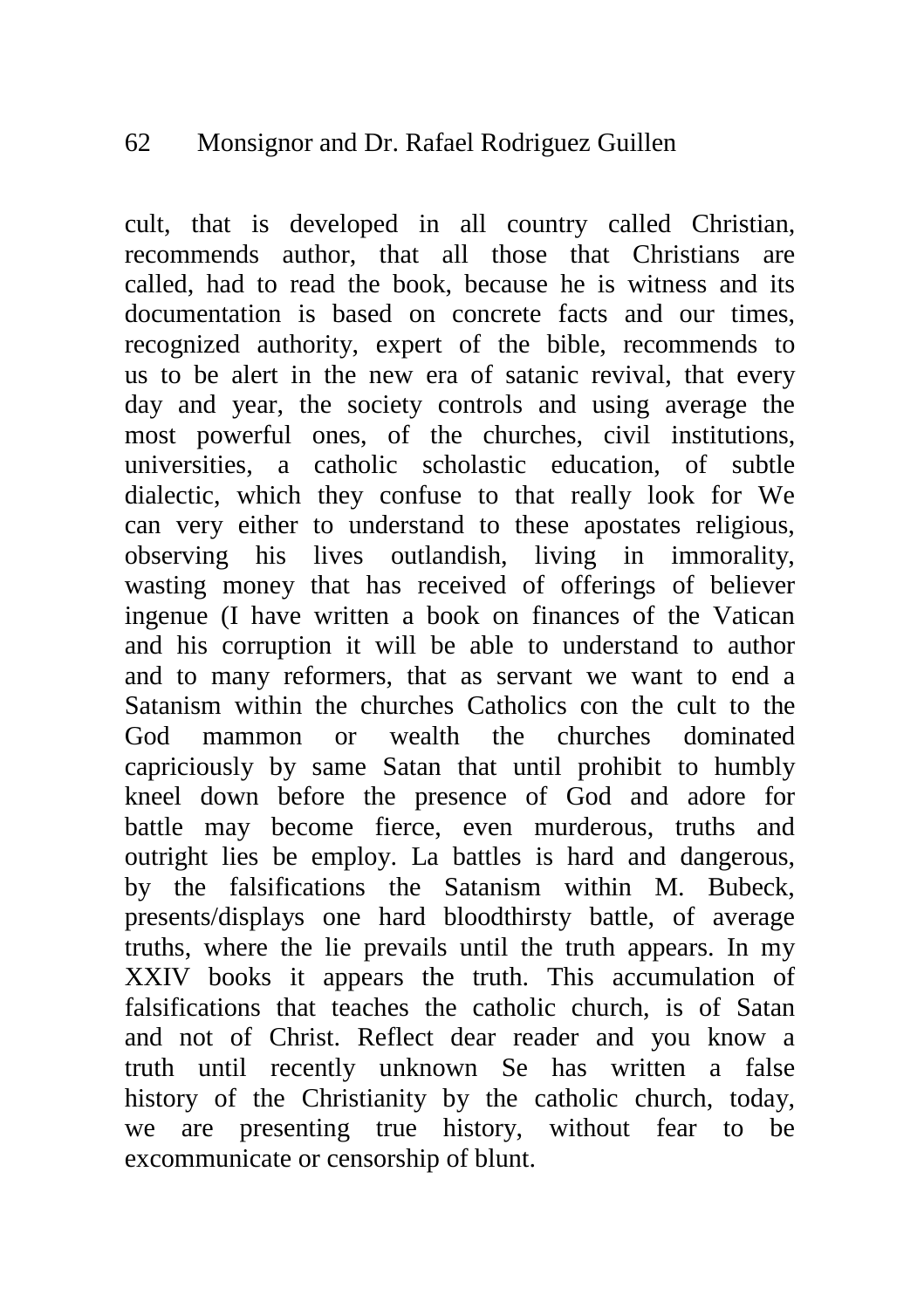cult, that is developed in all country called Christian, recommends author, that all those that Christians are called, had to read the book, because he is witness and its documentation is based on concrete facts and our times, recognized authority, expert of the bible, recommends to us to be alert in the new era of satanic revival, that every day and year, the society controls and using average the most powerful ones, of the churches, civil institutions, universities, a catholic scholastic education, of subtle dialectic, which they confuse to that really look for We can very either to understand to these apostates religious, observing his lives outlandish, living in immorality, wasting money that has received of offerings of believer ingenue (I have written a book on finances of the Vatican and his corruption it will be able to understand to author and to many reformers, that as servant we want to end a Satanism within the churches Catholics con the cult to the God mammon or wealth the churches dominated capriciously by same Satan that until prohibit to humbly kneel down before the presence of God and adore for battle may become fierce, even murderous, truths and outright lies be employ. La battles is hard and dangerous, by the falsifications the Satanism within M. Bubeck, presents/displays one hard bloodthirsty battle, of average truths, where the lie prevails until the truth appears. In my XXIV books it appears the truth. This accumulation of falsifications that teaches the catholic church, is of Satan and not of Christ. Reflect dear reader and you know a truth until recently unknown Se has written a false history of the Christianity by the catholic church, today, we are presenting true history, without fear to be excommunicate or censorship of blunt.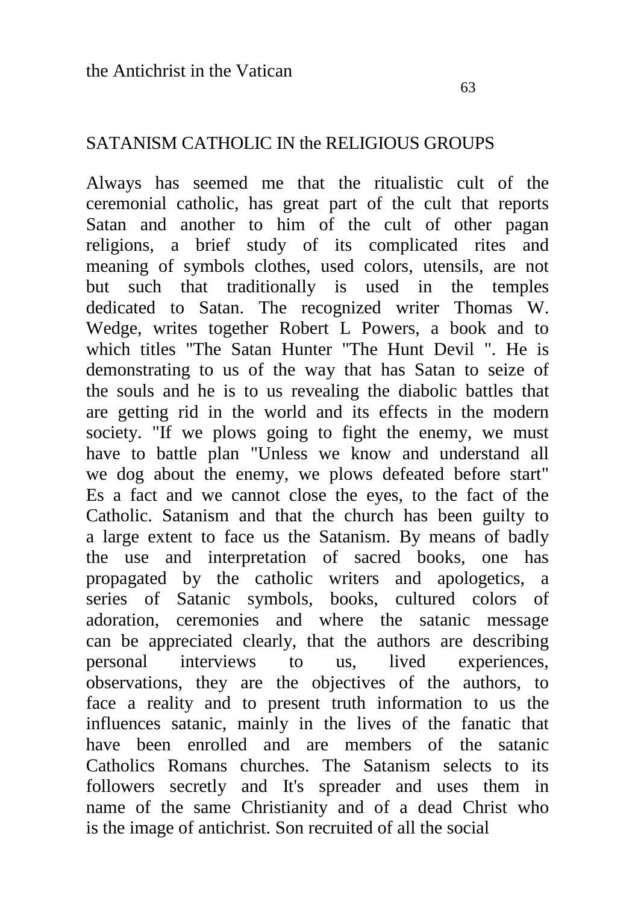## SATANISM CATHOLIC IN the RELIGIOUS GROUPS

Always has seemed me that the ritualistic cult of the ceremonial catholic, has great part of the cult that reports Satan and another to him of the cult of other pagan religions, a brief study of its complicated rites and meaning of symbols clothes, used colors, utensils, are not but such that traditionally is used in the temples dedicated to Satan. The recognized writer Thomas W. Wedge, writes together Robert L Powers, a book and to which titles "The Satan Hunter "The Hunt Devil ". He is demonstrating to us of the way that has Satan to seize of the souls and he is to us revealing the diabolic battles that are getting rid in the world and its effects in the modern society. "If we plows going to fight the enemy, we must have to battle plan "Unless we know and understand all we dog about the enemy, we plows defeated before start" Es a fact and we cannot close the eyes, to the fact of the Catholic. Satanism and that the church has been guilty to a large extent to face us the Satanism. By means of badly the use and interpretation of sacred books, one has propagated by the catholic writers and apologetics, a series of Satanic symbols, books, cultured colors of adoration, ceremonies and where the satanic message can be appreciated clearly, that the authors are describing personal interviews to us, lived experiences, observations, they are the objectives of the authors, to face a reality and to present truth information to us the influences satanic, mainly in the lives of the fanatic that have been enrolled and are members of the satanic Catholics Romans churches. The Satanism selects to its followers secretly and It's spreader and uses them in name of the same Christianity and of a dead Christ who is the image of antichrist. Son recruited of all the social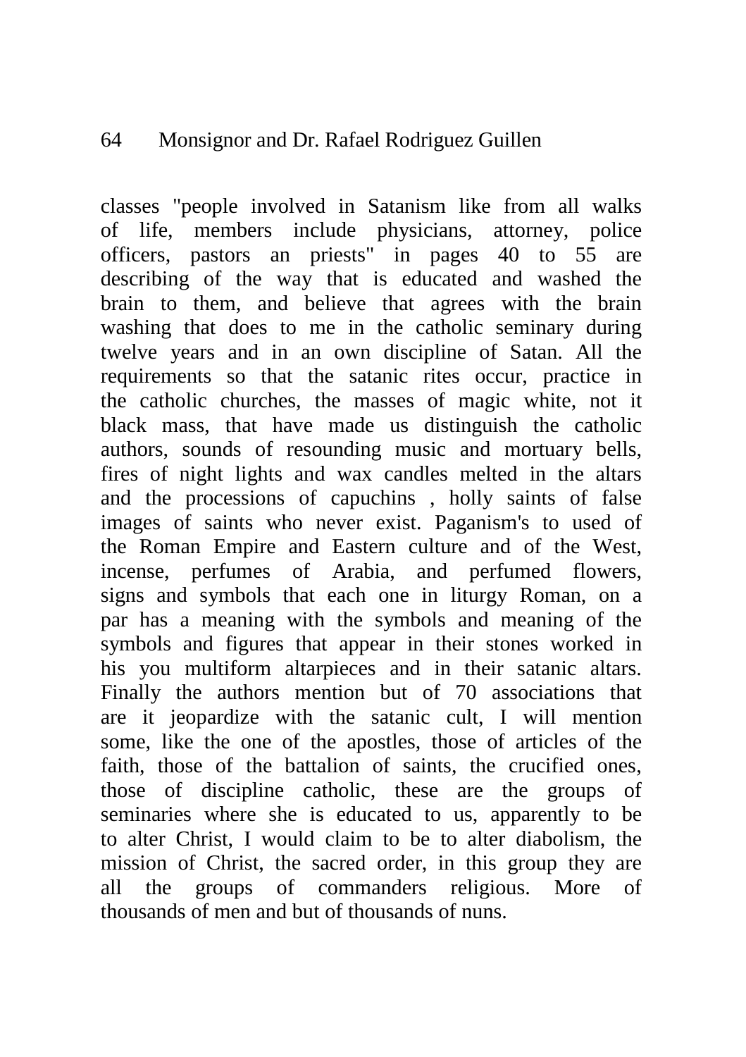classes "people involved in Satanism like from all walks of life, members include physicians, attorney, police officers, pastors an priests" in pages 40 to 55 are describing of the way that is educated and washed the brain to them, and believe that agrees with the brain washing that does to me in the catholic seminary during twelve years and in an own discipline of Satan. All the requirements so that the satanic rites occur, practice in the catholic churches, the masses of magic white, not it black mass, that have made us distinguish the catholic authors, sounds of resounding music and mortuary bells, fires of night lights and wax candles melted in the altars and the processions of capuchins , holly saints of false images of saints who never exist. Paganism's to used of the Roman Empire and Eastern culture and of the West, incense, perfumes of Arabia, and perfumed flowers, signs and symbols that each one in liturgy Roman, on a par has a meaning with the symbols and meaning of the symbols and figures that appear in their stones worked in his you multiform altarpieces and in their satanic altars. Finally the authors mention but of 70 associations that are it jeopardize with the satanic cult, I will mention some, like the one of the apostles, those of articles of the faith, those of the battalion of saints, the crucified ones, those of discipline catholic, these are the groups of seminaries where she is educated to us, apparently to be to alter Christ, I would claim to be to alter diabolism, the mission of Christ, the sacred order, in this group they are all the groups of commanders religious. More of thousands of men and but of thousands of nuns.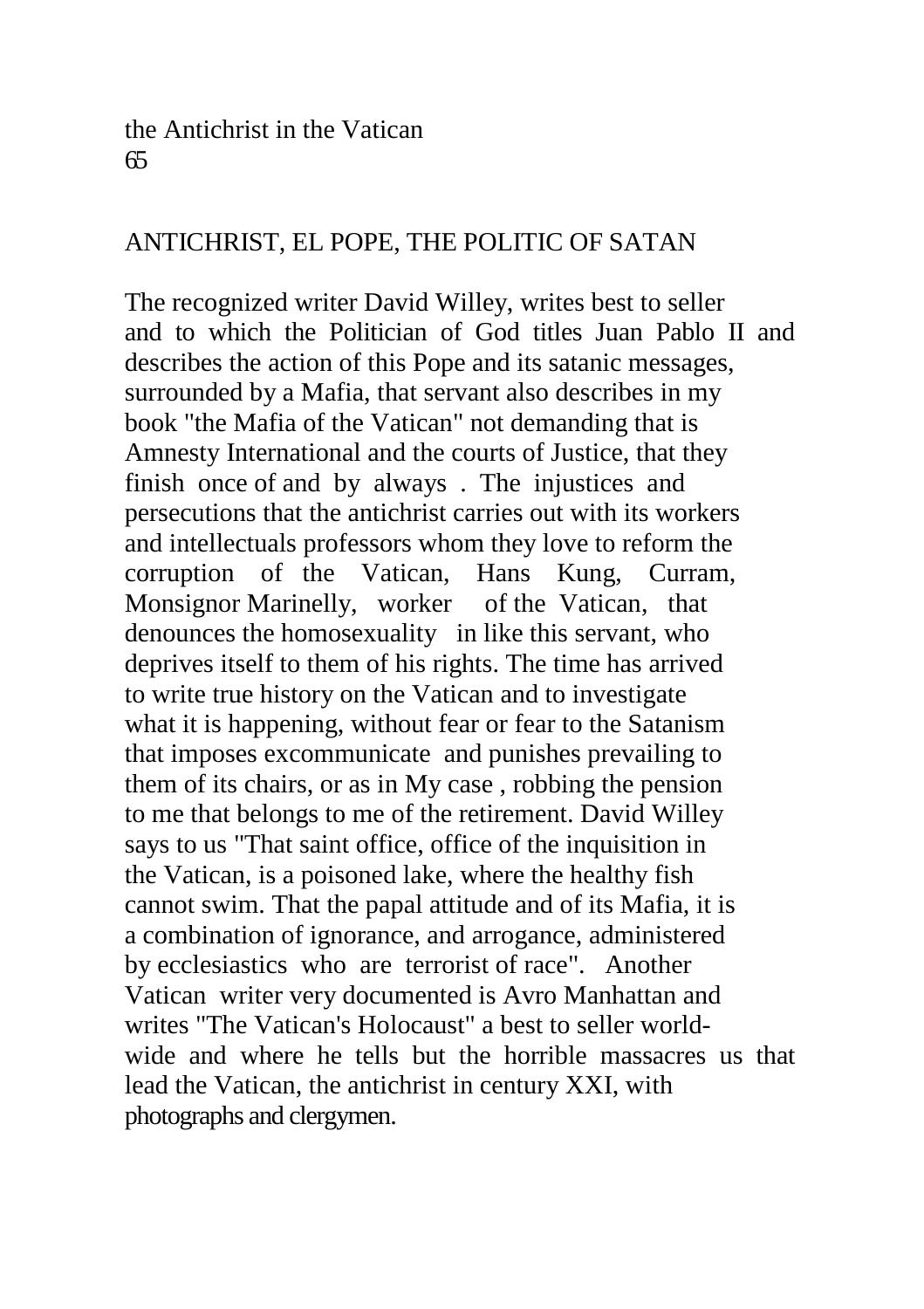## ANTICHRIST, EL POPE, THE POLITIC OF SATAN

The recognized writer David Willey, writes best to seller and to which the Politician of God titles Juan Pablo II and describes the action of this Pope and its satanic messages, surrounded by a Mafia, that servant also describes in my book "the Mafia of the Vatican" not demanding that is Amnesty International and the courts of Justice, that they finish once of and by always . The injustices and persecutions that the antichrist carries out with its workers and intellectuals professors whom they love to reform the corruption of the Vatican, Hans Kung, Curram, Monsignor Marinelly, worker of the Vatican, that denounces the homosexuality in like this servant, who deprives itself to them of his rights. The time has arrived to write true history on the Vatican and to investigate what it is happening, without fear or fear to the Satanism that imposes excommunicate and punishes prevailing to them of its chairs, or as in My case , robbing the pension to me that belongs to me of the retirement. David Willey says to us "That saint office, office of the inquisition in the Vatican, is a poisoned lake, where the healthy fish cannot swim. That the papal attitude and of its Mafia, it is a combination of ignorance, and arrogance, administered by ecclesiastics who are terrorist of race". Another Vatican writer very documented is Avro Manhattan and writes "The Vatican's Holocaust" a best to seller world-wide and where he tells but the horrible massacres us that lead the Vatican, the antichrist in century XXI, with photographs and clergymen.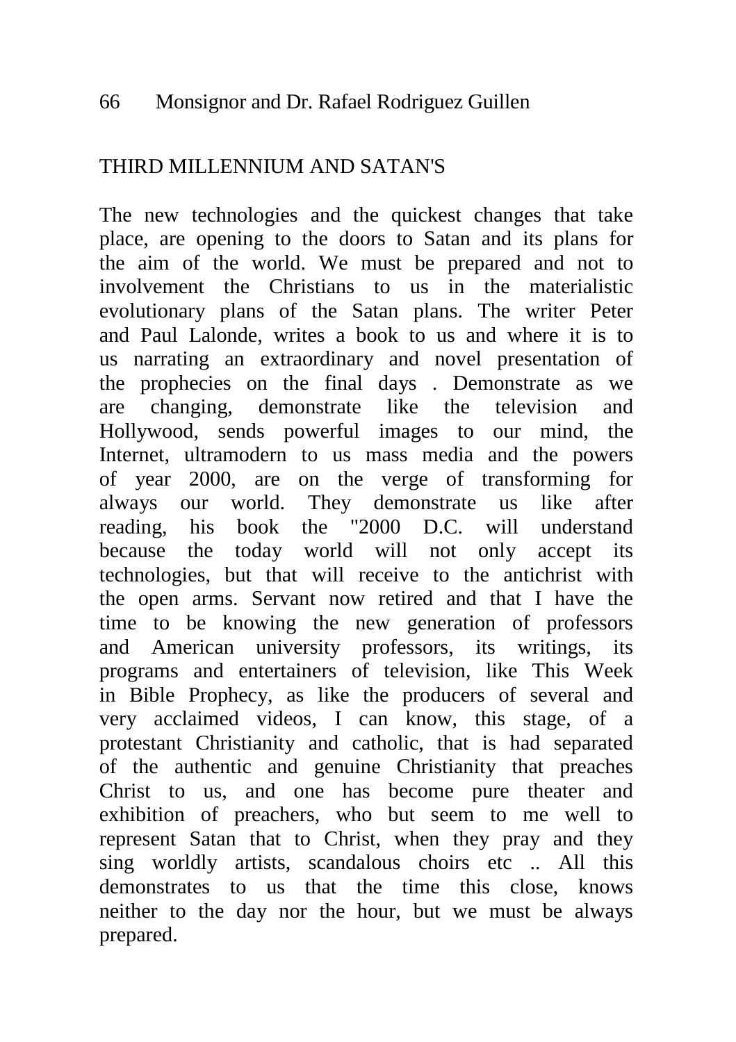## THIRD MILLENNIUM AND SATAN'S

The new technologies and the quickest changes that take place, are opening to the doors to Satan and its plans for the aim of the world. We must be prepared and not to involvement the Christians to us in the materialistic evolutionary plans of the Satan plans. The writer Peter and Paul Lalonde, writes a book to us and where it is to us narrating an extraordinary and novel presentation of the prophecies on the final days . Demonstrate as we are changing, demonstrate like the television and Hollywood, sends powerful images to our mind, the Internet, ultramodern to us mass media and the powers of year 2000, are on the verge of transforming for always our world. They demonstrate us like after reading, his book the "2000 D.C. will understand because the today world will not only accept its technologies, but that will receive to the antichrist with the open arms. Servant now retired and that I have the time to be knowing the new generation of professors and American university professors, its writings, its programs and entertainers of television, like This Week in Bible Prophecy, as like the producers of several and very acclaimed videos, I can know, this stage, of a protestant Christianity and catholic, that is had separated of the authentic and genuine Christianity that preaches Christ to us, and one has become pure theater and exhibition of preachers, who but seem to me well to represent Satan that to Christ, when they pray and they sing worldly artists, scandalous choirs etc .. All this demonstrates to us that the time this close, knows neither to the day nor the hour, but we must be always prepared.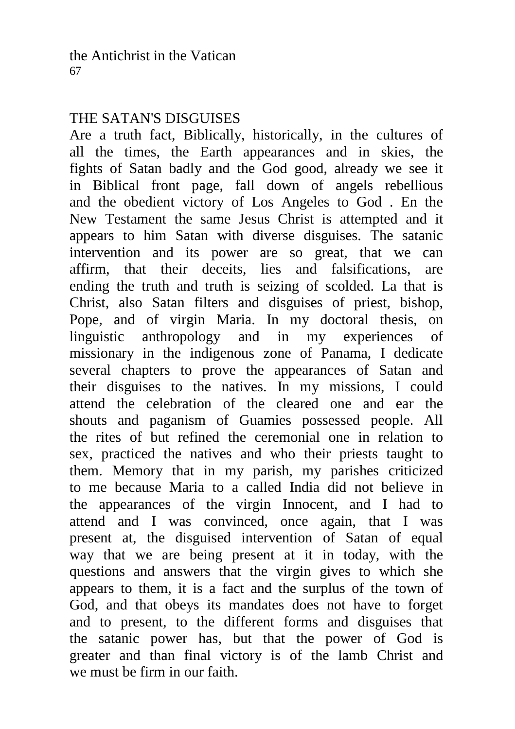## THE SATAN'S DISGUISES

Are a truth fact, Biblically, historically, in the cultures of all the times, the Earth appearances and in skies, the fights of Satan badly and the God good, already we see it in Biblical front page, fall down of angels rebellious and the obedient victory of Los Angeles to God . En the New Testament the same Jesus Christ is attempted and it appears to him Satan with diverse disguises. The satanic intervention and its power are so great, that we can affirm, that their deceits, lies and falsifications, are ending the truth and truth is seizing of scolded. La that is Christ, also Satan filters and disguises of priest, bishop, Pope, and of virgin Maria. In my doctoral thesis, on linguistic anthropology and in my experiences of missionary in the indigenous zone of Panama, I dedicate several chapters to prove the appearances of Satan and their disguises to the natives. In my missions, I could attend the celebration of the cleared one and ear the shouts and paganism of Guamies possessed people. All the rites of but refined the ceremonial one in relation to sex, practiced the natives and who their priests taught to them. Memory that in my parish, my parishes criticized to me because Maria to a called India did not believe in the appearances of the virgin Innocent, and I had to attend and I was convinced, once again, that I was present at, the disguised intervention of Satan of equal way that we are being present at it in today, with the questions and answers that the virgin gives to which she appears to them, it is a fact and the surplus of the town of God, and that obeys its mandates does not have to forget and to present, to the different forms and disguises that the satanic power has, but that the power of God is greater and than final victory is of the lamb Christ and we must be firm in our faith.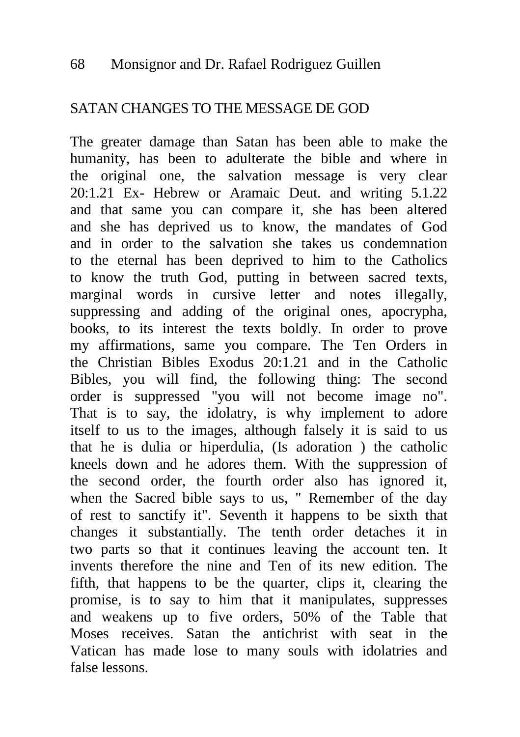## SATAN CHANGES TO THE MESSAGE DE GOD

The greater damage than Satan has been able to make the humanity, has been to adulterate the bible and where in the original one, the salvation message is very clear 20:1.21 Ex- Hebrew or Aramaic Deut. and writing 5.1.22 and that same you can compare it, she has been altered and she has deprived us to know, the mandates of God and in order to the salvation she takes us condemnation to the eternal has been deprived to him to the Catholics to know the truth God, putting in between sacred texts, marginal words in cursive letter and notes illegally, suppressing and adding of the original ones, apocrypha, books, to its interest the texts boldly. In order to prove my affirmations, same you compare. The Ten Orders in the Christian Bibles Exodus 20:1.21 and in the Catholic Bibles, you will find, the following thing: The second order is suppressed "you will not become image no". That is to say, the idolatry, is why implement to adore itself to us to the images, although falsely it is said to us that he is dulia or hiperdulia, (Is adoration ) the catholic kneels down and he adores them. With the suppression of the second order, the fourth order also has ignored it, when the Sacred bible says to us, " Remember of the day of rest to sanctify it". Seventh it happens to be sixth that changes it substantially. The tenth order detaches it in two parts so that it continues leaving the account ten. It invents therefore the nine and Ten of its new edition. The fifth, that happens to be the quarter, clips it, clearing the promise, is to say to him that it manipulates, suppresses and weakens up to five orders, 50% of the Table that Moses receives. Satan the antichrist with seat in the Vatican has made lose to many souls with idolatries and false lessons.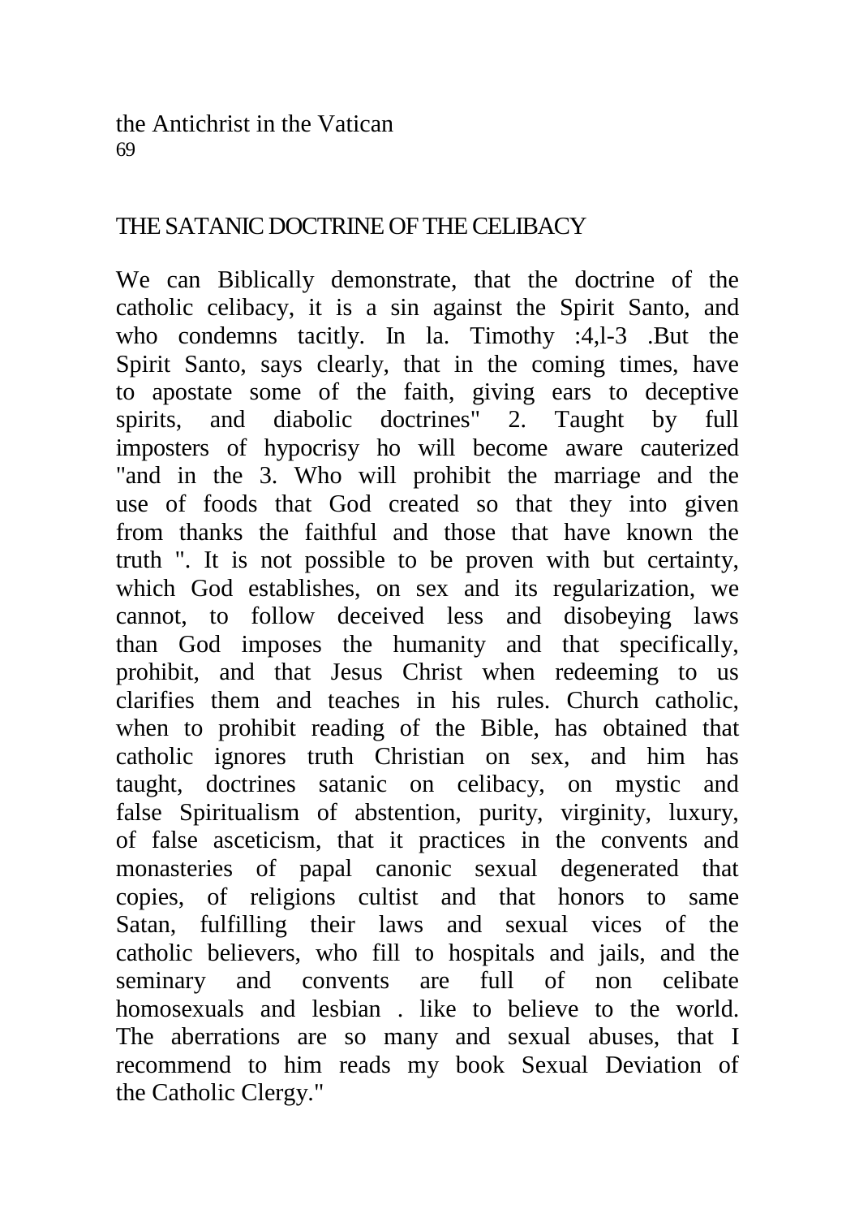## THE SATANIC DOCTRINE OF THE CELIBACY

We can Biblically demonstrate, that the doctrine of the catholic celibacy, it is a sin against the Spirit Santo, and who condemns tacitly. In la. Timothy :4,l-3 .But the Spirit Santo, says clearly, that in the coming times, have to apostate some of the faith, giving ears to deceptive spirits, and diabolic doctrines" 2. Taught by full imposters of hypocrisy ho will become aware cauterized "and in the 3. Who will prohibit the marriage and the use of foods that God created so that they into given from thanks the faithful and those that have known the truth ". It is not possible to be proven with but certainty, which God establishes, on sex and its regularization, we cannot, to follow deceived less and disobeying laws than God imposes the humanity and that specifically, prohibit, and that Jesus Christ when redeeming to us clarifies them and teaches in his rules. Church catholic, when to prohibit reading of the Bible, has obtained that catholic ignores truth Christian on sex, and him has taught, doctrines satanic on celibacy, on mystic and false Spiritualism of abstention, purity, virginity, luxury, of false asceticism, that it practices in the convents and monasteries of papal canonic sexual degenerated that copies, of religions cultist and that honors to same Satan, fulfilling their laws and sexual vices of the catholic believers, who fill to hospitals and jails, and the seminary and convents are full of non celibate homosexuals and lesbian . like to believe to the world. The aberrations are so many and sexual abuses, that I recommend to him reads my book Sexual Deviation of the Catholic Clergy."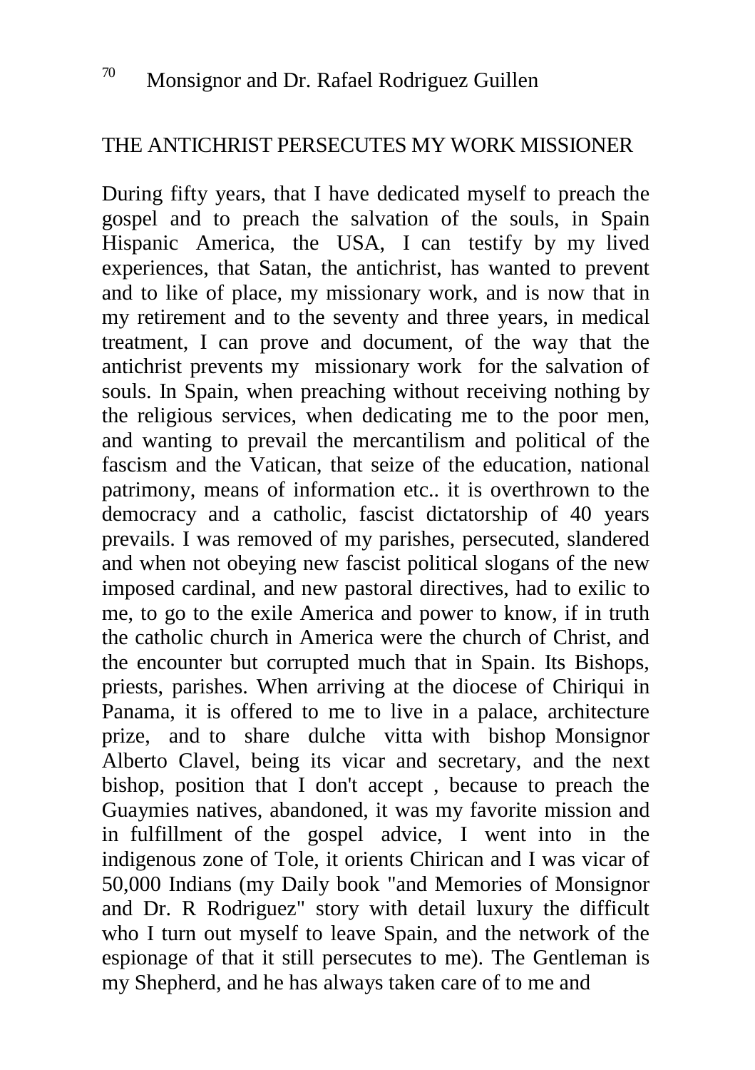## THE ANTICHRIST PERSECUTES MY WORK MISSIONER

During fifty years, that I have dedicated myself to preach the gospel and to preach the salvation of the souls, in Spain Hispanic America, the USA, I can testify by my lived experiences, that Satan, the antichrist, has wanted to prevent and to like of place, my missionary work, and is now that in my retirement and to the seventy and three years, in medical treatment, I can prove and document, of the way that the antichrist prevents my missionary work for the salvation of souls. In Spain, when preaching without receiving nothing by the religious services, when dedicating me to the poor men, and wanting to prevail the mercantilism and political of the fascism and the Vatican, that seize of the education, national patrimony, means of information etc.. it is overthrown to the democracy and a catholic, fascist dictatorship of 40 years prevails. I was removed of my parishes, persecuted, slandered and when not obeying new fascist political slogans of the new imposed cardinal, and new pastoral directives, had to exilic to me, to go to the exile America and power to know, if in truth the catholic church in America were the church of Christ, and the encounter but corrupted much that in Spain. Its Bishops, priests, parishes. When arriving at the diocese of Chiriqui in Panama, it is offered to me to live in a palace, architecture prize, and to share dulche vitta with bishop Monsignor Alberto Clavel, being its vicar and secretary, and the next bishop, position that I don't accept , because to preach the Guaymies natives, abandoned, it was my favorite mission and in fulfillment of the gospel advice, I went into in the indigenous zone of Tole, it orients Chirican and I was vicar of 50,000 Indians (my Daily book "and Memories of Monsignor and Dr. R Rodriguez" story with detail luxury the difficult who I turn out myself to leave Spain, and the network of the espionage of that it still persecutes to me). The Gentleman is my Shepherd, and he has always taken care of to me and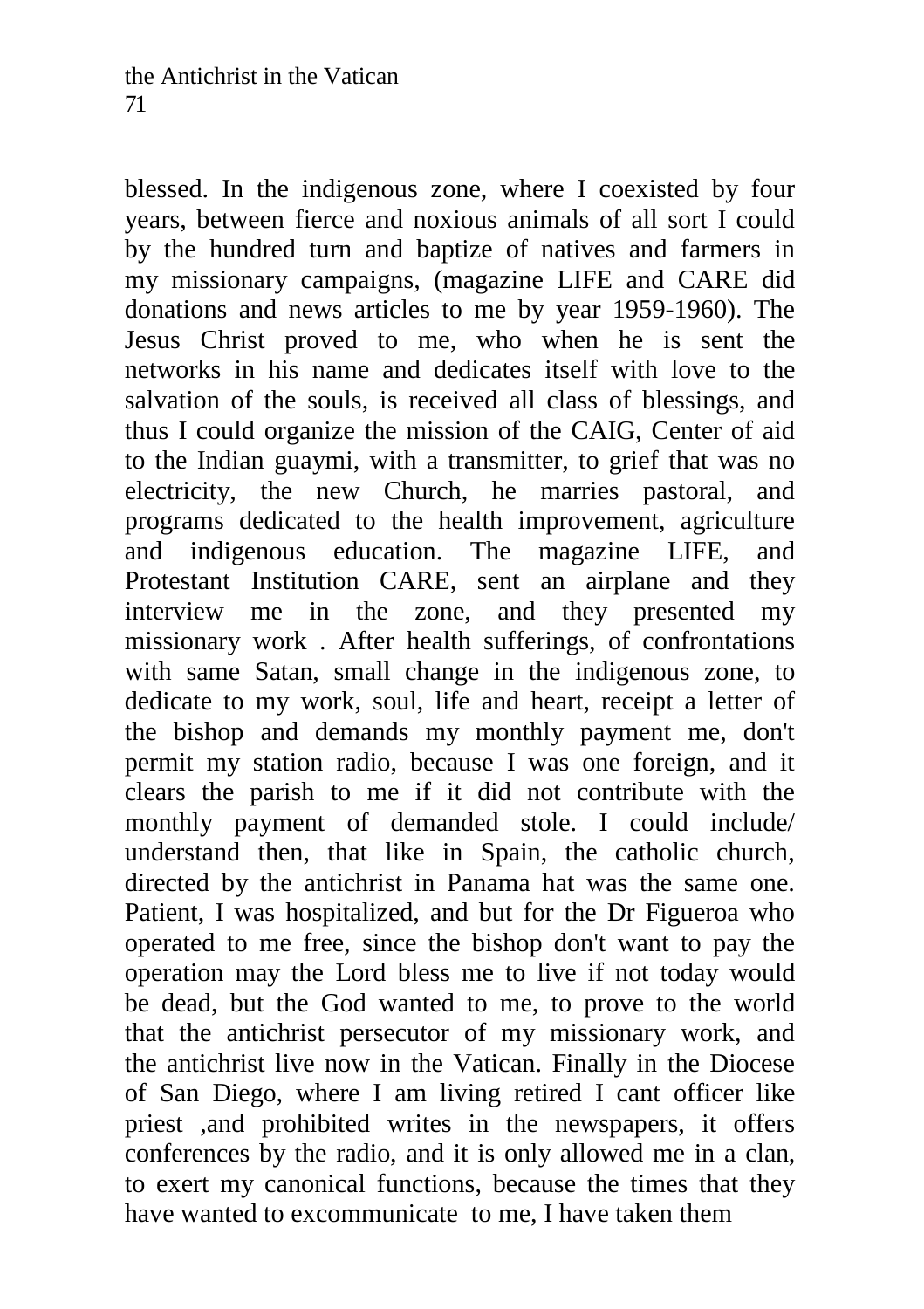blessed. In the indigenous zone, where I coexisted by four years, between fierce and noxious animals of all sort I could by the hundred turn and baptize of natives and farmers in my missionary campaigns, (magazine LIFE and CARE did donations and news articles to me by year 1959-1960). The Jesus Christ proved to me, who when he is sent the networks in his name and dedicates itself with love to the salvation of the souls, is received all class of blessings, and thus I could organize the mission of the CAIG, Center of aid to the Indian guaymi, with a transmitter, to grief that was no electricity, the new Church, he marries pastoral, and programs dedicated to the health improvement, agriculture and indigenous education. The magazine LIFE, and Protestant Institution CARE, sent an airplane and they interview me in the zone, and they presented my missionary work . After health sufferings, of confrontations with same Satan, small change in the indigenous zone, to dedicate to my work, soul, life and heart, receipt a letter of the bishop and demands my monthly payment me, don't permit my station radio, because I was one foreign, and it clears the parish to me if it did not contribute with the monthly payment of demanded stole. I could include/ understand then, that like in Spain, the catholic church, directed by the antichrist in Panama hat was the same one. Patient, I was hospitalized, and but for the Dr Figueroa who operated to me free, since the bishop don't want to pay the operation may the Lord bless me to live if not today would be dead, but the God wanted to me, to prove to the world that the antichrist persecutor of my missionary work, and the antichrist live now in the Vatican. Finally in the Diocese of San Diego, where I am living retired I cant officer like priest ,and prohibited writes in the newspapers, it offers conferences by the radio, and it is only allowed me in a clan, to exert my canonical functions, because the times that they have wanted to excommunicate to me, I have taken them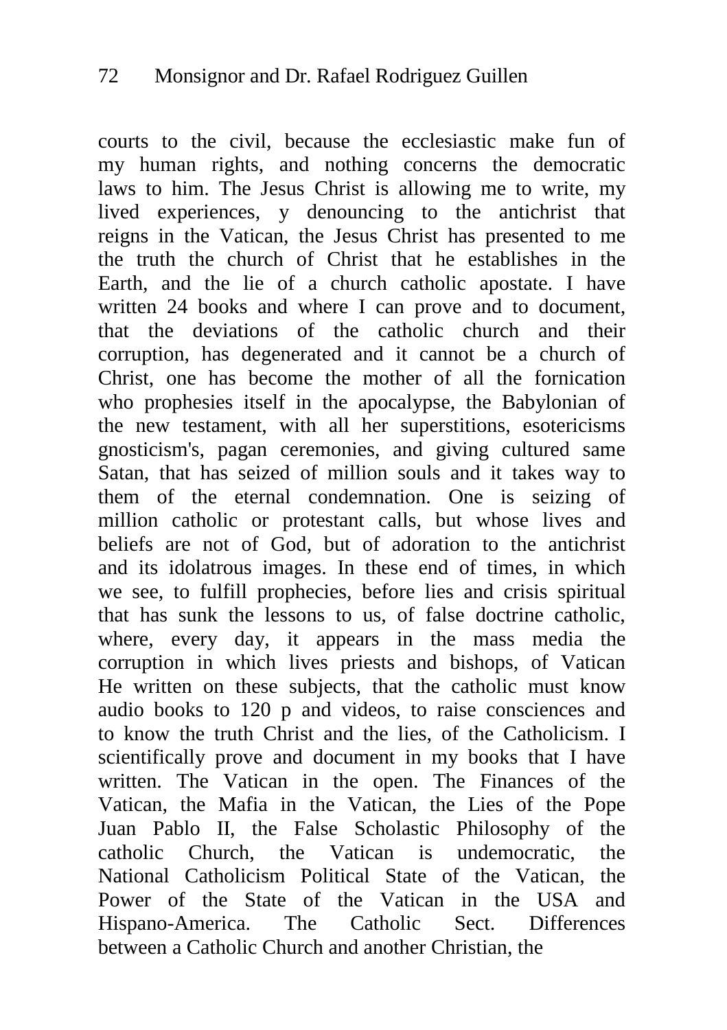courts to the civil, because the ecclesiastic make fun of my human rights, and nothing concerns the democratic laws to him. The Jesus Christ is allowing me to write, my lived experiences, y denouncing to the antichrist that reigns in the Vatican, the Jesus Christ has presented to me the truth the church of Christ that he establishes in the Earth, and the lie of a church catholic apostate. I have written 24 books and where I can prove and to document, that the deviations of the catholic church and their corruption, has degenerated and it cannot be a church of Christ, one has become the mother of all the fornication who prophesies itself in the apocalypse, the Babylonian of the new testament, with all her superstitions, esotericisms gnosticism's, pagan ceremonies, and giving cultured same Satan, that has seized of million souls and it takes way to them of the eternal condemnation. One is seizing of million catholic or protestant calls, but whose lives and beliefs are not of God, but of adoration to the antichrist and its idolatrous images. In these end of times, in which we see, to fulfill prophecies, before lies and crisis spiritual that has sunk the lessons to us, of false doctrine catholic, where, every day, it appears in the mass media the corruption in which lives priests and bishops, of Vatican He written on these subjects, that the catholic must know audio books to 120 p and videos, to raise consciences and to know the truth Christ and the lies, of the Catholicism. I scientifically prove and document in my books that I have written. The Vatican in the open. The Finances of the Vatican, the Mafia in the Vatican, the Lies of the Pope Juan Pablo II, the False Scholastic Philosophy of the catholic Church, the Vatican is undemocratic, the National Catholicism Political State of the Vatican, the Power of the State of the Vatican in the USA and Hispano-America. The Catholic Sect. Differences between a Catholic Church and another Christian, the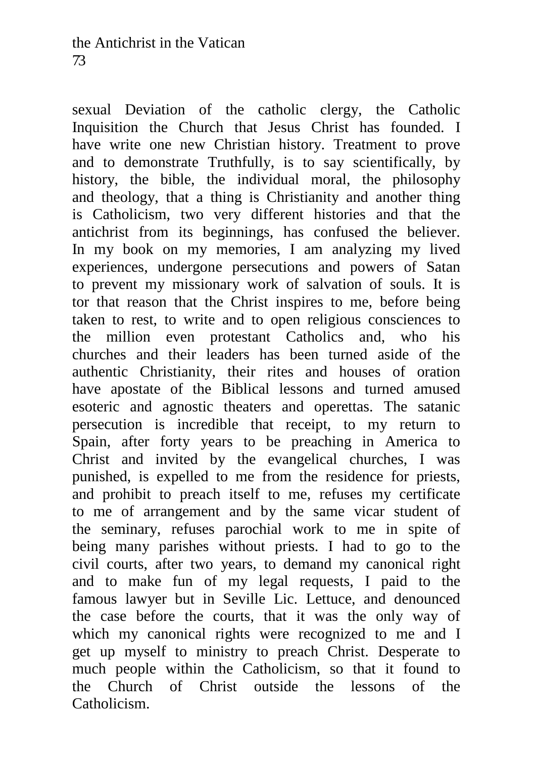sexual Deviation of the catholic clergy, the Catholic Inquisition the Church that Jesus Christ has founded. I have write one new Christian history. Treatment to prove and to demonstrate Truthfully, is to say scientifically, by history, the bible, the individual moral, the philosophy and theology, that a thing is Christianity and another thing is Catholicism, two very different histories and that the antichrist from its beginnings, has confused the believer. In my book on my memories, I am analyzing my lived experiences, undergone persecutions and powers of Satan to prevent my missionary work of salvation of souls. It is tor that reason that the Christ inspires to me, before being taken to rest, to write and to open religious consciences to the million even protestant Catholics and, who his churches and their leaders has been turned aside of the authentic Christianity, their rites and houses of oration have apostate of the Biblical lessons and turned amused esoteric and agnostic theaters and operettas. The satanic persecution is incredible that receipt, to my return to Spain, after forty years to be preaching in America to Christ and invited by the evangelical churches, I was punished, is expelled to me from the residence for priests, and prohibit to preach itself to me, refuses my certificate to me of arrangement and by the same vicar student of the seminary, refuses parochial work to me in spite of being many parishes without priests. I had to go to the civil courts, after two years, to demand my canonical right and to make fun of my legal requests, I paid to the famous lawyer but in Seville Lic. Lettuce, and denounced the case before the courts, that it was the only way of which my canonical rights were recognized to me and I get up myself to ministry to preach Christ. Desperate to much people within the Catholicism, so that it found to the Church of Christ outside the lessons of the Catholicism.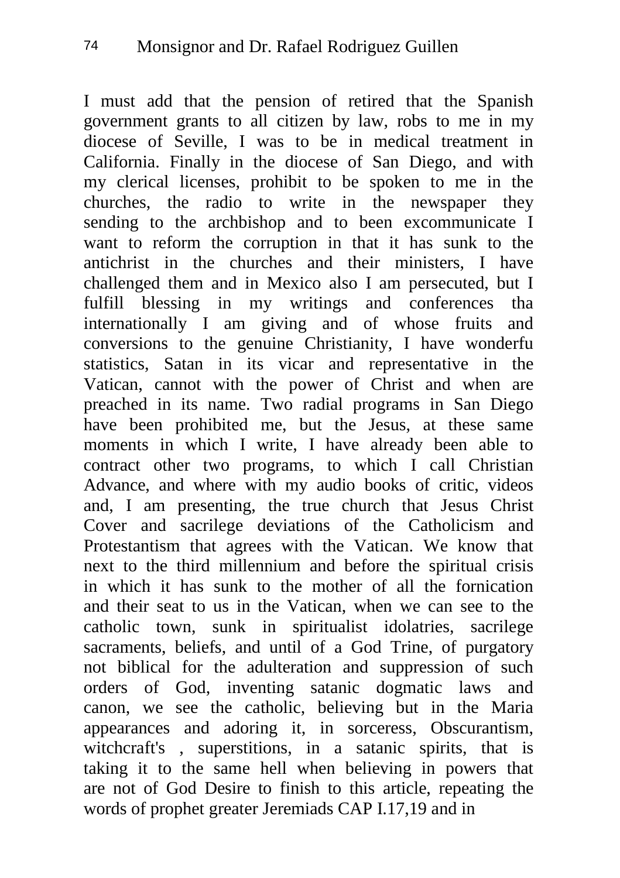I must add that the pension of retired that the Spanish government grants to all citizen by law, robs to me in my diocese of Seville, I was to be in medical treatment in California. Finally in the diocese of San Diego, and with my clerical licenses, prohibit to be spoken to me in the churches, the radio to write in the newspaper they sending to the archbishop and to been excommunicate I want to reform the corruption in that it has sunk to the antichrist in the churches and their ministers, I have challenged them and in Mexico also I am persecuted, but I fulfill blessing in my writings and conferences tha internationally I am giving and of whose fruits and conversions to the genuine Christianity, I have wonderfu statistics, Satan in its vicar and representative in the Vatican, cannot with the power of Christ and when are preached in its name. Two radial programs in San Diego have been prohibited me, but the Jesus, at these same moments in which I write, I have already been able to contract other two programs, to which I call Christian Advance, and where with my audio books of critic, videos and, I am presenting, the true church that Jesus Christ Cover and sacrilege deviations of the Catholicism and Protestantism that agrees with the Vatican. We know that next to the third millennium and before the spiritual crisis in which it has sunk to the mother of all the fornication and their seat to us in the Vatican, when we can see to the catholic town, sunk in spiritualist idolatries, sacrilege sacraments, beliefs, and until of a God Trine, of purgatory not biblical for the adulteration and suppression of such orders of God, inventing satanic dogmatic laws and canon, we see the catholic, believing but in the Maria appearances and adoring it, in sorceress, Obscurantism, witchcraft's , superstitions, in a satanic spirits, that is taking it to the same hell when believing in powers that are not of God Desire to finish to this article, repeating the words of prophet greater Jeremiads CAP I.17,19 and in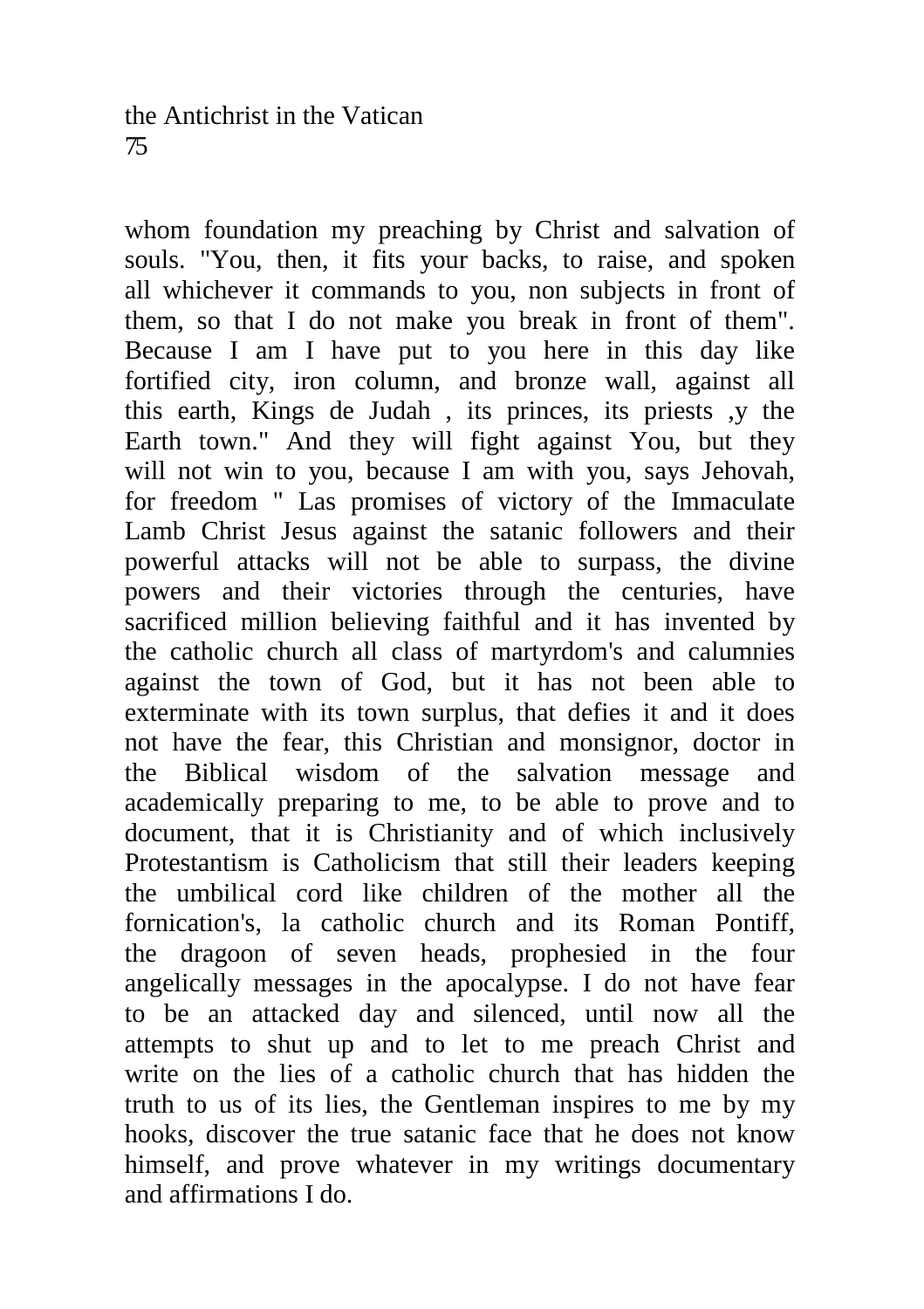whom foundation my preaching by Christ and salvation of souls. "You, then, it fits your backs, to raise, and spoken all whichever it commands to you, non subjects in front of them, so that I do not make you break in front of them". Because I am I have put to you here in this day like fortified city, iron column, and bronze wall, against all this earth, Kings de Judah , its princes, its priests ,y the Earth town." And they will fight against You, but they will not win to you, because I am with you, says Jehovah, for freedom " Las promises of victory of the Immaculate Lamb Christ Jesus against the satanic followers and their powerful attacks will not be able to surpass, the divine powers and their victories through the centuries, have sacrificed million believing faithful and it has invented by the catholic church all class of martyrdom's and calumnies against the town of God, but it has not been able to exterminate with its town surplus, that defies it and it does not have the fear, this Christian and monsignor, doctor in the Biblical wisdom of the salvation message and academically preparing to me, to be able to prove and to document, that it is Christianity and of which inclusively Protestantism is Catholicism that still their leaders keeping the umbilical cord like children of the mother all the fornication's, la catholic church and its Roman Pontiff, the dragoon of seven heads, prophesied in the four angelically messages in the apocalypse. I do not have fear to be an attacked day and silenced, until now all the attempts to shut up and to let to me preach Christ and write on the lies of a catholic church that has hidden the truth to us of its lies, the Gentleman inspires to me by my hooks, discover the true satanic face that he does not know himself, and prove whatever in my writings documentary and affirmations I do.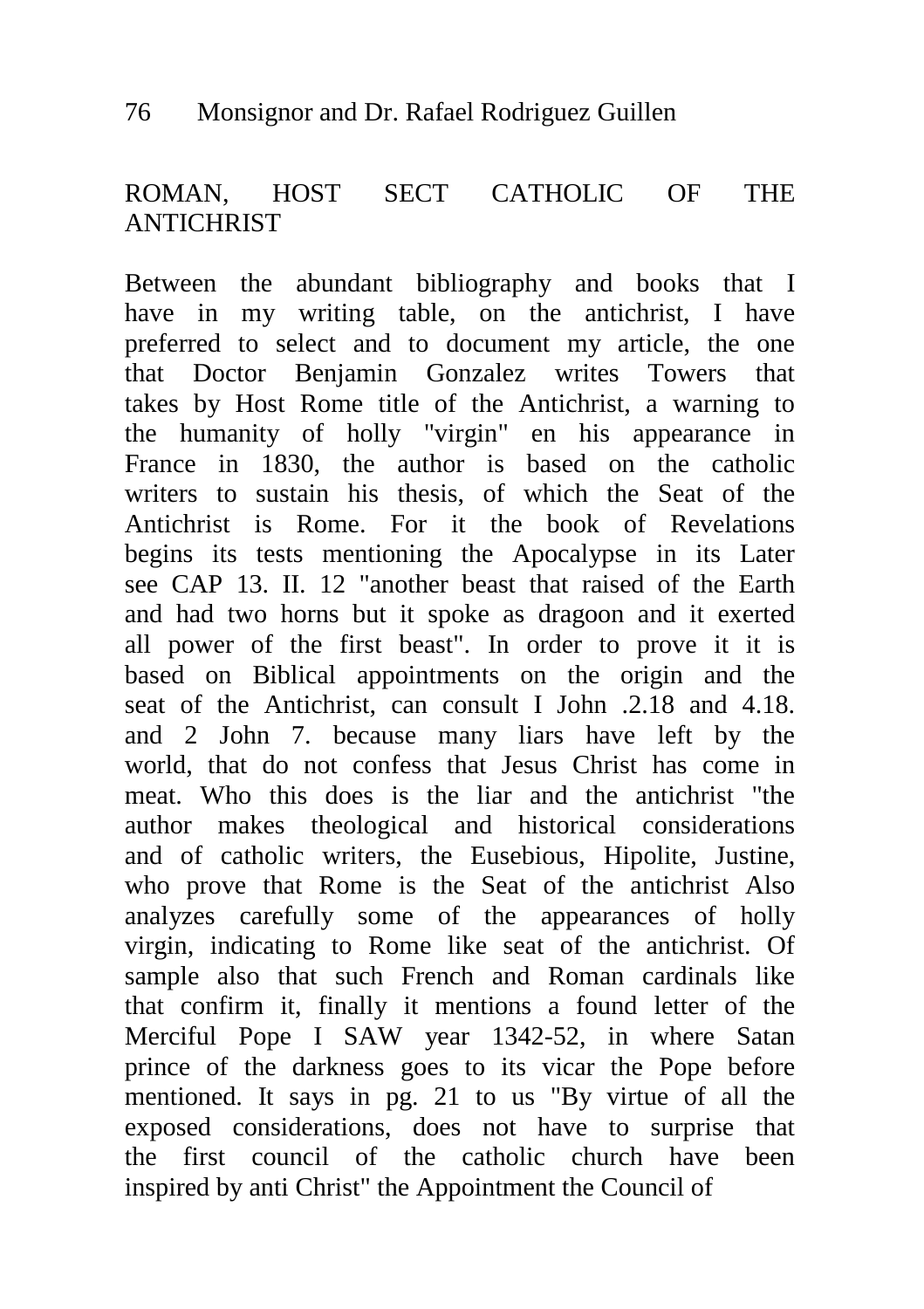## ROMAN, HOST SECT CATHOLIC OF THE ANTICHRIST

Between the abundant bibliography and books that I have in my writing table, on the antichrist, I have preferred to select and to document my article, the one that Doctor Benjamin Gonzalez writes Towers that takes by Host Rome title of the Antichrist, a warning to the humanity of holly "virgin" en his appearance in France in 1830, the author is based on the catholic writers to sustain his thesis, of which the Seat of the Antichrist is Rome. For it the book of Revelations begins its tests mentioning the Apocalypse in its Later see CAP 13. II. 12 "another beast that raised of the Earth and had two horns but it spoke as dragoon and it exerted all power of the first beast". In order to prove it it is based on Biblical appointments on the origin and the seat of the Antichrist, can consult I John .2.18 and 4.18. and 2 John 7. because many liars have left by the world, that do not confess that Jesus Christ has come in meat. Who this does is the liar and the antichrist "the author makes theological and historical considerations and of catholic writers, the Eusebious, Hipolite, Justine, who prove that Rome is the Seat of the antichrist Also analyzes carefully some of the appearances of holly virgin, indicating to Rome like seat of the antichrist. Of sample also that such French and Roman cardinals like that confirm it, finally it mentions a found letter of the Merciful Pope I SAW year 1342-52, in where Satan prince of the darkness goes to its vicar the Pope before mentioned. It says in pg. 21 to us "By virtue of all the exposed considerations, does not have to surprise that the first council of the catholic church have been inspired by anti Christ" the Appointment the Council of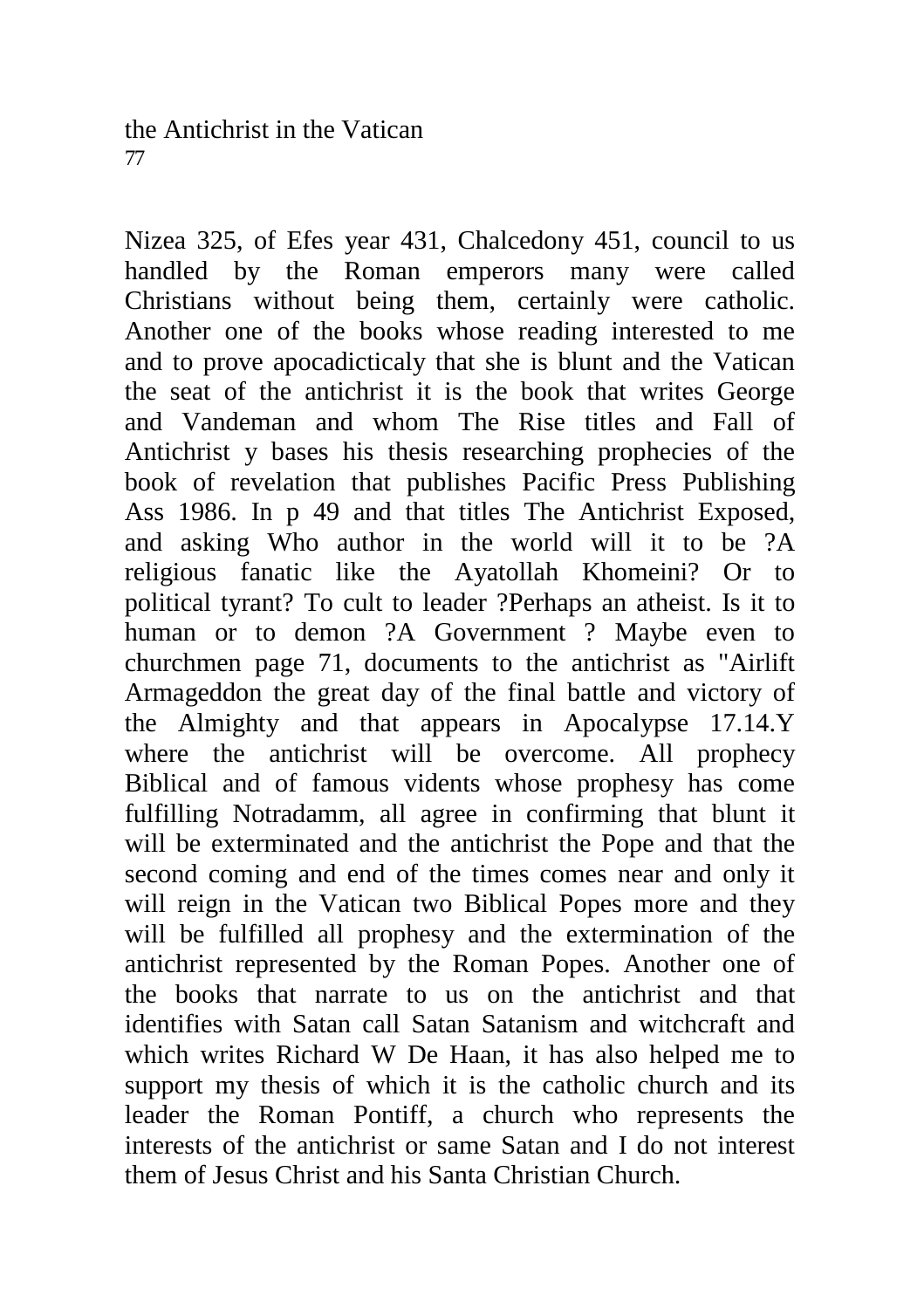Nizea 325, of Efes year 431, Chalcedony 451, council to us handled by the Roman emperors many were called Christians without being them, certainly were catholic. Another one of the books whose reading interested to me and to prove apocadicticaly that she is blunt and the Vatican the seat of the antichrist it is the book that writes George and Vandeman and whom The Rise titles and Fall of Antichrist y bases his thesis researching prophecies of the book of revelation that publishes Pacific Press Publishing Ass 1986. In p 49 and that titles The Antichrist Exposed, and asking Who author in the world will it to be ?A religious fanatic like the Ayatollah Khomeini? Or to political tyrant? To cult to leader ?Perhaps an atheist. Is it to human or to demon ?A Government ? Maybe even to churchmen page 71, documents to the antichrist as "Airlift Armageddon the great day of the final battle and victory of the Almighty and that appears in Apocalypse 17.14.Y where the antichrist will be overcome. All prophecy Biblical and of famous vidents whose prophesy has come fulfilling Notradamm, all agree in confirming that blunt it will be exterminated and the antichrist the Pope and that the second coming and end of the times comes near and only it will reign in the Vatican two Biblical Popes more and they will be fulfilled all prophesy and the extermination of the antichrist represented by the Roman Popes. Another one of the books that narrate to us on the antichrist and that identifies with Satan call Satan Satanism and witchcraft and which writes Richard W De Haan, it has also helped me to support my thesis of which it is the catholic church and its leader the Roman Pontiff, a church who represents the interests of the antichrist or same Satan and I do not interest them of Jesus Christ and his Santa Christian Church.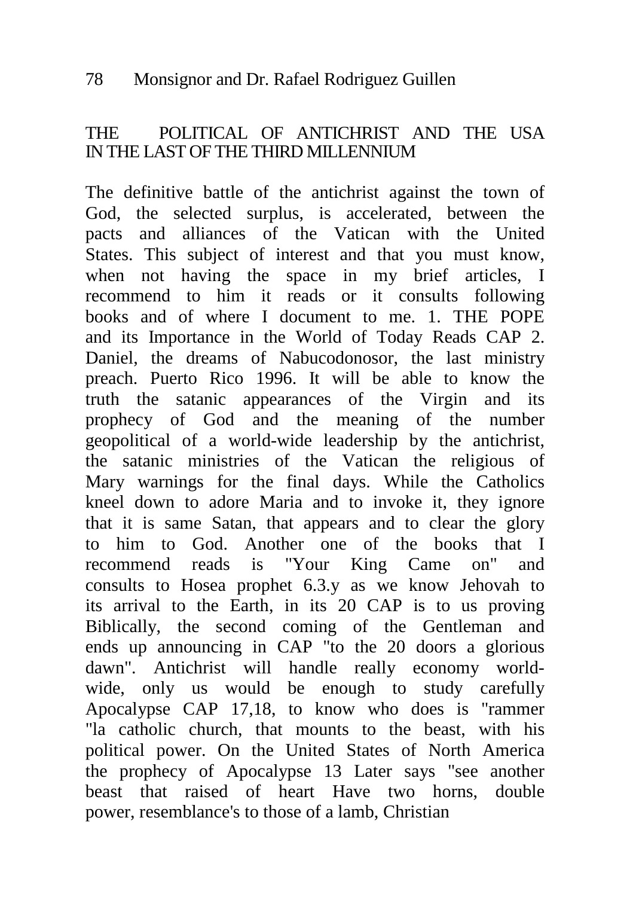## THE POLITICAL OF ANTICHRIST AND THE USA IN THE LAST OF THE THIRD MILLENNIUM

The definitive battle of the antichrist against the town of God, the selected surplus, is accelerated, between the pacts and alliances of the Vatican with the United States. This subject of interest and that you must know, when not having the space in my brief articles, I recommend to him it reads or it consults following books and of where I document to me. 1. THE POPE and its Importance in the World of Today Reads CAP 2. Daniel, the dreams of Nabucodonosor, the last ministry preach. Puerto Rico 1996. It will be able to know the truth the satanic appearances of the Virgin and its prophecy of God and the meaning of the number geopolitical of a world-wide leadership by the antichrist, the satanic ministries of the Vatican the religious of Mary warnings for the final days. While the Catholics kneel down to adore Maria and to invoke it, they ignore that it is same Satan, that appears and to clear the glory to him to God. Another one of the books that I recommend reads is "Your King Came on" and consults to Hosea prophet 6.3.y as we know Jehovah to its arrival to the Earth, in its 20 CAP is to us proving Biblically, the second coming of the Gentleman and ends up announcing in CAP "to the 20 doors a glorious dawn". Antichrist will handle really economy world-wide, only us would be enough to study carefully Apocalypse CAP 17,18, to know who does is "rammer "la catholic church, that mounts to the beast, with his political power. On the United States of North America the prophecy of Apocalypse 13 Later says "see another beast that raised of heart Have two horns, double power, resemblance's to those of a lamb, Christian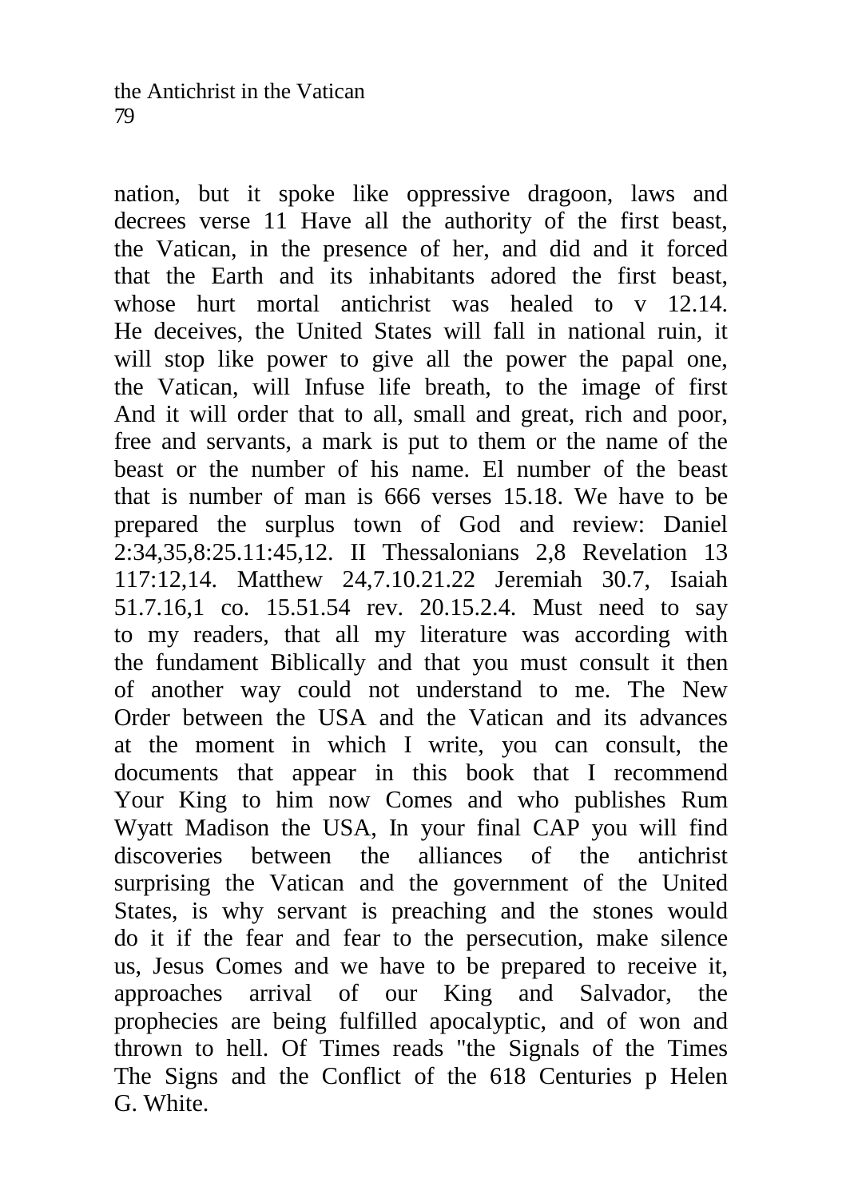nation, but it spoke like oppressive dragoon, laws and decrees verse 11 Have all the authority of the first beast, the Vatican, in the presence of her, and did and it forced that the Earth and its inhabitants adored the first beast, whose hurt mortal antichrist was healed to v 12.14. He deceives, the United States will fall in national ruin, it will stop like power to give all the power the papal one, the Vatican, will Infuse life breath, to the image of first And it will order that to all, small and great, rich and poor, free and servants, a mark is put to them or the name of the beast or the number of his name. El number of the beast that is number of man is 666 verses 15.18. We have to be prepared the surplus town of God and review: Daniel 2:34,35,8:25.11:45,12. II Thessalonians 2,8 Revelation 13 117:12,14. Matthew 24,7.10.21.22 Jeremiah 30.7, Isaiah 51.7.16,1 co. 15.51.54 rev. 20.15.2.4. Must need to say to my readers, that all my literature was according with the fundament Biblically and that you must consult it then of another way could not understand to me. The New Order between the USA and the Vatican and its advances at the moment in which I write, you can consult, the documents that appear in this book that I recommend Your King to him now Comes and who publishes Rum Wyatt Madison the USA, In your final CAP you will find discoveries between the alliances of the antichrist surprising the Vatican and the government of the United States, is why servant is preaching and the stones would do it if the fear and fear to the persecution, make silence us, Jesus Comes and we have to be prepared to receive it, approaches arrival of our King and Salvador, the prophecies are being fulfilled apocalyptic, and of won and thrown to hell. Of Times reads "the Signals of the Times The Signs and the Conflict of the 618 Centuries p Helen G. White.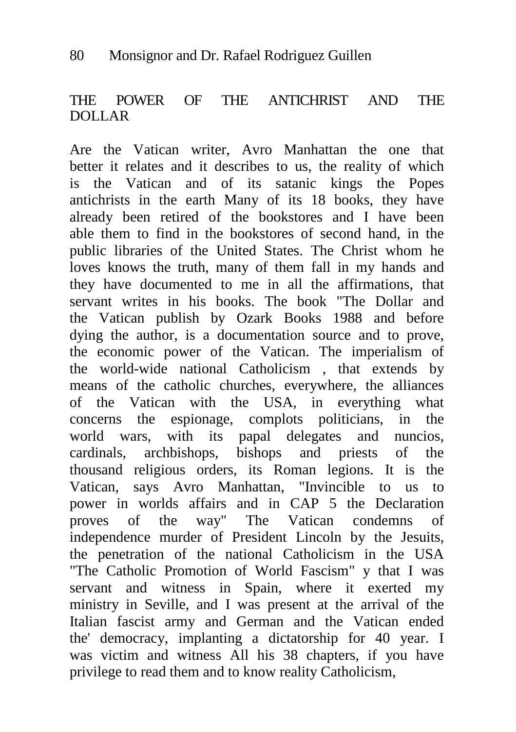## THE POWER OF THE ANTICHRIST AND THE DOLLAR

Are the Vatican writer, Avro Manhattan the one that better it relates and it describes to us, the reality of which is the Vatican and of its satanic kings the Popes antichrists in the earth Many of its 18 books, they have already been retired of the bookstores and I have been able them to find in the bookstores of second hand, in the public libraries of the United States. The Christ whom he loves knows the truth, many of them fall in my hands and they have documented to me in all the affirmations, that servant writes in his books. The book "The Dollar and the Vatican publish by Ozark Books 1988 and before dying the author, is a documentation source and to prove, the economic power of the Vatican. The imperialism of the world-wide national Catholicism , that extends by means of the catholic churches, everywhere, the alliances of the Vatican with the USA, in everything what concerns the espionage, complots politicians, in the world wars, with its papal delegates and nuncios, cardinals, archbishops, bishops and priests of the thousand religious orders, its Roman legions. It is the Vatican, says Avro Manhattan, "Invincible to us to power in worlds affairs and in CAP 5 the Declaration proves of the way" The Vatican condemns of independence murder of President Lincoln by the Jesuits, the penetration of the national Catholicism in the USA "The Catholic Promotion of World Fascism" y that I was servant and witness in Spain, where it exerted my ministry in Seville, and I was present at the arrival of the Italian fascist army and German and the Vatican ended the' democracy, implanting a dictatorship for 40 year. I was victim and witness All his 38 chapters, if you have privilege to read them and to know reality Catholicism,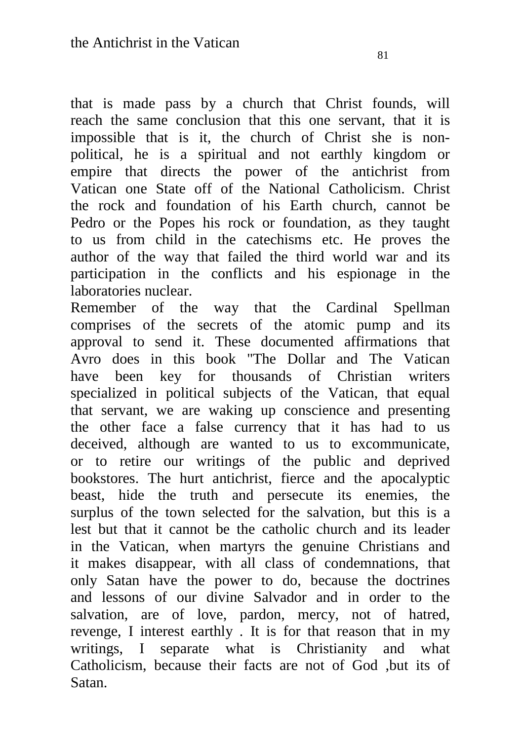that is made pass by a church that Christ founds, will reach the same conclusion that this one servant, that it is impossible that is it, the church of Christ she is non-political, he is a spiritual and not earthly kingdom or empire that directs the power of the antichrist from Vatican one State off of the National Catholicism. Christ the rock and foundation of his Earth church, cannot be Pedro or the Popes his rock or foundation, as they taught to us from child in the catechisms etc. He proves the author of the way that failed the third world war and its participation in the conflicts and his espionage in the laboratories nuclear.

Remember of the way that the Cardinal Spellman comprises of the secrets of the atomic pump and its approval to send it. These documented affirmations that Avro does in this book "The Dollar and The Vatican have been key for thousands of Christian writers specialized in political subjects of the Vatican, that equal that servant, we are waking up conscience and presenting the other face a false currency that it has had to us deceived, although are wanted to us to excommunicate, or to retire our writings of the public and deprived bookstores. The hurt antichrist, fierce and the apocalyptic beast, hide the truth and persecute its enemies, the surplus of the town selected for the salvation, but this is a lest but that it cannot be the catholic church and its leader in the Vatican, when martyrs the genuine Christians and it makes disappear, with all class of condemnations, that only Satan have the power to do, because the doctrines and lessons of our divine Salvador and in order to the salvation, are of love, pardon, mercy, not of hatred, revenge, I interest earthly . It is for that reason that in my writings, I separate what is Christianity and what Catholicism, because their facts are not of God ,but its of Satan.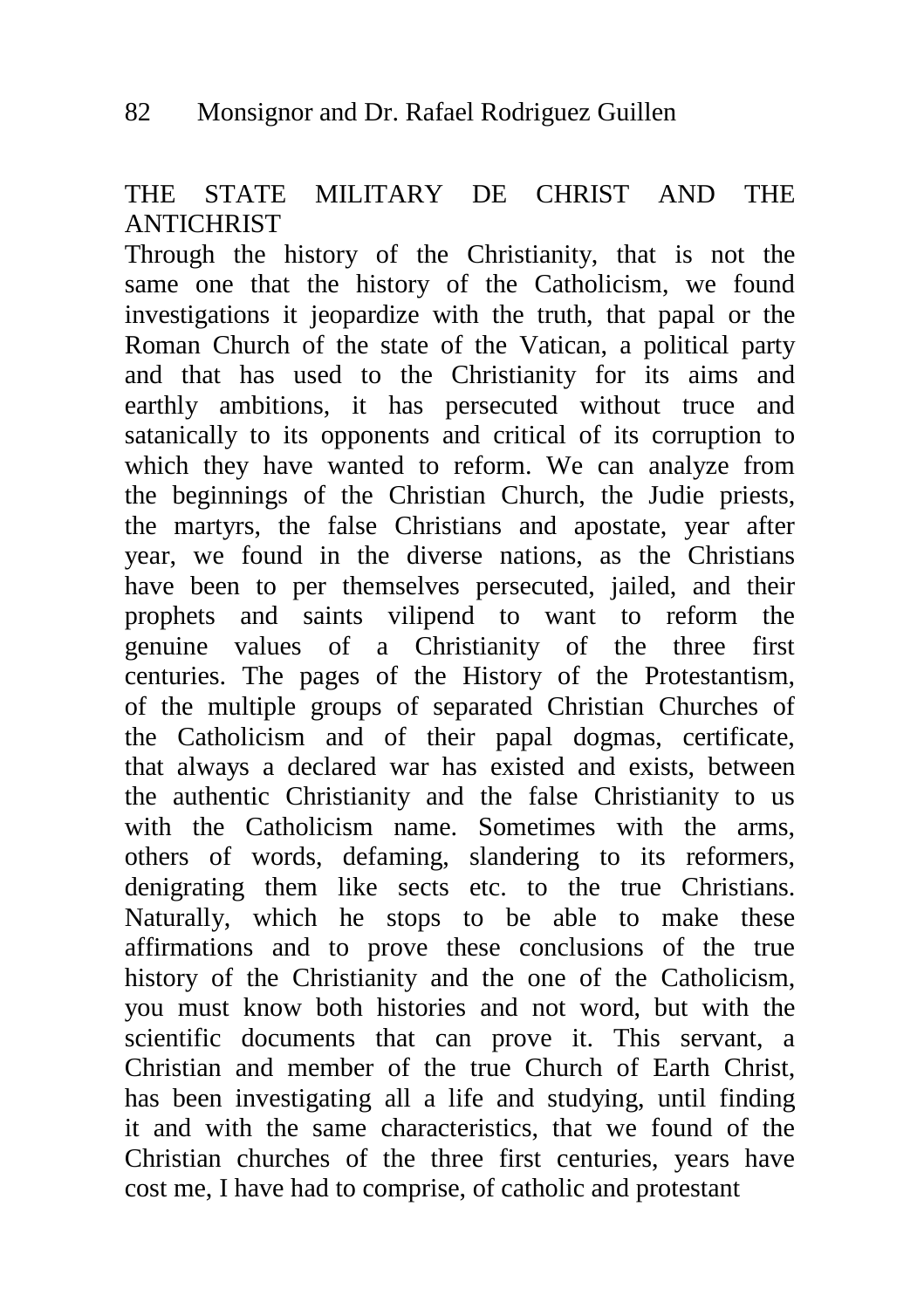## THE STATE MILITARY DE CHRIST AND THE ANTICHRIST

Through the history of the Christianity, that is not the same one that the history of the Catholicism, we found investigations it jeopardize with the truth, that papal or the Roman Church of the state of the Vatican, a political party and that has used to the Christianity for its aims and earthly ambitions, it has persecuted without truce and satanically to its opponents and critical of its corruption to which they have wanted to reform. We can analyze from the beginnings of the Christian Church, the Judie priests, the martyrs, the false Christians and apostate, year after year, we found in the diverse nations, as the Christians have been to per themselves persecuted, jailed, and their prophets and saints vilipend to want to reform the genuine values of a Christianity of the three first centuries. The pages of the History of the Protestantism, of the multiple groups of separated Christian Churches of the Catholicism and of their papal dogmas, certificate, that always a declared war has existed and exists, between the authentic Christianity and the false Christianity to us with the Catholicism name. Sometimes with the arms, others of words, defaming, slandering to its reformers, denigrating them like sects etc. to the true Christians. Naturally, which he stops to be able to make these affirmations and to prove these conclusions of the true history of the Christianity and the one of the Catholicism, you must know both histories and not word, but with the scientific documents that can prove it. This servant, a Christian and member of the true Church of Earth Christ, has been investigating all a life and studying, until finding it and with the same characteristics, that we found of the Christian churches of the three first centuries, years have cost me, I have had to comprise, of catholic and protestant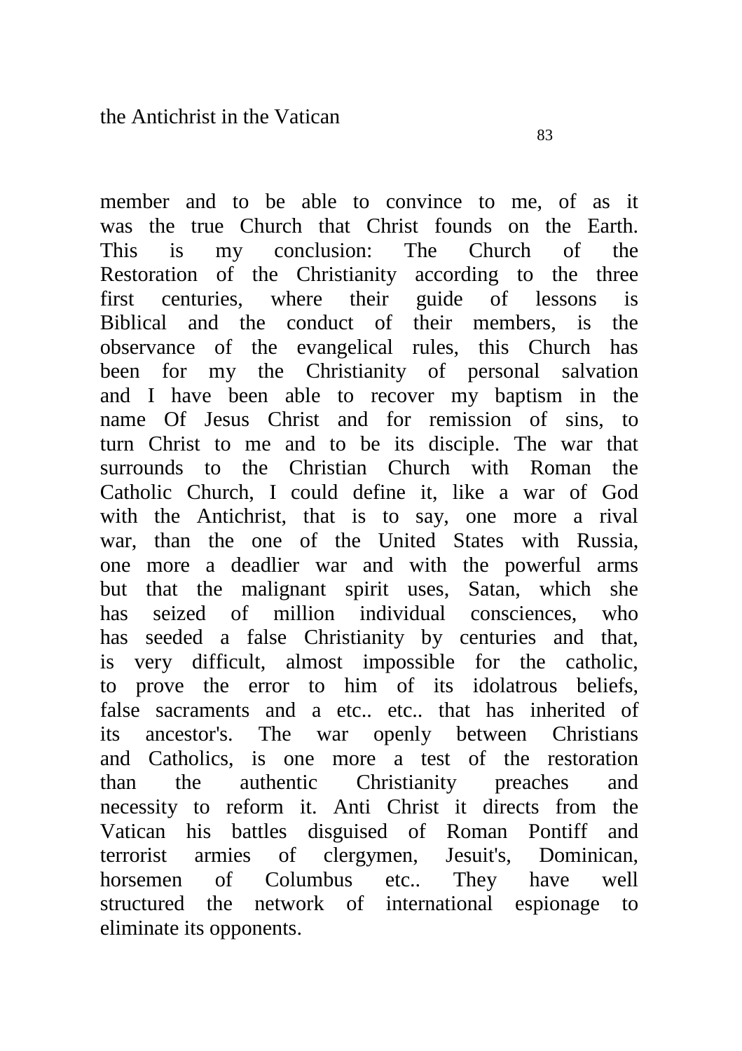member and to be able to convince to me, of as it was the true Church that Christ founds on the Earth. This is my conclusion: The Church of the Restoration of the Christianity according to the three first centuries, where their guide of lessons is Biblical and the conduct of their members, is the observance of the evangelical rules, this Church has been for my the Christianity of personal salvation and I have been able to recover my baptism in the name Of Jesus Christ and for remission of sins, to turn Christ to me and to be its disciple. The war that surrounds to the Christian Church with Roman the Catholic Church, I could define it, like a war of God with the Antichrist, that is to say, one more a rival war, than the one of the United States with Russia, one more a deadlier war and with the powerful arms but that the malignant spirit uses, Satan, which she has seized of million individual consciences, who has seeded a false Christianity by centuries and that, is very difficult, almost impossible for the catholic, to prove the error to him of its idolatrous beliefs, false sacraments and a etc.. etc.. that has inherited of its ancestor's. The war openly between Christians and Catholics, is one more a test of the restoration than the authentic Christianity preaches and necessity to reform it. Anti Christ it directs from the Vatican his battles disguised of Roman Pontiff and terrorist armies of clergymen, Jesuit's, Dominican, horsemen of Columbus etc.. They have well structured the network of international espionage to eliminate its opponents.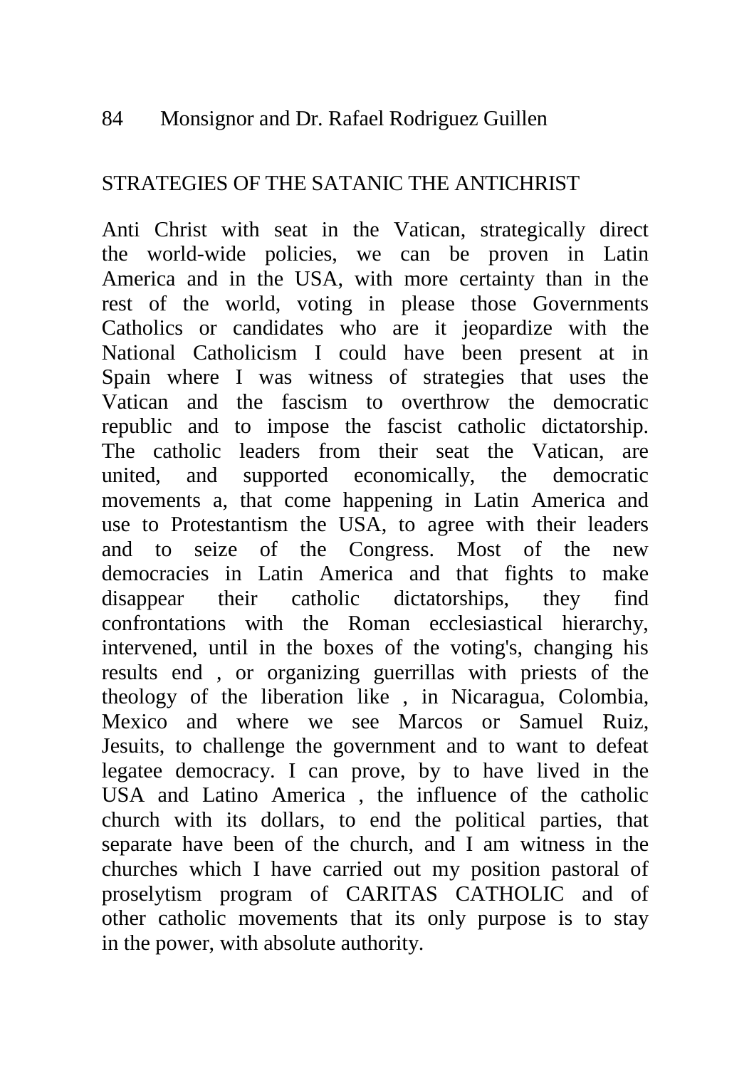## STRATEGIES OF THE SATANIC THE ANTICHRIST

Anti Christ with seat in the Vatican, strategically direct the world-wide policies, we can be proven in Latin America and in the USA, with more certainty than in the rest of the world, voting in please those Governments Catholics or candidates who are it jeopardize with the National Catholicism I could have been present at in Spain where I was witness of strategies that uses the Vatican and the fascism to overthrow the democratic republic and to impose the fascist catholic dictatorship. The catholic leaders from their seat the Vatican, are united, and supported economically, the democratic movements a, that come happening in Latin America and use to Protestantism the USA, to agree with their leaders and to seize of the Congress. Most of the new democracies in Latin America and that fights to make disappear their catholic dictatorships, they find confrontations with the Roman ecclesiastical hierarchy, intervened, until in the boxes of the voting's, changing his results end , or organizing guerrillas with priests of the theology of the liberation like , in Nicaragua, Colombia, Mexico and where we see Marcos or Samuel Ruiz, Jesuits, to challenge the government and to want to defeat legatee democracy. I can prove, by to have lived in the USA and Latino America , the influence of the catholic church with its dollars, to end the political parties, that separate have been of the church, and I am witness in the churches which I have carried out my position pastoral of proselytism program of CARITAS CATHOLIC and of other catholic movements that its only purpose is to stay in the power, with absolute authority.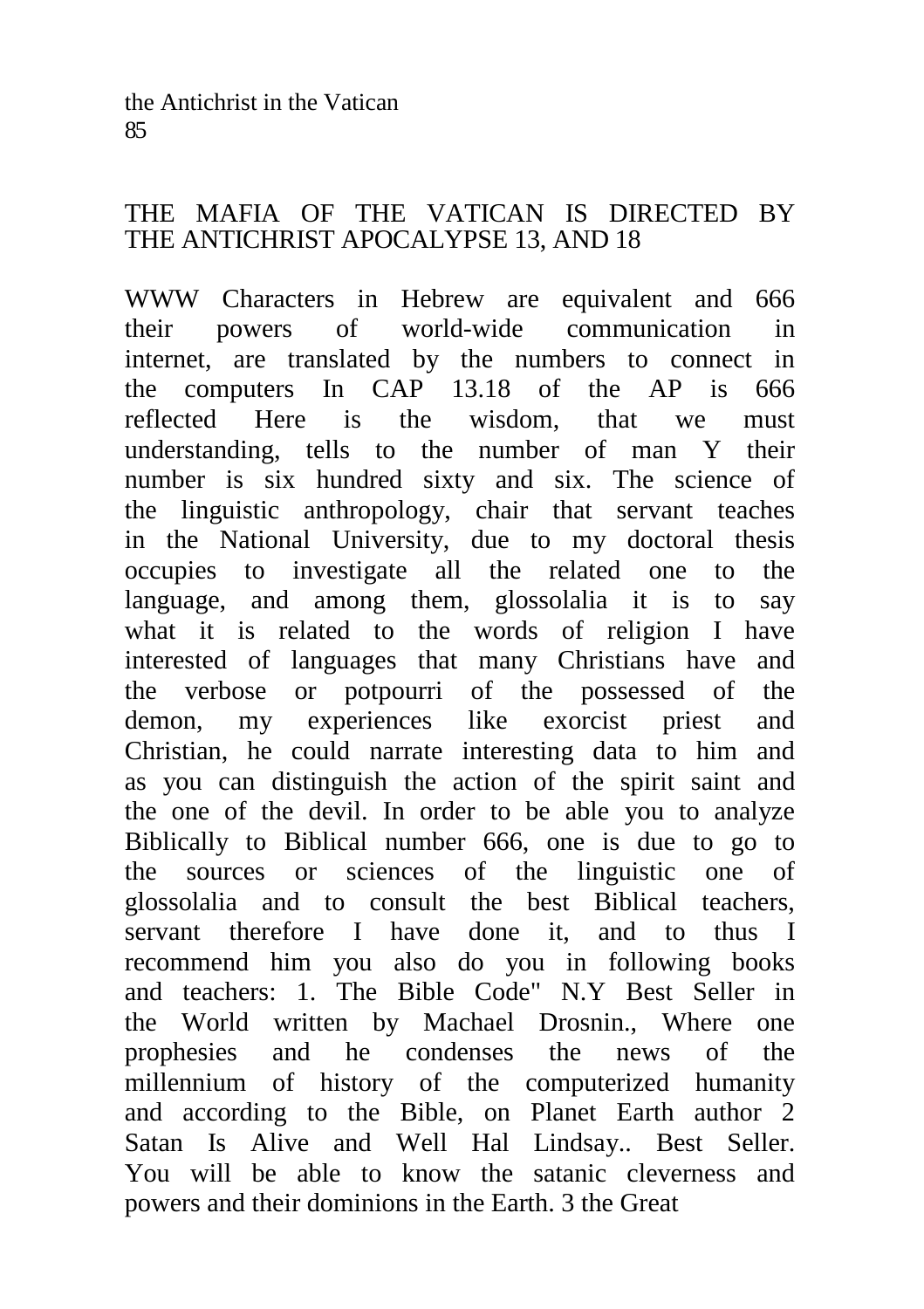## THE MAFIA OF THE VATICAN IS DIRECTED BY THE ANTICHRIST APOCALYPSE 13, AND 18

WWW Characters in Hebrew are equivalent and 666 their powers of world-wide communication in internet, are translated by the numbers to connect in the computers In CAP 13.18 of the AP is 666 reflected Here is the wisdom, that we must understanding, tells to the number of man Y their number is six hundred sixty and six. The science of the linguistic anthropology, chair that servant teaches in the National University, due to my doctoral thesis occupies to investigate all the related one to the language, and among them, glossolalia it is to say what it is related to the words of religion I have interested of languages that many Christians have and the verbose or potpourri of the possessed of the demon, my experiences like exorcist priest and Christian, he could narrate interesting data to him and as you can distinguish the action of the spirit saint and the one of the devil. In order to be able you to analyze Biblically to Biblical number 666, one is due to go to the sources or sciences of the linguistic one of glossolalia and to consult the best Biblical teachers, servant therefore I have done it, and to thus I recommend him you also do you in following books and teachers: 1. The Bible Code" N.Y Best Seller in the World written by Machael Drosnin., Where one prophesies and he condenses the news of the millennium of history of the computerized humanity and according to the Bible, on Planet Earth author 2 Satan Is Alive and Well Hal Lindsay.. Best Seller. You will be able to know the satanic cleverness and powers and their dominions in the Earth. 3 the Great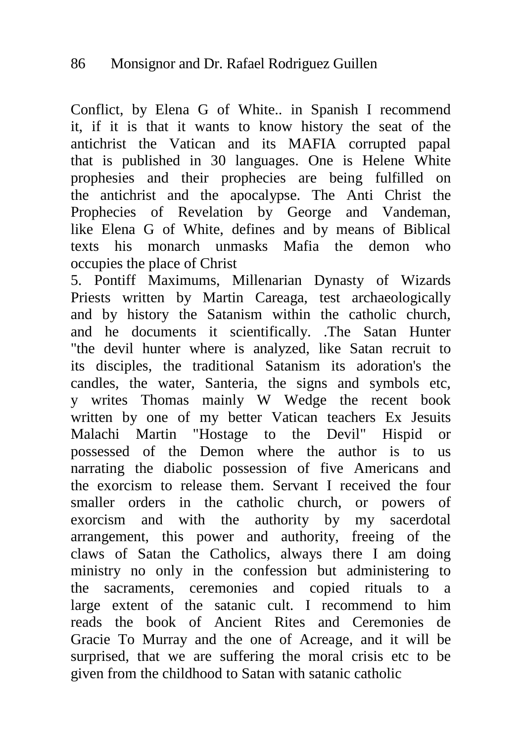Conflict, by Elena G of White.. in Spanish I recommend it, if it is that it wants to know history the seat of the antichrist the Vatican and its MAFIA corrupted papal that is published in 30 languages. One is Helene White prophesies and their prophecies are being fulfilled on the antichrist and the apocalypse. The Anti Christ the Prophecies of Revelation by George and Vandeman, like Elena G of White, defines and by means of Biblical texts his monarch unmasks Mafia the demon who occupies the place of Christ

5. Pontiff Maximums, Millenarian Dynasty of Wizards Priests written by Martin Careaga, test archaeologically and by history the Satanism within the catholic church, and he documents it scientifically. .The Satan Hunter "the devil hunter where is analyzed, like Satan recruit to its disciples, the traditional Satanism its adoration's the candles, the water, Santeria, the signs and symbols etc, y writes Thomas mainly W Wedge the recent book written by one of my better Vatican teachers Ex Jesuits Malachi Martin "Hostage to the Devil" Hispid or possessed of the Demon where the author is to us narrating the diabolic possession of five Americans and the exorcism to release them. Servant I received the four smaller orders in the catholic church, or powers of exorcism and with the authority by my sacerdotal arrangement, this power and authority, freeing of the claws of Satan the Catholics, always there I am doing ministry no only in the confession but administering to the sacraments, ceremonies and copied rituals to a large extent of the satanic cult. I recommend to him reads the book of Ancient Rites and Ceremonies de Gracie To Murray and the one of Acreage, and it will be surprised, that we are suffering the moral crisis etc to be given from the childhood to Satan with satanic catholic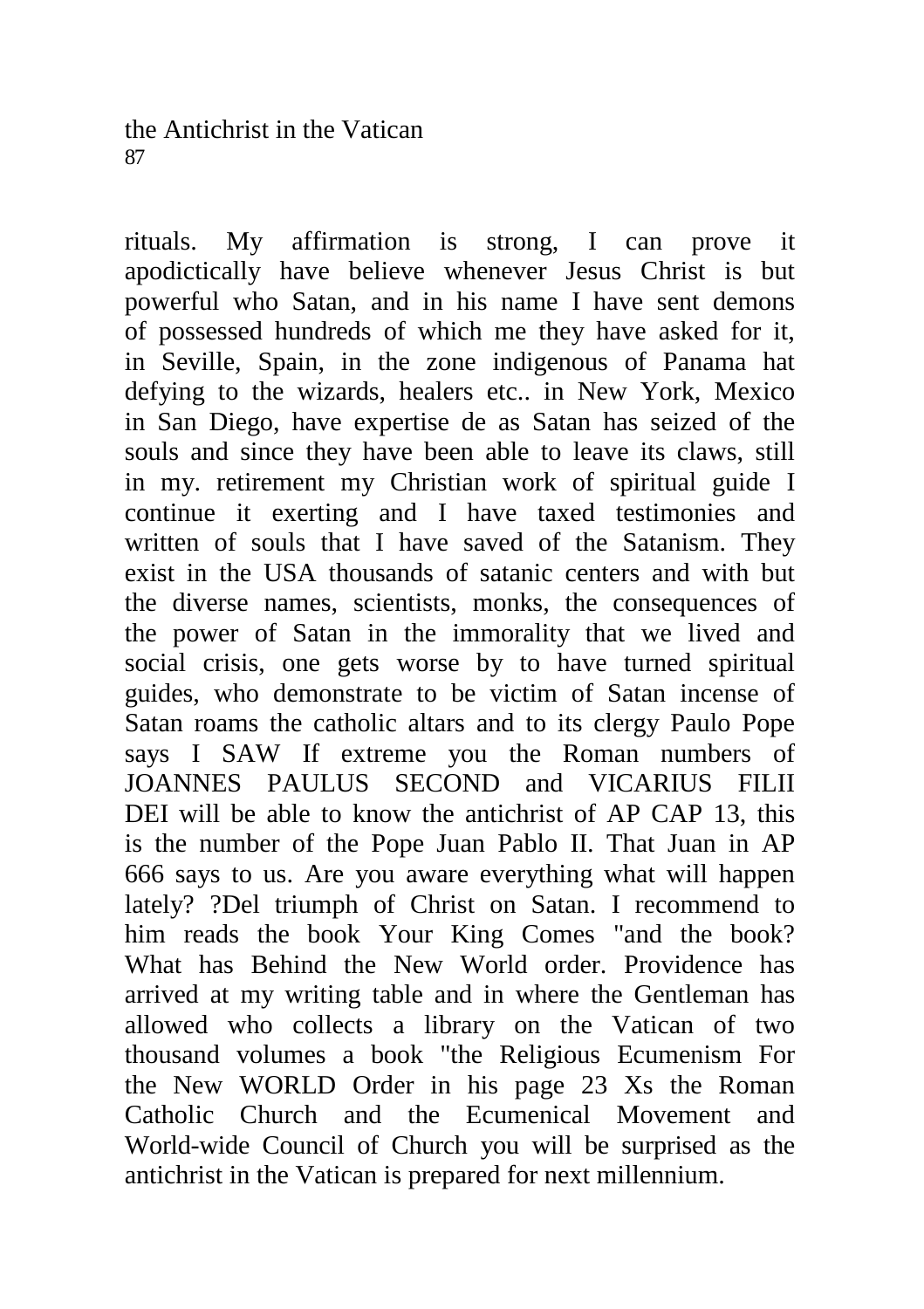rituals. My affirmation is strong, I can prove it apodictically have believe whenever Jesus Christ is but powerful who Satan, and in his name I have sent demons of possessed hundreds of which me they have asked for it, in Seville, Spain, in the zone indigenous of Panama hat defying to the wizards, healers etc.. in New York, Mexico in San Diego, have expertise de as Satan has seized of the souls and since they have been able to leave its claws, still in my. retirement my Christian work of spiritual guide I continue it exerting and I have taxed testimonies and written of souls that I have saved of the Satanism. They exist in the USA thousands of satanic centers and with but the diverse names, scientists, monks, the consequences of the power of Satan in the immorality that we lived and social crisis, one gets worse by to have turned spiritual guides, who demonstrate to be victim of Satan incense of Satan roams the catholic altars and to its clergy Paulo Pope says I SAW If extreme you the Roman numbers of JOANNES PAULUS SECOND and VICARIUS FILII DEI will be able to know the antichrist of AP CAP 13, this is the number of the Pope Juan Pablo II. That Juan in AP 666 says to us. Are you aware everything what will happen lately? ?Del triumph of Christ on Satan. I recommend to him reads the book Your King Comes "and the book? What has Behind the New World order. Providence has arrived at my writing table and in where the Gentleman has allowed who collects a library on the Vatican of two thousand volumes a book "the Religious Ecumenism For the New WORLD Order in his page 23 Xs the Roman Catholic Church and the Ecumenical Movement and World-wide Council of Church you will be surprised as the antichrist in the Vatican is prepared for next millennium.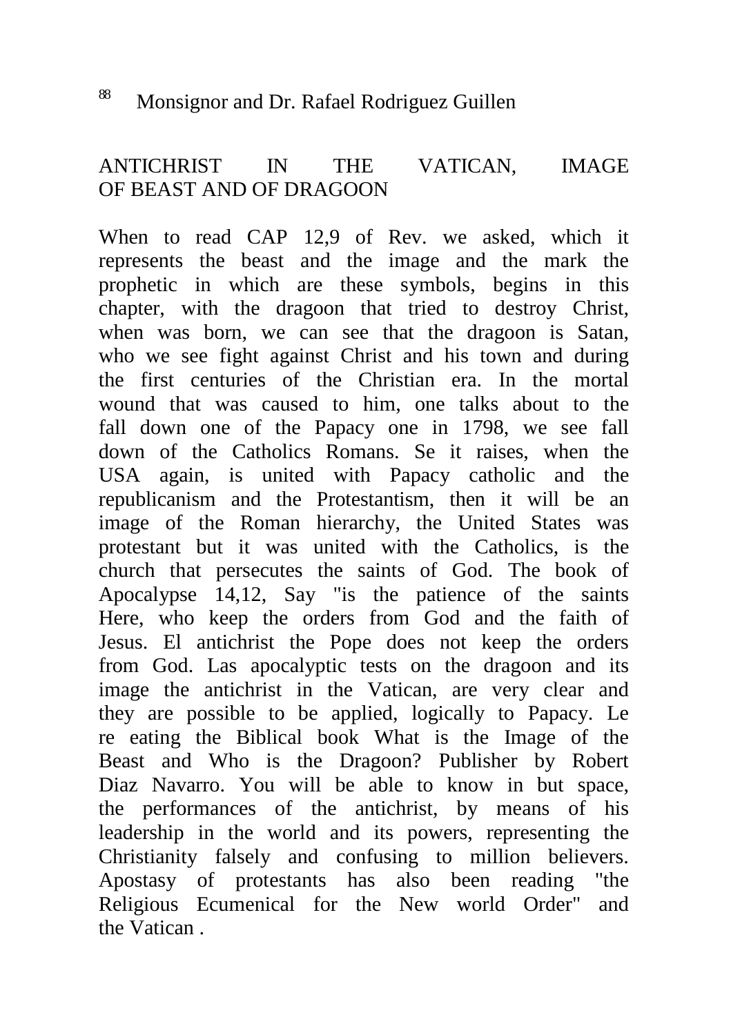## ANTICHRIST IN THE VATICAN, IMAGE OF BEAST AND OF DRAGOON

When to read CAP 12,9 of Rev. we asked, which it represents the beast and the image and the mark the prophetic in which are these symbols, begins in this chapter, with the dragoon that tried to destroy Christ, when was born, we can see that the dragoon is Satan, who we see fight against Christ and his town and during the first centuries of the Christian era. In the mortal wound that was caused to him, one talks about to the fall down one of the Papacy one in 1798, we see fall down of the Catholics Romans. Se it raises, when the USA again, is united with Papacy catholic and the republicanism and the Protestantism, then it will be an image of the Roman hierarchy, the United States was protestant but it was united with the Catholics, is the church that persecutes the saints of God. The book of Apocalypse 14,12, Say "is the patience of the saints Here, who keep the orders from God and the faith of Jesus. El antichrist the Pope does not keep the orders from God. Las apocalyptic tests on the dragoon and its image the antichrist in the Vatican, are very clear and they are possible to be applied, logically to Papacy. Le re eating the Biblical book What is the Image of the Beast and Who is the Dragoon? Publisher by Robert Diaz Navarro. You will be able to know in but space, the performances of the antichrist, by means of his leadership in the world and its powers, representing the Christianity falsely and confusing to million believers. Apostasy of protestants has also been reading "the Religious Ecumenical for the New world Order" and the Vatican .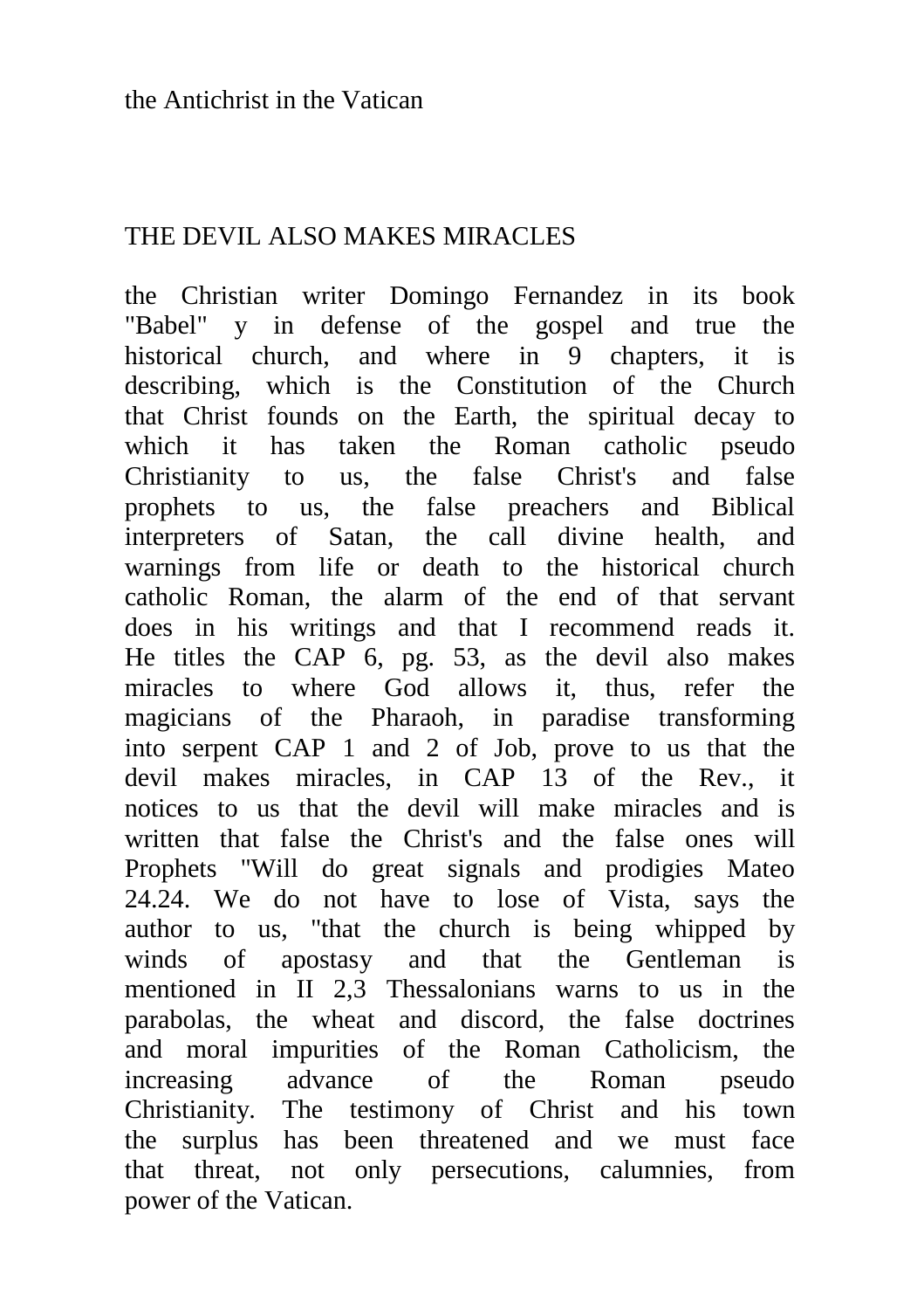the Antichrist in the Vatican

## THE DEVIL ALSO MAKES MIRACLES

the Christian writer Domingo Fernandez in its book "Babel" y in defense of the gospel and true the historical church, and where in 9 chapters, it is describing, which is the Constitution of the Church that Christ founds on the Earth, the spiritual decay to which it has taken the Roman catholic pseudo Christianity to us, the false Christ's and false prophets to us, the false preachers and Biblical interpreters of Satan, the call divine health, and warnings from life or death to the historical church catholic Roman, the alarm of the end of that servant does in his writings and that I recommend reads it. He titles the CAP 6, pg. 53, as the devil also makes miracles to where God allows it, thus, refer the magicians of the Pharaoh, in paradise transforming into serpent CAP 1 and 2 of Job, prove to us that the devil makes miracles, in CAP 13 of the Rev., it notices to us that the devil will make miracles and is written that false the Christ's and the false ones will Prophets "Will do great signals and prodigies Mateo 24.24. We do not have to lose of Vista, says the author to us, "that the church is being whipped by winds of apostasy and that the Gentleman is mentioned in II 2,3 Thessalonians warns to us in the parabolas, the wheat and discord, the false doctrines and moral impurities of the Roman Catholicism, the increasing advance of the Roman pseudo Christianity. The testimony of Christ and his town the surplus has been threatened and we must face that threat, not only persecutions, calumnies, from power of the Vatican.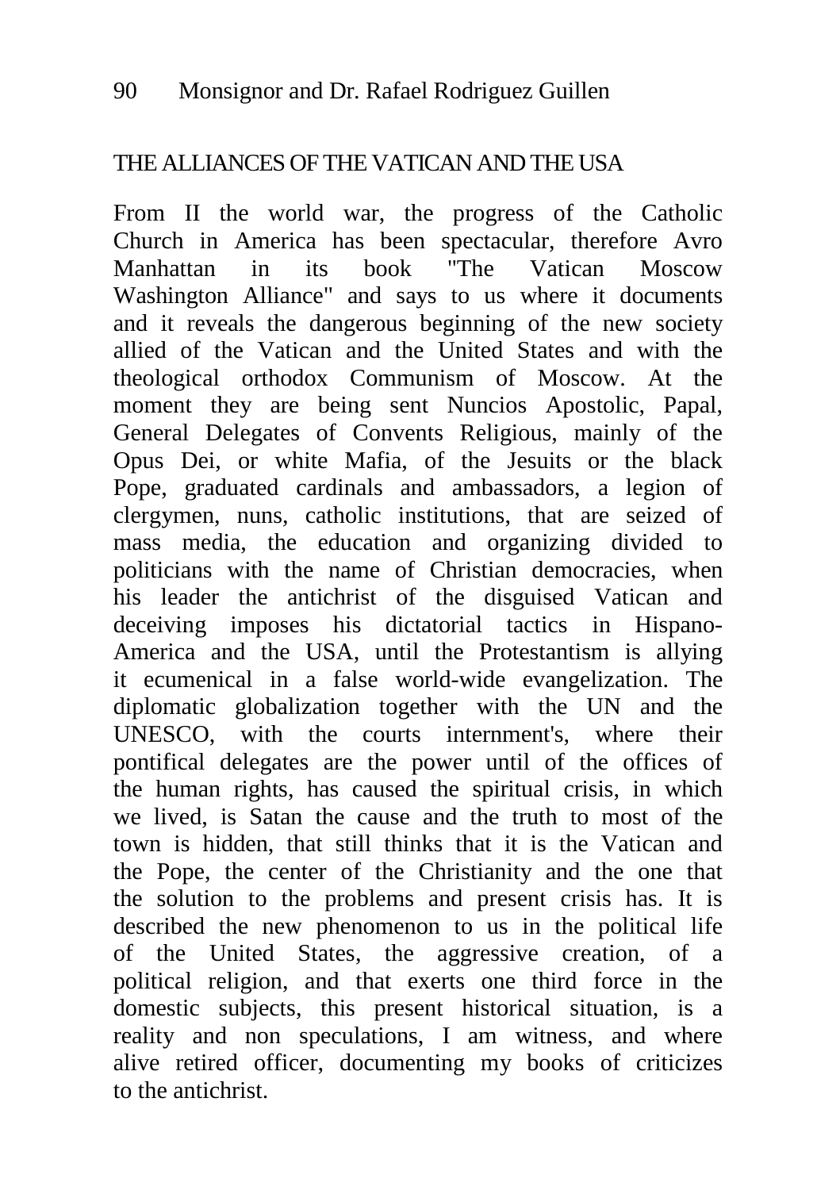## THE ALLIANCES OF THE VATICAN AND THE USA

From II the world war, the progress of the Catholic Church in America has been spectacular, therefore Avro Manhattan in its book "The Vatican Moscow Washington Alliance" and says to us where it documents and it reveals the dangerous beginning of the new society allied of the Vatican and the United States and with the theological orthodox Communism of Moscow. At the moment they are being sent Nuncios Apostolic, Papal, General Delegates of Convents Religious, mainly of the Opus Dei, or white Mafia, of the Jesuits or the black Pope, graduated cardinals and ambassadors, a legion of clergymen, nuns, catholic institutions, that are seized of mass media, the education and organizing divided to politicians with the name of Christian democracies, when his leader the antichrist of the disguised Vatican and deceiving imposes his dictatorial tactics in Hispano-America and the USA, until the Protestantism is allying it ecumenical in a false world-wide evangelization. The diplomatic globalization together with the UN and the UNESCO, with the courts internment's, where their pontifical delegates are the power until of the offices of the human rights, has caused the spiritual crisis, in which we lived, is Satan the cause and the truth to most of the town is hidden, that still thinks that it is the Vatican and the Pope, the center of the Christianity and the one that the solution to the problems and present crisis has. It is described the new phenomenon to us in the political life of the United States, the aggressive creation, of a political religion, and that exerts one third force in the domestic subjects, this present historical situation, is a reality and non speculations, I am witness, and where alive retired officer, documenting my books of criticizes to the antichrist.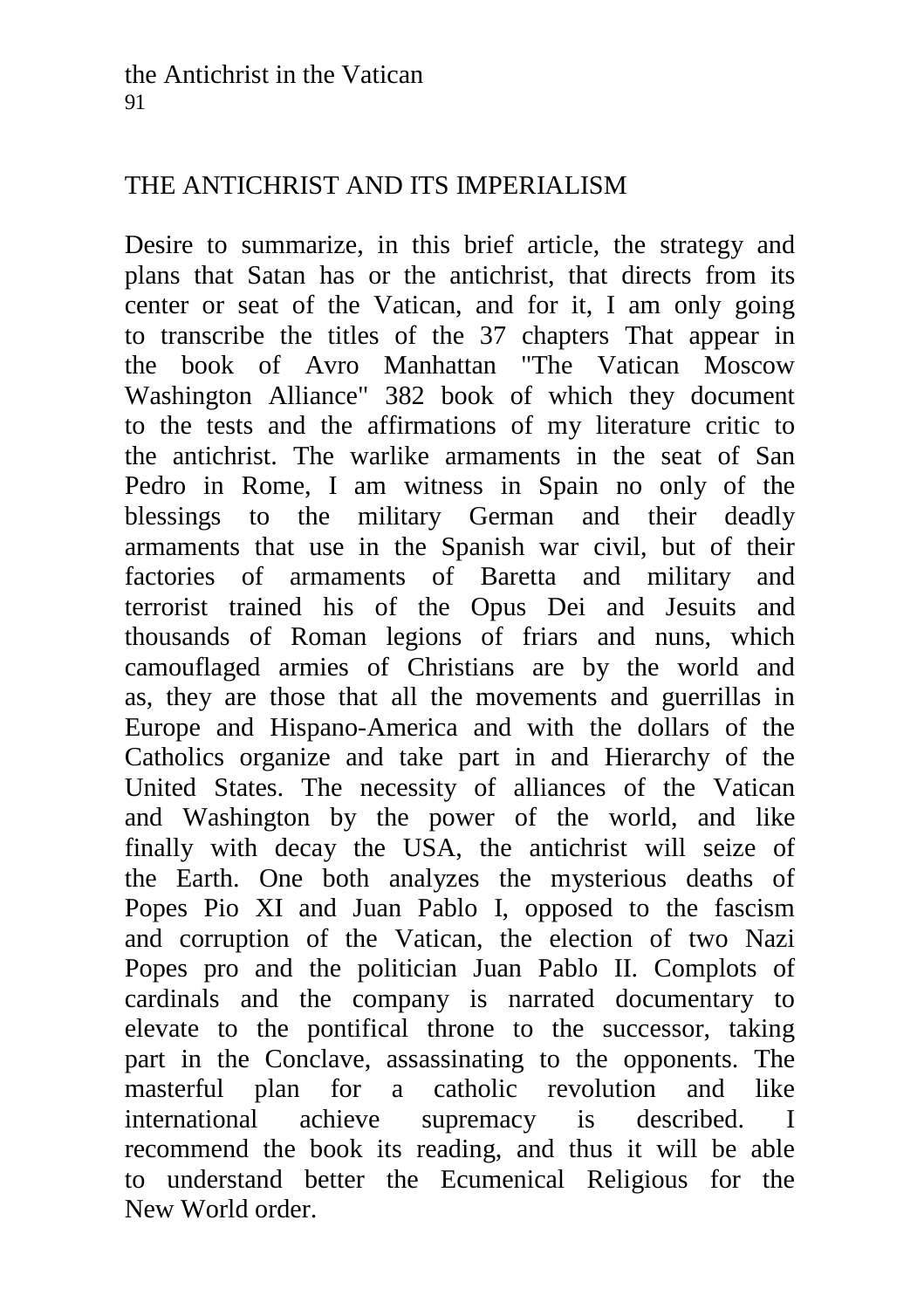## THE ANTICHRIST AND ITS IMPERIALISM

Desire to summarize, in this brief article, the strategy and plans that Satan has or the antichrist, that directs from its center or seat of the Vatican, and for it, I am only going to transcribe the titles of the 37 chapters That appear in the book of Avro Manhattan "The Vatican Moscow Washington Alliance" 382 book of which they document to the tests and the affirmations of my literature critic to the antichrist. The warlike armaments in the seat of San Pedro in Rome, I am witness in Spain no only of the blessings to the military German and their deadly armaments that use in the Spanish war civil, but of their factories of armaments of Baretta and military and terrorist trained his of the Opus Dei and Jesuits and thousands of Roman legions of friars and nuns, which camouflaged armies of Christians are by the world and as, they are those that all the movements and guerrillas in Europe and Hispano-America and with the dollars of the Catholics organize and take part in and Hierarchy of the United States. The necessity of alliances of the Vatican and Washington by the power of the world, and like finally with decay the USA, the antichrist will seize of the Earth. One both analyzes the mysterious deaths of Popes Pio XI and Juan Pablo I, opposed to the fascism and corruption of the Vatican, the election of two Nazi Popes pro and the politician Juan Pablo II. Complots of cardinals and the company is narrated documentary to elevate to the pontifical throne to the successor, taking part in the Conclave, assassinating to the opponents. The masterful plan for a catholic revolution and like international achieve supremacy is described. I recommend the book its reading, and thus it will be able to understand better the Ecumenical Religious for the New World order.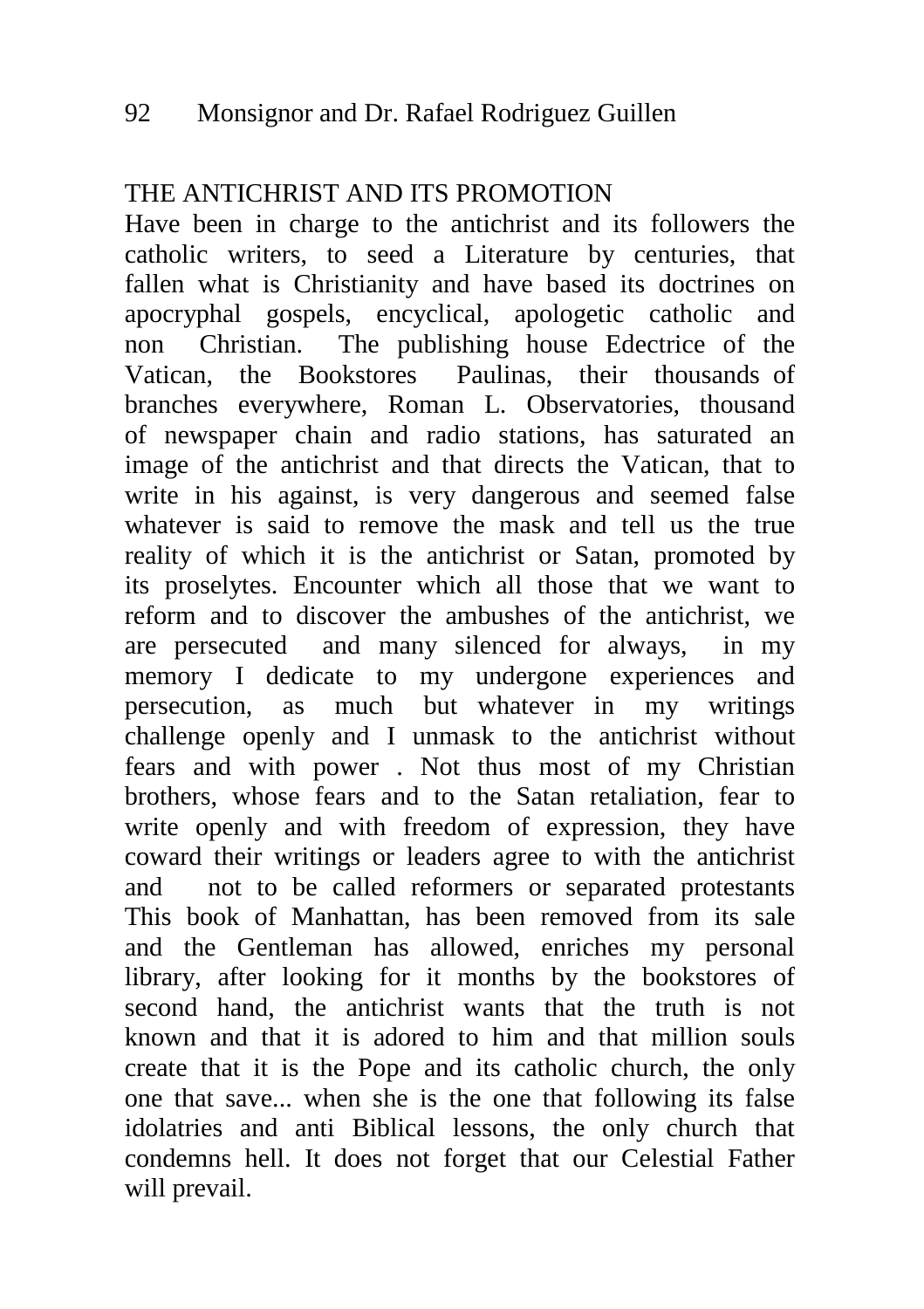## THE ANTICHRIST AND ITS PROMOTION

Have been in charge to the antichrist and its followers the catholic writers, to seed a Literature by centuries, that fallen what is Christianity and have based its doctrines on apocryphal gospels, encyclical, apologetic catholic and non Christian. The publishing house Edectrice of the Vatican, the Bookstores Paulinas, their thousands of branches everywhere, Roman L. Observatories, thousand of newspaper chain and radio stations, has saturated an image of the antichrist and that directs the Vatican, that to write in his against, is very dangerous and seemed false whatever is said to remove the mask and tell us the true reality of which it is the antichrist or Satan, promoted by its proselytes. Encounter which all those that we want to reform and to discover the ambushes of the antichrist, we are persecuted and many silenced for always, in my memory I dedicate to my undergone experiences and persecution, as much but whatever in my writings challenge openly and I unmask to the antichrist without fears and with power . Not thus most of my Christian brothers, whose fears and to the Satan retaliation, fear to write openly and with freedom of expression, they have coward their writings or leaders agree to with the antichrist and not to be called reformers or separated protestants This book of Manhattan, has been removed from its sale and the Gentleman has allowed, enriches my personal library, after looking for it months by the bookstores of second hand, the antichrist wants that the truth is not known and that it is adored to him and that million souls create that it is the Pope and its catholic church, the only one that save... when she is the one that following its false idolatries and anti Biblical lessons, the only church that condemns hell. It does not forget that our Celestial Father will prevail.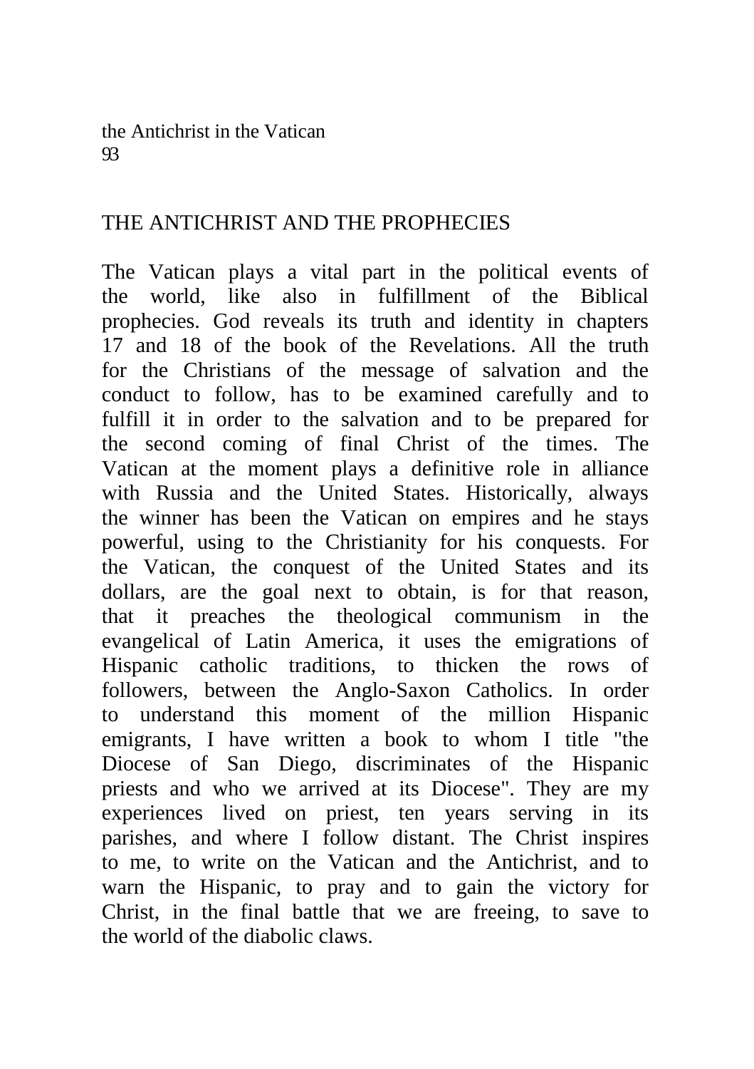## THE ANTICHRIST AND THE PROPHECIES

The Vatican plays a vital part in the political events of the world, like also in fulfillment of the Biblical prophecies. God reveals its truth and identity in chapters 17 and 18 of the book of the Revelations. All the truth for the Christians of the message of salvation and the conduct to follow, has to be examined carefully and to fulfill it in order to the salvation and to be prepared for the second coming of final Christ of the times. The Vatican at the moment plays a definitive role in alliance with Russia and the United States. Historically, always the winner has been the Vatican on empires and he stays powerful, using to the Christianity for his conquests. For the Vatican, the conquest of the United States and its dollars, are the goal next to obtain, is for that reason, that it preaches the theological communism in the evangelical of Latin America, it uses the emigrations of Hispanic catholic traditions, to thicken the rows of followers, between the Anglo-Saxon Catholics. In order to understand this moment of the million Hispanic emigrants, I have written a book to whom I title "the Diocese of San Diego, discriminates of the Hispanic priests and who we arrived at its Diocese". They are my experiences lived on priest, ten years serving in its parishes, and where I follow distant. The Christ inspires to me, to write on the Vatican and the Antichrist, and to warn the Hispanic, to pray and to gain the victory for Christ, in the final battle that we are freeing, to save to the world of the diabolic claws.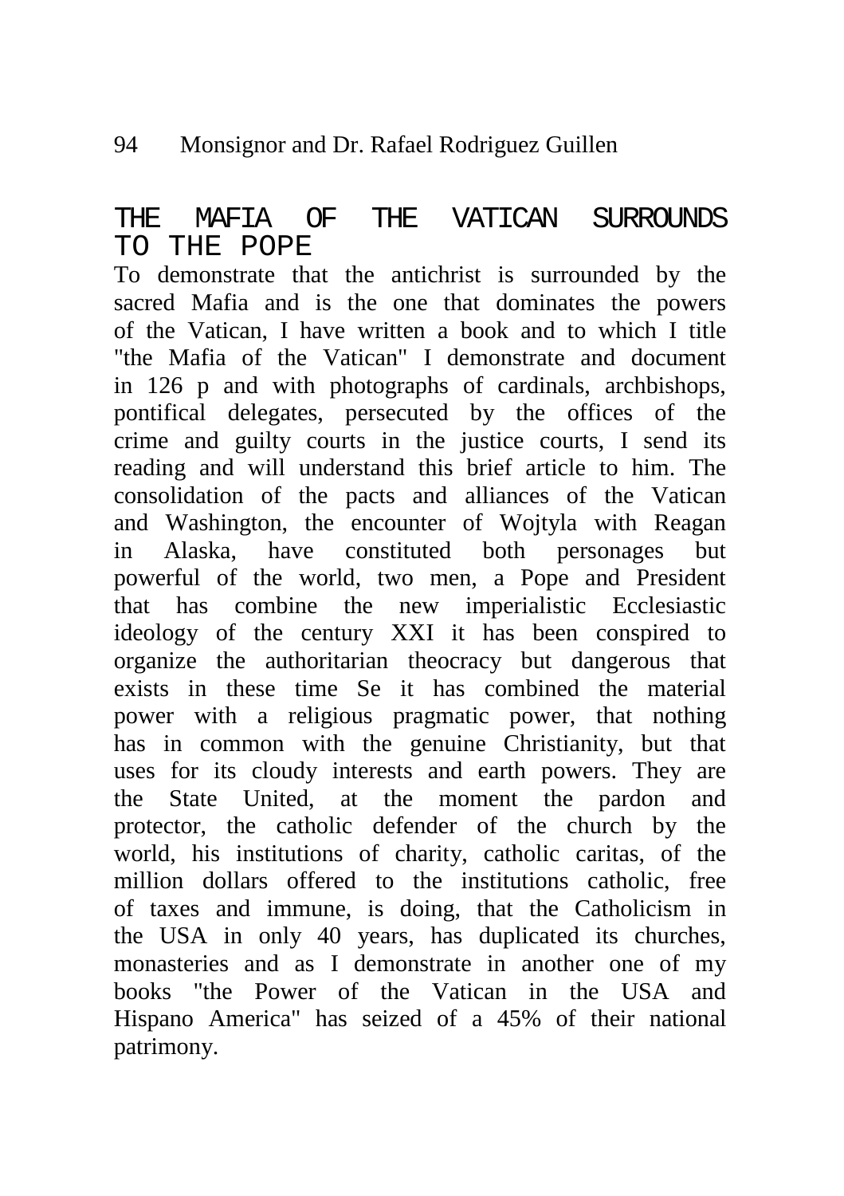## THE MAFIA OF THE VATICAN SURROUNDS TO THE POPE

To demonstrate that the antichrist is surrounded by the sacred Mafia and is the one that dominates the powers of the Vatican, I have written a book and to which I title "the Mafia of the Vatican" I demonstrate and document in 126 p and with photographs of cardinals, archbishops, pontifical delegates, persecuted by the offices of the crime and guilty courts in the justice courts, I send its reading and will understand this brief article to him. The consolidation of the pacts and alliances of the Vatican and Washington, the encounter of Wojtyla with Reagan in Alaska, have constituted both personages but powerful of the world, two men, a Pope and President that has combine the new imperialistic Ecclesiastic ideology of the century XXI it has been conspired to organize the authoritarian theocracy but dangerous that exists in these time Se it has combined the material power with a religious pragmatic power, that nothing has in common with the genuine Christianity, but that uses for its cloudy interests and earth powers. They are the State United, at the moment the pardon and protector, the catholic defender of the church by the world, his institutions of charity, catholic caritas, of the million dollars offered to the institutions catholic, free of taxes and immune, is doing, that the Catholicism in the USA in only 40 years, has duplicated its churches, monasteries and as I demonstrate in another one of my books "the Power of the Vatican in the USA and Hispano America" has seized of a 45% of their national patrimony.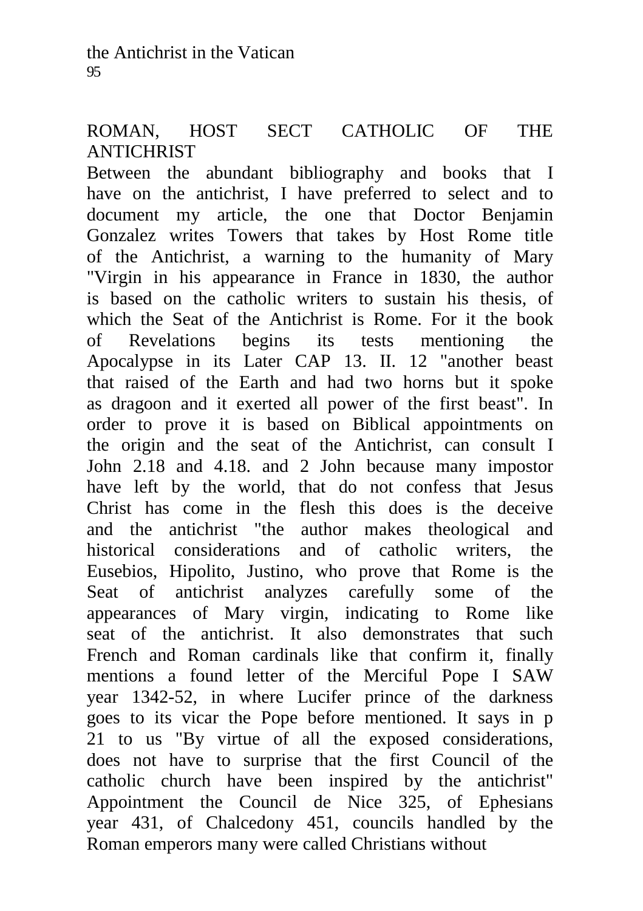## ROMAN, HOST SECT CATHOLIC OF THE ANTICHRIST

Between the abundant bibliography and books that I have on the antichrist, I have preferred to select and to document my article, the one that Doctor Benjamin Gonzalez writes Towers that takes by Host Rome title of the Antichrist, a warning to the humanity of Mary "Virgin in his appearance in France in 1830, the author is based on the catholic writers to sustain his thesis, of which the Seat of the Antichrist is Rome. For it the book of Revelations begins its tests mentioning the Apocalypse in its Later CAP 13. II. 12 "another beast that raised of the Earth and had two horns but it spoke as dragoon and it exerted all power of the first beast". In order to prove it is based on Biblical appointments on the origin and the seat of the Antichrist, can consult I John 2.18 and 4.18. and 2 John because many impostor have left by the world, that do not confess that Jesus Christ has come in the flesh this does is the deceive and the antichrist "the author makes theological and historical considerations and of catholic writers, the Eusebios, Hipolito, Justino, who prove that Rome is the Seat of antichrist analyzes carefully some of the appearances of Mary virgin, indicating to Rome like seat of the antichrist. It also demonstrates that such French and Roman cardinals like that confirm it, finally mentions a found letter of the Merciful Pope I SAW year 1342-52, in where Lucifer prince of the darkness goes to its vicar the Pope before mentioned. It says in p 21 to us "By virtue of all the exposed considerations, does not have to surprise that the first Council of the catholic church have been inspired by the antichrist" Appointment the Council de Nice 325, of Ephesians year 431, of Chalcedony 451, councils handled by the Roman emperors many were called Christians without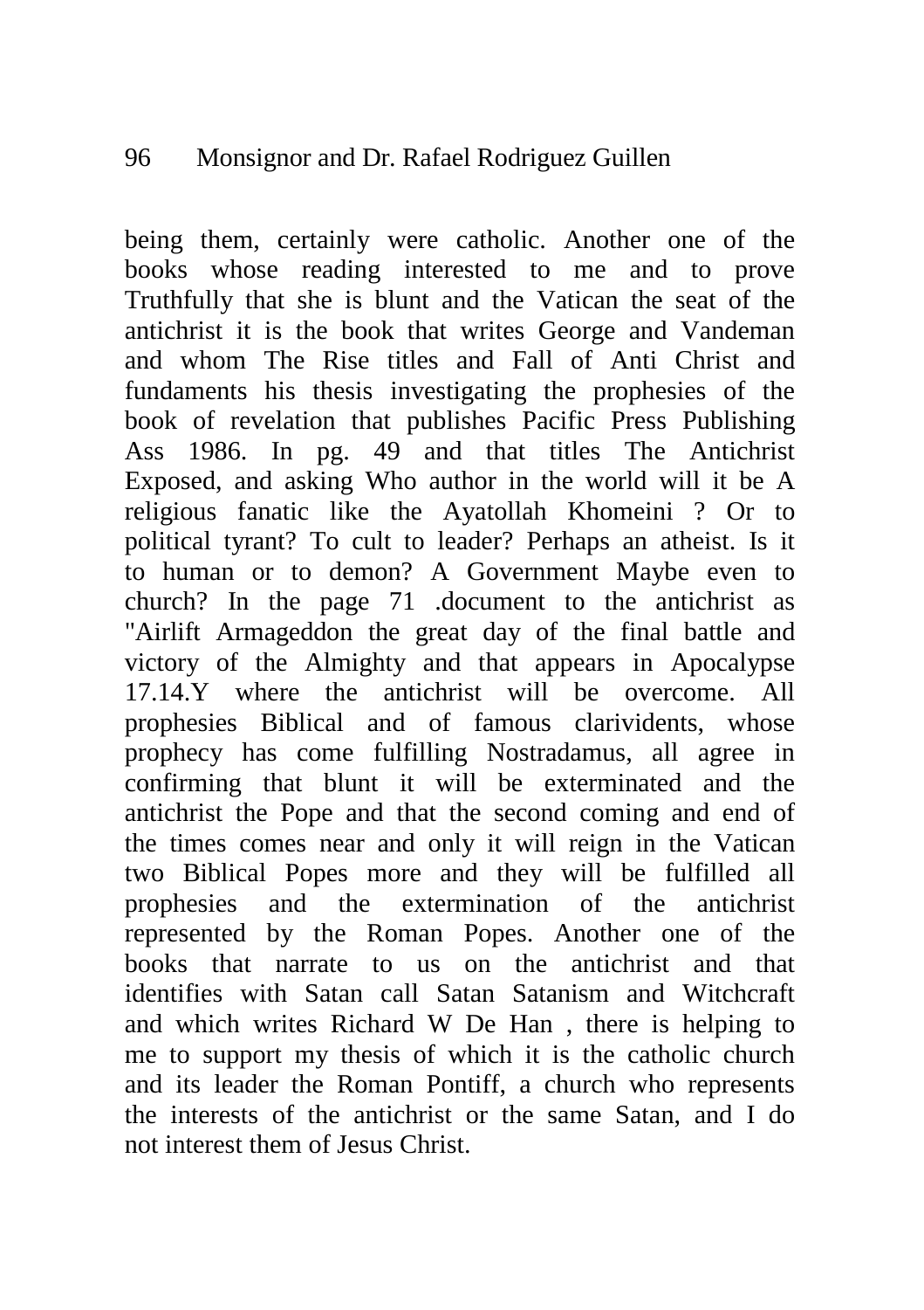being them, certainly were catholic. Another one of the books whose reading interested to me and to prove Truthfully that she is blunt and the Vatican the seat of the antichrist it is the book that writes George and Vandeman and whom The Rise titles and Fall of Anti Christ and fundaments his thesis investigating the prophesies of the book of revelation that publishes Pacific Press Publishing Ass 1986. In pg. 49 and that titles The Antichrist Exposed, and asking Who author in the world will it be A religious fanatic like the Ayatollah Khomeini ? Or to political tyrant? To cult to leader? Perhaps an atheist. Is it to human or to demon? A Government Maybe even to church? In the page 71 .document to the antichrist as "Airlift Armageddon the great day of the final battle and victory of the Almighty and that appears in Apocalypse 17.14.Y where the antichrist will be overcome. All prophesies Biblical and of famous clarividents, whose prophecy has come fulfilling Nostradamus, all agree in confirming that blunt it will be exterminated and the antichrist the Pope and that the second coming and end of the times comes near and only it will reign in the Vatican two Biblical Popes more and they will be fulfilled all prophesies and the extermination of the antichrist represented by the Roman Popes. Another one of the books that narrate to us on the antichrist and that identifies with Satan call Satan Satanism and Witchcraft and which writes Richard W De Han , there is helping to me to support my thesis of which it is the catholic church and its leader the Roman Pontiff, a church who represents the interests of the antichrist or the same Satan, and I do not interest them of Jesus Christ.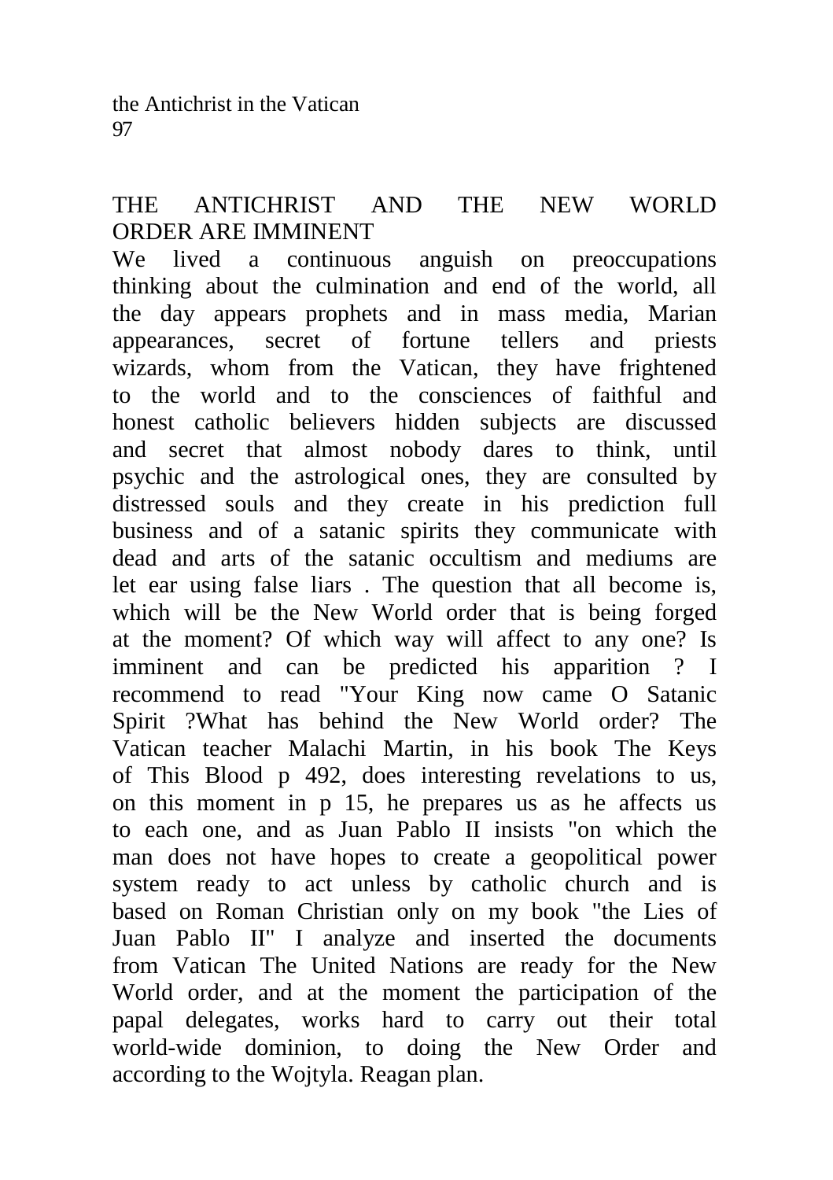## THE ANTICHRIST AND THE NEW WORLD ORDER ARE IMMINENT

We lived a continuous anguish on preoccupations thinking about the culmination and end of the world, all the day appears prophets and in mass media, Marian appearances, secret of fortune tellers and priests wizards, whom from the Vatican, they have frightened to the world and to the consciences of faithful and honest catholic believers hidden subjects are discussed and secret that almost nobody dares to think, until psychic and the astrological ones, they are consulted by distressed souls and they create in his prediction full business and of a satanic spirits they communicate with dead and arts of the satanic occultism and mediums are let ear using false liars . The question that all become is, which will be the New World order that is being forged at the moment? Of which way will affect to any one? Is imminent and can be predicted his apparition ? I recommend to read "Your King now came O Satanic Spirit ?What has behind the New World order? The Vatican teacher Malachi Martin, in his book The Keys of This Blood p 492, does interesting revelations to us, on this moment in p 15, he prepares us as he affects us to each one, and as Juan Pablo II insists "on which the man does not have hopes to create a geopolitical power system ready to act unless by catholic church and is based on Roman Christian only on my book "the Lies of Juan Pablo II" I analyze and inserted the documents from Vatican The United Nations are ready for the New World order, and at the moment the participation of the papal delegates, works hard to carry out their total world-wide dominion, to doing the New Order and according to the Wojtyla. Reagan plan.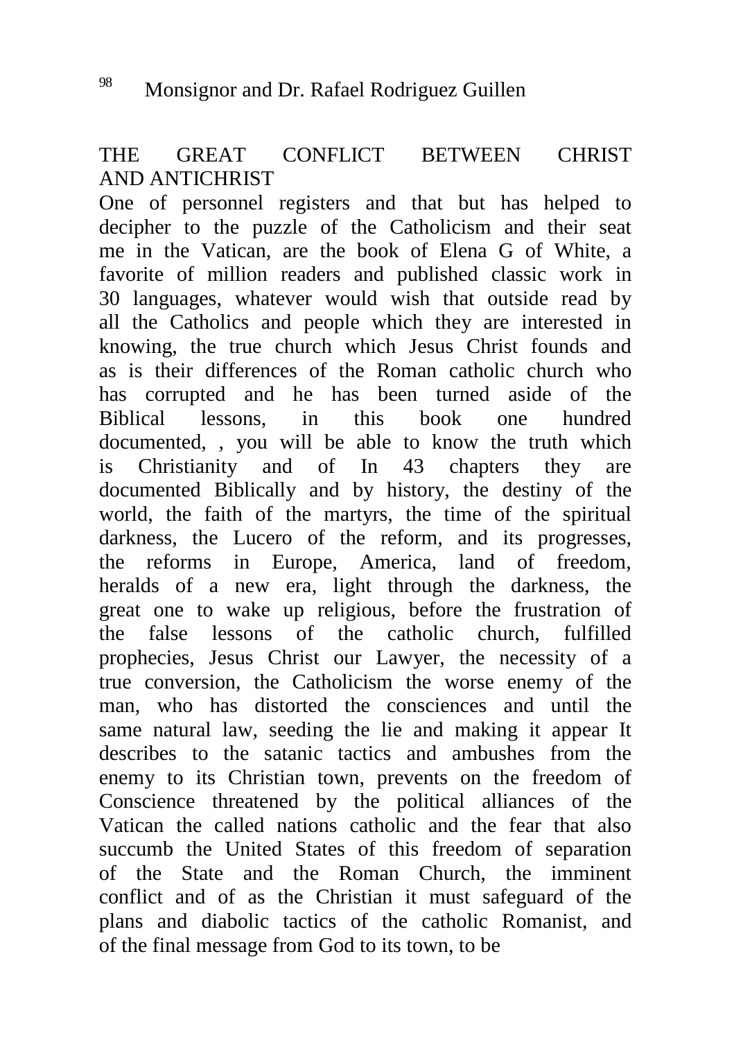## THE GREAT CONFLICT BETWEEN CHRIST AND ANTICHRIST

One of personnel registers and that but has helped to decipher to the puzzle of the Catholicism and their seat me in the Vatican, are the book of Elena G of White, a favorite of million readers and published classic work in 30 languages, whatever would wish that outside read by all the Catholics and people which they are interested in knowing, the true church which Jesus Christ founds and as is their differences of the Roman catholic church who has corrupted and he has been turned aside of the Biblical lessons, in this book one hundred documented, , you will be able to know the truth which is Christianity and of In 43 chapters they are documented Biblically and by history, the destiny of the world, the faith of the martyrs, the time of the spiritual darkness, the Lucero of the reform, and its progresses, the reforms in Europe, America, land of freedom, heralds of a new era, light through the darkness, the great one to wake up religious, before the frustration of the false lessons of the catholic church, fulfilled prophecies, Jesus Christ our Lawyer, the necessity of a true conversion, the Catholicism the worse enemy of the man, who has distorted the consciences and until the same natural law, seeding the lie and making it appear It describes to the satanic tactics and ambushes from the enemy to its Christian town, prevents on the freedom of Conscience threatened by the political alliances of the Vatican the called nations catholic and the fear that also succumb the United States of this freedom of separation of the State and the Roman Church, the imminent conflict and of as the Christian it must safeguard of the plans and diabolic tactics of the catholic Romanist, and of the final message from God to its town, to be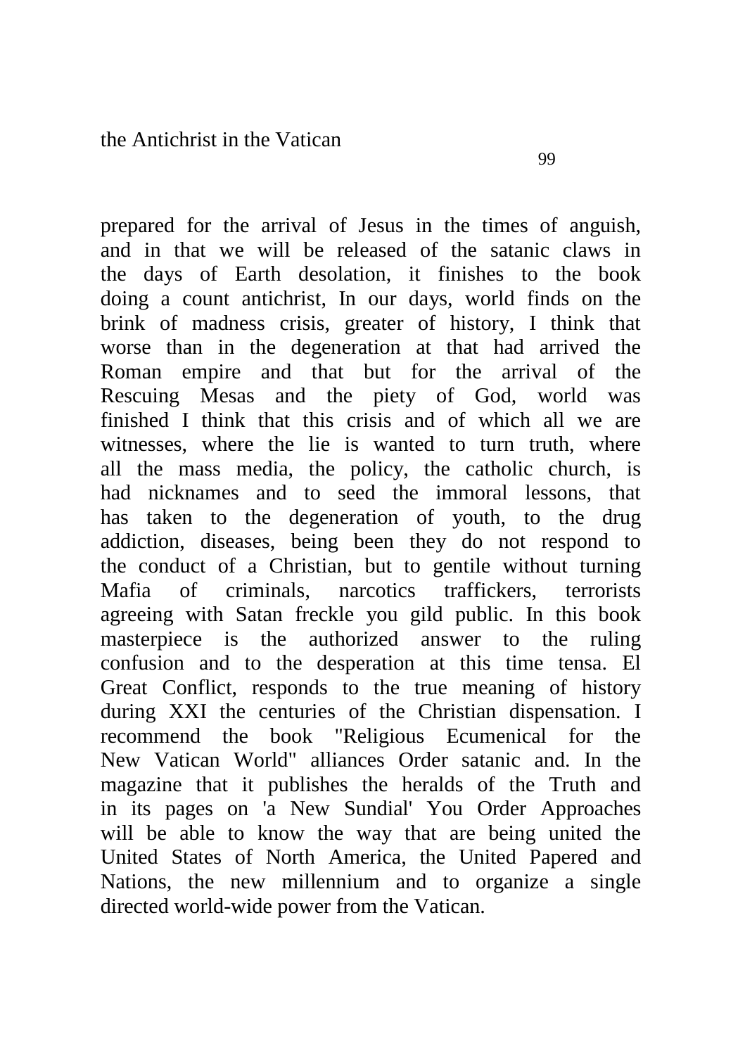prepared for the arrival of Jesus in the times of anguish, and in that we will be released of the satanic claws in the days of Earth desolation, it finishes to the book doing a count antichrist, In our days, world finds on the brink of madness crisis, greater of history, I think that worse than in the degeneration at that had arrived the Roman empire and that but for the arrival of the Rescuing Mesas and the piety of God, world was finished I think that this crisis and of which all we are witnesses, where the lie is wanted to turn truth, where all the mass media, the policy, the catholic church, is had nicknames and to seed the immoral lessons, that has taken to the degeneration of youth, to the drug addiction, diseases, being been they do not respond to the conduct of a Christian, but to gentile without turning Mafia of criminals, narcotics traffickers, terrorists agreeing with Satan freckle you gild public. In this book masterpiece is the authorized answer to the ruling confusion and to the desperation at this time tensa. El Great Conflict, responds to the true meaning of history during XXI the centuries of the Christian dispensation. I recommend the book "Religious Ecumenical for the New Vatican World" alliances Order satanic and. In the magazine that it publishes the heralds of the Truth and in its pages on 'a New Sundial' You Order Approaches will be able to know the way that are being united the United States of North America, the United Papered and Nations, the new millennium and to organize a single directed world-wide power from the Vatican.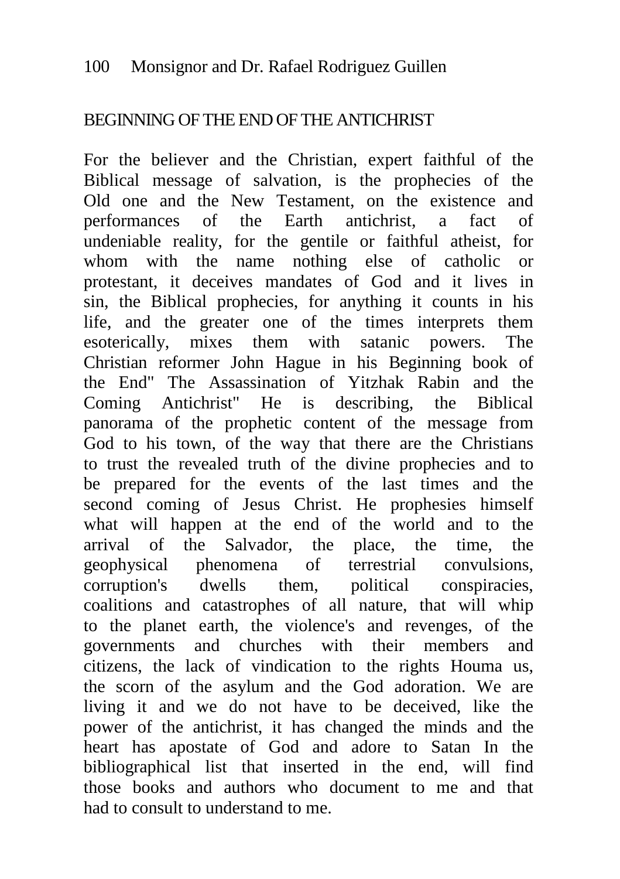## BEGINNING OF THE END OF THE ANTICHRIST

For the believer and the Christian, expert faithful of the Biblical message of salvation, is the prophecies of the Old one and the New Testament, on the existence and performances of the Earth antichrist, a fact of undeniable reality, for the gentile or faithful atheist, for whom with the name nothing else of catholic or protestant, it deceives mandates of God and it lives in sin, the Biblical prophecies, for anything it counts in his life, and the greater one of the times interprets them esoterically, mixes them with satanic powers. The Christian reformer John Hague in his Beginning book of the End" The Assassination of Yitzhak Rabin and the Coming Antichrist" He is describing, the Biblical panorama of the prophetic content of the message from God to his town, of the way that there are the Christians to trust the revealed truth of the divine prophecies and to be prepared for the events of the last times and the second coming of Jesus Christ. He prophesies himself what will happen at the end of the world and to the arrival of the Salvador, the place, the time, the geophysical phenomena of terrestrial convulsions, corruption's dwells them, political conspiracies, coalitions and catastrophes of all nature, that will whip to the planet earth, the violence's and revenges, of the governments and churches with their members and citizens, the lack of vindication to the rights Houma us, the scorn of the asylum and the God adoration. We are living it and we do not have to be deceived, like the power of the antichrist, it has changed the minds and the heart has apostate of God and adore to Satan In the bibliographical list that inserted in the end, will find those books and authors who document to me and that had to consult to understand to me.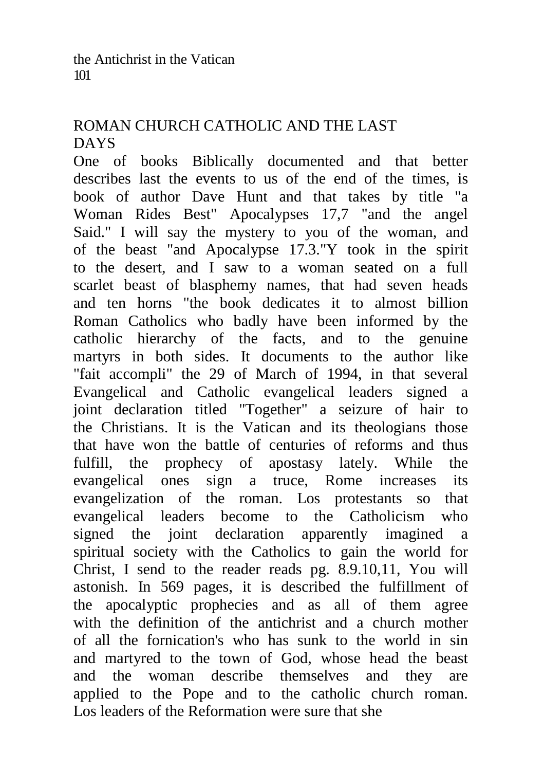## ROMAN CHURCH CATHOLIC AND THE LAST DAYS

One of books Biblically documented and that better describes last the events to us of the end of the times, is book of author Dave Hunt and that takes by title "a Woman Rides Best" Apocalypses 17,7 "and the angel Said." I will say the mystery to you of the woman, and of the beast "and Apocalypse 17.3."Y took in the spirit to the desert, and I saw to a woman seated on a full scarlet beast of blasphemy names, that had seven heads and ten horns "the book dedicates it to almost billion Roman Catholics who badly have been informed by the catholic hierarchy of the facts, and to the genuine martyrs in both sides. It documents to the author like "fait accompli" the 29 of March of 1994, in that several Evangelical and Catholic evangelical leaders signed a joint declaration titled "Together" a seizure of hair to the Christians. It is the Vatican and its theologians those that have won the battle of centuries of reforms and thus fulfill, the prophecy of apostasy lately. While the evangelical ones sign a truce, Rome increases its evangelization of the roman. Los protestants so that evangelical leaders become to the Catholicism who signed the joint declaration apparently imagined a spiritual society with the Catholics to gain the world for Christ, I send to the reader reads pg. 8.9.10,11, You will astonish. In 569 pages, it is described the fulfillment of the apocalyptic prophecies and as all of them agree with the definition of the antichrist and a church mother of all the fornication's who has sunk to the world in sin and martyred to the town of God, whose head the beast and the woman describe themselves and they are applied to the Pope and to the catholic church roman. Los leaders of the Reformation were sure that she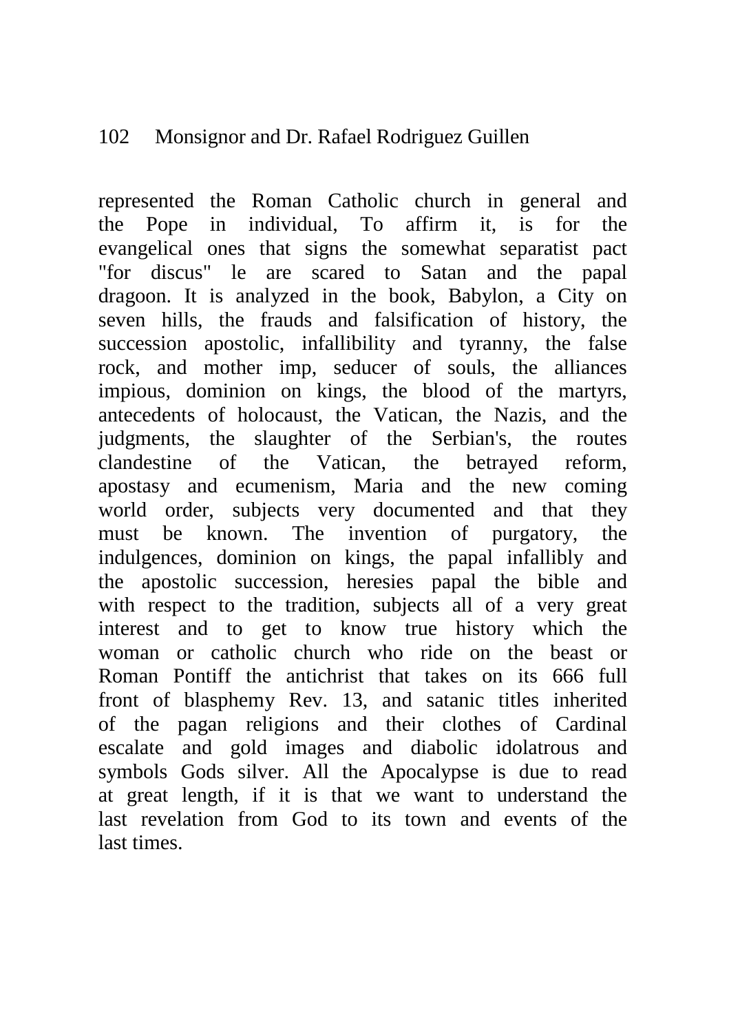represented the Roman Catholic church in general and the Pope in individual, To affirm it, is for the evangelical ones that signs the somewhat separatist pact "for discus" le are scared to Satan and the papal dragoon. It is analyzed in the book, Babylon, a City on seven hills, the frauds and falsification of history, the succession apostolic, infallibility and tyranny, the false rock, and mother imp, seducer of souls, the alliances impious, dominion on kings, the blood of the martyrs, antecedents of holocaust, the Vatican, the Nazis, and the judgments, the slaughter of the Serbian's, the routes clandestine of the Vatican, the betrayed reform, apostasy and ecumenism, Maria and the new coming world order, subjects very documented and that they must be known. The invention of purgatory, the indulgences, dominion on kings, the papal infallibly and the apostolic succession, heresies papal the bible and with respect to the tradition, subjects all of a very great interest and to get to know true history which the woman or catholic church who ride on the beast or Roman Pontiff the antichrist that takes on its 666 full front of blasphemy Rev. 13, and satanic titles inherited of the pagan religions and their clothes of Cardinal escalate and gold images and diabolic idolatrous and symbols Gods silver. All the Apocalypse is due to read at great length, if it is that we want to understand the last revelation from God to its town and events of the last times.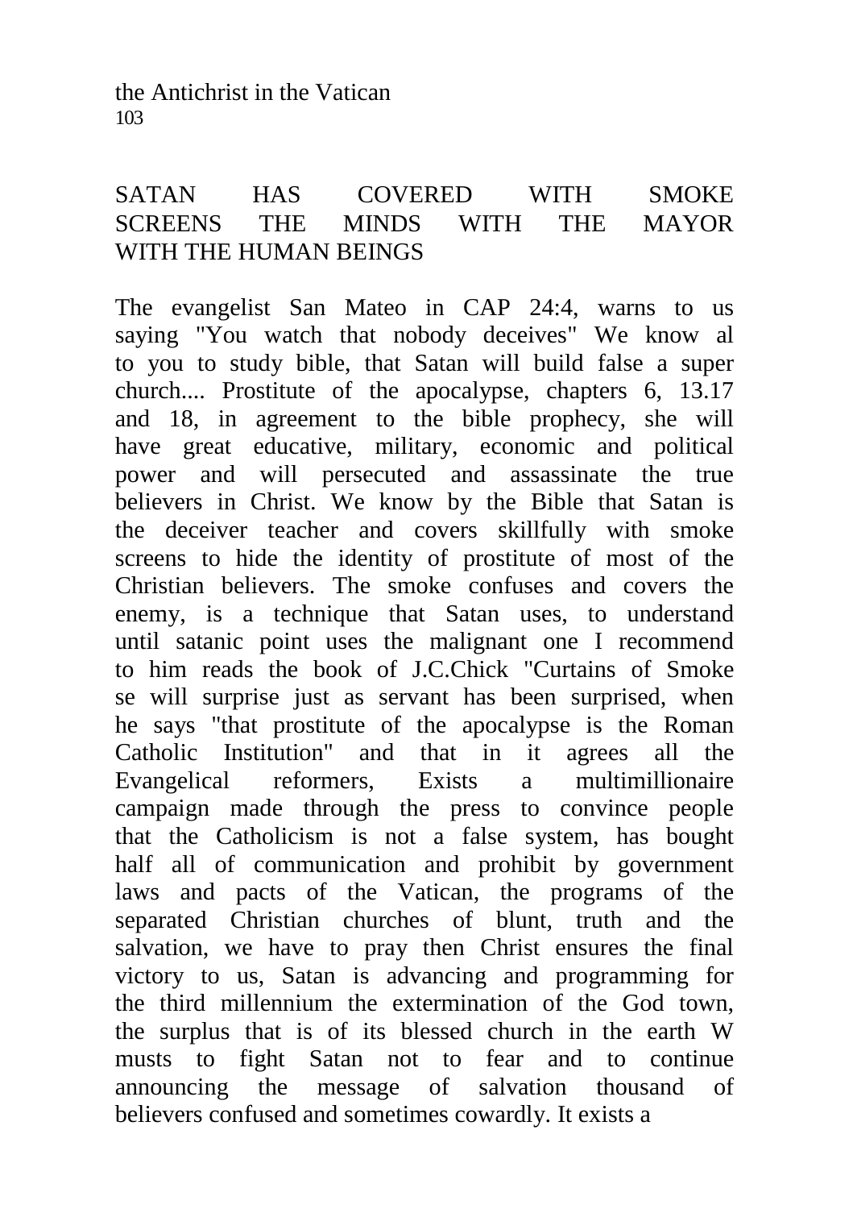## SATAN HAS COVERED WITH SMOKE SCREENS THE MINDS WITH THE MAYOR WITH THE HUMAN BEINGS

The evangelist San Mateo in CAP 24:4, warns to us saying "You watch that nobody deceives" We know al to you to study bible, that Satan will build false a super church.... Prostitute of the apocalypse, chapters 6, 13.17 and 18, in agreement to the bible prophecy, she will have great educative, military, economic and political power and will persecuted and assassinate the true believers in Christ. We know by the Bible that Satan is the deceiver teacher and covers skillfully with smoke screens to hide the identity of prostitute of most of the Christian believers. The smoke confuses and covers the enemy, is a technique that Satan uses, to understand until satanic point uses the malignant one I recommend to him reads the book of J.C.Chick "Curtains of Smoke se will surprise just as servant has been surprised, when he says "that prostitute of the apocalypse is the Roman Catholic Institution" and that in it agrees all the Evangelical reformers, Exists a multimillionaire campaign made through the press to convince people that the Catholicism is not a false system, has bought half all of communication and prohibit by government laws and pacts of the Vatican, the programs of the separated Christian churches of blunt, truth and the salvation, we have to pray then Christ ensures the final victory to us, Satan is advancing and programming for the third millennium the extermination of the God town, the surplus that is of its blessed church in the earth W musts to fight Satan not to fear and to continue announcing the message of salvation thousand of believers confused and sometimes cowardly. It exists a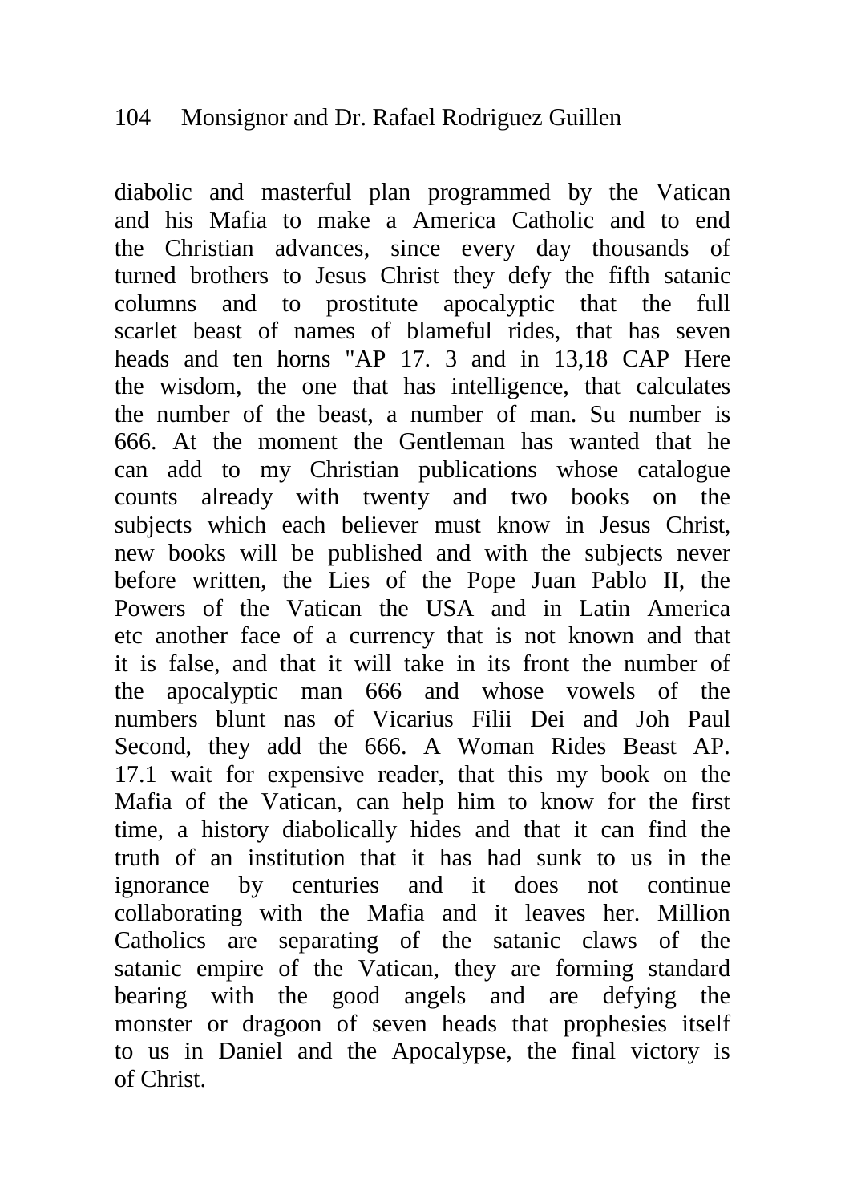diabolic and masterful plan programmed by the Vatican and his Mafia to make a America Catholic and to end the Christian advances, since every day thousands of turned brothers to Jesus Christ they defy the fifth satanic columns and to prostitute apocalyptic that the full scarlet beast of names of blameful rides, that has seven heads and ten horns "AP 17. 3 and in 13,18 CAP Here the wisdom, the one that has intelligence, that calculates the number of the beast, a number of man. Su number is 666. At the moment the Gentleman has wanted that he can add to my Christian publications whose catalogue counts already with twenty and two books on the subjects which each believer must know in Jesus Christ, new books will be published and with the subjects never before written, the Lies of the Pope Juan Pablo II, the Powers of the Vatican the USA and in Latin America etc another face of a currency that is not known and that it is false, and that it will take in its front the number of the apocalyptic man 666 and whose vowels of the numbers blunt nas of Vicarius Filii Dei and Joh Paul Second, they add the 666. A Woman Rides Beast AP. 17.1 wait for expensive reader, that this my book on the Mafia of the Vatican, can help him to know for the first time, a history diabolically hides and that it can find the truth of an institution that it has had sunk to us in the ignorance by centuries and it does not continue collaborating with the Mafia and it leaves her. Million Catholics are separating of the satanic claws of the satanic empire of the Vatican, they are forming standard bearing with the good angels and are defying the monster or dragoon of seven heads that prophesies itself to us in Daniel and the Apocalypse, the final victory is of Christ.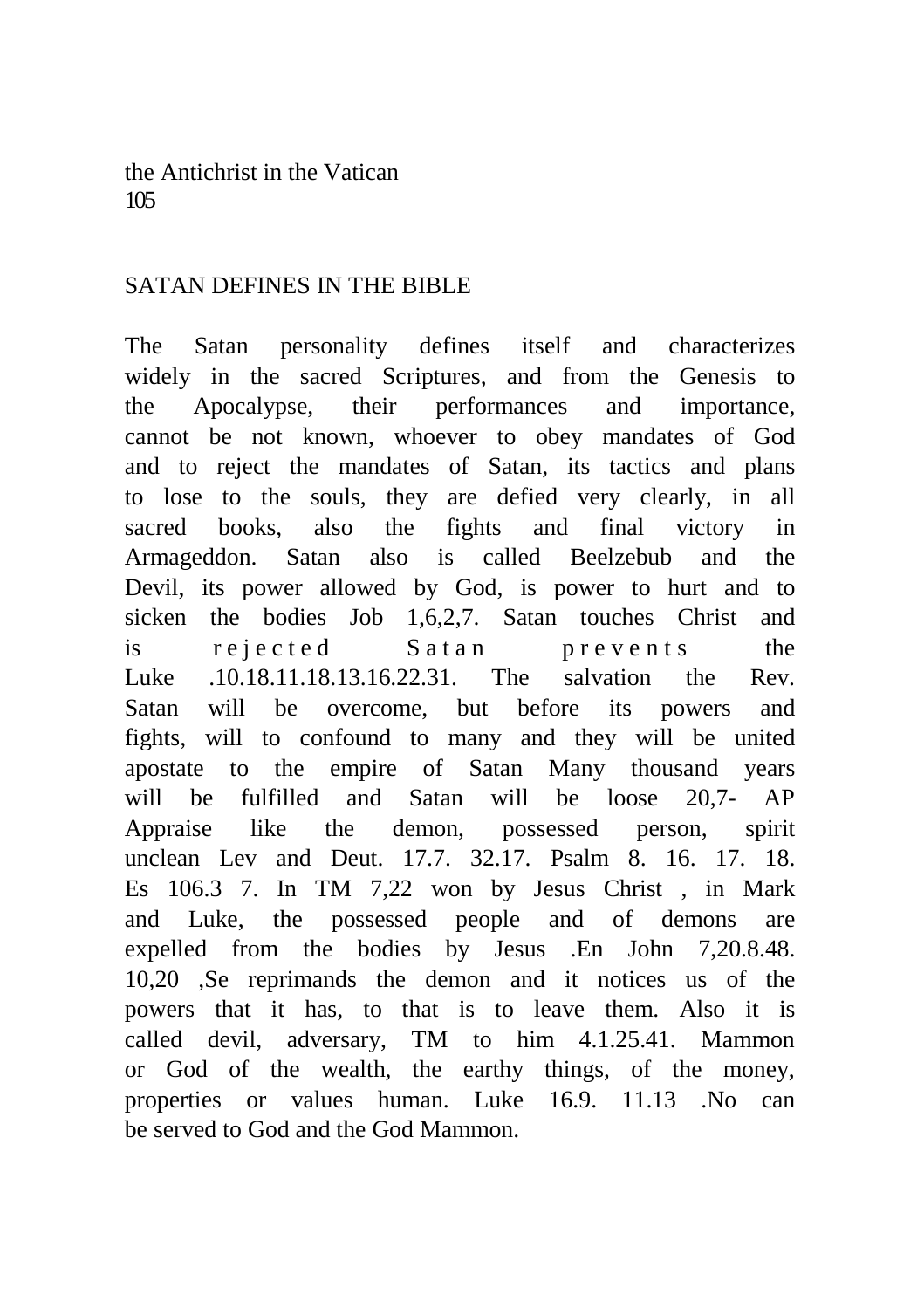## SATAN DEFINES IN THE BIBLE

The Satan personality defines itself and characterizes widely in the sacred Scriptures, and from the Genesis to the Apocalypse, their performances and importance, cannot be not known, whoever to obey mandates of God and to reject the mandates of Satan, its tactics and plans to lose to the souls, they are defied very clearly, in all sacred books, also the fights and final victory in Armageddon. Satan also is called Beelzebub and the Devil, its power allowed by God, is power to hurt and to sicken the bodies Job 1,6,2,7. Satan touches Christ and is rejected Satan prevents the Luke .10.18.11.18.13.16.22.31. The salvation the Rev. Satan will be overcome, but before its powers and fights, will to confound to many and they will be united apostate to the empire of Satan Many thousand years will be fulfilled and Satan will be loose 20,7- AP Appraise like the demon, possessed person, spirit unclean Lev and Deut. 17.7. 32.17. Psalm 8. 16. 17. 18. Es 106.3 7. In TM 7,22 won by Jesus Christ , in Mark and Luke, the possessed people and of demons are expelled from the bodies by Jesus .En John 7,20.8.48. 10,20 ,Se reprimands the demon and it notices us of the powers that it has, to that is to leave them. Also it is called devil, adversary, TM to him 4.1.25.41. Mammon or God of the wealth, the earthy things, of the money, properties or values human. Luke 16.9. 11.13 .No can be served to God and the God Mammon.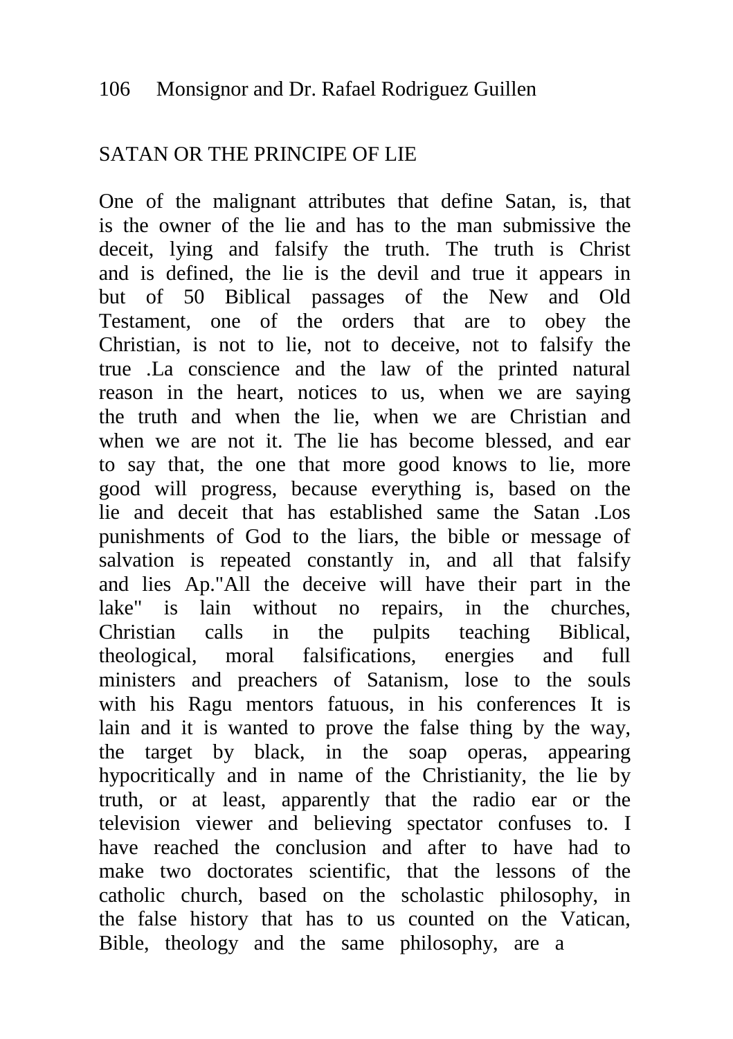## SATAN OR THE PRINCIPE OF LIE

One of the malignant attributes that define Satan, is, that is the owner of the lie and has to the man submissive the deceit, lying and falsify the truth. The truth is Christ and is defined, the lie is the devil and true it appears in but of 50 Biblical passages of the New and Old Testament, one of the orders that are to obey the Christian, is not to lie, not to deceive, not to falsify the true .La conscience and the law of the printed natural reason in the heart, notices to us, when we are saying the truth and when the lie, when we are Christian and when we are not it. The lie has become blessed, and ear to say that, the one that more good knows to lie, more good will progress, because everything is, based on the lie and deceit that has established same the Satan .Los punishments of God to the liars, the bible or message of salvation is repeated constantly in, and all that falsify and lies Ap."All the deceive will have their part in the lake" is lain without no repairs, in the churches, Christian calls in the pulpits teaching Biblical, theological, moral falsifications, energies and full ministers and preachers of Satanism, lose to the souls with his Ragu mentors fatuous, in his conferences It is lain and it is wanted to prove the false thing by the way, the target by black, in the soap operas, appearing hypocritically and in name of the Christianity, the lie by truth, or at least, apparently that the radio ear or the television viewer and believing spectator confuses to. I have reached the conclusion and after to have had to make two doctorates scientific, that the lessons of the catholic church, based on the scholastic philosophy, in the false history that has to us counted on the Vatican, Bible, theology and the same philosophy, are a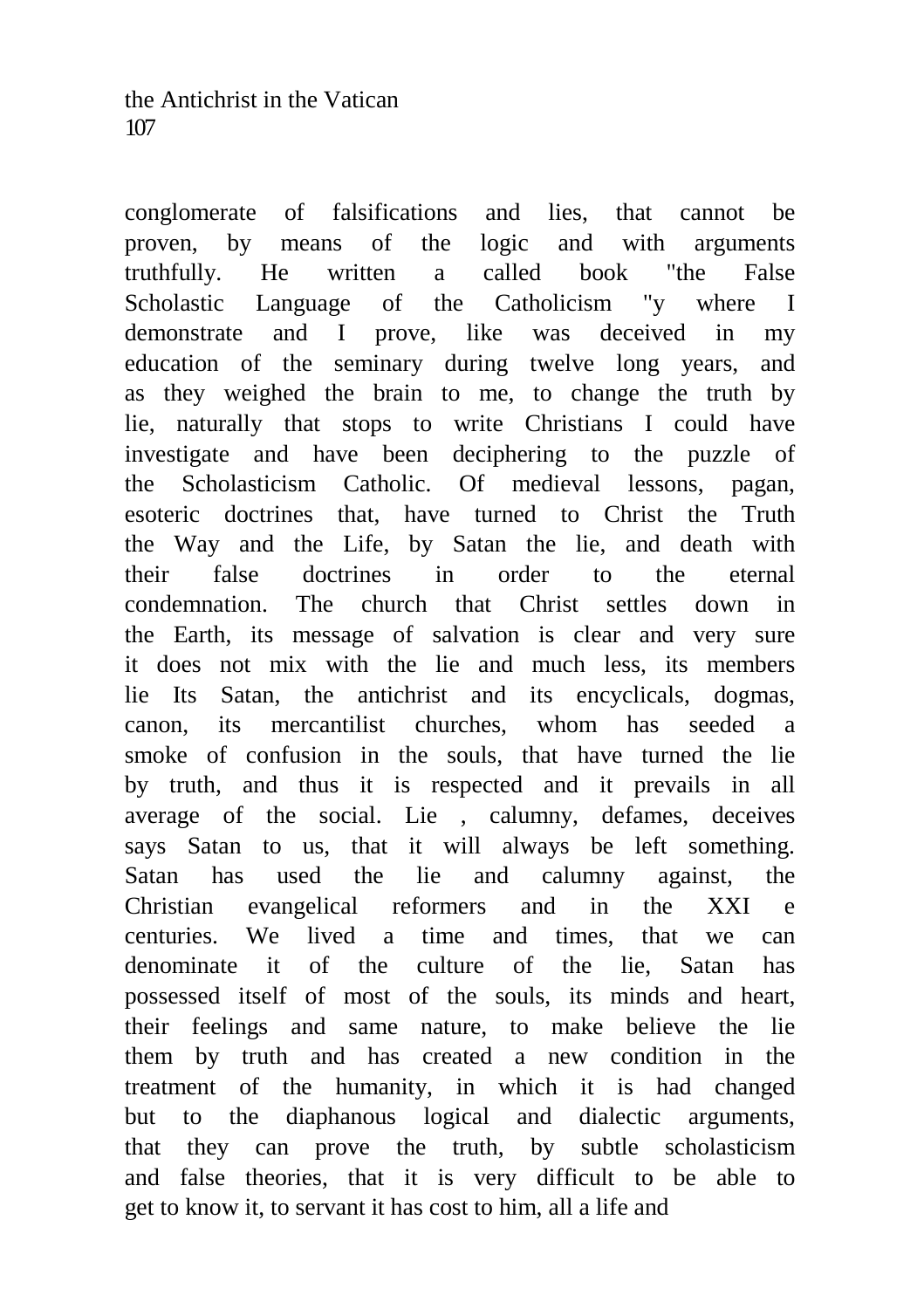conglomerate of falsifications and lies, that cannot be proven, by means of the logic and with arguments truthfully. He written a called book "the False Scholastic Language of the Catholicism "y where I demonstrate and I prove, like was deceived in my education of the seminary during twelve long years, and as they weighed the brain to me, to change the truth by lie, naturally that stops to write Christians I could have investigate and have been deciphering to the puzzle of the Scholasticism Catholic. Of medieval lessons, pagan, esoteric doctrines that, have turned to Christ the Truth the Way and the Life, by Satan the lie, and death with their false doctrines in order to the eternal condemnation. The church that Christ settles down in the Earth, its message of salvation is clear and very sure it does not mix with the lie and much less, its members lie Its Satan, the antichrist and its encyclicals, dogmas, canon, its mercantilist churches, whom has seeded a smoke of confusion in the souls, that have turned the lie by truth, and thus it is respected and it prevails in all average of the social. Lie , calumny, defames, deceives says Satan to us, that it will always be left something. Satan has used the lie and calumny against, the Christian evangelical reformers and in the XXI e centuries. We lived a time and times, that we can denominate it of the culture of the lie, Satan has possessed itself of most of the souls, its minds and heart, their feelings and same nature, to make believe the lie them by truth and has created a new condition in the treatment of the humanity, in which it is had changed but to the diaphanous logical and dialectic arguments, that they can prove the truth, by subtle scholasticism and false theories, that it is very difficult to be able to get to know it, to servant it has cost to him, all a life and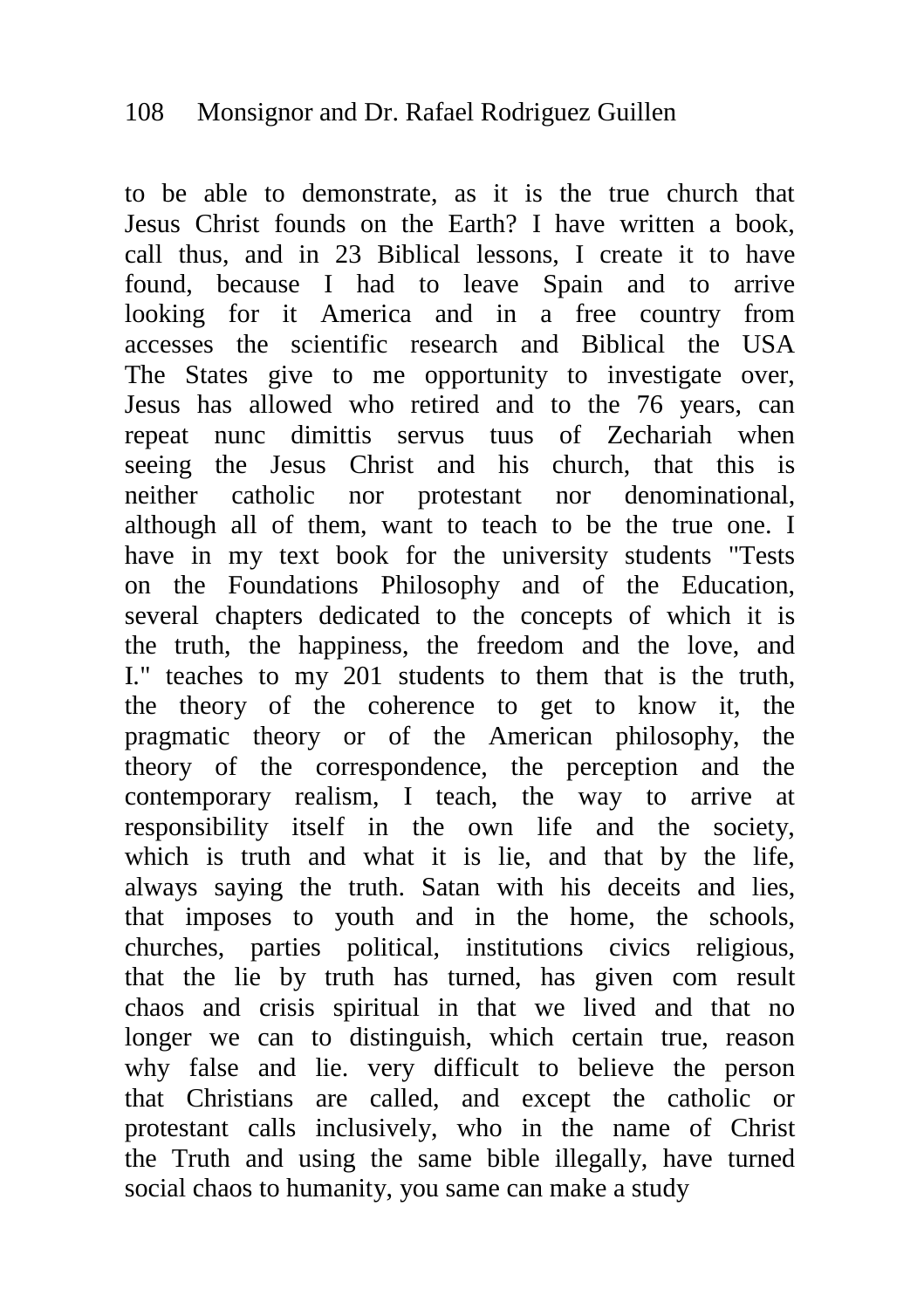to be able to demonstrate, as it is the true church that Jesus Christ founds on the Earth? I have written a book, call thus, and in 23 Biblical lessons, I create it to have found, because I had to leave Spain and to arrive looking for it America and in a free country from accesses the scientific research and Biblical the USA The States give to me opportunity to investigate over, Jesus has allowed who retired and to the 76 years, can repeat nunc dimittis servus tuus of Zechariah when seeing the Jesus Christ and his church, that this is neither catholic nor protestant nor denominational, although all of them, want to teach to be the true one. I have in my text book for the university students "Tests on the Foundations Philosophy and of the Education, several chapters dedicated to the concepts of which it is the truth, the happiness, the freedom and the love, and I." teaches to my 201 students to them that is the truth, the theory of the coherence to get to know it, the pragmatic theory or of the American philosophy, the theory of the correspondence, the perception and the contemporary realism, I teach, the way to arrive at responsibility itself in the own life and the society, which is truth and what it is lie, and that by the life, always saying the truth. Satan with his deceits and lies, that imposes to youth and in the home, the schools, churches, parties political, institutions civics religious, that the lie by truth has turned, has given com result chaos and crisis spiritual in that we lived and that no longer we can to distinguish, which certain true, reason why false and lie. very difficult to believe the person that Christians are called, and except the catholic or protestant calls inclusively, who in the name of Christ the Truth and using the same bible illegally, have turned social chaos to humanity, you same can make a study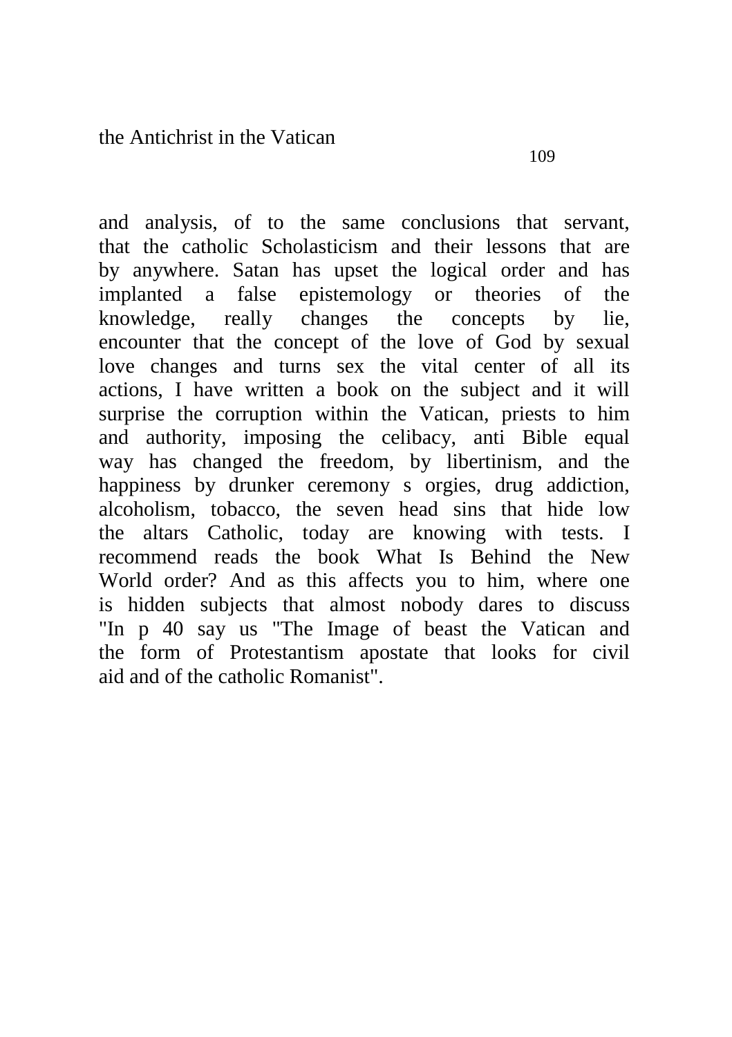and analysis, of to the same conclusions that servant, that the catholic Scholasticism and their lessons that are by anywhere. Satan has upset the logical order and has implanted a false epistemology or theories of the knowledge, really changes the concepts by lie, encounter that the concept of the love of God by sexual love changes and turns sex the vital center of all its actions, I have written a book on the subject and it will surprise the corruption within the Vatican, priests to him and authority, imposing the celibacy, anti Bible equal way has changed the freedom, by libertinism, and the happiness by drunker ceremony s orgies, drug addiction, alcoholism, tobacco, the seven head sins that hide low the altars Catholic, today are knowing with tests. I recommend reads the book What Is Behind the New World order? And as this affects you to him, where one is hidden subjects that almost nobody dares to discuss "In p 40 say us "The Image of beast the Vatican and the form of Protestantism apostate that looks for civil aid and of the catholic Romanist".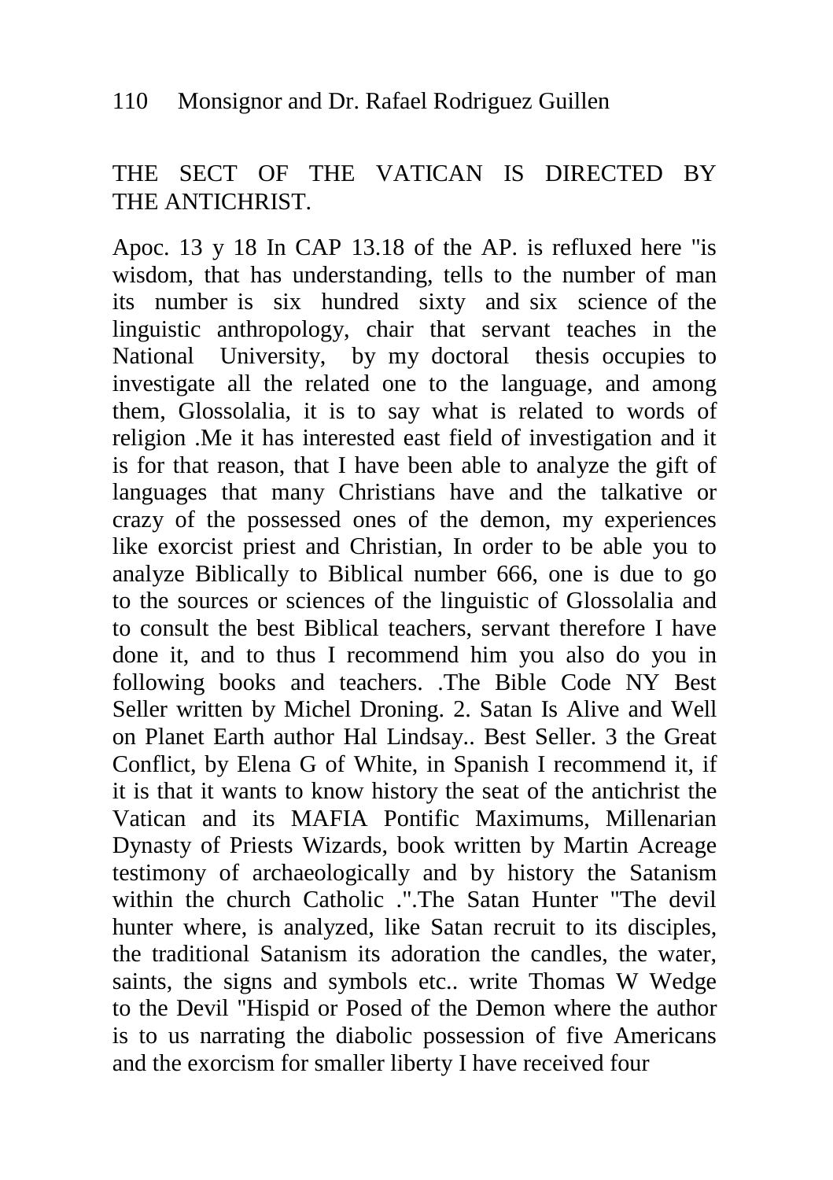## THE SECT OF THE VATICAN IS DIRECTED BY THE ANTICHRIST.

Apoc. 13 y 18 In CAP 13.18 of the AP. is refluxed here "is wisdom, that has understanding, tells to the number of man its number is six hundred sixty and six science of the linguistic anthropology, chair that servant teaches in the National University, by my doctoral thesis occupies to investigate all the related one to the language, and among them, Glossolalia, it is to say what is related to words of religion .Me it has interested east field of investigation and it is for that reason, that I have been able to analyze the gift of languages that many Christians have and the talkative or crazy of the possessed ones of the demon, my experiences like exorcist priest and Christian, In order to be able you to analyze Biblically to Biblical number 666, one is due to go to the sources or sciences of the linguistic of Glossolalia and to consult the best Biblical teachers, servant therefore I have done it, and to thus I recommend him you also do you in following books and teachers. .The Bible Code NY Best Seller written by Michel Droning. 2. Satan Is Alive and Well on Planet Earth author Hal Lindsay.. Best Seller. 3 the Great Conflict, by Elena G of White, in Spanish I recommend it, if it is that it wants to know history the seat of the antichrist the Vatican and its MAFIA Pontific Maximums, Millenarian Dynasty of Priests Wizards, book written by Martin Acreage testimony of archaeologically and by history the Satanism within the church Catholic .".The Satan Hunter "The devil hunter where, is analyzed, like Satan recruit to its disciples, the traditional Satanism its adoration the candles, the water, saints, the signs and symbols etc.. write Thomas W Wedge to the Devil "Hispid or Posed of the Demon where the author is to us narrating the diabolic possession of five Americans and the exorcism for smaller liberty I have received four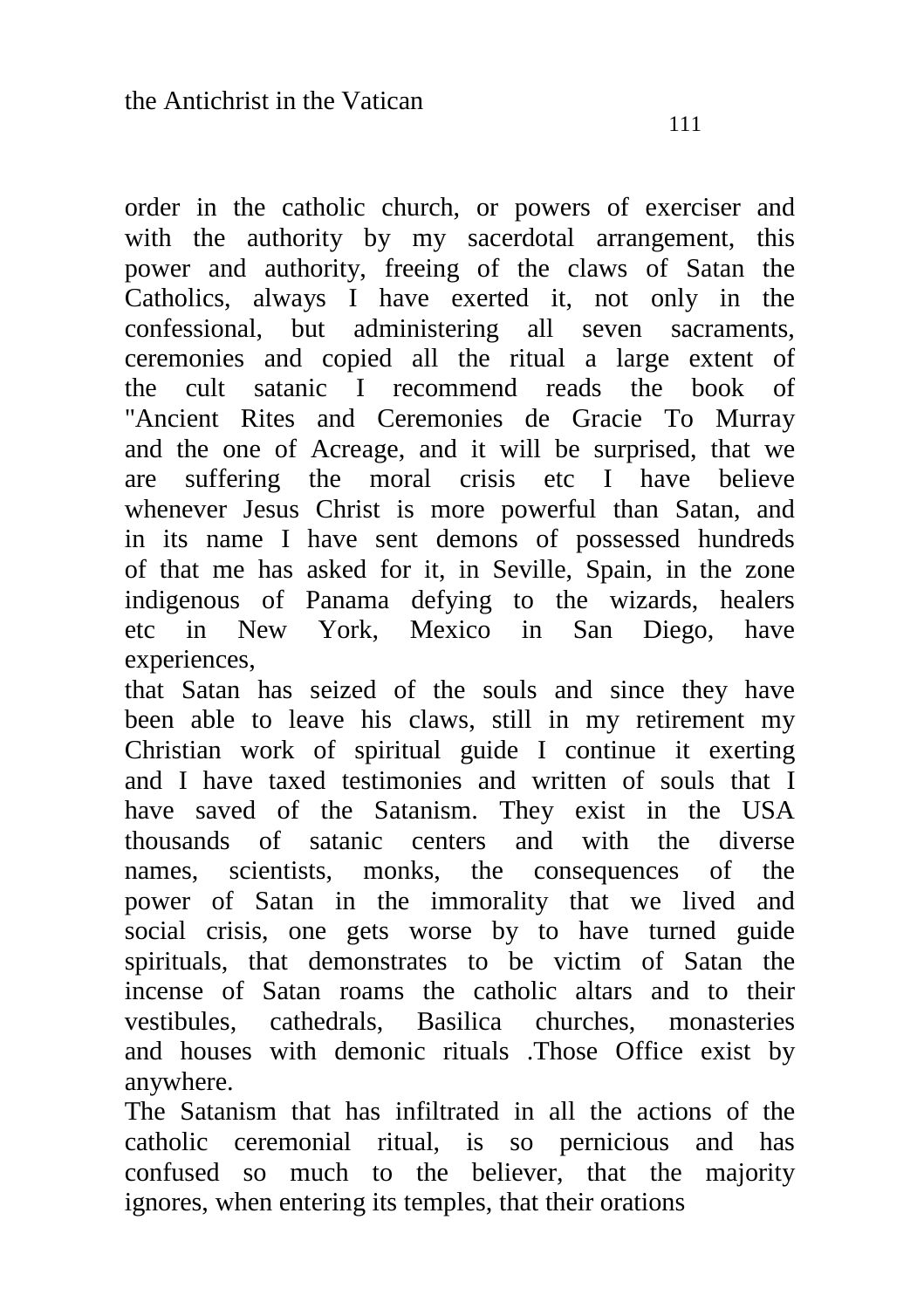order in the catholic church, or powers of exerciser and with the authority by my sacerdotal arrangement, this power and authority, freeing of the claws of Satan the Catholics, always I have exerted it, not only in the confessional, but administering all seven sacraments, ceremonies and copied all the ritual a large extent of the cult satanic I recommend reads the book of "Ancient Rites and Ceremonies de Gracie To Murray and the one of Acreage, and it will be surprised, that we are suffering the moral crisis etc I have believe whenever Jesus Christ is more powerful than Satan, and in its name I have sent demons of possessed hundreds of that me has asked for it, in Seville, Spain, in the zone indigenous of Panama defying to the wizards, healers etc in New York, Mexico in San Diego, have experiences,

that Satan has seized of the souls and since they have been able to leave his claws, still in my retirement my Christian work of spiritual guide I continue it exerting and I have taxed testimonies and written of souls that I have saved of the Satanism. They exist in the USA thousands of satanic centers and with the diverse names, scientists, monks, the consequences of the power of Satan in the immorality that we lived and social crisis, one gets worse by to have turned guide spirituals, that demonstrates to be victim of Satan the incense of Satan roams the catholic altars and to their vestibules, cathedrals, Basilica churches, monasteries and houses with demonic rituals .Those Office exist by anywhere.

The Satanism that has infiltrated in all the actions of the catholic ceremonial ritual, is so pernicious and has confused so much to the believer, that the majority ignores, when entering its temples, that their orations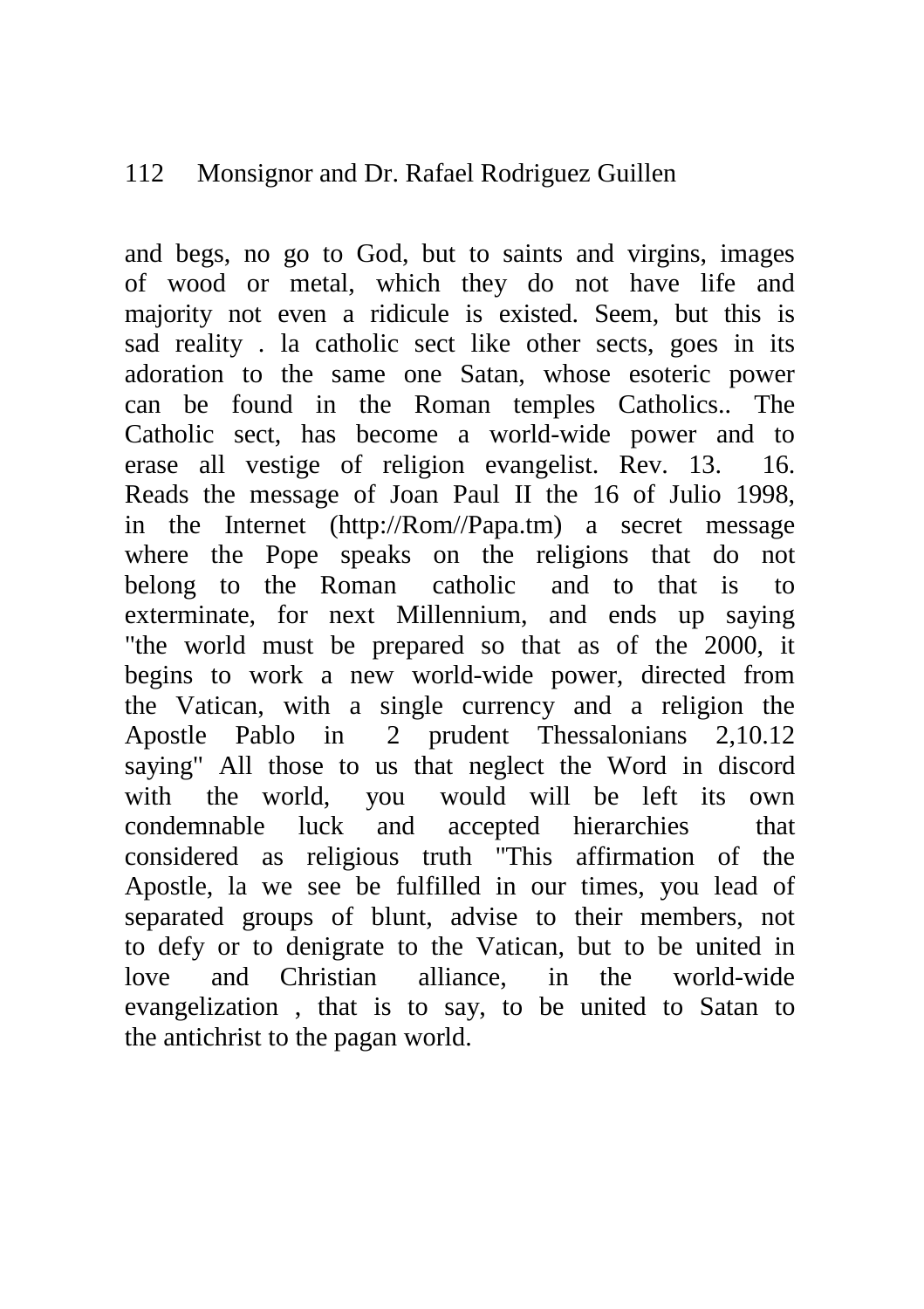and begs, no go to God, but to saints and virgins, images of wood or metal, which they do not have life and majority not even a ridicule is existed. Seem, but this is sad reality . la catholic sect like other sects, goes in its adoration to the same one Satan, whose esoteric power can be found in the Roman temples Catholics.. The Catholic sect, has become a world-wide power and to erase all vestige of religion evangelist. Rev. 13. 16. Reads the message of Joan Paul II the 16 of Julio 1998, in the Internet (http://Rom//Papa.tm) a secret message where the Pope speaks on the religions that do not belong to the Roman catholic and to that is to exterminate, for next Millennium, and ends up saying "the world must be prepared so that as of the 2000, it begins to work a new world-wide power, directed from the Vatican, with a single currency and a religion the Apostle Pablo in 2 prudent Thessalonians 2,10.12 saying" All those to us that neglect the Word in discord with the world, you would will be left its own condemnable luck and accepted hierarchies that considered as religious truth "This affirmation of the Apostle, la we see be fulfilled in our times, you lead of separated groups of blunt, advise to their members, not to defy or to denigrate to the Vatican, but to be united in love and Christian alliance, in the world-wide evangelization , that is to say, to be united to Satan to the antichrist to the pagan world.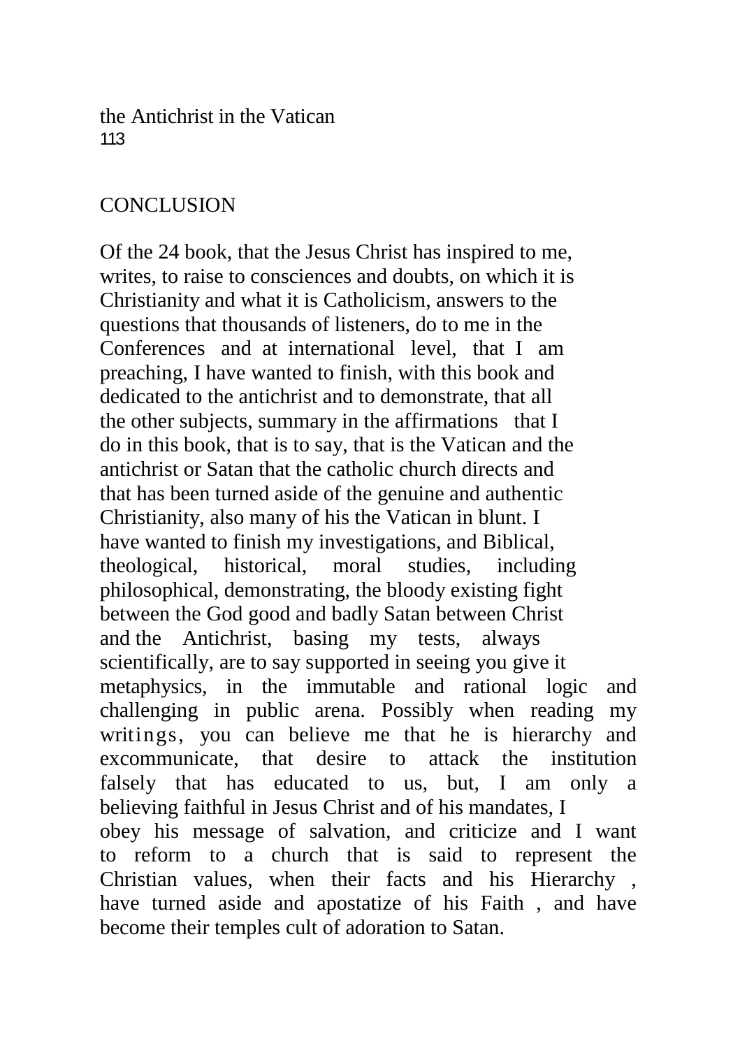## CONCLUSION

Of the 24 book, that the Jesus Christ has inspired to me, writes, to raise to consciences and doubts, on which it is Christianity and what it is Catholicism, answers to the questions that thousands of listeners, do to me in the Conferences and at international level, that I am preaching, I have wanted to finish, with this book and dedicated to the antichrist and to demonstrate, that all the other subjects, summary in the affirmations that I do in this book, that is to say, that is the Vatican and the antichrist or Satan that the catholic church directs and that has been turned aside of the genuine and authentic Christianity, also many of his the Vatican in blunt. I have wanted to finish my investigations, and Biblical, theological, historical, moral studies, including philosophical, demonstrating, the bloody existing fight between the God good and badly Satan between Christ and the Antichrist, basing my tests, always scientifically, are to say supported in seeing you give it metaphysics, in the immutable and rational logic and challenging in public arena. Possibly when reading my writings, you can believe me that he is hierarchy and excommunicate, that desire to attack the institution falsely that has educated to us, but, I am only a believing faithful in Jesus Christ and of his mandates, I obey his message of salvation, and criticize and I want to reform to a church that is said to represent the Christian values, when their facts and his Hierarchy , have turned aside and apostatize of his Faith , and have become their temples cult of adoration to Satan.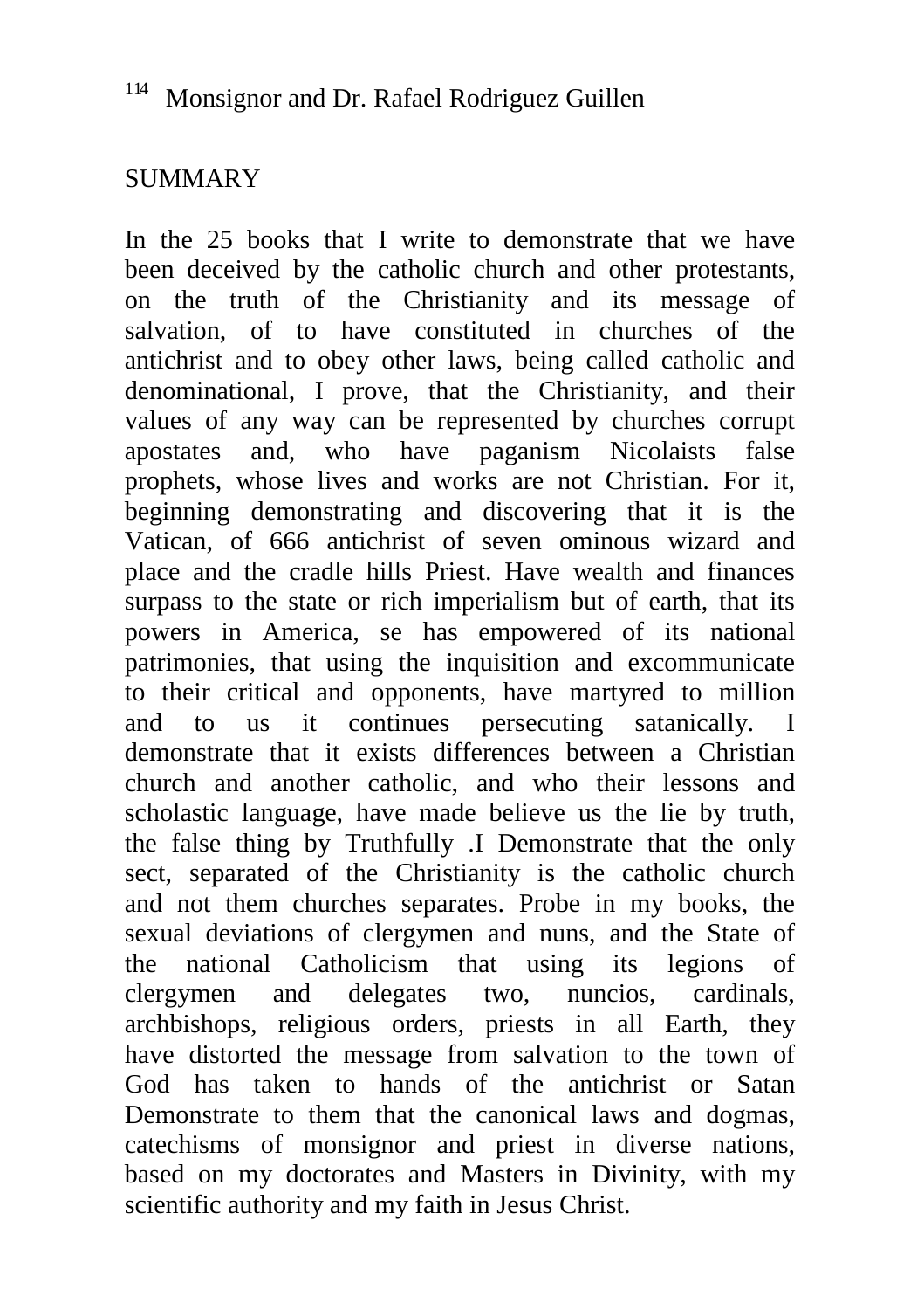## SUMMARY

In the 25 books that I write to demonstrate that we have been deceived by the catholic church and other protestants, on the truth of the Christianity and its message of salvation, of to have constituted in churches of the antichrist and to obey other laws, being called catholic and denominational, I prove, that the Christianity, and their values of any way can be represented by churches corrupt apostates and, who have paganism Nicolaists false prophets, whose lives and works are not Christian. For it, beginning demonstrating and discovering that it is the Vatican, of 666 antichrist of seven ominous wizard and place and the cradle hills Priest. Have wealth and finances surpass to the state or rich imperialism but of earth, that its powers in America, se has empowered of its national patrimonies, that using the inquisition and excommunicate to their critical and opponents, have martyred to million and to us it continues persecuting satanically. I demonstrate that it exists differences between a Christian church and another catholic, and who their lessons and scholastic language, have made believe us the lie by truth, the false thing by Truthfully .I Demonstrate that the only sect, separated of the Christianity is the catholic church and not them churches separates. Probe in my books, the sexual deviations of clergymen and nuns, and the State of the national Catholicism that using its legions of clergymen and delegates two, nuncios, cardinals, archbishops, religious orders, priests in all Earth, they have distorted the message from salvation to the town of God has taken to hands of the antichrist or Satan Demonstrate to them that the canonical laws and dogmas, catechisms of monsignor and priest in diverse nations, based on my doctorates and Masters in Divinity, with my scientific authority and my faith in Jesus Christ.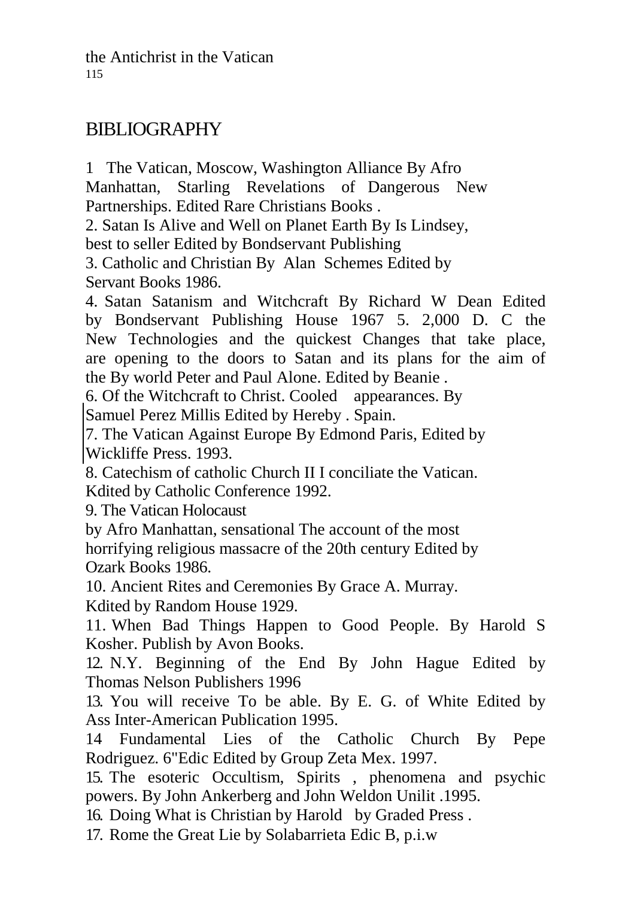## BIBLIOGRAPHY

1 The Vatican, Moscow, Washington Alliance By Afro Manhattan, Starling Revelations of Dangerous New Partnerships. Edited Rare Christians Books .

2. Satan Is Alive and Well on Planet Earth By Is Lindsey, best to seller Edited by Bondservant Publishing

3. Catholic and Christian By Alan Schemes Edited by Servant Books 1986.

4. Satan Satanism and Witchcraft By Richard W Dean Edited by Bondservant Publishing House 1967 5. 2,000 D. C the New Technologies and the quickest Changes that take place, are opening to the doors to Satan and its plans for the aim of the By world Peter and Paul Alone. Edited by Beanie .

6. Of the Witchcraft to Christ. Cooled appearances. By Samuel Perez Millis Edited by Hereby . Spain.

7. The Vatican Against Europe By Edmond Paris, Edited by Wickliffe Press. 1993.

8. Catechism of catholic Church II I conciliate the Vatican. Kdited by Catholic Conference 1992.

9. The Vatican Holocaust by Afro Manhattan, sensational The account of the most horrifying religious massacre of the 20th century Edited by Ozark Books 1986.

10. Ancient Rites and Ceremonies By Grace A. Murray. Kdited by Random House 1929.

11. When Bad Things Happen to Good People. By Harold S Kosher. Publish by Avon Books.

12. N.Y. Beginning of the End By John Hague Edited by Thomas Nelson Publishers 1996

13. You will receive To be able. By E. G. of White Edited by Ass Inter-American Publication 1995.

14 Fundamental Lies of the Catholic Church By Pepe Rodriguez. 6"Edic Edited by Group Zeta Mex. 1997.

15. The esoteric Occultism, Spirits , phenomena and psychic powers. By John Ankerberg and John Weldon Unilit .1995.

16. Doing What is Christian by Harold by Graded Press .

17. Rome the Great Lie by Solabarrieta Edic B, p.i.w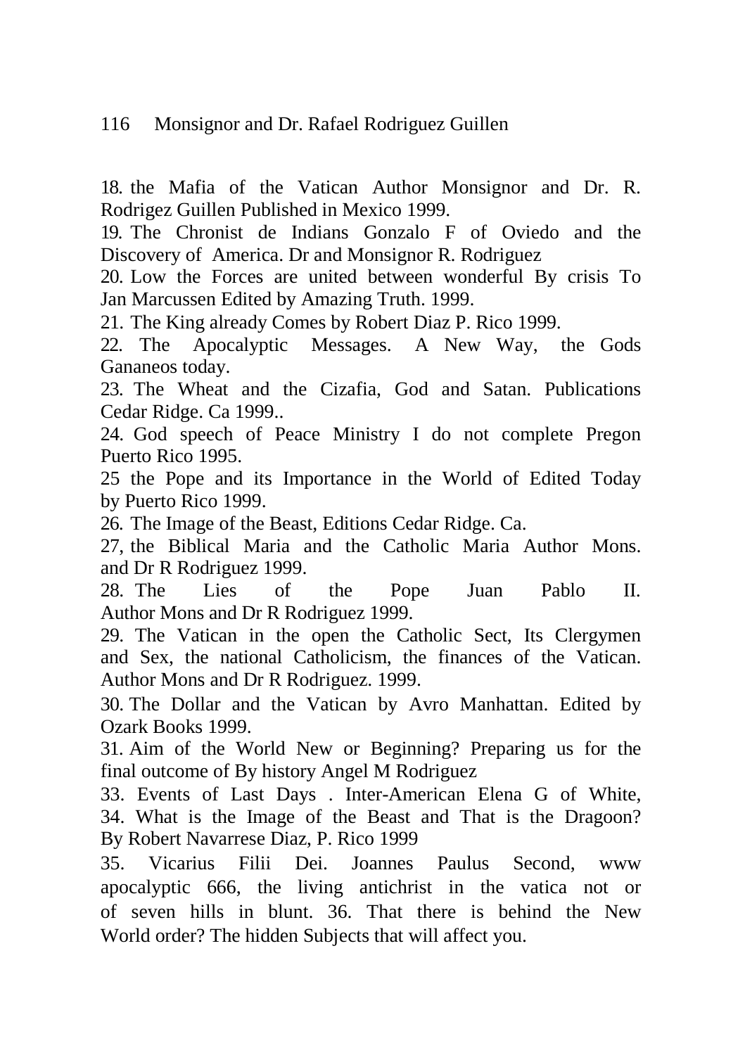18. the Mafia of the Vatican Author Monsignor and Dr. R. Rodrigez Guillen Published in Mexico 1999.

19. The Chronist de Indians Gonzalo F of Oviedo and the Discovery of America. Dr and Monsignor R. Rodriguez

20. Low the Forces are united between wonderful By crisis To Jan Marcussen Edited by Amazing Truth. 1999.

21. The King already Comes by Robert Diaz P. Rico 1999.

22. The Apocalyptic Messages. A New Way, the Gods Gananeos today.

23. The Wheat and the Cizafia, God and Satan. Publications Cedar Ridge. Ca 1999..

24. God speech of Peace Ministry I do not complete Pregon Puerto Rico 1995.

25 the Pope and its Importance in the World of Edited Today by Puerto Rico 1999.

26. The Image of the Beast, Editions Cedar Ridge. Ca.

27, the Biblical Maria and the Catholic Maria Author Mons. and Dr R Rodriguez 1999.

28. The Lies of the Pope Juan Pablo II. Author Mons and Dr R Rodriguez 1999.

29. The Vatican in the open the Catholic Sect, Its Clergymen and Sex, the national Catholicism, the finances of the Vatican. Author Mons and Dr R Rodriguez. 1999.

30. The Dollar and the Vatican by Avro Manhattan. Edited by Ozark Books 1999.

31. Aim of the World New or Beginning? Preparing us for the final outcome of By history Angel M Rodriguez

33. Events of Last Days . Inter-American Elena G of White,

34. What is the Image of the Beast and That is the Dragoon? By Robert Navarrese Diaz, P. Rico 1999

35. Vicarius Filii Dei. Joannes Paulus Second, www apocalyptic 666, the living antichrist in the vatica not or of seven hills in blunt. 36. That there is behind the New World order? The hidden Subjects that will affect you.